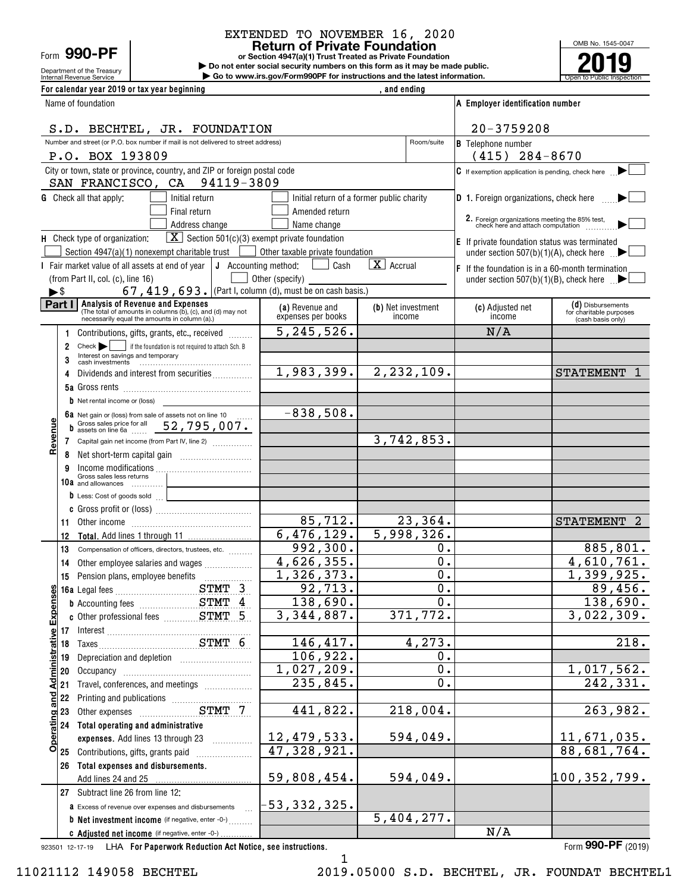EXTENDED TO NOVEMBER 16, 2020

Form **990-PF**

Department of the Treasury
Internal Revenue Service

# Return of Private Foundation

**or Section 4947(a)(1) Trust Treated as Private Foundation**

▶ Do not enter social security numbers on this form as it may be made public.

▶ Go to www.irs.gov/Form990PF for instructions and the latest information.

OMB No. 1545-0047

**2019**

Open to Public Inspection

For calendar year 2019 or tax year beginning , and ending

Name of foundation: S.D. BECHTEL, JR. FOUNDATION

A Employer identification number: 20-3759208

Number and street (or P.O. box number if mail is not delivered to street address): P.O. BOX 193809 | Room/suite

B Telephone number: (415) 284-8670

City or town, state or province, country, and ZIP or foreign postal code: SAN FRANCISCO, CA 94119-3809

C If exemption application is pending, check here ▶ ☐

G Check all that apply: ☐ Initial return ☐ Initial return of a former public charity ☐ Final return ☐ Amended return ☐ Address change ☐ Name change

D 1. Foreign organizations, check here ▶ ☐

2. Foreign organizations meeting the 85% test, check here and attach computation ▶ ☐

H Check type of organization: [X] Section 501(c)(3) exempt private foundation ☐ Section 4947(a)(1) nonexempt charitable trust ☐ Other taxable private foundation

E If private foundation status was terminated under section 507(b)(1)(A), check here ▶ ☐

I Fair market value of all assets at end of year (from Part II, col. (c), line 16) ▶$ 67,419,693.

J Accounting method: ☐ Cash [X] Accrual ☐ Other (specify) (Part I, column (d), must be on cash basis.)

F If the foundation is in a 60-month termination under section 507(b)(1)(B), check here ▶ ☐

**Part I Analysis of Revenue and Expenses** (The total of amounts in columns (b), (c), and (d) may not necessarily equal the amounts in column (a).)

| | | (a) Revenue and expenses per books | (b) Net investment income | (c) Adjusted net income | (d) Disbursements for charitable purposes (cash basis only) |
|---|---|---|---|---|---|
| Revenue | 1 Contributions, gifts, grants, etc., received | 5,245,526. | | N/A | |
| | 2 Check ▶ ☐ if the foundation is not required to attach Sch. B | | | | |
| | 3 Interest on savings and temporary cash investments | | | | |
| | 4 Dividends and interest from securities | 1,983,399. | 2,232,109. | | STATEMENT 1 |
| | 5a Gross rents | | | | |
| | b Net rental income or (loss) | | | | |
| | 6a Net gain or (loss) from sale of assets not on line 10 | -838,508. | | | |
| | b Gross sales price for all assets on line 6a 52,795,007. | | | | |
| | 7 Capital gain net income (from Part IV, line 2) | | 3,742,853. | | |
| | 8 Net short-term capital gain | | | | |
| | 9 Income modifications | | | | |
| | 10a Gross sales less returns and allowances | | | | |
| | b Less: Cost of goods sold | | | | |
| | c Gross profit or (loss) | | | | |
| | 11 Other income | 85,712. | 23,364. | | STATEMENT 2 |
| | 12 **Total.** Add lines 1 through 11 | 6,476,129. | 5,998,326. | | |
| Operating and Administrative Expenses | 13 Compensation of officers, directors, trustees, etc. | 992,300. | 0. | | 885,801. |
| | 14 Other employee salaries and wages | 4,626,355. | 0. | | 4,610,761. |
| | 15 Pension plans, employee benefits | 1,326,373. | 0. | | 1,399,925. |
| | 16a Legal fees STMT 3 | 92,713. | 0. | | 89,456. |
| | b Accounting fees STMT 4 | 138,690. | 0. | | 138,690. |
| | c Other professional fees STMT 5 | 3,344,887. | 371,772. | | 3,022,309. |
| | 17 Interest | | | | |
| | 18 Taxes STMT 6 | 146,417. | 4,273. | | 218. |
| | 19 Depreciation and depletion | 106,922. | 0. | | |
| | 20 Occupancy | 1,027,209. | 0. | | 1,017,562. |
| | 21 Travel, conferences, and meetings | 235,845. | 0. | | 242,331. |
| | 22 Printing and publications | | | | |
| | 23 Other expenses STMT 7 | 441,822. | 218,004. | | 263,982. |
| | 24 **Total operating and administrative expenses.** Add lines 13 through 23 | 12,479,533. | 594,049. | | 11,671,035. |
| | 25 Contributions, gifts, grants paid | 47,328,921. | | | 88,681,764. |
| | 26 **Total expenses and disbursements.** Add lines 24 and 25 | 59,808,454. | 594,049. | | 100,352,799. |
| | 27 Subtract line 26 from line 12: | | | | |
| | a Excess of revenue over expenses and disbursements | -53,332,325. | | | |
| | b **Net investment income** (if negative, enter -0-) | | 5,404,277. | | |
| | c **Adjusted net income** (if negative, enter -0-) | | | N/A | |

923501 12-17-19 LHA For Paperwork Reduction Act Notice, see instructions. Form **990-PF** (2019)

11021112 149058 BECHTEL 2019.05000 S.D. BECHTEL, JR. FOUNDAT BECHTEL1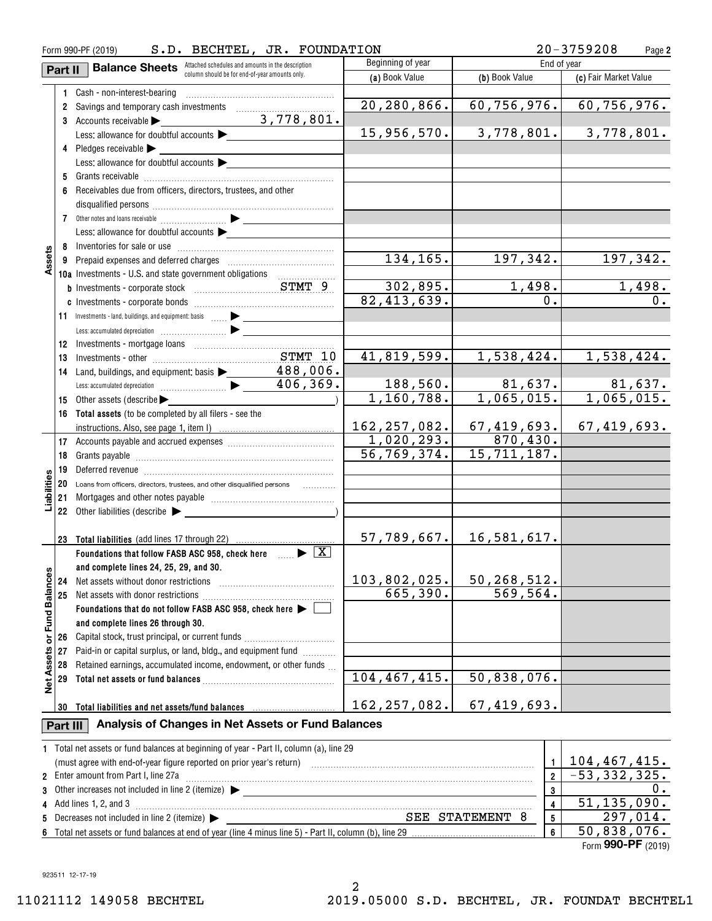Form 990-PF (2019) S.D. BECHTEL, JR. FOUNDATION 20-3759208 Page 2

## Part II Balance Sheets

Attached schedules and amounts in the description column should be for end-of-year amounts only.

| | | Beginning of year (a) Book Value | End of year (b) Book Value | (c) Fair Market Value |
|---|---|---|---|---|
| **Assets** | 1 Cash - non-interest-bearing | | | |
| | 2 Savings and temporary cash investments | 20,280,866. | 60,756,976. | 60,756,976. |
| | 3 Accounts receivable ▶ 3,778,801. | | | |
| | Less: allowance for doubtful accounts ▶ | 15,956,570. | 3,778,801. | 3,778,801. |
| | 4 Pledges receivable ▶ | | | |
| | Less: allowance for doubtful accounts ▶ | | | |
| | 5 Grants receivable | | | |
| | 6 Receivables due from officers, directors, trustees, and other disqualified persons | | | |
| | 7 Other notes and loans receivable ▶ | | | |
| | Less: allowance for doubtful accounts ▶ | | | |
| | 8 Inventories for sale or use | | | |
| | 9 Prepaid expenses and deferred charges | 134,165. | 197,342. | 197,342. |
| | 10a Investments - U.S. and state government obligations | | | |
| | b Investments - corporate stock STMT 9 | 302,895. | 1,498. | 1,498. |
| | c Investments - corporate bonds | 82,413,639. | 0. | 0. |
| | 11 Investments - land, buildings, and equipment: basis ▶ | | | |
| | Less: accumulated depreciation ▶ | | | |
| | 12 Investments - mortgage loans | | | |
| | 13 Investments - other STMT 10 | 41,819,599. | 1,538,424. | 1,538,424. |
| | 14 Land, buildings, and equipment: basis ▶ 488,006. | | | |
| | Less: accumulated depreciation ▶ 406,369. | 188,560. | 81,637. | 81,637. |
| | 15 Other assets (describe ▶ ) | 1,160,788. | 1,065,015. | 1,065,015. |
| | 16 **Total assets** (to be completed by all filers - see the instructions. Also, see page 1, item I) | 162,257,082. | 67,419,693. | 67,419,693. |
| **Liabilities** | 17 Accounts payable and accrued expenses | 1,020,293. | 870,430. | |
| | 18 Grants payable | 56,769,374. | 15,711,187. | |
| | 19 Deferred revenue | | | |
| | 20 Loans from officers, directors, trustees, and other disqualified persons | | | |
| | 21 Mortgages and other notes payable | | | |
| | 22 Other liabilities (describe ▶ ) | | | |
| | 23 **Total liabilities** (add lines 17 through 22) | 57,789,667. | 16,581,617. | |
| **Net Assets or Fund Balances** | **Foundations that follow FASB ASC 958, check here** ▶ [X] **and complete lines 24, 25, 29, and 30.** | | | |
| | 24 Net assets without donor restrictions | 103,802,025. | 50,268,512. | |
| | 25 Net assets with donor restrictions | 665,390. | 569,564. | |
| | **Foundations that do not follow FASB ASC 958, check here** ▶ [ ] **and complete lines 26 through 30.** | | | |
| | 26 Capital stock, trust principal, or current funds | | | |
| | 27 Paid-in or capital surplus, or land, bldg., and equipment fund | | | |
| | 28 Retained earnings, accumulated income, endowment, or other funds | | | |
| | 29 **Total net assets or fund balances** | 104,467,415. | 50,838,076. | |
| | 30 **Total liabilities and net assets/fund balances** | 162,257,082. | 67,419,693. | |

## Part III Analysis of Changes in Net Assets or Fund Balances

| | | | |
|---|---|---|---|
| 1 | Total net assets or fund balances at beginning of year - Part II, column (a), line 29 (must agree with end-of-year figure reported on prior year's return) | 1 | 104,467,415. |
| 2 | Enter amount from Part I, line 27a | 2 | -53,332,325. |
| 3 | Other increases not included in line 2 (itemize) ▶ | 3 | 0. |
| 4 | Add lines 1, 2, and 3 | 4 | 51,135,090. |
| 5 | Decreases not included in line 2 (itemize) ▶ SEE STATEMENT 8 | 5 | 297,014. |
| 6 | Total net assets or fund balances at end of year (line 4 minus line 5) - Part II, column (b), line 29 | 6 | 50,838,076. |

Form **990-PF** (2019)

923511 12-17-19

11021112 149058 BECHTEL 2019.05000 S.D. BECHTEL, JR. FOUNDAT BECHTEL1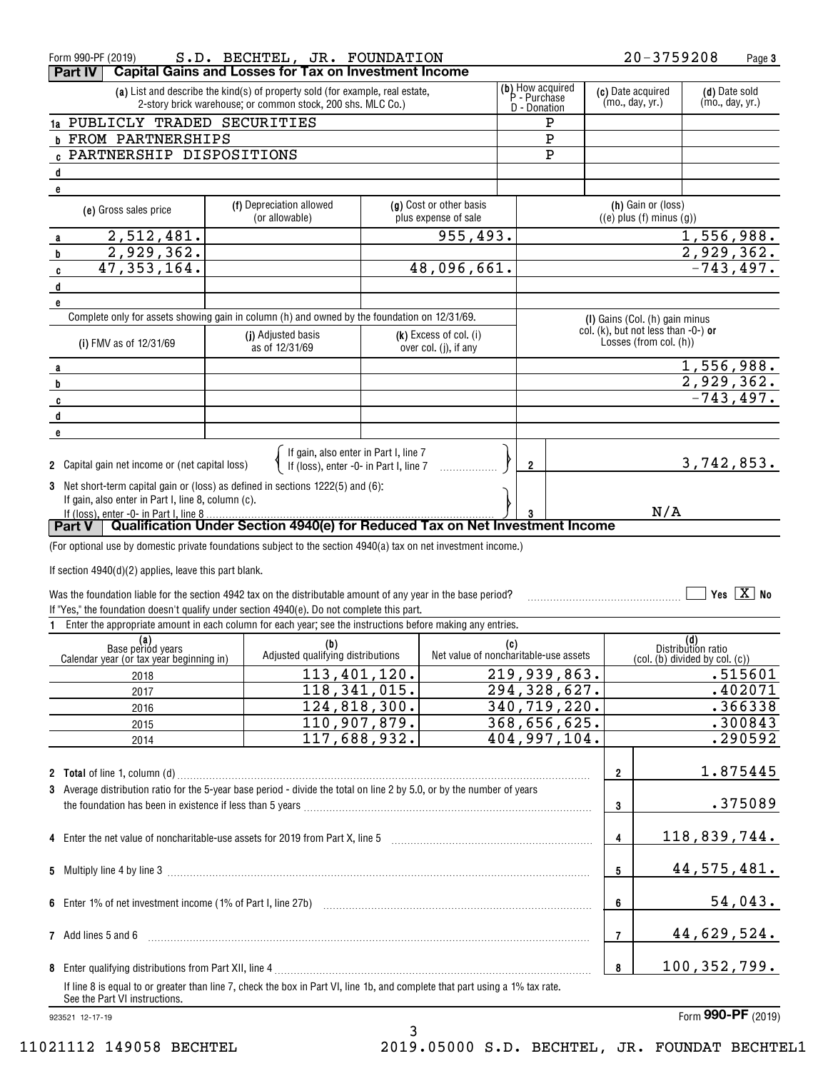Form 990-PF (2019) S.D. BECHTEL, JR. FOUNDATION 20-3759208 Page 3

## Part IV Capital Gains and Losses for Tax on Investment Income

| | (a) List and describe the kind(s) of property sold (for example, real estate, 2-story brick warehouse; or common stock, 200 shs. MLC Co.) | (b) How acquired P - Purchase D - Donation | (c) Date acquired (mo., day, yr.) | (d) Date sold (mo., day, yr.) |
|---|---|---|---|---|
| 1a | PUBLICLY TRADED SECURITIES | P | | |
| b | FROM PARTNERSHIPS | P | | |
| c | PARTNERSHIP DISPOSITIONS | P | | |
| d | | | | |
| e | | | | |

| | (e) Gross sales price | (f) Depreciation allowed (or allowable) | (g) Cost or other basis plus expense of sale | (h) Gain or (loss) ((e) plus (f) minus (g)) |
|---|---|---|---|---|
| a | 2,512,481. | | 955,493. | 1,556,988. |
| b | 2,929,362. | | | 2,929,362. |
| c | 47,353,164. | | 48,096,661. | -743,497. |
| d | | | | |
| e | | | | |

Complete only for assets showing gain in column (h) and owned by the foundation on 12/31/69.

| | (i) FMV as of 12/31/69 | (j) Adjusted basis as of 12/31/69 | (k) Excess of col. (i) over col. (j), if any | (l) Gains (Col. (h) gain minus col. (k), but not less than -0-) or Losses (from col. (h)) |
|---|---|---|---|---|
| a | | | | 1,556,988. |
| b | | | | 2,929,362. |
| c | | | | -743,497. |
| d | | | | |
| e | | | | |

2 Capital gain net income or (net capital loss) { If gain, also enter in Part I, line 7 / If (loss), enter -0- in Part I, line 7 } — 2 — 3,742,853.

3 Net short-term capital gain or (loss) as defined in sections 1222(5) and (6): If gain, also enter in Part I, line 8, column (c). If (loss), enter -0- in Part I, line 8 — 3 — N/A

## Part V Qualification Under Section 4940(e) for Reduced Tax on Net Investment Income

(For optional use by domestic private foundations subject to the section 4940(a) tax on net investment income.)

If section 4940(d)(2) applies, leave this part blank.

Was the foundation liable for the section 4942 tax on the distributable amount of any year in the base period? ☐ Yes ☒ No

If "Yes," the foundation doesn't qualify under section 4940(e). Do not complete this part.

1 Enter the appropriate amount in each column for each year; see the instructions before making any entries.

| (a) Base period years Calendar year (or tax year beginning in) | (b) Adjusted qualifying distributions | (c) Net value of noncharitable-use assets | (d) Distribution ratio (col. (b) divided by col. (c)) |
|---|---|---|---|
| 2018 | 113,401,120. | 219,939,863. | .515601 |
| 2017 | 118,341,015. | 294,328,627. | .402071 |
| 2016 | 124,818,300. | 340,719,220. | .366338 |
| 2015 | 110,907,879. | 368,656,625. | .300843 |
| 2014 | 117,688,932. | 404,997,104. | .290592 |

| | | | |
|---|---|---|---|
| 2 | **Total** of line 1, column (d) | 2 | 1.875445 |
| 3 | Average distribution ratio for the 5-year base period - divide the total on line 2 by 5.0, or by the number of years the foundation has been in existence if less than 5 years | 3 | .375089 |
| 4 | Enter the net value of noncharitable-use assets for 2019 from Part X, line 5 | 4 | 118,839,744. |
| 5 | Multiply line 4 by line 3 | 5 | 44,575,481. |
| 6 | Enter 1% of net investment income (1% of Part I, line 27b) | 6 | 54,043. |
| 7 | Add lines 5 and 6 | 7 | 44,629,524. |
| 8 | Enter qualifying distributions from Part XII, line 4 | 8 | 100,352,799. |

If line 8 is equal to or greater than line 7, check the box in Part VI, line 1b, and complete that part using a 1% tax rate. See the Part VI instructions.

923521 12-17-19 Form **990-PF** (2019)

11021112 149058 BECHTEL 2019.05000 S.D. BECHTEL, JR. FOUNDAT BECHTEL1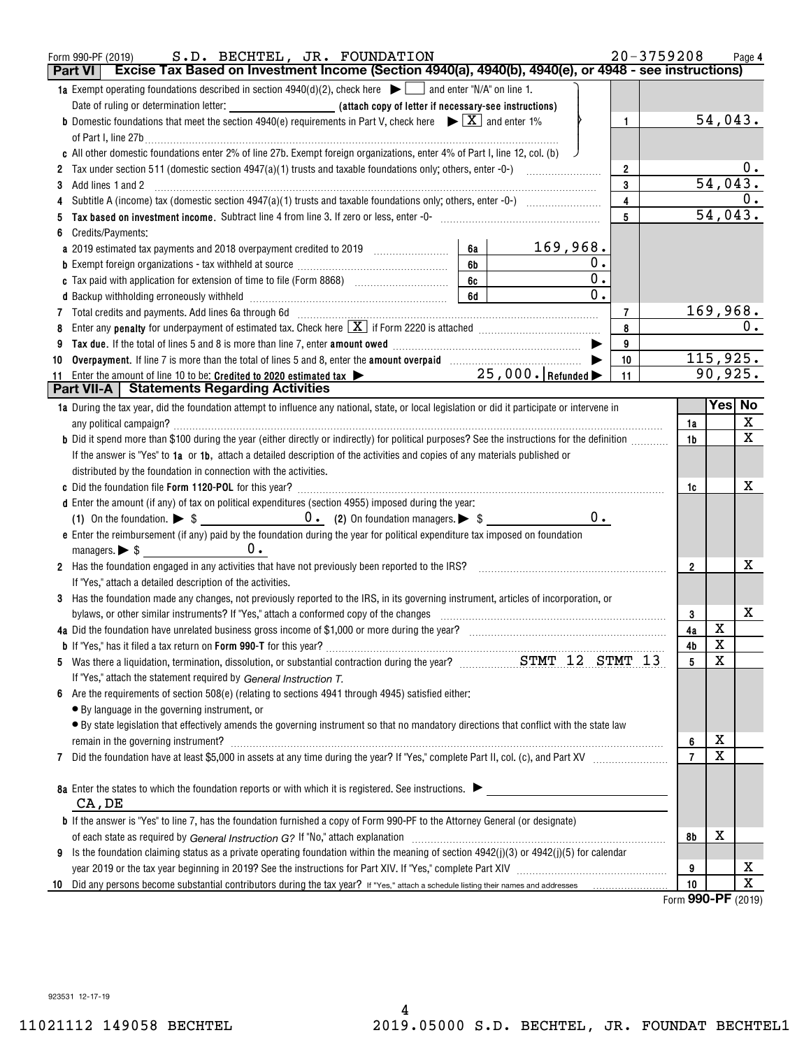Form 990-PF (2019) S.D. BECHTEL, JR. FOUNDATION 20-3759208

## Part VI Excise Tax Based on Investment Income (Section 4940(a), 4940(b), 4940(e), or 4948 - see instructions)

| | | | |
|---|---|---|---|
| **1a** Exempt operating foundations described in section 4940(d)(2), check here ▶ ☐ and enter "N/A" on line 1. Date of ruling or determination letter: ______ (attach copy of letter if necessary-see instructions) | | | |
| **b** Domestic foundations that meet the section 4940(e) requirements in Part V, check here ▶ ☒ and enter 1% of Part I, line 27b | | 1 | 54,043. |
| **c** All other domestic foundations enter 2% of line 27b. Exempt foreign organizations, enter 4% of Part I, line 12, col. (b) | | | |
| **2** Tax under section 511 (domestic section 4947(a)(1) trusts and taxable foundations only; others, enter -0-) | | 2 | 0. |
| **3** Add lines 1 and 2 | | 3 | 54,043. |
| **4** Subtitle A (income) tax (domestic section 4947(a)(1) trusts and taxable foundations only; others, enter -0-) | | 4 | 0. |
| **5** **Tax based on investment income.** Subtract line 4 from line 3. If zero or less, enter -0- | | 5 | 54,043. |
| **6** Credits/Payments: | | | |
| **a** 2019 estimated tax payments and 2018 overpayment credited to 2019 | 6a 169,968. | | |
| **b** Exempt foreign organizations - tax withheld at source | 6b 0. | | |
| **c** Tax paid with application for extension of time to file (Form 8868) | 6c 0. | | |
| **d** Backup withholding erroneously withheld | 6d 0. | | |
| **7** Total credits and payments. Add lines 6a through 6d | | 7 | 169,968. |
| **8** Enter any **penalty** for underpayment of estimated tax. Check here ☒ if Form 2220 is attached | | 8 | 0. |
| **9** **Tax due.** If the total of lines 5 and 8 is more than line 7, enter **amount owed** ▶ | | 9 | |
| **10** **Overpayment.** If line 7 is more than the total of lines 5 and 8, enter the **amount overpaid** ▶ | | 10 | 115,925. |
| **11** Enter the amount of line 10 to be: **Credited to 2020 estimated tax** ▶ 25,000. **Refunded** ▶ | | 11 | 90,925. |

## Part VII-A Statements Regarding Activities

| | | Yes | No |
|---|---|---|---|
| **1a** During the tax year, did the foundation attempt to influence any national, state, or local legislation or did it participate or intervene in any political campaign? | 1a | | X |
| **b** Did it spend more than $100 during the year (either directly or indirectly) for political purposes? See the instructions for the definition | 1b | | X |
| If the answer is "Yes" to **1a** or **1b**, attach a detailed description of the activities and copies of any materials published or distributed by the foundation in connection with the activities. | | | |
| **c** Did the foundation file **Form 1120-POL** for this year? | 1c | | X |
| **d** Enter the amount (if any) of tax on political expenditures (section 4955) imposed during the year: (1) On the foundation. ▶ $ 0. (2) On foundation managers. ▶ $ 0. | | | |
| **e** Enter the reimbursement (if any) paid by the foundation during the year for political expenditure tax imposed on foundation managers. ▶ $ 0. | | | |
| **2** Has the foundation engaged in any activities that have not previously been reported to the IRS? If "Yes," attach a detailed description of the activities. | 2 | | X |
| **3** Has the foundation made any changes, not previously reported to the IRS, in its governing instrument, articles of incorporation, or bylaws, or other similar instruments? If "Yes," attach a conformed copy of the changes | 3 | | X |
| **4a** Did the foundation have unrelated business gross income of $1,000 or more during the year? | 4a | X | |
| **b** If "Yes," has it filed a tax return on **Form 990-T** for this year? | 4b | X | |
| **5** Was there a liquidation, termination, dissolution, or substantial contraction during the year? STMT 12 STMT 13 If "Yes," attach the statement required by *General Instruction T.* | 5 | X | |
| **6** Are the requirements of section 508(e) (relating to sections 4941 through 4945) satisfied either: • By language in the governing instrument, or • By state legislation that effectively amends the governing instrument so that no mandatory directions that conflict with the state law remain in the governing instrument? | 6 | X | |
| **7** Did the foundation have at least $5,000 in assets at any time during the year? If "Yes," complete Part II, col. (c), and Part XV | 7 | X | |
| **8a** Enter the states to which the foundation reports or with which it is registered. See instructions. ▶ CA,DE | | | |
| **b** If the answer is "Yes" to line 7, has the foundation furnished a copy of Form 990-PF to the Attorney General (or designate) of each state as required by *General Instruction G?* If "No," attach explanation | 8b | X | |
| **9** Is the foundation claiming status as a private operating foundation within the meaning of section 4942(j)(3) or 4942(j)(5) for calendar year 2019 or the tax year beginning in 2019? See the instructions for Part XIV. If "Yes," complete Part XIV | 9 | | X |
| **10** Did any persons become substantial contributors during the tax year? If "Yes," attach a schedule listing their names and addresses | 10 | | X |

Form **990-PF** (2019)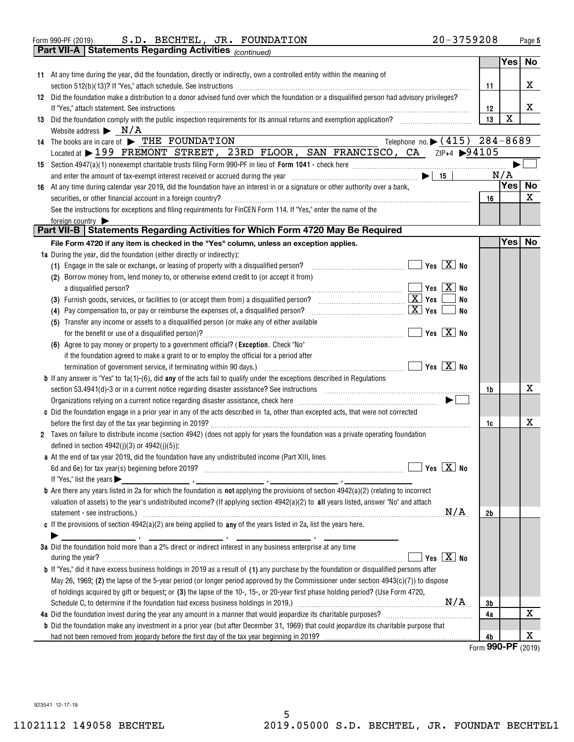Form 990-PF (2019) S.D. BECHTEL, JR. FOUNDATION 20-3759208 Page 5

## Part VII-A Statements Regarding Activities *(continued)*

| | | | Yes | No |
|---|---|---|---|---|
| **11** | At any time during the year, did the foundation, directly or indirectly, own a controlled entity within the meaning of section 512(b)(13)? If "Yes," attach schedule. See instructions | 11 | | X |
| **12** | Did the foundation make a distribution to a donor advised fund over which the foundation or a disqualified person had advisory privileges? If "Yes," attach statement. See instructions | 12 | | X |
| **13** | Did the foundation comply with the public inspection requirements for its annual returns and exemption application? | 13 | X | |

Website address ▶ N/A

**14** The books are in care of ▶ THE FOUNDATION Telephone no. ▶ (415) 284-8689
Located at ▶ 199 FREMONT STREET, 23RD FLOOR, SAN FRANCISCO, CA ZIP+4 ▶ 94105

**15** Section 4947(a)(1) nonexempt charitable trusts filing Form 990-PF in lieu of **Form 1041** - check here ▶ ☐
and enter the amount of tax-exempt interest received or accrued during the year ▶ 15 N/A

| | | | Yes | No |
|---|---|---|---|---|
| **16** | At any time during calendar year 2019, did the foundation have an interest in or a signature or other authority over a bank, securities, or other financial account in a foreign country? See the instructions for exceptions and filing requirements for FinCEN Form 114. If "Yes," enter the name of the foreign country ▶ | 16 | | X |

## Part VII-B Statements Regarding Activities for Which Form 4720 May Be Required

**File Form 4720 if any item is checked in the "Yes" column, unless an exception applies.**

| | | | Yes | No |
|---|---|---|---|---|
| **1a** | During the year, did the foundation (either directly or indirectly): | | | |
| | (1) Engage in the sale or exchange, or leasing of property with a disqualified person? ☐ Yes ☒ No | | | |
| | (2) Borrow money from, lend money to, or otherwise extend credit to (or accept it from) a disqualified person? ☐ Yes ☒ No | | | |
| | (3) Furnish goods, services, or facilities to (or accept them from) a disqualified person? ☒ Yes ☐ No | | | |
| | (4) Pay compensation to, or pay or reimburse the expenses of, a disqualified person? ☒ Yes ☐ No | | | |
| | (5) Transfer any income or assets to a disqualified person (or make any of either available for the benefit or use of a disqualified person)? ☐ Yes ☒ No | | | |
| | (6) Agree to pay money or property to a government official? (**Exception.** Check "No" if the foundation agreed to make a grant to or to employ the official for a period after termination of government service, if terminating within 90 days.) ☐ Yes ☒ No | | | |
| **b** | If any answer is "Yes" to 1a(1)-(6), did **any** of the acts fail to qualify under the exceptions described in Regulations section 53.4941(d)-3 or in a current notice regarding disaster assistance? See instructions | 1b | | X |
| | Organizations relying on a current notice regarding disaster assistance, check here ▶ ☐ | | | |
| **c** | Did the foundation engage in a prior year in any of the acts described in 1a, other than excepted acts, that were not corrected before the first day of the tax year beginning in 2019? | 1c | | X |
| **2** | Taxes on failure to distribute income (section 4942) (does not apply for years the foundation was a private operating foundation defined in section 4942(j)(3) or 4942(j)(5)): | | | |
| **a** | At the end of tax year 2019, did the foundation have any undistributed income (Part XIII, lines 6d and 6e) for tax year(s) beginning before 2019? ☐ Yes ☒ No<br>If "Yes," list the years ▶ ______, ______, ______, ______ | | | |
| **b** | Are there any years listed in 2a for which the foundation is **not** applying the provisions of section 4942(a)(2) (relating to incorrect valuation of assets) to the year's undistributed income? (If applying section 4942(a)(2) to **all** years listed, answer "No" and attach statement - see instructions.) N/A | 2b | | |
| **c** | If the provisions of section 4942(a)(2) are being applied to **any** of the years listed in 2a, list the years here.<br>▶ ______, ______, ______, ______ | | | |
| **3a** | Did the foundation hold more than a 2% direct or indirect interest in any business enterprise at any time during the year? ☐ Yes ☒ No | | | |
| **b** | If "Yes," did it have excess business holdings in 2019 as a result of **(1)** any purchase by the foundation or disqualified persons after May 26, 1969; **(2)** the lapse of the 5-year period (or longer period approved by the Commissioner under section 4943(c)(7)) to dispose of holdings acquired by gift or bequest; or **(3)** the lapse of the 10-, 15-, or 20-year first phase holding period? (Use Form 4720, Schedule C, to determine if the foundation had excess business holdings in 2019.) N/A | 3b | | |
| **4a** | Did the foundation invest during the year any amount in a manner that would jeopardize its charitable purposes? | 4a | | X |
| **b** | Did the foundation make any investment in a prior year (but after December 31, 1969) that could jeopardize its charitable purpose that had not been removed from jeopardy before the first day of the tax year beginning in 2019? | 4b | | X |

Form **990-PF** (2019)

923541 12-17-19

11021112 149058 BECHTEL 2019.05000 S.D. BECHTEL, JR. FOUNDAT BECHTEL1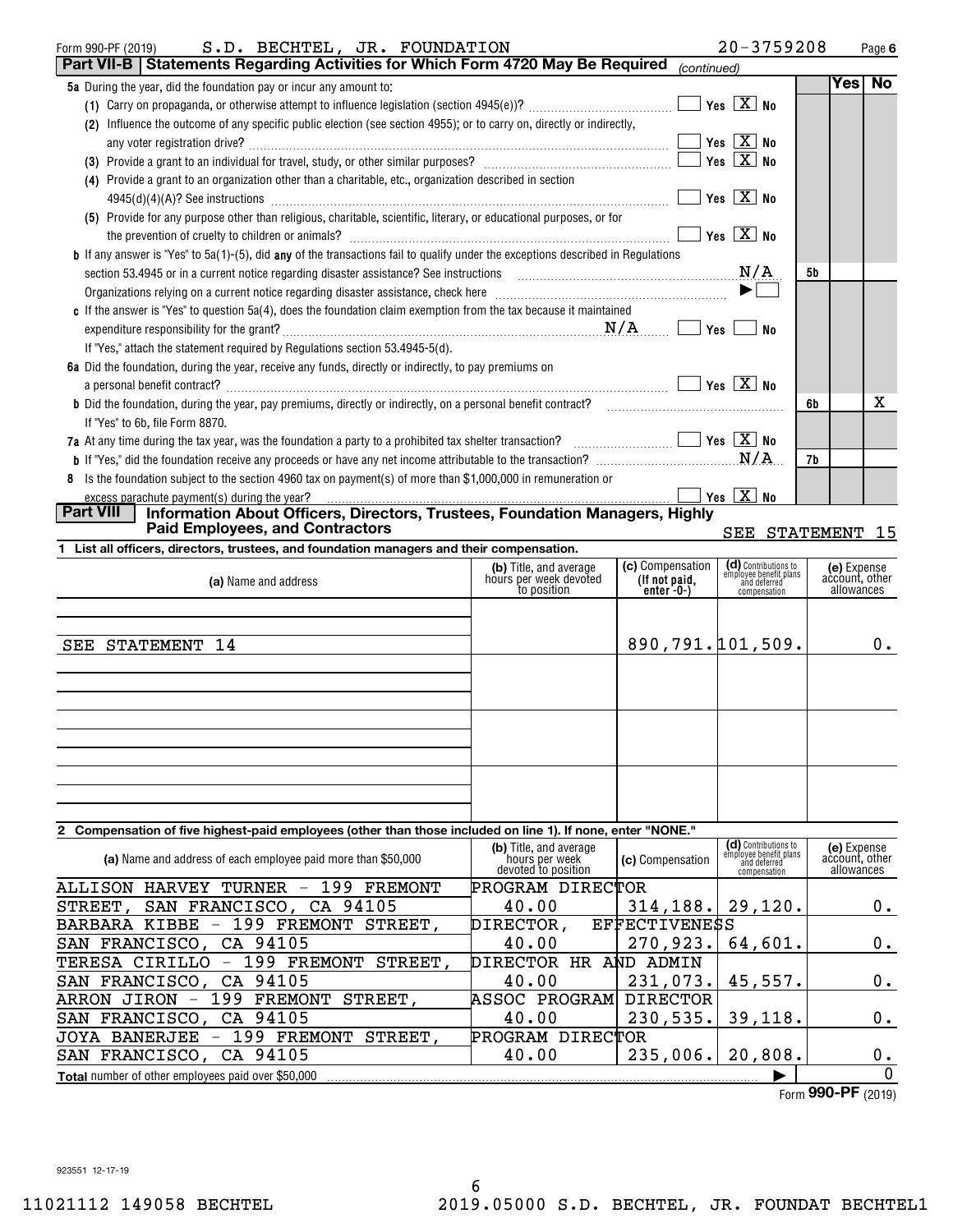Form 990-PF (2019) S.D. BECHTEL, JR. FOUNDATION 20-3759208 Page 6

**Part VII-B Statements Regarding Activities for Which Form 4720 May Be Required** *(continued)*

| | | Yes | No |
|---|---|---|---|
| **5a** During the year, did the foundation pay or incur any amount to: | | | |
| (1) Carry on propaganda, or otherwise attempt to influence legislation (section 4945(e))? ☐ Yes ☒ No | | | |
| (2) Influence the outcome of any specific public election (see section 4955); or to carry on, directly or indirectly, any voter registration drive? ☐ Yes ☒ No | | | |
| (3) Provide a grant to an individual for travel, study, or other similar purposes? ☐ Yes ☒ No | | | |
| (4) Provide a grant to an organization other than a charitable, etc., organization described in section 4945(d)(4)(A)? See instructions ☐ Yes ☒ No | | | |
| (5) Provide for any purpose other than religious, charitable, scientific, literary, or educational purposes, or for the prevention of cruelty to children or animals? ☐ Yes ☒ No | | | |
| **b** If any answer is "Yes" to 5a(1)-(5), did **any** of the transactions fail to qualify under the exceptions described in Regulations section 53.4945 or in a current notice regarding disaster assistance? See instructions N/A | 5b | | |
| Organizations relying on a current notice regarding disaster assistance, check here ▶ ☐ | | | |
| **c** If the answer is "Yes" to question 5a(4), does the foundation claim exemption from the tax because it maintained expenditure responsibility for the grant? N/A ☐ Yes ☐ No | | | |
| If "Yes," attach the statement required by Regulations section 53.4945-5(d). | | | |
| **6a** Did the foundation, during the year, receive any funds, directly or indirectly, to pay premiums on a personal benefit contract? ☐ Yes ☒ No | | | |
| **b** Did the foundation, during the year, pay premiums, directly or indirectly, on a personal benefit contract? | 6b | | X |
| If "Yes" to 6b, file Form 8870. | | | |
| **7a** At any time during the tax year, was the foundation a party to a prohibited tax shelter transaction? ☐ Yes ☒ No | | | |
| **b** If "Yes," did the foundation receive any proceeds or have any net income attributable to the transaction? N/A | 7b | | |
| **8** Is the foundation subject to the section 4960 tax on payment(s) of more than $1,000,000 in remuneration or excess parachute payment(s) during the year? ☐ Yes ☒ No | | | |

**Part VIII Information About Officers, Directors, Trustees, Foundation Managers, Highly Paid Employees, and Contractors** SEE STATEMENT 15

**1 List all officers, directors, trustees, and foundation managers and their compensation.**

| (a) Name and address | (b) Title, and average hours per week devoted to position | (c) Compensation (If not paid, enter -0-) | (d) Contributions to employee benefit plans and deferred compensation | (e) Expense account, other allowances |
|---|---|---|---|---|
| SEE STATEMENT 14 | | 890,791. | 101,509. | 0. |

**2 Compensation of five highest-paid employees (other than those included on line 1). If none, enter "NONE."**

| (a) Name and address of each employee paid more than $50,000 | (b) Title, and average hours per week devoted to position | (c) Compensation | (d) Contributions to employee benefit plans and deferred compensation | (e) Expense account, other allowances |
|---|---|---|---|---|
| ALLISON HARVEY TURNER - 199 FREMONT STREET, SAN FRANCISCO, CA 94105 | PROGRAM DIRECTOR 40.00 | 314,188. | 29,120. | 0. |
| BARBARA KIBBE - 199 FREMONT STREET, SAN FRANCISCO, CA 94105 | DIRECTOR, EFFECTIVENESS 40.00 | 270,923. | 64,601. | 0. |
| TERESA CIRILLO - 199 FREMONT STREET, SAN FRANCISCO, CA 94105 | DIRECTOR HR AND ADMIN 40.00 | 231,073. | 45,557. | 0. |
| ARRON JIRON - 199 FREMONT STREET, SAN FRANCISCO, CA 94105 | ASSOC PROGRAM DIRECTOR 40.00 | 230,535. | 39,118. | 0. |
| JOYA BANERJEE - 199 FREMONT STREET, SAN FRANCISCO, CA 94105 | PROGRAM DIRECTOR 40.00 | 235,006. | 20,808. | 0. |
| **Total** number of other employees paid over $50,000 ▶ | | | | 0 |

Form **990-PF** (2019)

923551 12-17-19

11021112 149058 BECHTEL 2019.05000 S.D. BECHTEL, JR. FOUNDAT BECHTEL1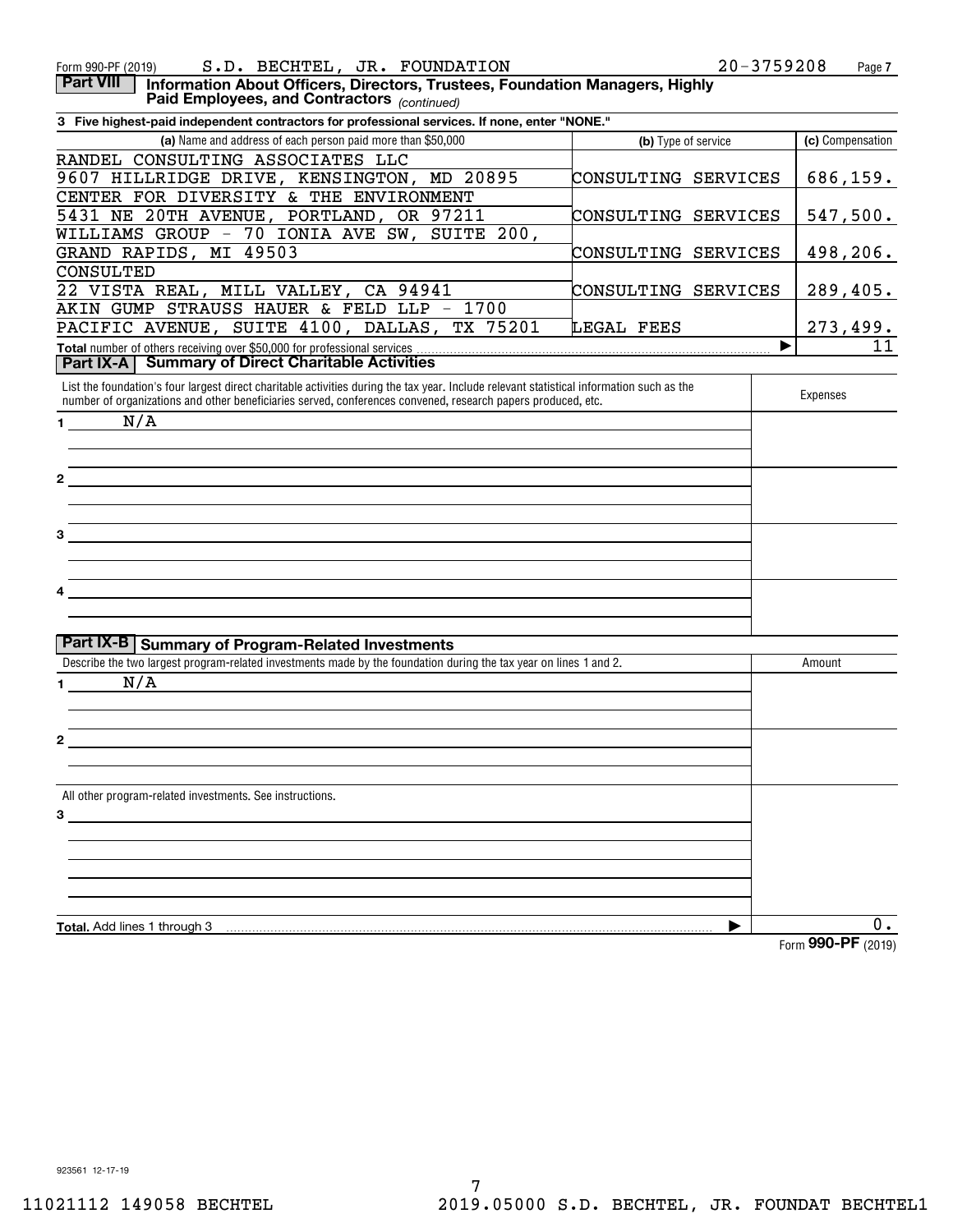Form 990-PF (2019) S.D. BECHTEL, JR. FOUNDATION 20-3759208

## Part VIII Information About Officers, Directors, Trustees, Foundation Managers, Highly Paid Employees, and Contractors *(continued)*

**3 Five highest-paid independent contractors for professional services. If none, enter "NONE."**

| (a) Name and address of each person paid more than $50,000 | (b) Type of service | (c) Compensation |
|---|---|---|
| RANDEL CONSULTING ASSOCIATES LLC<br>9607 HILLRIDGE DRIVE, KENSINGTON, MD 20895 | CONSULTING SERVICES | 686,159. |
| CENTER FOR DIVERSITY & THE ENVIRONMENT<br>5431 NE 20TH AVENUE, PORTLAND, OR 97211 | CONSULTING SERVICES | 547,500. |
| WILLIAMS GROUP - 70 IONIA AVE SW, SUITE 200,<br>GRAND RAPIDS, MI 49503 | CONSULTING SERVICES | 498,206. |
| CONSULTED<br>22 VISTA REAL, MILL VALLEY, CA 94941 | CONSULTING SERVICES | 289,405. |
| AKIN GUMP STRAUSS HAUER & FELD LLP - 1700<br>PACIFIC AVENUE, SUITE 4100, DALLAS, TX 75201 | LEGAL FEES | 273,499. |
| **Total** number of others receiving over $50,000 for professional services | ▶ | 11 |

## Part IX-A Summary of Direct Charitable Activities

| List the foundation's four largest direct charitable activities during the tax year. Include relevant statistical information such as the number of organizations and other beneficiaries served, conferences convened, research papers produced, etc. | Expenses |
|---|---|
| 1 N/A | |
| 2 | |
| 3 | |
| 4 | |

## Part IX-B Summary of Program-Related Investments

| Describe the two largest program-related investments made by the foundation during the tax year on lines 1 and 2. | Amount |
|---|---|
| 1 N/A | |
| 2 | |
| All other program-related investments. See instructions. | |
| 3 | |
| **Total.** Add lines 1 through 3 ▶ | 0. |

Form **990-PF** (2019)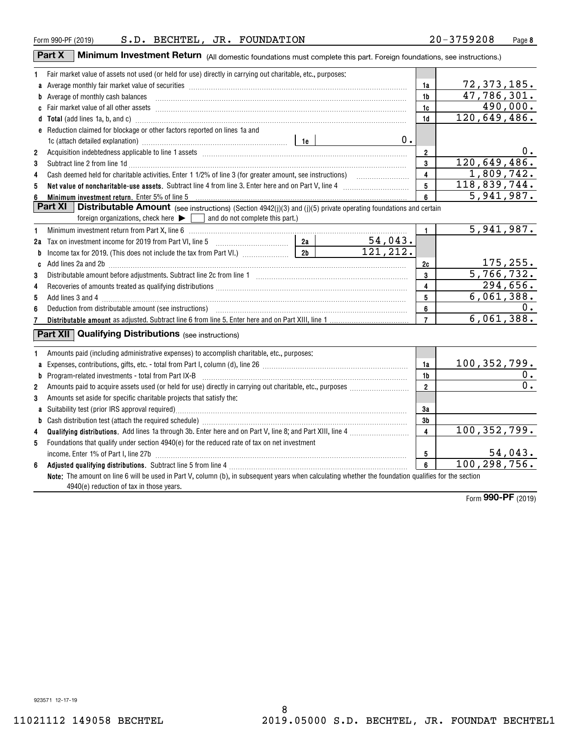Form 990-PF (2019) S.D. BECHTEL, JR. FOUNDATION 20-3759208 Page 8

## Part X Minimum Investment Return (All domestic foundations must complete this part. Foreign foundations, see instructions.)

| | | | |
|---|---|---|---|
| 1 | Fair market value of assets not used (or held for use) directly in carrying out charitable, etc., purposes: | | |
| a | Average monthly fair market value of securities | 1a | 72,373,185. |
| b | Average of monthly cash balances | 1b | 47,786,301. |
| c | Fair market value of all other assets | 1c | 490,000. |
| d | **Total** (add lines 1a, b, and c) | 1d | 120,649,486. |
| e | Reduction claimed for blockage or other factors reported on lines 1a and 1c (attach detailed explanation) — 1e: 0. | | |
| 2 | Acquisition indebtedness applicable to line 1 assets | 2 | 0. |
| 3 | Subtract line 2 from line 1d | 3 | 120,649,486. |
| 4 | Cash deemed held for charitable activities. Enter 1 1/2% of line 3 (for greater amount, see instructions) | 4 | 1,809,742. |
| 5 | **Net value of noncharitable-use assets.** Subtract line 4 from line 3. Enter here and on Part V, line 4 | 5 | 118,839,744. |
| 6 | **Minimum investment return.** Enter 5% of line 5 | 6 | 5,941,987. |

## Part XI Distributable Amount (see instructions) (Section 4942(j)(3) and (j)(5) private operating foundations and certain foreign organizations, check here ▶ ☐ and do not complete this part.)

| | | | |
|---|---|---|---|
| 1 | Minimum investment return from Part X, line 6 | 1 | 5,941,987. |
| 2a | Tax on investment income for 2019 from Part VI, line 5 — 2a: 54,043. | | |
| b | Income tax for 2019. (This does not include the tax from Part VI.) — 2b: 121,212. | | |
| c | Add lines 2a and 2b | 2c | 175,255. |
| 3 | Distributable amount before adjustments. Subtract line 2c from line 1 | 3 | 5,766,732. |
| 4 | Recoveries of amounts treated as qualifying distributions | 4 | 294,656. |
| 5 | Add lines 3 and 4 | 5 | 6,061,388. |
| 6 | Deduction from distributable amount (see instructions) | 6 | 0. |
| 7 | **Distributable amount** as adjusted. Subtract line 6 from line 5. Enter here and on Part XIII, line 1 | 7 | 6,061,388. |

## Part XII Qualifying Distributions (see instructions)

| | | | |
|---|---|---|---|
| 1 | Amounts paid (including administrative expenses) to accomplish charitable, etc., purposes: | | |
| a | Expenses, contributions, gifts, etc. - total from Part I, column (d), line 26 | 1a | 100,352,799. |
| b | Program-related investments - total from Part IX-B | 1b | 0. |
| 2 | Amounts paid to acquire assets used (or held for use) directly in carrying out charitable, etc., purposes | 2 | 0. |
| 3 | Amounts set aside for specific charitable projects that satisfy the: | | |
| a | Suitability test (prior IRS approval required) | 3a | |
| b | Cash distribution test (attach the required schedule) | 3b | |
| 4 | **Qualifying distributions.** Add lines 1a through 3b. Enter here and on Part V, line 8; and Part XIII, line 4 | 4 | 100,352,799. |
| 5 | Foundations that qualify under section 4940(e) for the reduced rate of tax on net investment income. Enter 1% of Part I, line 27b | 5 | 54,043. |
| 6 | **Adjusted qualifying distributions.** Subtract line 5 from line 4 | 6 | 100,298,756. |

**Note:** The amount on line 6 will be used in Part V, column (b), in subsequent years when calculating whether the foundation qualifies for the section 4940(e) reduction of tax in those years.

Form **990-PF** (2019)

923571 12-17-19

11021112 149058 BECHTEL 2019.05000 S.D. BECHTEL, JR. FOUNDAT BECHTEL1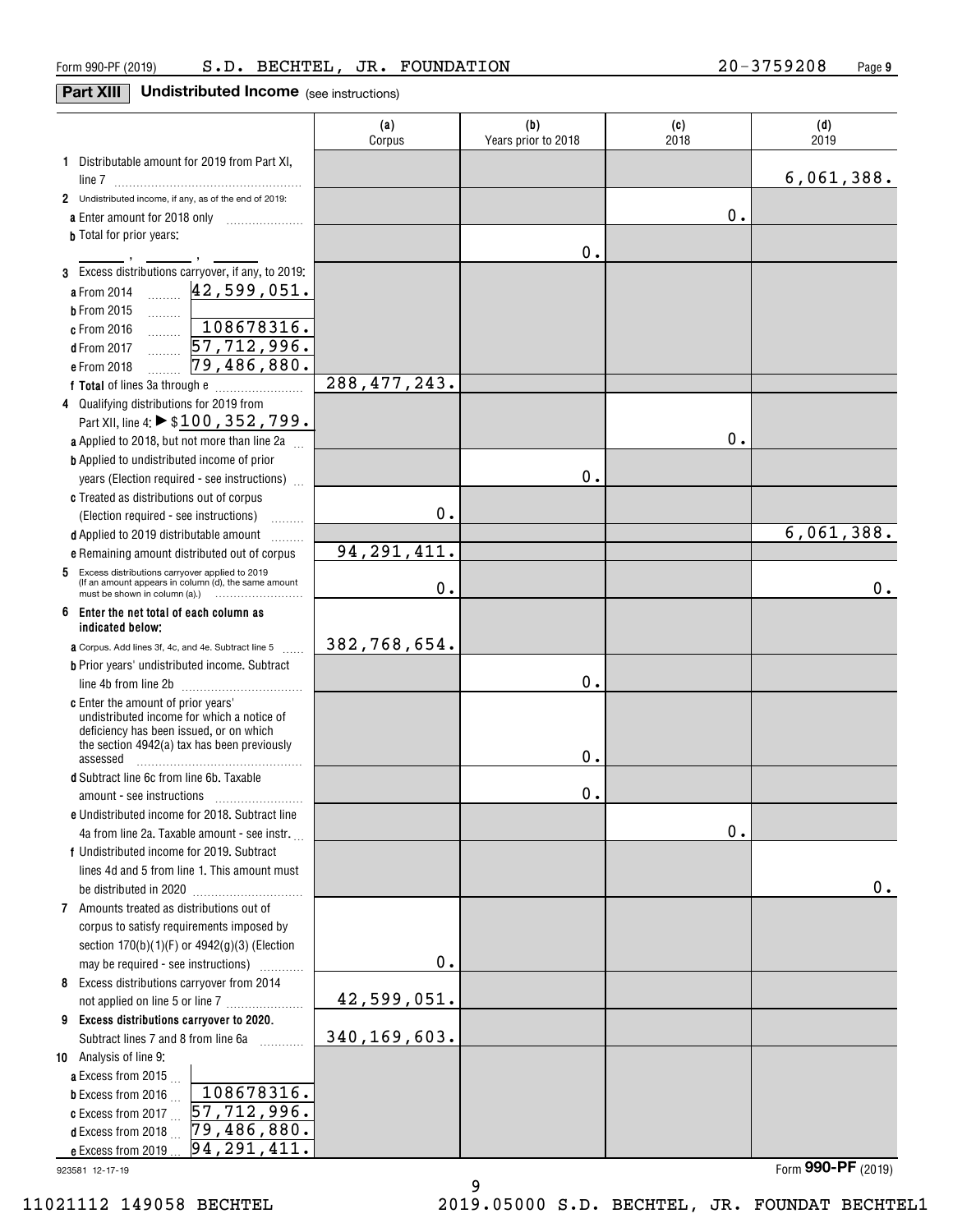Form 990-PF (2019) S.D. BECHTEL, JR. FOUNDATION 20-3759208

## Part XIII Undistributed Income (see instructions)

| | (a) Corpus | (b) Years prior to 2018 | (c) 2018 | (d) 2019 |
|---|---|---|---|---|
| **1** Distributable amount for 2019 from Part XI, line 7 | | | | 6,061,388. |
| **2** Undistributed income, if any, as of the end of 2019: | | | | |
| **a** Enter amount for 2018 only | | | 0. | |
| **b** Total for prior years: ___ , ___ , ___ | | 0. | | |
| **3** Excess distributions carryover, if any, to 2019: | | | | |
| **a** From 2014 42,599,051. | | | | |
| **b** From 2015 | | | | |
| **c** From 2016 108678316. | | | | |
| **d** From 2017 57,712,996. | | | | |
| **e** From 2018 79,486,880. | | | | |
| **f Total** of lines 3a through e | 288,477,243. | | | |
| **4** Qualifying distributions for 2019 from Part XII, line 4: ▶ $100,352,799. | | | | |
| **a** Applied to 2018, but not more than line 2a | | | 0. | |
| **b** Applied to undistributed income of prior years (Election required - see instructions) | | 0. | | |
| **c** Treated as distributions out of corpus (Election required - see instructions) | 0. | | | |
| **d** Applied to 2019 distributable amount | | | | 6,061,388. |
| **e** Remaining amount distributed out of corpus | 94,291,411. | | | |
| **5** Excess distributions carryover applied to 2019 (If an amount appears in column (d), the same amount must be shown in column (a).) | 0. | | | 0. |
| **6 Enter the net total of each column as indicated below:** | | | | |
| **a** Corpus. Add lines 3f, 4c, and 4e. Subtract line 5 | 382,768,654. | | | |
| **b** Prior years' undistributed income. Subtract line 4b from line 2b | | 0. | | |
| **c** Enter the amount of prior years' undistributed income for which a notice of deficiency has been issued, or on which the section 4942(a) tax has been previously assessed | | 0. | | |
| **d** Subtract line 6c from line 6b. Taxable amount - see instructions | | 0. | | |
| **e** Undistributed income for 2018. Subtract line 4a from line 2a. Taxable amount - see instr. | | | 0. | |
| **f** Undistributed income for 2019. Subtract lines 4d and 5 from line 1. This amount must be distributed in 2020 | | | | 0. |
| **7** Amounts treated as distributions out of corpus to satisfy requirements imposed by section 170(b)(1)(F) or 4942(g)(3) (Election may be required - see instructions) | 0. | | | |
| **8** Excess distributions carryover from 2014 not applied on line 5 or line 7 | 42,599,051. | | | |
| **9 Excess distributions carryover to 2020.** Subtract lines 7 and 8 from line 6a | 340,169,603. | | | |
| **10** Analysis of line 9: | | | | |
| **a** Excess from 2015 | | | | |
| **b** Excess from 2016 108678316. | | | | |
| **c** Excess from 2017 57,712,996. | | | | |
| **d** Excess from 2018 79,486,880. | | | | |
| **e** Excess from 2019 94,291,411. | | | | |

923581 12-17-19

Form **990-PF** (2019)

11021112 149058 BECHTEL 2019.05000 S.D. BECHTEL, JR. FOUNDAT BECHTEL1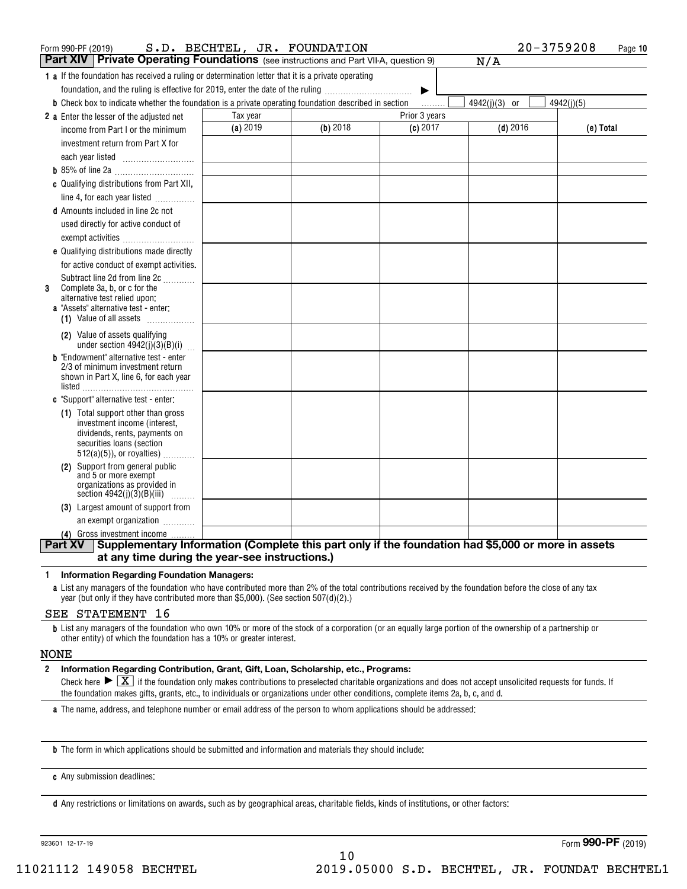Form 990-PF (2019) S.D. BECHTEL, JR. FOUNDATION 20-3759208 Page 10

## Part XIV Private Operating Foundations (see instructions and Part VII-A, question 9) N/A

**1 a** If the foundation has received a ruling or determination letter that it is a private operating foundation, and the ruling is effective for 2019, enter the date of the ruling ▶

**b** Check box to indicate whether the foundation is a private operating foundation described in section ☐ 4942(j)(3) or ☐ 4942(j)(5)

| | Tax year | Prior 3 years | | | |
|---|---|---|---|---|---|
| | (a) 2019 | (b) 2018 | (c) 2017 | (d) 2016 | (e) Total |
| **2 a** Enter the lesser of the adjusted net income from Part I or the minimum investment return from Part X for each year listed | | | | | |
| **b** 85% of line 2a | | | | | |
| **c** Qualifying distributions from Part XII, line 4, for each year listed | | | | | |
| **d** Amounts included in line 2c not used directly for active conduct of exempt activities | | | | | |
| **e** Qualifying distributions made directly for active conduct of exempt activities. Subtract line 2d from line 2c | | | | | |
| **3** Complete 3a, b, or c for the alternative test relied upon: **a** "Assets" alternative test - enter: **(1)** Value of all assets | | | | | |
| **(2)** Value of assets qualifying under section 4942(j)(3)(B)(i) | | | | | |
| **b** "Endowment" alternative test - enter 2/3 of minimum investment return shown in Part X, line 6, for each year listed | | | | | |
| **c** "Support" alternative test - enter: **(1)** Total support other than gross investment income (interest, dividends, rents, payments on securities loans (section 512(a)(5)), or royalties) | | | | | |
| **(2)** Support from general public and 5 or more exempt organizations as provided in section 4942(j)(3)(B)(iii) | | | | | |
| **(3)** Largest amount of support from an exempt organization | | | | | |
| **(4)** Gross investment income | | | | | |

## Part XV Supplementary Information (Complete this part only if the foundation had $5,000 or more in assets at any time during the year-see instructions.)

**1 Information Regarding Foundation Managers:**

**a** List any managers of the foundation who have contributed more than 2% of the total contributions received by the foundation before the close of any tax year (but only if they have contributed more than $5,000). (See section 507(d)(2).)

SEE STATEMENT 16

**b** List any managers of the foundation who own 10% or more of the stock of a corporation (or an equally large portion of the ownership of a partnership or other entity) of which the foundation has a 10% or greater interest.

NONE

**2 Information Regarding Contribution, Grant, Gift, Loan, Scholarship, etc., Programs:**

Check here ▶ ☒ if the foundation only makes contributions to preselected charitable organizations and does not accept unsolicited requests for funds. If the foundation makes gifts, grants, etc., to individuals or organizations under other conditions, complete items 2a, b, c, and d.

**a** The name, address, and telephone number or email address of the person to whom applications should be addressed:

**b** The form in which applications should be submitted and information and materials they should include:

**c** Any submission deadlines:

**d** Any restrictions or limitations on awards, such as by geographical areas, charitable fields, kinds of institutions, or other factors:

923601 12-17-19 Form **990-PF** (2019)

11021112 149058 BECHTEL 2019.05000 S.D. BECHTEL, JR. FOUNDAT BECHTEL1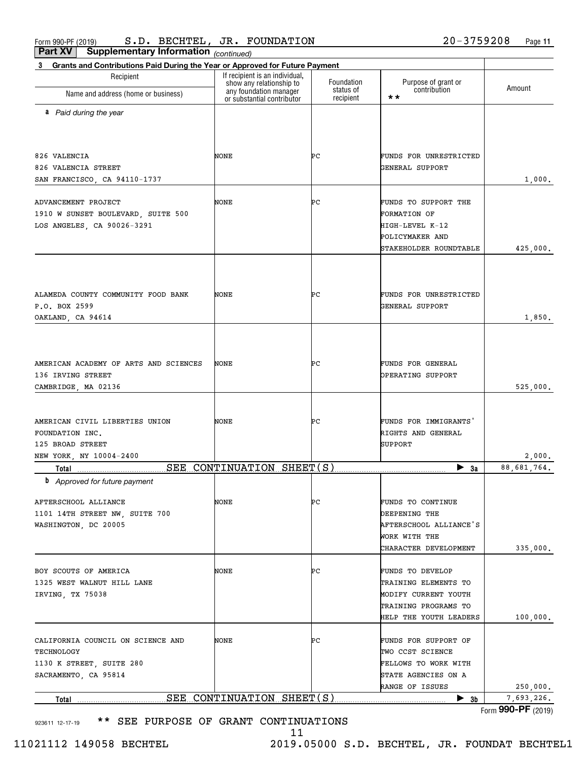Form 990-PF (2019) S.D. BECHTEL, JR. FOUNDATION 20-3759208 Page 11

**Part XV Supplementary Information** *(continued)*

**3 Grants and Contributions Paid During the Year or Approved for Future Payment**

| Recipient<br>Name and address (home or business) | If recipient is an individual, show any relationship to any foundation manager or substantial contributor | Foundation status of recipient | Purpose of grant or contribution ** | Amount |
|---|---|---|---|---|
| ***a** Paid during the year* | | | | |
| 826 VALENCIA<br>826 VALENCIA STREET<br>SAN FRANCISCO, CA 94110-1737 | NONE | PC | FUNDS FOR UNRESTRICTED GENERAL SUPPORT | 1,000. |
| ADVANCEMENT PROJECT<br>1910 W SUNSET BOULEVARD, SUITE 500<br>LOS ANGELES, CA 90026-3291 | NONE | PC | FUNDS TO SUPPORT THE FORMATION OF HIGH-LEVEL K-12 POLICYMAKER AND STAKEHOLDER ROUNDTABLE | 425,000. |
| ALAMEDA COUNTY COMMUNITY FOOD BANK<br>P.O. BOX 2599<br>OAKLAND, CA 94614 | NONE | PC | FUNDS FOR UNRESTRICTED GENERAL SUPPORT | 1,850. |
| AMERICAN ACADEMY OF ARTS AND SCIENCES<br>136 IRVING STREET<br>CAMBRIDGE, MA 02136 | NONE | PC | FUNDS FOR GENERAL OPERATING SUPPORT | 525,000. |
| AMERICAN CIVIL LIBERTIES UNION FOUNDATION INC.<br>125 BROAD STREET<br>NEW YORK, NY 10004-2400 | NONE | PC | FUNDS FOR IMMIGRANTS' RIGHTS AND GENERAL SUPPORT | 2,000. |
| **Total** | SEE CONTINUATION SHEET(S) | | ▶ **3a** | 88,681,764. |
| ***b** Approved for future payment* | | | | |
| AFTERSCHOOL ALLIANCE<br>1101 14TH STREET NW, SUITE 700<br>WASHINGTON, DC 20005 | NONE | PC | FUNDS TO CONTINUE DEEPENING THE AFTERSCHOOL ALLIANCE'S WORK WITH THE CHARACTER DEVELOPMENT | 335,000. |
| BOY SCOUTS OF AMERICA<br>1325 WEST WALNUT HILL LANE<br>IRVING, TX 75038 | NONE | PC | FUNDS TO DEVELOP TRAINING ELEMENTS TO MODIFY CURRENT YOUTH TRAINING PROGRAMS TO HELP THE YOUTH LEADERS | 100,000. |
| CALIFORNIA COUNCIL ON SCIENCE AND TECHNOLOGY<br>1130 K STREET, SUITE 280<br>SACRAMENTO, CA 95814 | NONE | PC | FUNDS FOR SUPPORT OF TWO CCST SCIENCE FELLOWS TO WORK WITH STATE AGENCIES ON A RANGE OF ISSUES | 250,000. |
| **Total** | SEE CONTINUATION SHEET(S) | | ▶ **3b** | 7,693,226. |

923611 12-17-19 ** SEE PURPOSE OF GRANT CONTINUATIONS

Form **990-PF** (2019)

11021112 149058 BECHTEL 2019.05000 S.D. BECHTEL, JR. FOUNDAT BECHTEL1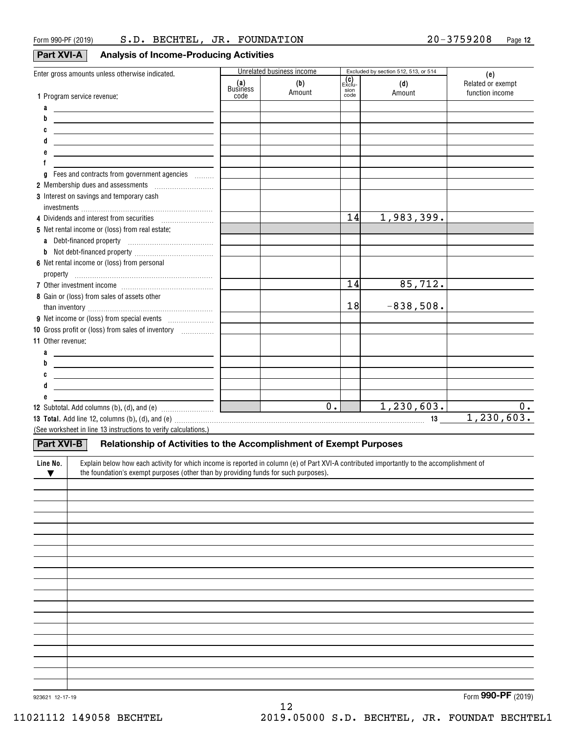Form 990-PF (2019) S.D. BECHTEL, JR. FOUNDATION 20-3759208 Page 12

## Part XVI-A Analysis of Income-Producing Activities

| Enter gross amounts unless otherwise indicated. | Unrelated business income | | Excluded by section 512, 513, or 514 | | (e) Related or exempt function income |
|---|---|---|---|---|---|
| | (a) Business code | (b) Amount | (c) Exclusion code | (d) Amount | |
| 1 Program service revenue: | | | | | |
| a | | | | | |
| b | | | | | |
| c | | | | | |
| d | | | | | |
| e | | | | | |
| f | | | | | |
| g Fees and contracts from government agencies | | | | | |
| 2 Membership dues and assessments | | | | | |
| 3 Interest on savings and temporary cash investments | | | | | |
| 4 Dividends and interest from securities | | | 14 | 1,983,399. | |
| 5 Net rental income or (loss) from real estate: | | | | | |
| a Debt-financed property | | | | | |
| b Not debt-financed property | | | | | |
| 6 Net rental income or (loss) from personal property | | | | | |
| 7 Other investment income | | | 14 | 85,712. | |
| 8 Gain or (loss) from sales of assets other than inventory | | | 18 | -838,508. | |
| 9 Net income or (loss) from special events | | | | | |
| 10 Gross profit or (loss) from sales of inventory | | | | | |
| 11 Other revenue: | | | | | |
| a | | | | | |
| b | | | | | |
| c | | | | | |
| d | | | | | |
| e | | | | | |
| 12 Subtotal. Add columns (b), (d), and (e) | | 0. | | 1,230,603. | 0. |
| 13 Total. Add line 12, columns (b), (d), and (e) | | | | 13 | 1,230,603. |

(See worksheet in line 13 instructions to verify calculations.)

## Part XVI-B Relationship of Activities to the Accomplishment of Exempt Purposes

| Line No. ▼ | Explain below how each activity for which income is reported in column (e) of Part XVI-A contributed importantly to the accomplishment of the foundation's exempt purposes (other than by providing funds for such purposes). |
|---|---|
| | |

923621 12-17-19 Form **990-PF** (2019)

11021112 149058 BECHTEL 2019.05000 S.D. BECHTEL, JR. FOUNDAT BECHTEL1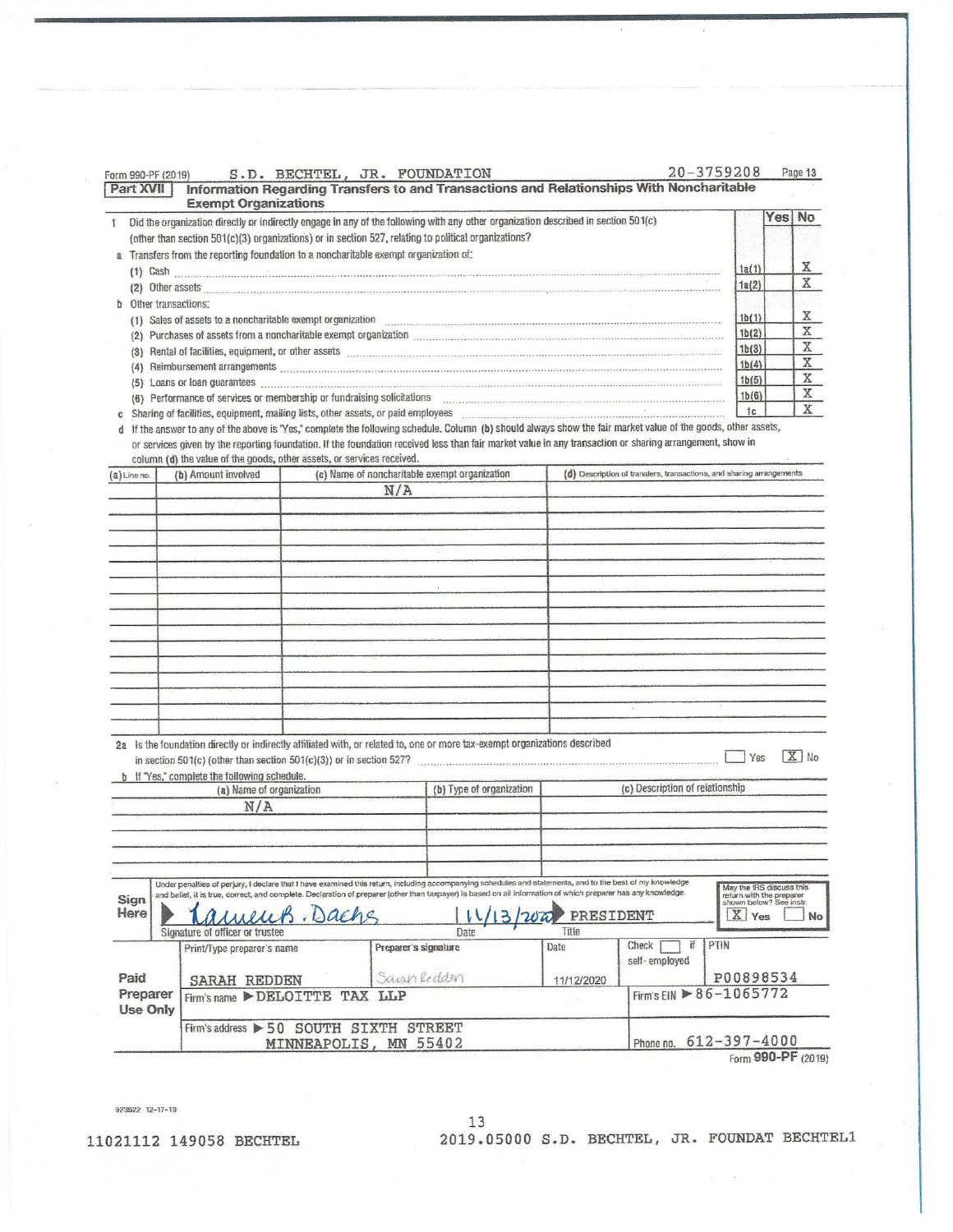Form 990-PF (2019) S.D. BECHTEL, JR. FOUNDATION 20-3759208 Page 13

## Part XVII Information Regarding Transfers to and Transactions and Relationships With Noncharitable Exempt Organizations

| | | | Yes | No |
|---|---|---|---|---|
| 1 | Did the organization directly or indirectly engage in any of the following with any other organization described in section 501(c) (other than section 501(c)(3) organizations) or in section 527, relating to political organizations? | | | |
| a | Transfers from the reporting foundation to a noncharitable exempt organization of: | | | |
| | (1) Cash | 1a(1) | | X |
| | (2) Other assets | 1a(2) | | X |
| b | Other transactions: | | | |
| | (1) Sales of assets to a noncharitable exempt organization | 1b(1) | | X |
| | (2) Purchases of assets from a noncharitable exempt organization | 1b(2) | | X |
| | (3) Rental of facilities, equipment, or other assets | 1b(3) | | X |
| | (4) Reimbursement arrangements | 1b(4) | | X |
| | (5) Loans or loan guarantees | 1b(5) | | X |
| | (6) Performance of services or membership or fundraising solicitations | 1b(6) | | X |
| c | Sharing of facilities, equipment, mailing lists, other assets, or paid employees | 1c | | X |

d If the answer to any of the above is "Yes," complete the following schedule. Column (b) should always show the fair market value of the goods, other assets, or services given by the reporting foundation. If the foundation received less than fair market value in any transaction or sharing arrangement, show in column (d) the value of the goods, other assets, or services received.

| (a) Line no. | (b) Amount involved | (c) Name of noncharitable exempt organization | (d) Description of transfers, transactions, and sharing arrangements |
|---|---|---|---|
| | | N/A | |

2a Is the foundation directly or indirectly affiliated with, or related to, one or more tax-exempt organizations described in section 501(c) (other than section 501(c)(3)) or in section 527? ☐ Yes ☒ No

b If "Yes," complete the following schedule.

| (a) Name of organization | (b) Type of organization | (c) Description of relationship |
|---|---|---|
| N/A | | |

**Sign Here**

Under penalties of perjury, I declare that I have examined this return, including accompanying schedules and statements, and to the best of my knowledge and belief, it is true, correct, and complete. Declaration of preparer (other than taxpayer) is based on all information of which preparer has any knowledge.

Signature of officer or trustee: Lauren B. Dachs | Date: 11/13/2020 | Title: PRESIDENT

May the IRS discuss this return with the preparer shown below? See instr. ☒ Yes ☐ No

**Paid Preparer Use Only**

| Print/Type preparer's name | Preparer's signature | Date | Check ☐ if self-employed | PTIN |
|---|---|---|---|---|
| SARAH REDDEN | Sarah Redden | 11/12/2020 | | P00898534 |

Firm's name ▶ DELOITTE TAX LLP — Firm's EIN ▶ 86-1065772

Firm's address ▶ 50 SOUTH SIXTH STREET MINNEAPOLIS, MN 55402 — Phone no. 612-397-4000

Form **990-PF** (2019)

923622 12-17-19

11021112 149058 BECHTEL 2019.05000 S.D. BECHTEL, JR. FOUNDAT BECHTEL1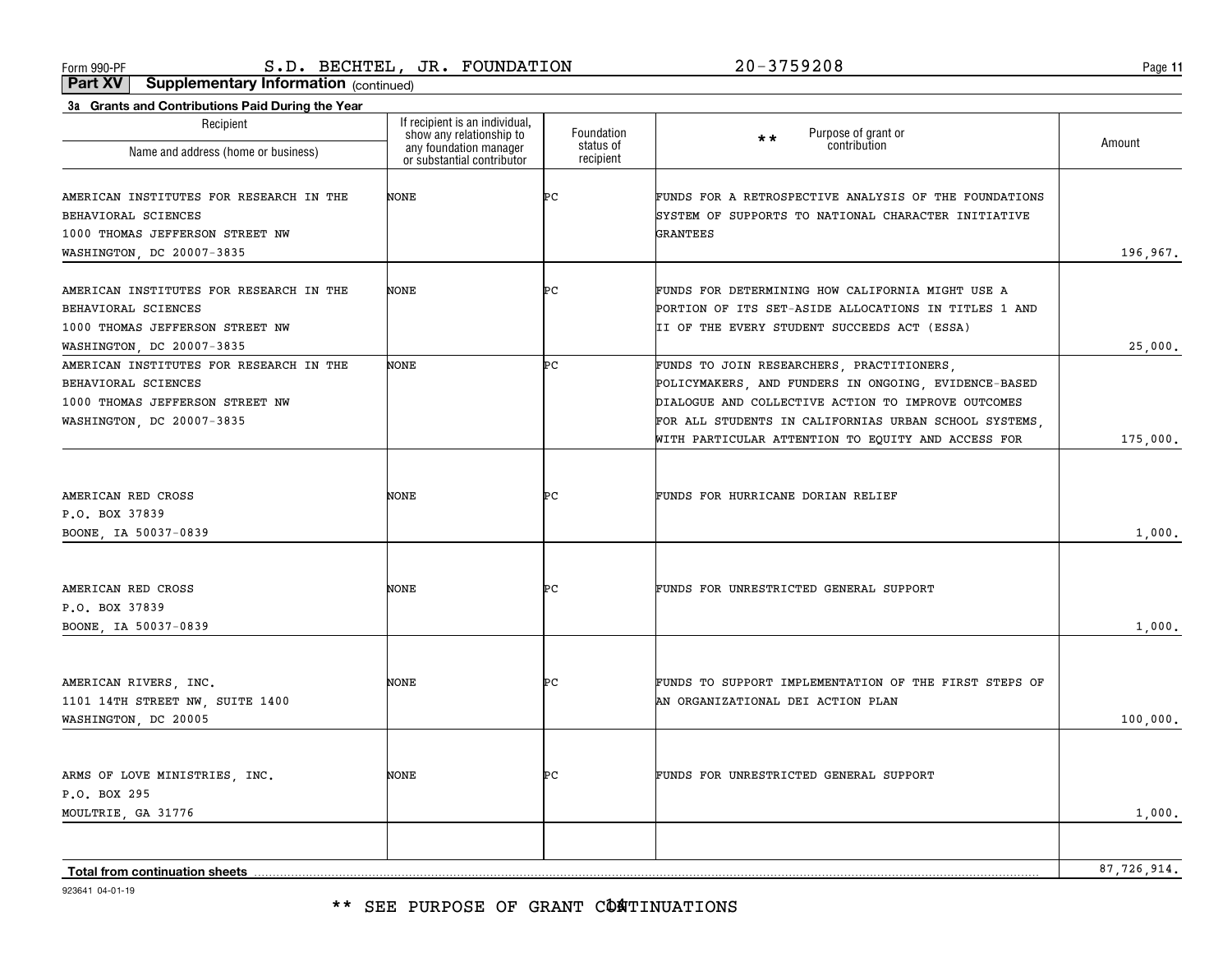Form 990-PF S.D. BECHTEL, JR. FOUNDATION 20-3759208

**Part XV Supplementary Information** (continued)

**3a Grants and Contributions Paid During the Year**

| Recipient Name and address (home or business) | If recipient is an individual, show any relationship to any foundation manager or substantial contributor | Foundation status of recipient | ** Purpose of grant or contribution | Amount |
|---|---|---|---|---|
| AMERICAN INSTITUTES FOR RESEARCH IN THE BEHAVIORAL SCIENCES 1000 THOMAS JEFFERSON STREET NW WASHINGTON, DC 20007-3835 | NONE | PC | FUNDS FOR A RETROSPECTIVE ANALYSIS OF THE FOUNDATIONS SYSTEM OF SUPPORTS TO NATIONAL CHARACTER INITIATIVE GRANTEES | 196,967. |
| AMERICAN INSTITUTES FOR RESEARCH IN THE BEHAVIORAL SCIENCES 1000 THOMAS JEFFERSON STREET NW WASHINGTON, DC 20007-3835 | NONE | PC | FUNDS FOR DETERMINING HOW CALIFORNIA MIGHT USE A PORTION OF ITS SET-ASIDE ALLOCATIONS IN TITLES 1 AND II OF THE EVERY STUDENT SUCCEEDS ACT (ESSA) | 25,000. |
| AMERICAN INSTITUTES FOR RESEARCH IN THE BEHAVIORAL SCIENCES 1000 THOMAS JEFFERSON STREET NW WASHINGTON, DC 20007-3835 | NONE | PC | FUNDS TO JOIN RESEARCHERS, PRACTITIONERS, POLICYMAKERS, AND FUNDERS IN ONGOING, EVIDENCE-BASED DIALOGUE AND COLLECTIVE ACTION TO IMPROVE OUTCOMES FOR ALL STUDENTS IN CALIFORNIAS URBAN SCHOOL SYSTEMS, WITH PARTICULAR ATTENTION TO EQUITY AND ACCESS FOR | 175,000. |
| AMERICAN RED CROSS P.O. BOX 37839 BOONE, IA 50037-0839 | NONE | PC | FUNDS FOR HURRICANE DORIAN RELIEF | 1,000. |
| AMERICAN RED CROSS P.O. BOX 37839 BOONE, IA 50037-0839 | NONE | PC | FUNDS FOR UNRESTRICTED GENERAL SUPPORT | 1,000. |
| AMERICAN RIVERS, INC. 1101 14TH STREET NW, SUITE 1400 WASHINGTON, DC 20005 | NONE | PC | FUNDS TO SUPPORT IMPLEMENTATION OF THE FIRST STEPS OF AN ORGANIZATIONAL DEI ACTION PLAN | 100,000. |
| ARMS OF LOVE MINISTRIES, INC. P.O. BOX 295 MOULTRIE, GA 31776 | NONE | PC | FUNDS FOR UNRESTRICTED GENERAL SUPPORT | 1,000. |
| **Total from continuation sheets** | | | | 87,726,914. |

923641 04-01-19

** SEE PURPOSE OF GRANT CONTINUATIONS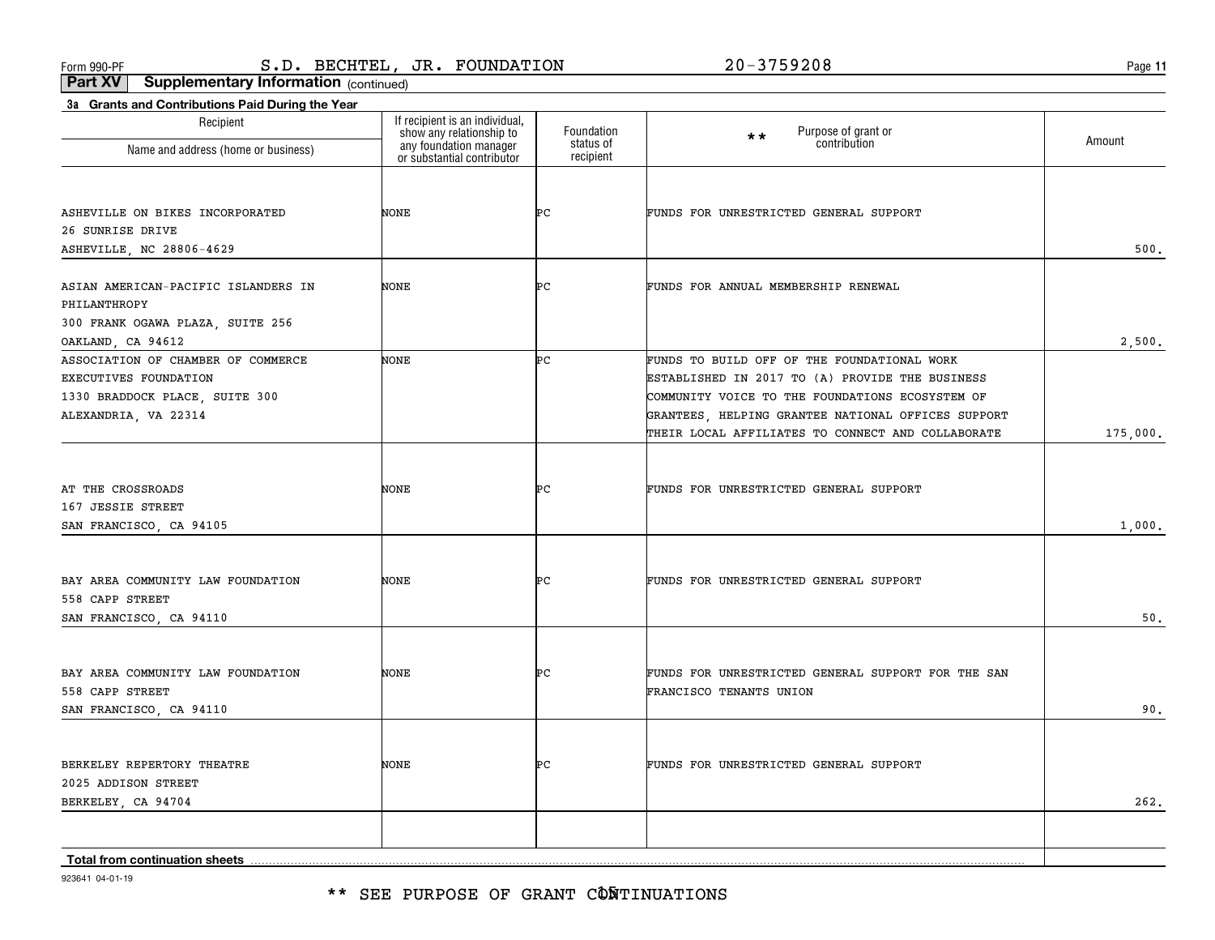Form 990-PF S.D. BECHTEL, JR. FOUNDATION 20-3759208

**Part XV Supplementary Information** (continued)

**3a Grants and Contributions Paid During the Year**

| Recipient Name and address (home or business) | If recipient is an individual, show any relationship to any foundation manager or substantial contributor | Foundation status of recipient | ** Purpose of grant or contribution | Amount |
|---|---|---|---|---|
| ASHEVILLE ON BIKES INCORPORATED<br>26 SUNRISE DRIVE<br>ASHEVILLE, NC 28806-4629 | NONE | PC | FUNDS FOR UNRESTRICTED GENERAL SUPPORT | 500. |
| ASIAN AMERICAN-PACIFIC ISLANDERS IN PHILANTHROPY<br>300 FRANK OGAWA PLAZA, SUITE 256<br>OAKLAND, CA 94612 | NONE | PC | FUNDS FOR ANNUAL MEMBERSHIP RENEWAL | 2,500. |
| ASSOCIATION OF CHAMBER OF COMMERCE EXECUTIVES FOUNDATION<br>1330 BRADDOCK PLACE, SUITE 300<br>ALEXANDRIA, VA 22314 | NONE | PC | FUNDS TO BUILD OFF OF THE FOUNDATIONAL WORK ESTABLISHED IN 2017 TO (A) PROVIDE THE BUSINESS COMMUNITY VOICE TO THE FOUNDATIONS ECOSYSTEM OF GRANTEES, HELPING GRANTEE NATIONAL OFFICES SUPPORT THEIR LOCAL AFFILIATES TO CONNECT AND COLLABORATE | 175,000. |
| AT THE CROSSROADS<br>167 JESSIE STREET<br>SAN FRANCISCO, CA 94105 | NONE | PC | FUNDS FOR UNRESTRICTED GENERAL SUPPORT | 1,000. |
| BAY AREA COMMUNITY LAW FOUNDATION<br>558 CAPP STREET<br>SAN FRANCISCO, CA 94110 | NONE | PC | FUNDS FOR UNRESTRICTED GENERAL SUPPORT | 50. |
| BAY AREA COMMUNITY LAW FOUNDATION<br>558 CAPP STREET<br>SAN FRANCISCO, CA 94110 | NONE | PC | FUNDS FOR UNRESTRICTED GENERAL SUPPORT FOR THE SAN FRANCISCO TENANTS UNION | 90. |
| BERKELEY REPERTORY THEATRE<br>2025 ADDISON STREET<br>BERKELEY, CA 94704 | NONE | PC | FUNDS FOR UNRESTRICTED GENERAL SUPPORT | 262. |
| | | | | |
| **Total from continuation sheets** | | | | |

923641 04-01-19

** SEE PURPOSE OF GRANT CONTINUATIONS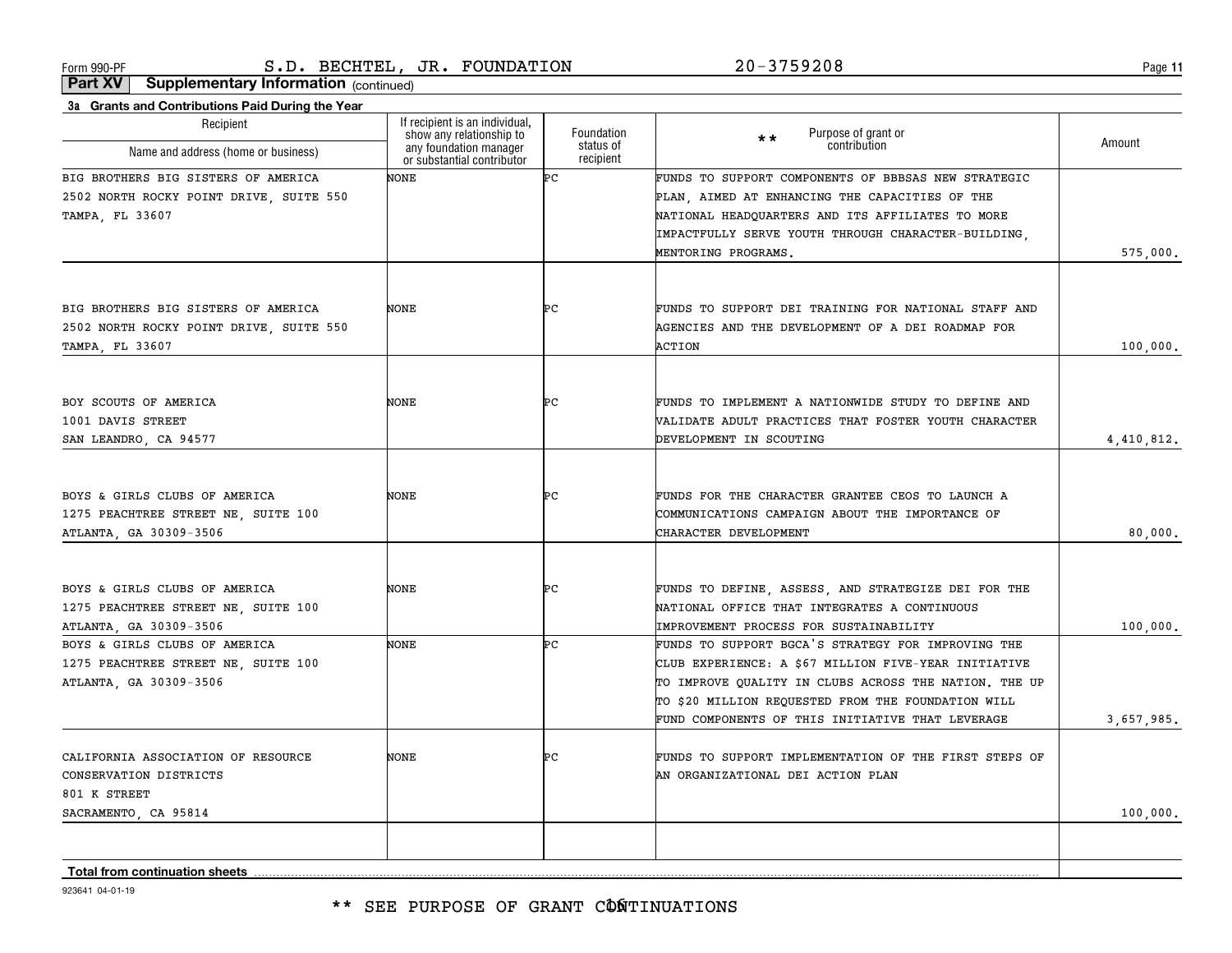Form 990-PF S.D. BECHTEL, JR. FOUNDATION 20-3759208

**Part XV Supplementary Information** (continued)

**3a Grants and Contributions Paid During the Year**

| Recipient Name and address (home or business) | If recipient is an individual, show any relationship to any foundation manager or substantial contributor | Foundation status of recipient | ** Purpose of grant or contribution | Amount |
|---|---|---|---|---|
| BIG BROTHERS BIG SISTERS OF AMERICA 2502 NORTH ROCKY POINT DRIVE, SUITE 550 TAMPA, FL 33607 | NONE | PC | FUNDS TO SUPPORT COMPONENTS OF BBBSAS NEW STRATEGIC PLAN, AIMED AT ENHANCING THE CAPACITIES OF THE NATIONAL HEADQUARTERS AND ITS AFFILIATES TO MORE IMPACTFULLY SERVE YOUTH THROUGH CHARACTER-BUILDING, MENTORING PROGRAMS. | 575,000. |
| BIG BROTHERS BIG SISTERS OF AMERICA 2502 NORTH ROCKY POINT DRIVE, SUITE 550 TAMPA, FL 33607 | NONE | PC | FUNDS TO SUPPORT DEI TRAINING FOR NATIONAL STAFF AND AGENCIES AND THE DEVELOPMENT OF A DEI ROADMAP FOR ACTION | 100,000. |
| BOY SCOUTS OF AMERICA 1001 DAVIS STREET SAN LEANDRO, CA 94577 | NONE | PC | FUNDS TO IMPLEMENT A NATIONWIDE STUDY TO DEFINE AND VALIDATE ADULT PRACTICES THAT FOSTER YOUTH CHARACTER DEVELOPMENT IN SCOUTING | 4,410,812. |
| BOYS & GIRLS CLUBS OF AMERICA 1275 PEACHTREE STREET NE, SUITE 100 ATLANTA, GA 30309-3506 | NONE | PC | FUNDS FOR THE CHARACTER GRANTEE CEOS TO LAUNCH A COMMUNICATIONS CAMPAIGN ABOUT THE IMPORTANCE OF CHARACTER DEVELOPMENT | 80,000. |
| BOYS & GIRLS CLUBS OF AMERICA 1275 PEACHTREE STREET NE, SUITE 100 ATLANTA, GA 30309-3506 | NONE | PC | FUNDS TO DEFINE, ASSESS, AND STRATEGIZE DEI FOR THE NATIONAL OFFICE THAT INTEGRATES A CONTINUOUS IMPROVEMENT PROCESS FOR SUSTAINABILITY | 100,000. |
| BOYS & GIRLS CLUBS OF AMERICA 1275 PEACHTREE STREET NE, SUITE 100 ATLANTA, GA 30309-3506 | NONE | PC | FUNDS TO SUPPORT BGCA'S STRATEGY FOR IMPROVING THE CLUB EXPERIENCE: A $67 MILLION FIVE-YEAR INITIATIVE TO IMPROVE QUALITY IN CLUBS ACROSS THE NATION. THE UP TO $20 MILLION REQUESTED FROM THE FOUNDATION WILL FUND COMPONENTS OF THIS INITIATIVE THAT LEVERAGE | 3,657,985. |
| CALIFORNIA ASSOCIATION OF RESOURCE CONSERVATION DISTRICTS 801 K STREET SACRAMENTO, CA 95814 | NONE | PC | FUNDS TO SUPPORT IMPLEMENTATION OF THE FIRST STEPS OF AN ORGANIZATIONAL DEI ACTION PLAN | 100,000. |
| | | | | |
| **Total from continuation sheets** | | | | |

923641 04-01-19

** SEE PURPOSE OF GRANT CONTINUATIONS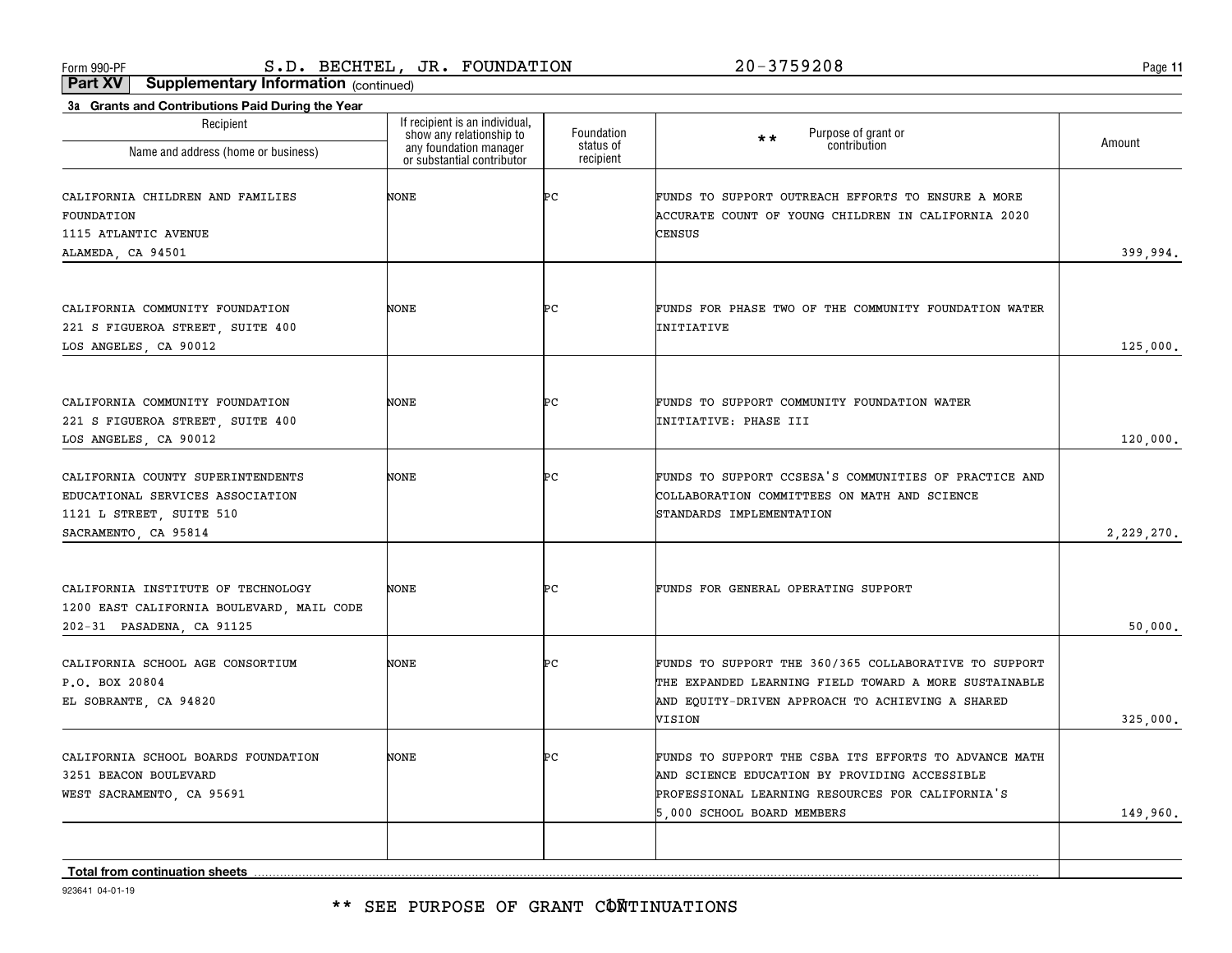Form 990-PF S.D. BECHTEL, JR. FOUNDATION 20-3759208

**Part XV Supplementary Information** *(continued)*

**3a Grants and Contributions Paid During the Year**

| Recipient<br>Name and address (home or business) | If recipient is an individual, show any relationship to any foundation manager or substantial contributor | Foundation status of recipient | ** Purpose of grant or contribution | Amount |
|---|---|---|---|---|
| CALIFORNIA CHILDREN AND FAMILIES FOUNDATION<br>1115 ATLANTIC AVENUE<br>ALAMEDA, CA 94501 | NONE | PC | FUNDS TO SUPPORT OUTREACH EFFORTS TO ENSURE A MORE ACCURATE COUNT OF YOUNG CHILDREN IN CALIFORNIA 2020 CENSUS | 399,994. |
| CALIFORNIA COMMUNITY FOUNDATION<br>221 S FIGUEROA STREET, SUITE 400<br>LOS ANGELES, CA 90012 | NONE | PC | FUNDS FOR PHASE TWO OF THE COMMUNITY FOUNDATION WATER INITIATIVE | 125,000. |
| CALIFORNIA COMMUNITY FOUNDATION<br>221 S FIGUEROA STREET, SUITE 400<br>LOS ANGELES, CA 90012 | NONE | PC | FUNDS TO SUPPORT COMMUNITY FOUNDATION WATER INITIATIVE: PHASE III | 120,000. |
| CALIFORNIA COUNTY SUPERINTENDENTS EDUCATIONAL SERVICES ASSOCIATION<br>1121 L STREET, SUITE 510<br>SACRAMENTO, CA 95814 | NONE | PC | FUNDS TO SUPPORT CCSESA'S COMMUNITIES OF PRACTICE AND COLLABORATION COMMITTEES ON MATH AND SCIENCE STANDARDS IMPLEMENTATION | 2,229,270. |
| CALIFORNIA INSTITUTE OF TECHNOLOGY<br>1200 EAST CALIFORNIA BOULEVARD, MAIL CODE 202-31 PASADENA, CA 91125 | NONE | PC | FUNDS FOR GENERAL OPERATING SUPPORT | 50,000. |
| CALIFORNIA SCHOOL AGE CONSORTIUM<br>P.O. BOX 20804<br>EL SOBRANTE, CA 94820 | NONE | PC | FUNDS TO SUPPORT THE 360/365 COLLABORATIVE TO SUPPORT THE EXPANDED LEARNING FIELD TOWARD A MORE SUSTAINABLE AND EQUITY-DRIVEN APPROACH TO ACHIEVING A SHARED VISION | 325,000. |
| CALIFORNIA SCHOOL BOARDS FOUNDATION<br>3251 BEACON BOULEVARD<br>WEST SACRAMENTO, CA 95691 | NONE | PC | FUNDS TO SUPPORT THE CSBA ITS EFFORTS TO ADVANCE MATH AND SCIENCE EDUCATION BY PROVIDING ACCESSIBLE PROFESSIONAL LEARNING RESOURCES FOR CALIFORNIA'S 5,000 SCHOOL BOARD MEMBERS | 149,960. |
| | | | | |
| **Total from continuation sheets** | | | | |

923641 04-01-19

** SEE PURPOSE OF GRANT CONTINUATIONS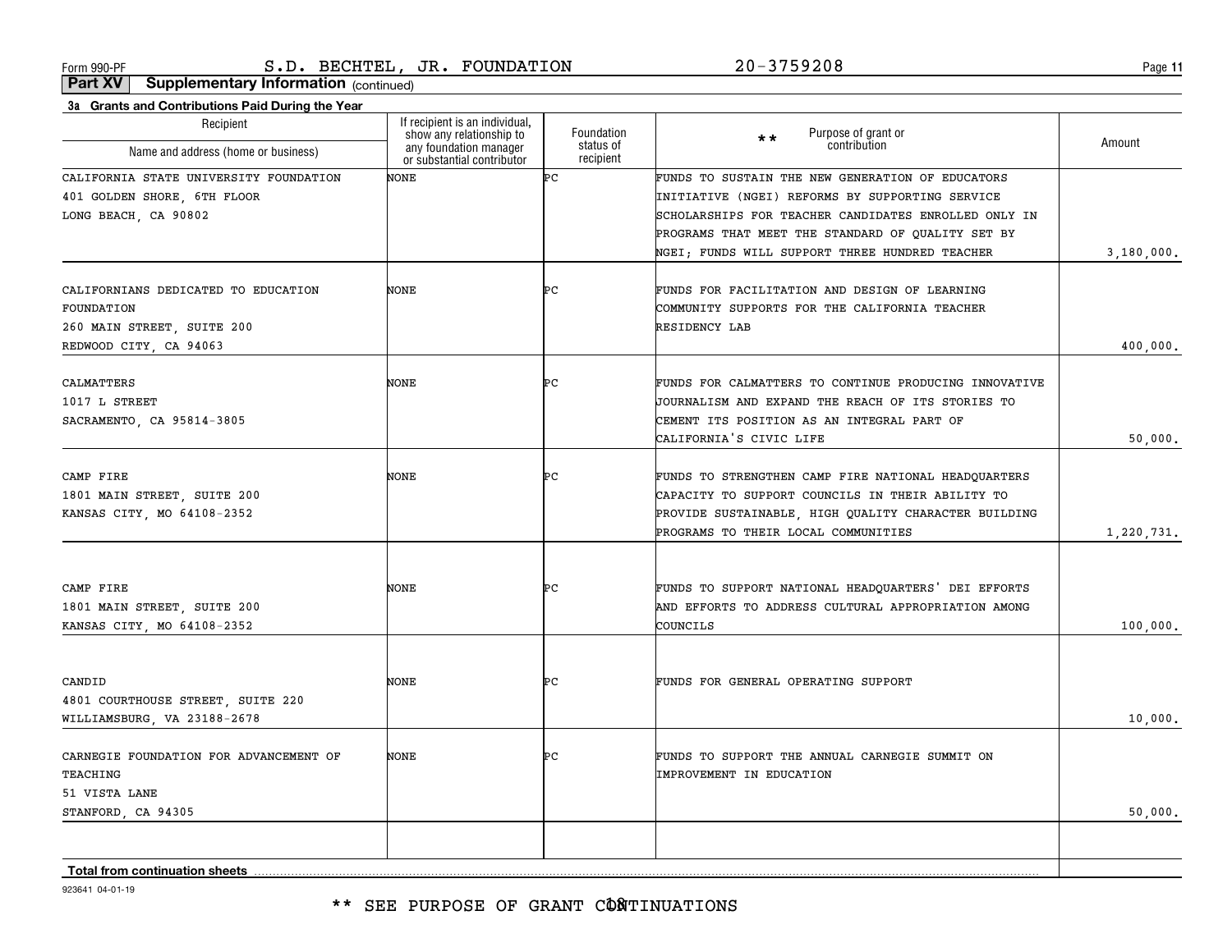Form 990-PF S.D. BECHTEL, JR. FOUNDATION 20-3759208

**Part XV Supplementary Information** (continued)

**3a Grants and Contributions Paid During the Year**

| Recipient Name and address (home or business) | If recipient is an individual, show any relationship to any foundation manager or substantial contributor | Foundation status of recipient | ** Purpose of grant or contribution | Amount |
|---|---|---|---|---|
| CALIFORNIA STATE UNIVERSITY FOUNDATION 401 GOLDEN SHORE, 6TH FLOOR LONG BEACH, CA 90802 | NONE | PC | FUNDS TO SUSTAIN THE NEW GENERATION OF EDUCATORS INITIATIVE (NGEI) REFORMS BY SUPPORTING SERVICE SCHOLARSHIPS FOR TEACHER CANDIDATES ENROLLED ONLY IN PROGRAMS THAT MEET THE STANDARD OF QUALITY SET BY NGEI; FUNDS WILL SUPPORT THREE HUNDRED TEACHER | 3,180,000. |
| CALIFORNIANS DEDICATED TO EDUCATION FOUNDATION 260 MAIN STREET, SUITE 200 REDWOOD CITY, CA 94063 | NONE | PC | FUNDS FOR FACILITATION AND DESIGN OF LEARNING COMMUNITY SUPPORTS FOR THE CALIFORNIA TEACHER RESIDENCY LAB | 400,000. |
| CALMATTERS 1017 L STREET SACRAMENTO, CA 95814-3805 | NONE | PC | FUNDS FOR CALMATTERS TO CONTINUE PRODUCING INNOVATIVE JOURNALISM AND EXPAND THE REACH OF ITS STORIES TO CEMENT ITS POSITION AS AN INTEGRAL PART OF CALIFORNIA'S CIVIC LIFE | 50,000. |
| CAMP FIRE 1801 MAIN STREET, SUITE 200 KANSAS CITY, MO 64108-2352 | NONE | PC | FUNDS TO STRENGTHEN CAMP FIRE NATIONAL HEADQUARTERS CAPACITY TO SUPPORT COUNCILS IN THEIR ABILITY TO PROVIDE SUSTAINABLE, HIGH QUALITY CHARACTER BUILDING PROGRAMS TO THEIR LOCAL COMMUNITIES | 1,220,731. |
| CAMP FIRE 1801 MAIN STREET, SUITE 200 KANSAS CITY, MO 64108-2352 | NONE | PC | FUNDS TO SUPPORT NATIONAL HEADQUARTERS' DEI EFFORTS AND EFFORTS TO ADDRESS CULTURAL APPROPRIATION AMONG COUNCILS | 100,000. |
| CANDID 4801 COURTHOUSE STREET, SUITE 220 WILLIAMSBURG, VA 23188-2678 | NONE | PC | FUNDS FOR GENERAL OPERATING SUPPORT | 10,000. |
| CARNEGIE FOUNDATION FOR ADVANCEMENT OF TEACHING 51 VISTA LANE STANFORD, CA 94305 | NONE | PC | FUNDS TO SUPPORT THE ANNUAL CARNEGIE SUMMIT ON IMPROVEMENT IN EDUCATION | 50,000. |
| | | | | |
| **Total from continuation sheets** | | | | |

923641 04-01-19

** SEE PURPOSE OF GRANT CONTINUATIONS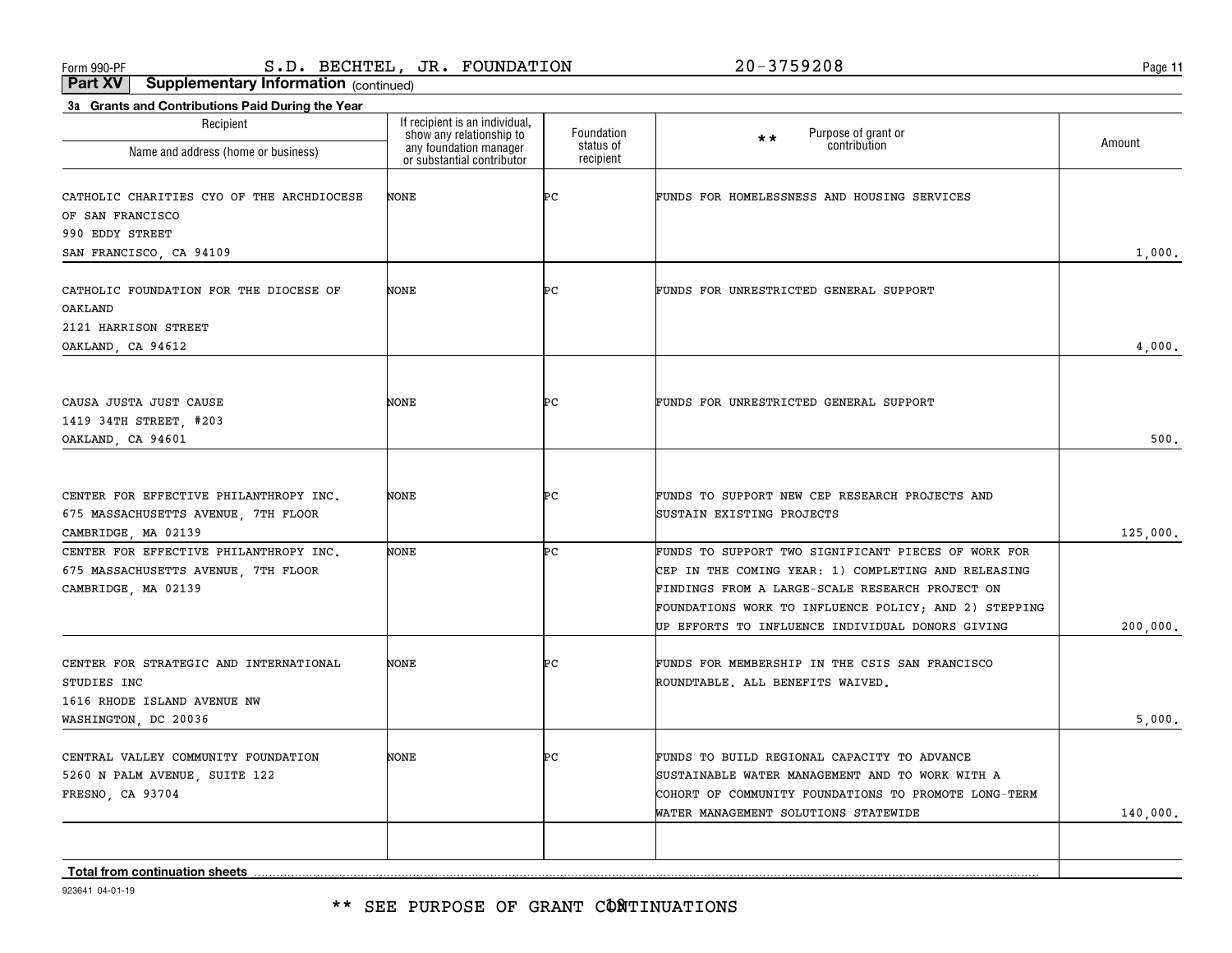Form 990-PF S.D. BECHTEL, JR. FOUNDATION 20-3759208

**Part XV Supplementary Information** (continued)

**3a Grants and Contributions Paid During the Year**

| Recipient Name and address (home or business) | If recipient is an individual, show any relationship to any foundation manager or substantial contributor | Foundation status of recipient | ** Purpose of grant or contribution | Amount |
|---|---|---|---|---|
| CATHOLIC CHARITIES CYO OF THE ARCHDIOCESE OF SAN FRANCISCO<br>990 EDDY STREET<br>SAN FRANCISCO, CA 94109 | NONE | PC | FUNDS FOR HOMELESSNESS AND HOUSING SERVICES | 1,000. |
| CATHOLIC FOUNDATION FOR THE DIOCESE OF OAKLAND<br>2121 HARRISON STREET<br>OAKLAND, CA 94612 | NONE | PC | FUNDS FOR UNRESTRICTED GENERAL SUPPORT | 4,000. |
| CAUSA JUSTA JUST CAUSE<br>1419 34TH STREET, #203<br>OAKLAND, CA 94601 | NONE | PC | FUNDS FOR UNRESTRICTED GENERAL SUPPORT | 500. |
| CENTER FOR EFFECTIVE PHILANTHROPY INC.<br>675 MASSACHUSETTS AVENUE, 7TH FLOOR<br>CAMBRIDGE, MA 02139 | NONE | PC | FUNDS TO SUPPORT NEW CEP RESEARCH PROJECTS AND SUSTAIN EXISTING PROJECTS | 125,000. |
| CENTER FOR EFFECTIVE PHILANTHROPY INC.<br>675 MASSACHUSETTS AVENUE, 7TH FLOOR<br>CAMBRIDGE, MA 02139 | NONE | PC | FUNDS TO SUPPORT TWO SIGNIFICANT PIECES OF WORK FOR CEP IN THE COMING YEAR: 1) COMPLETING AND RELEASING FINDINGS FROM A LARGE-SCALE RESEARCH PROJECT ON FOUNDATIONS WORK TO INFLUENCE POLICY; AND 2) STEPPING UP EFFORTS TO INFLUENCE INDIVIDUAL DONORS GIVING | 200,000. |
| CENTER FOR STRATEGIC AND INTERNATIONAL STUDIES INC<br>1616 RHODE ISLAND AVENUE NW<br>WASHINGTON, DC 20036 | NONE | PC | FUNDS FOR MEMBERSHIP IN THE CSIS SAN FRANCISCO ROUNDTABLE. ALL BENEFITS WAIVED. | 5,000. |
| CENTRAL VALLEY COMMUNITY FOUNDATION<br>5260 N PALM AVENUE, SUITE 122<br>FRESNO, CA 93704 | NONE | PC | FUNDS TO BUILD REGIONAL CAPACITY TO ADVANCE SUSTAINABLE WATER MANAGEMENT AND TO WORK WITH A COHORT OF COMMUNITY FOUNDATIONS TO PROMOTE LONG-TERM WATER MANAGEMENT SOLUTIONS STATEWIDE | 140,000. |
| **Total from continuation sheets** | | | | |

923641 04-01-19

** SEE PURPOSE OF GRANT CONTINUATIONS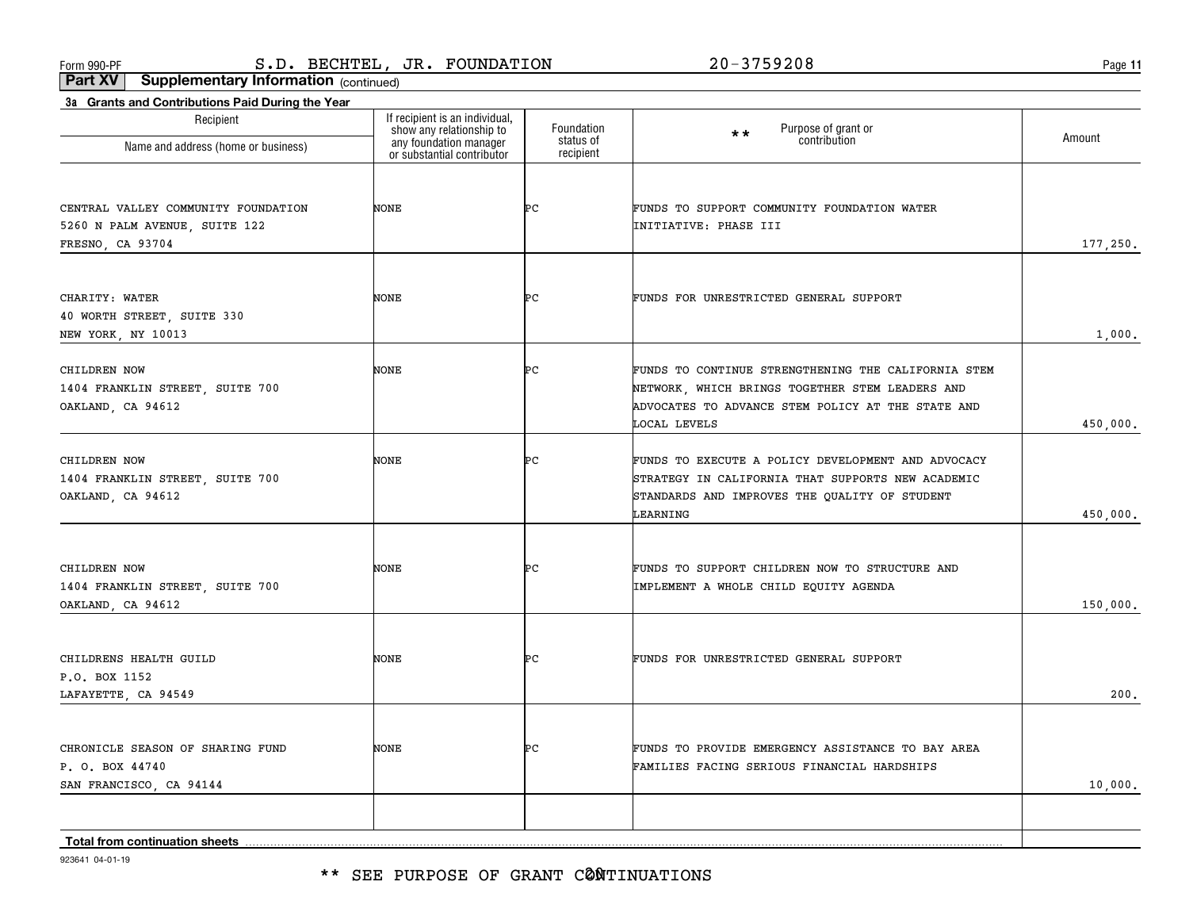Form 990-PF S.D. BECHTEL, JR. FOUNDATION 20-3759208

**Part XV Supplementary Information** (continued)

**3a Grants and Contributions Paid During the Year**

| Recipient<br>Name and address (home or business) | If recipient is an individual, show any relationship to any foundation manager or substantial contributor | Foundation status of recipient | ** Purpose of grant or contribution | Amount |
|---|---|---|---|---|
| CENTRAL VALLEY COMMUNITY FOUNDATION<br>5260 N PALM AVENUE, SUITE 122<br>FRESNO, CA 93704 | NONE | PC | FUNDS TO SUPPORT COMMUNITY FOUNDATION WATER INITIATIVE: PHASE III | 177,250. |
| CHARITY: WATER<br>40 WORTH STREET, SUITE 330<br>NEW YORK, NY 10013 | NONE | PC | FUNDS FOR UNRESTRICTED GENERAL SUPPORT | 1,000. |
| CHILDREN NOW<br>1404 FRANKLIN STREET, SUITE 700<br>OAKLAND, CA 94612 | NONE | PC | FUNDS TO CONTINUE STRENGTHENING THE CALIFORNIA STEM NETWORK, WHICH BRINGS TOGETHER STEM LEADERS AND ADVOCATES TO ADVANCE STEM POLICY AT THE STATE AND LOCAL LEVELS | 450,000. |
| CHILDREN NOW<br>1404 FRANKLIN STREET, SUITE 700<br>OAKLAND, CA 94612 | NONE | PC | FUNDS TO EXECUTE A POLICY DEVELOPMENT AND ADVOCACY STRATEGY IN CALIFORNIA THAT SUPPORTS NEW ACADEMIC STANDARDS AND IMPROVES THE QUALITY OF STUDENT LEARNING | 450,000. |
| CHILDREN NOW<br>1404 FRANKLIN STREET, SUITE 700<br>OAKLAND, CA 94612 | NONE | PC | FUNDS TO SUPPORT CHILDREN NOW TO STRUCTURE AND IMPLEMENT A WHOLE CHILD EQUITY AGENDA | 150,000. |
| CHILDRENS HEALTH GUILD<br>P.O. BOX 1152<br>LAFAYETTE, CA 94549 | NONE | PC | FUNDS FOR UNRESTRICTED GENERAL SUPPORT | 200. |
| CHRONICLE SEASON OF SHARING FUND<br>P. O. BOX 44740<br>SAN FRANCISCO, CA 94144 | NONE | PC | FUNDS TO PROVIDE EMERGENCY ASSISTANCE TO BAY AREA FAMILIES FACING SERIOUS FINANCIAL HARDSHIPS | 10,000. |
| | | | | |
| **Total from continuation sheets** | | | | |

923641 04-01-19

** SEE PURPOSE OF GRANT CONTINUATIONS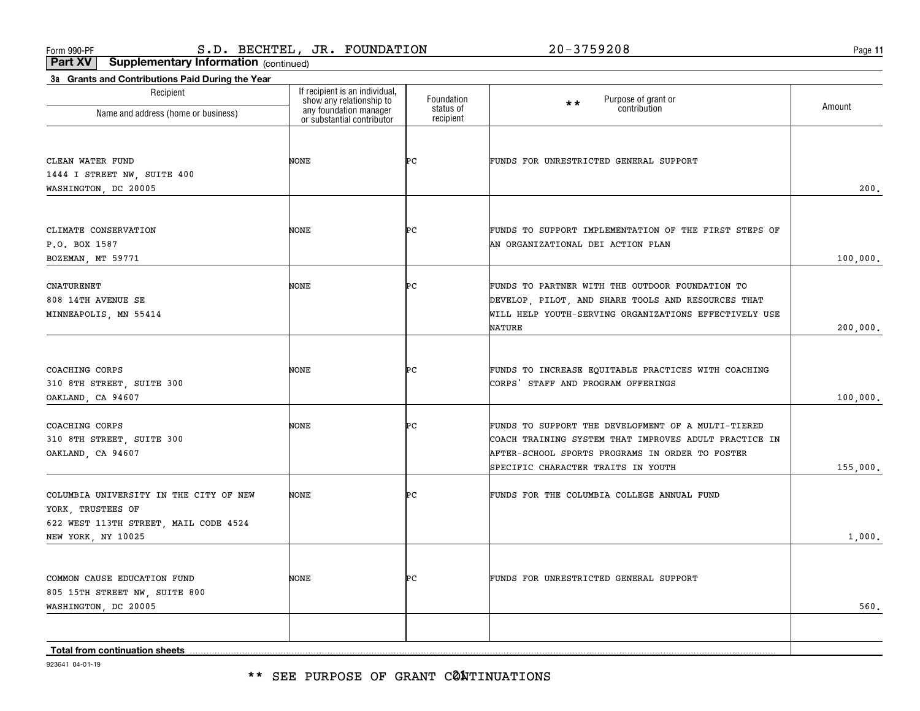Form 990-PF S.D. BECHTEL, JR. FOUNDATION 20-3759208

**Part XV Supplementary Information** (continued)

**3a Grants and Contributions Paid During the Year**

| Recipient Name and address (home or business) | If recipient is an individual, show any relationship to any foundation manager or substantial contributor | Foundation status of recipient | ** Purpose of grant or contribution | Amount |
|---|---|---|---|---|
| CLEAN WATER FUND<br>1444 I STREET NW, SUITE 400<br>WASHINGTON, DC 20005 | NONE | PC | FUNDS FOR UNRESTRICTED GENERAL SUPPORT | 200. |
| CLIMATE CONSERVATION<br>P.O. BOX 1587<br>BOZEMAN, MT 59771 | NONE | PC | FUNDS TO SUPPORT IMPLEMENTATION OF THE FIRST STEPS OF AN ORGANIZATIONAL DEI ACTION PLAN | 100,000. |
| CNATURENET<br>808 14TH AVENUE SE<br>MINNEAPOLIS, MN 55414 | NONE | PC | FUNDS TO PARTNER WITH THE OUTDOOR FOUNDATION TO DEVELOP, PILOT, AND SHARE TOOLS AND RESOURCES THAT WILL HELP YOUTH-SERVING ORGANIZATIONS EFFECTIVELY USE NATURE | 200,000. |
| COACHING CORPS<br>310 8TH STREET, SUITE 300<br>OAKLAND, CA 94607 | NONE | PC | FUNDS TO INCREASE EQUITABLE PRACTICES WITH COACHING CORPS' STAFF AND PROGRAM OFFERINGS | 100,000. |
| COACHING CORPS<br>310 8TH STREET, SUITE 300<br>OAKLAND, CA 94607 | NONE | PC | FUNDS TO SUPPORT THE DEVELOPMENT OF A MULTI-TIERED COACH TRAINING SYSTEM THAT IMPROVES ADULT PRACTICE IN AFTER-SCHOOL SPORTS PROGRAMS IN ORDER TO FOSTER SPECIFIC CHARACTER TRAITS IN YOUTH | 155,000. |
| COLUMBIA UNIVERSITY IN THE CITY OF NEW YORK, TRUSTEES OF<br>622 WEST 113TH STREET, MAIL CODE 4524<br>NEW YORK, NY 10025 | NONE | PC | FUNDS FOR THE COLUMBIA COLLEGE ANNUAL FUND | 1,000. |
| COMMON CAUSE EDUCATION FUND<br>805 15TH STREET NW, SUITE 800<br>WASHINGTON, DC 20005 | NONE | PC | FUNDS FOR UNRESTRICTED GENERAL SUPPORT | 560. |
| | | | | |
| **Total from continuation sheets** | | | | |

923641 04-01-19

** SEE PURPOSE OF GRANT CONTINUATIONS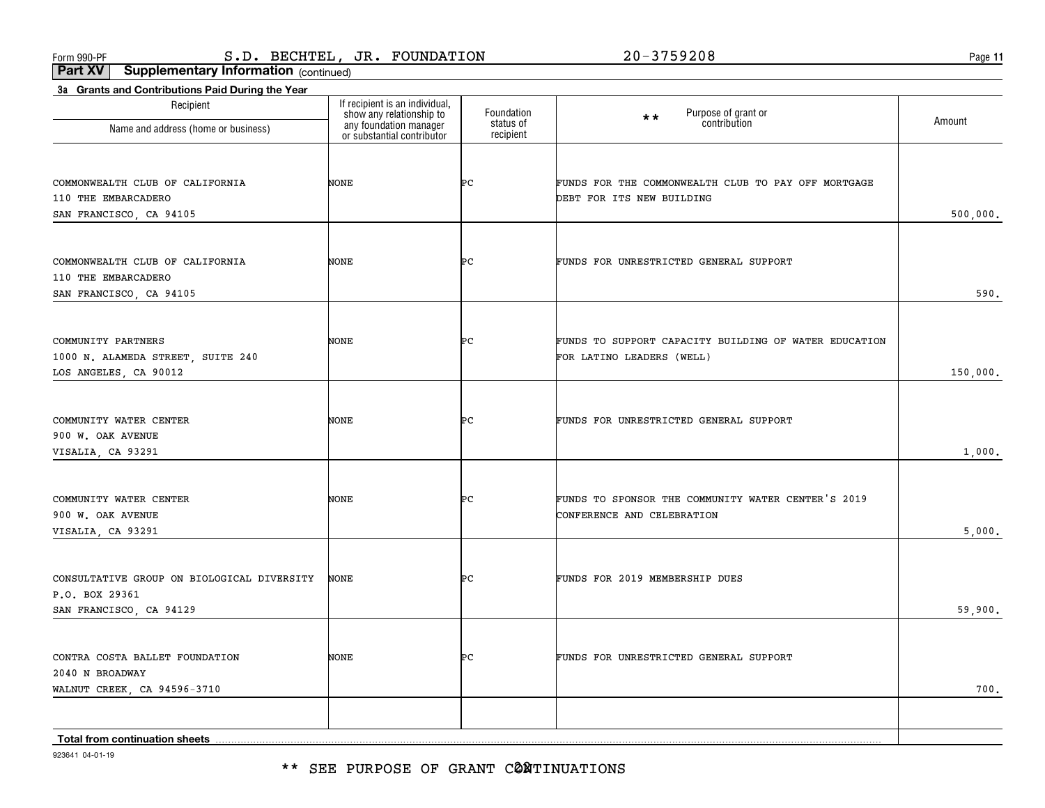Form 990-PF S.D. BECHTEL, JR. FOUNDATION 20-3759208

**Part XV Supplementary Information** (continued)

**3a Grants and Contributions Paid During the Year**

| Recipient Name and address (home or business) | If recipient is an individual, show any relationship to any foundation manager or substantial contributor | Foundation status of recipient | ** Purpose of grant or contribution | Amount |
|---|---|---|---|---|
| COMMONWEALTH CLUB OF CALIFORNIA<br>110 THE EMBARCADERO<br>SAN FRANCISCO, CA 94105 | NONE | PC | FUNDS FOR THE COMMONWEALTH CLUB TO PAY OFF MORTGAGE DEBT FOR ITS NEW BUILDING | 500,000. |
| COMMONWEALTH CLUB OF CALIFORNIA<br>110 THE EMBARCADERO<br>SAN FRANCISCO, CA 94105 | NONE | PC | FUNDS FOR UNRESTRICTED GENERAL SUPPORT | 590. |
| COMMUNITY PARTNERS<br>1000 N. ALAMEDA STREET, SUITE 240<br>LOS ANGELES, CA 90012 | NONE | PC | FUNDS TO SUPPORT CAPACITY BUILDING OF WATER EDUCATION FOR LATINO LEADERS (WELL) | 150,000. |
| COMMUNITY WATER CENTER<br>900 W. OAK AVENUE<br>VISALIA, CA 93291 | NONE | PC | FUNDS FOR UNRESTRICTED GENERAL SUPPORT | 1,000. |
| COMMUNITY WATER CENTER<br>900 W. OAK AVENUE<br>VISALIA, CA 93291 | NONE | PC | FUNDS TO SPONSOR THE COMMUNITY WATER CENTER'S 2019 CONFERENCE AND CELEBRATION | 5,000. |
| CONSULTATIVE GROUP ON BIOLOGICAL DIVERSITY<br>P.O. BOX 29361<br>SAN FRANCISCO, CA 94129 | NONE | PC | FUNDS FOR 2019 MEMBERSHIP DUES | 59,900. |
| CONTRA COSTA BALLET FOUNDATION<br>2040 N BROADWAY<br>WALNUT CREEK, CA 94596-3710 | NONE | PC | FUNDS FOR UNRESTRICTED GENERAL SUPPORT | 700. |
| **Total from continuation sheets** | | | | |

923641 04-01-19

** SEE PURPOSE OF GRANT CONTINUATIONS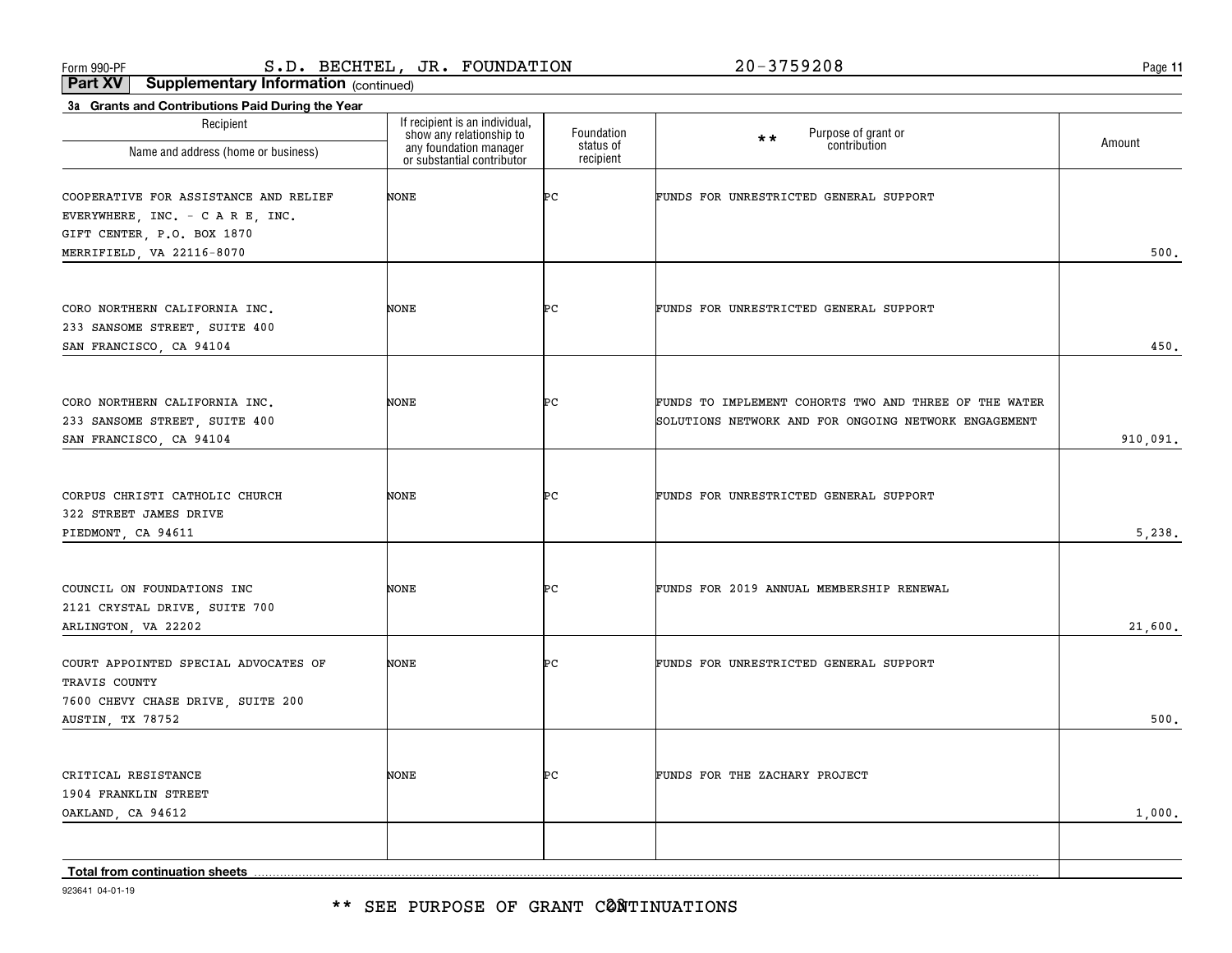Form 990-PF S.D. BECHTEL, JR. FOUNDATION 20-3759208

**Part XV Supplementary Information** (continued)

**3a Grants and Contributions Paid During the Year**

| Recipient Name and address (home or business) | If recipient is an individual, show any relationship to any foundation manager or substantial contributor | Foundation status of recipient | ** Purpose of grant or contribution | Amount |
|---|---|---|---|---|
| COOPERATIVE FOR ASSISTANCE AND RELIEF EVERYWHERE, INC. - C A R E, INC. GIFT CENTER, P.O. BOX 1870 MERRIFIELD, VA 22116-8070 | NONE | PC | FUNDS FOR UNRESTRICTED GENERAL SUPPORT | 500. |
| CORO NORTHERN CALIFORNIA INC. 233 SANSOME STREET, SUITE 400 SAN FRANCISCO, CA 94104 | NONE | PC | FUNDS FOR UNRESTRICTED GENERAL SUPPORT | 450. |
| CORO NORTHERN CALIFORNIA INC. 233 SANSOME STREET, SUITE 400 SAN FRANCISCO, CA 94104 | NONE | PC | FUNDS TO IMPLEMENT COHORTS TWO AND THREE OF THE WATER SOLUTIONS NETWORK AND FOR ONGOING NETWORK ENGAGEMENT | 910,091. |
| CORPUS CHRISTI CATHOLIC CHURCH 322 STREET JAMES DRIVE PIEDMONT, CA 94611 | NONE | PC | FUNDS FOR UNRESTRICTED GENERAL SUPPORT | 5,238. |
| COUNCIL ON FOUNDATIONS INC 2121 CRYSTAL DRIVE, SUITE 700 ARLINGTON, VA 22202 | NONE | PC | FUNDS FOR 2019 ANNUAL MEMBERSHIP RENEWAL | 21,600. |
| COURT APPOINTED SPECIAL ADVOCATES OF TRAVIS COUNTY 7600 CHEVY CHASE DRIVE, SUITE 200 AUSTIN, TX 78752 | NONE | PC | FUNDS FOR UNRESTRICTED GENERAL SUPPORT | 500. |
| CRITICAL RESISTANCE 1904 FRANKLIN STREET OAKLAND, CA 94612 | NONE | PC | FUNDS FOR THE ZACHARY PROJECT | 1,000. |
| | | | | |
| **Total from continuation sheets** | | | | |

923641 04-01-19

** SEE PURPOSE OF GRANT CONTINUATIONS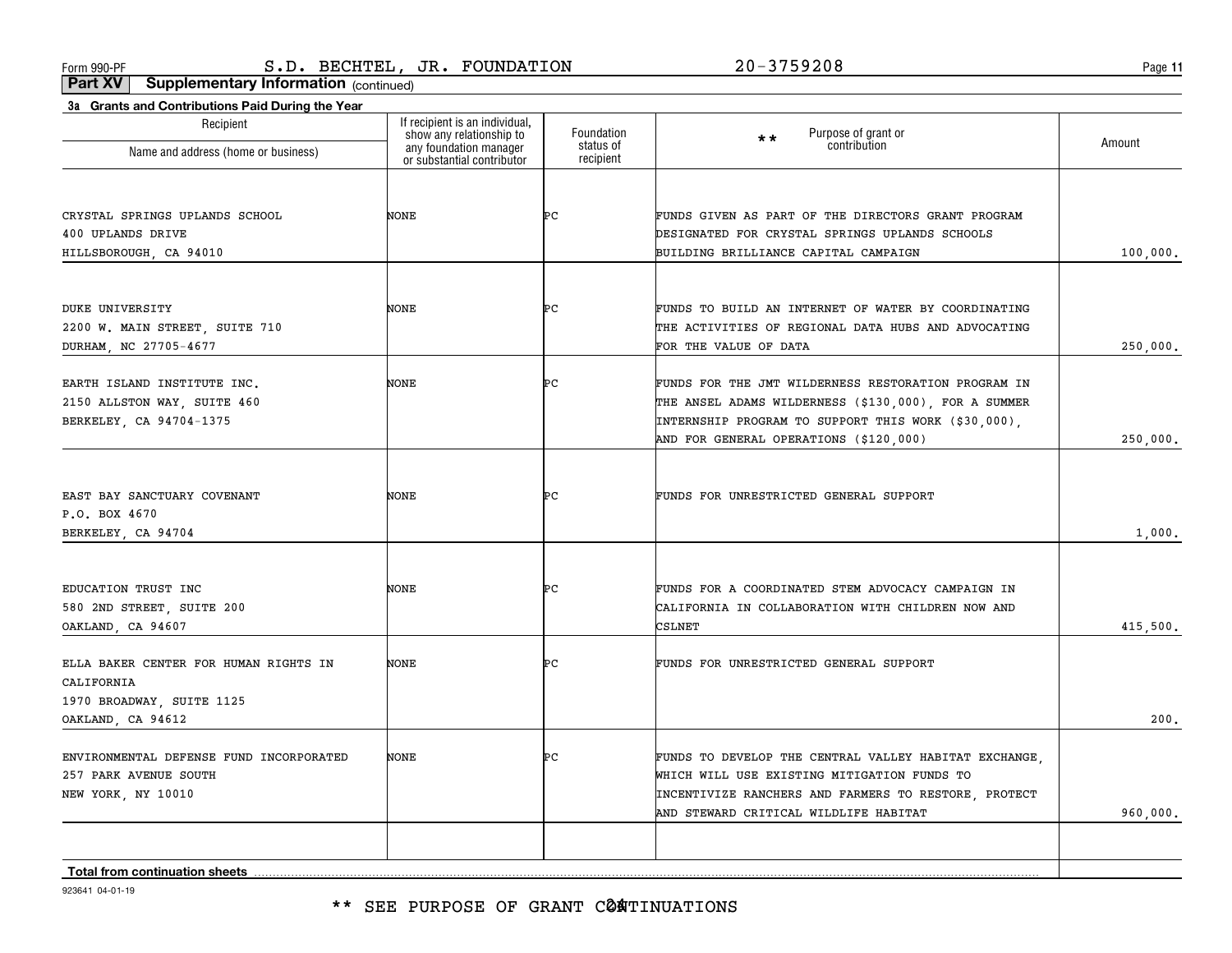Form 990-PF S.D. BECHTEL, JR. FOUNDATION 20-3759208

**Part XV Supplementary Information** (continued)

**3a Grants and Contributions Paid During the Year**

| Recipient Name and address (home or business) | If recipient is an individual, show any relationship to any foundation manager or substantial contributor | Foundation status of recipient | ** Purpose of grant or contribution | Amount |
|---|---|---|---|---|
| CRYSTAL SPRINGS UPLANDS SCHOOL<br>400 UPLANDS DRIVE<br>HILLSBOROUGH, CA 94010 | NONE | PC | FUNDS GIVEN AS PART OF THE DIRECTORS GRANT PROGRAM DESIGNATED FOR CRYSTAL SPRINGS UPLANDS SCHOOLS BUILDING BRILLIANCE CAPITAL CAMPAIGN | 100,000. |
| DUKE UNIVERSITY<br>2200 W. MAIN STREET, SUITE 710<br>DURHAM, NC 27705-4677 | NONE | PC | FUNDS TO BUILD AN INTERNET OF WATER BY COORDINATING THE ACTIVITIES OF REGIONAL DATA HUBS AND ADVOCATING FOR THE VALUE OF DATA | 250,000. |
| EARTH ISLAND INSTITUTE INC.<br>2150 ALLSTON WAY, SUITE 460<br>BERKELEY, CA 94704-1375 | NONE | PC | FUNDS FOR THE JMT WILDERNESS RESTORATION PROGRAM IN THE ANSEL ADAMS WILDERNESS ($130,000), FOR A SUMMER INTERNSHIP PROGRAM TO SUPPORT THIS WORK ($30,000), AND FOR GENERAL OPERATIONS ($120,000) | 250,000. |
| EAST BAY SANCTUARY COVENANT<br>P.O. BOX 4670<br>BERKELEY, CA 94704 | NONE | PC | FUNDS FOR UNRESTRICTED GENERAL SUPPORT | 1,000. |
| EDUCATION TRUST INC<br>580 2ND STREET, SUITE 200<br>OAKLAND, CA 94607 | NONE | PC | FUNDS FOR A COORDINATED STEM ADVOCACY CAMPAIGN IN CALIFORNIA IN COLLABORATION WITH CHILDREN NOW AND CSLNET | 415,500. |
| ELLA BAKER CENTER FOR HUMAN RIGHTS IN CALIFORNIA<br>1970 BROADWAY, SUITE 1125<br>OAKLAND, CA 94612 | NONE | PC | FUNDS FOR UNRESTRICTED GENERAL SUPPORT | 200. |
| ENVIRONMENTAL DEFENSE FUND INCORPORATED<br>257 PARK AVENUE SOUTH<br>NEW YORK, NY 10010 | NONE | PC | FUNDS TO DEVELOP THE CENTRAL VALLEY HABITAT EXCHANGE, WHICH WILL USE EXISTING MITIGATION FUNDS TO INCENTIVIZE RANCHERS AND FARMERS TO RESTORE, PROTECT AND STEWARD CRITICAL WILDLIFE HABITAT | 960,000. |
| | | | | |
| **Total from continuation sheets** | | | | |

923641 04-01-19

** SEE PURPOSE OF GRANT CONTINUATIONS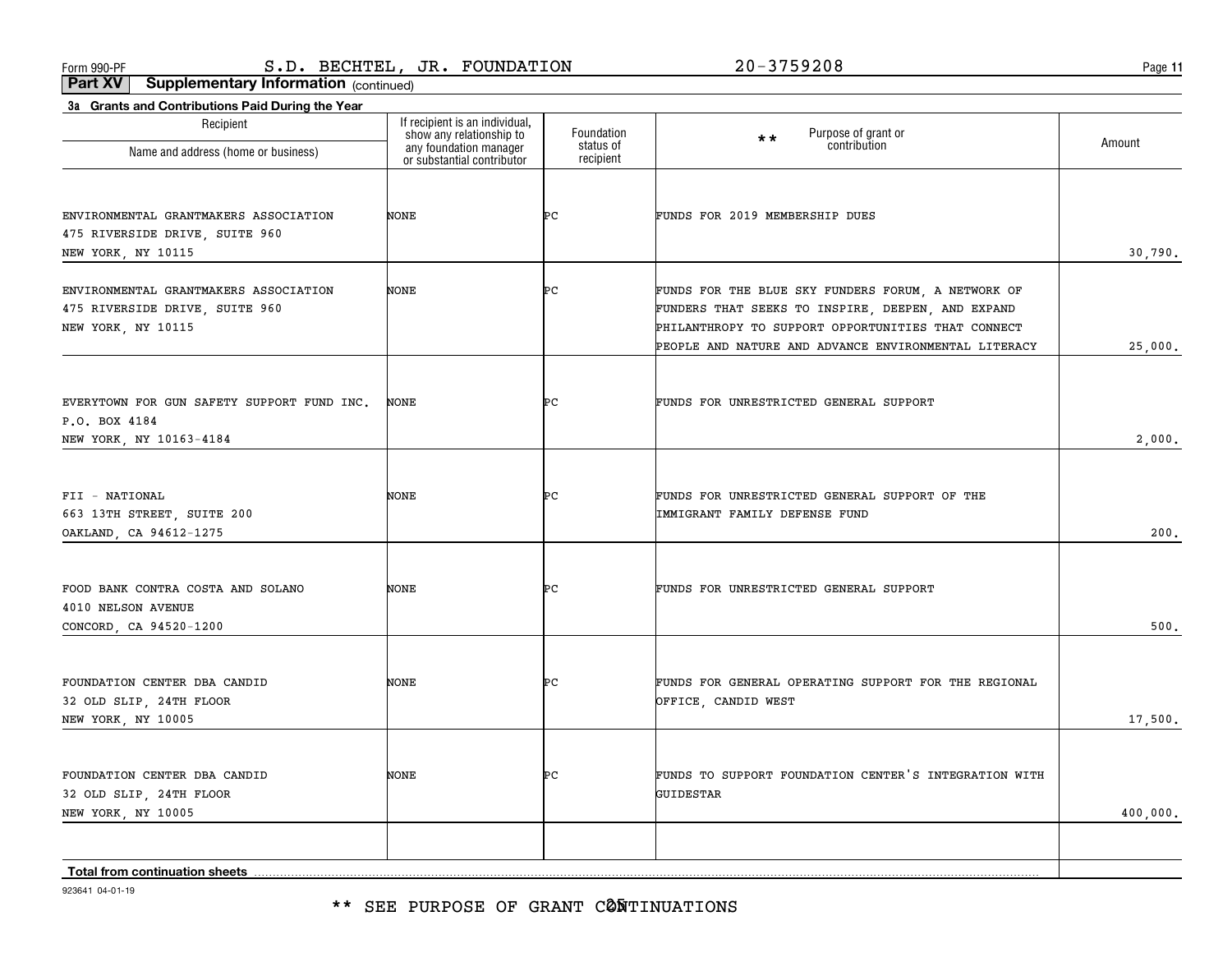Form 990-PF S.D. BECHTEL, JR. FOUNDATION 20-3759208

**Part XV Supplementary Information** (continued)

**3a Grants and Contributions Paid During the Year**

| Recipient<br>Name and address (home or business) | If recipient is an individual, show any relationship to any foundation manager or substantial contributor | Foundation status of recipient | ** Purpose of grant or contribution | Amount |
|---|---|---|---|---|
| ENVIRONMENTAL GRANTMAKERS ASSOCIATION<br>475 RIVERSIDE DRIVE, SUITE 960<br>NEW YORK, NY 10115 | NONE | PC | FUNDS FOR 2019 MEMBERSHIP DUES | 30,790. |
| ENVIRONMENTAL GRANTMAKERS ASSOCIATION<br>475 RIVERSIDE DRIVE, SUITE 960<br>NEW YORK, NY 10115 | NONE | PC | FUNDS FOR THE BLUE SKY FUNDERS FORUM, A NETWORK OF FUNDERS THAT SEEKS TO INSPIRE, DEEPEN, AND EXPAND PHILANTHROPY TO SUPPORT OPPORTUNITIES THAT CONNECT PEOPLE AND NATURE AND ADVANCE ENVIRONMENTAL LITERACY | 25,000. |
| EVERYTOWN FOR GUN SAFETY SUPPORT FUND INC.<br>P.O. BOX 4184<br>NEW YORK, NY 10163-4184 | NONE | PC | FUNDS FOR UNRESTRICTED GENERAL SUPPORT | 2,000. |
| FII - NATIONAL<br>663 13TH STREET, SUITE 200<br>OAKLAND, CA 94612-1275 | NONE | PC | FUNDS FOR UNRESTRICTED GENERAL SUPPORT OF THE IMMIGRANT FAMILY DEFENSE FUND | 200. |
| FOOD BANK CONTRA COSTA AND SOLANO<br>4010 NELSON AVENUE<br>CONCORD, CA 94520-1200 | NONE | PC | FUNDS FOR UNRESTRICTED GENERAL SUPPORT | 500. |
| FOUNDATION CENTER DBA CANDID<br>32 OLD SLIP, 24TH FLOOR<br>NEW YORK, NY 10005 | NONE | PC | FUNDS FOR GENERAL OPERATING SUPPORT FOR THE REGIONAL OFFICE, CANDID WEST | 17,500. |
| FOUNDATION CENTER DBA CANDID<br>32 OLD SLIP, 24TH FLOOR<br>NEW YORK, NY 10005 | NONE | PC | FUNDS TO SUPPORT FOUNDATION CENTER'S INTEGRATION WITH GUIDESTAR | 400,000. |
| **Total from continuation sheets** | | | | |

923641 04-01-19

** SEE PURPOSE OF GRANT CONTINUATIONS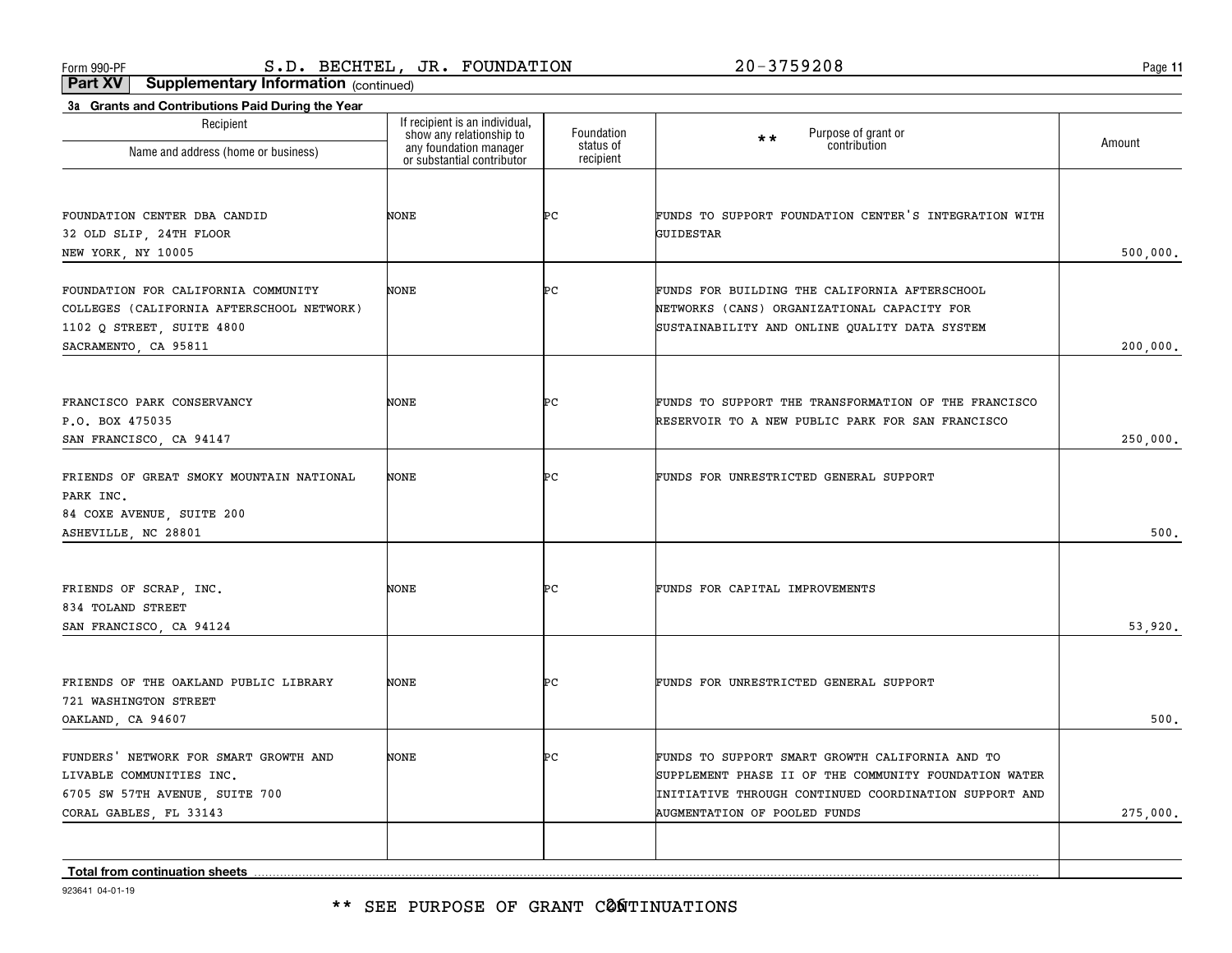Form 990-PF S.D. BECHTEL, JR. FOUNDATION 20-3759208

**Part XV Supplementary Information** (continued)

**3a Grants and Contributions Paid During the Year**

| Recipient<br>Name and address (home or business) | If recipient is an individual, show any relationship to any foundation manager or substantial contributor | Foundation status of recipient | ** Purpose of grant or contribution | Amount |
|---|---|---|---|---|
| FOUNDATION CENTER DBA CANDID<br>32 OLD SLIP, 24TH FLOOR<br>NEW YORK, NY 10005 | NONE | PC | FUNDS TO SUPPORT FOUNDATION CENTER'S INTEGRATION WITH GUIDESTAR | 500,000. |
| FOUNDATION FOR CALIFORNIA COMMUNITY COLLEGES (CALIFORNIA AFTERSCHOOL NETWORK)<br>1102 Q STREET, SUITE 4800<br>SACRAMENTO, CA 95811 | NONE | PC | FUNDS FOR BUILDING THE CALIFORNIA AFTERSCHOOL NETWORKS (CANS) ORGANIZATIONAL CAPACITY FOR SUSTAINABILITY AND ONLINE QUALITY DATA SYSTEM | 200,000. |
| FRANCISCO PARK CONSERVANCY<br>P.O. BOX 475035<br>SAN FRANCISCO, CA 94147 | NONE | PC | FUNDS TO SUPPORT THE TRANSFORMATION OF THE FRANCISCO RESERVOIR TO A NEW PUBLIC PARK FOR SAN FRANCISCO | 250,000. |
| FRIENDS OF GREAT SMOKY MOUNTAIN NATIONAL PARK INC.<br>84 COXE AVENUE, SUITE 200<br>ASHEVILLE, NC 28801 | NONE | PC | FUNDS FOR UNRESTRICTED GENERAL SUPPORT | 500. |
| FRIENDS OF SCRAP, INC.<br>834 TOLAND STREET<br>SAN FRANCISCO, CA 94124 | NONE | PC | FUNDS FOR CAPITAL IMPROVEMENTS | 53,920. |
| FRIENDS OF THE OAKLAND PUBLIC LIBRARY<br>721 WASHINGTON STREET<br>OAKLAND, CA 94607 | NONE | PC | FUNDS FOR UNRESTRICTED GENERAL SUPPORT | 500. |
| FUNDERS' NETWORK FOR SMART GROWTH AND LIVABLE COMMUNITIES INC.<br>6705 SW 57TH AVENUE, SUITE 700<br>CORAL GABLES, FL 33143 | NONE | PC | FUNDS TO SUPPORT SMART GROWTH CALIFORNIA AND TO SUPPLEMENT PHASE II OF THE COMMUNITY FOUNDATION WATER INITIATIVE THROUGH CONTINUED COORDINATION SUPPORT AND AUGMENTATION OF POOLED FUNDS | 275,000. |
| **Total from continuation sheets** | | | | |

923641 04-01-19

** SEE PURPOSE OF GRANT CONTINUATIONS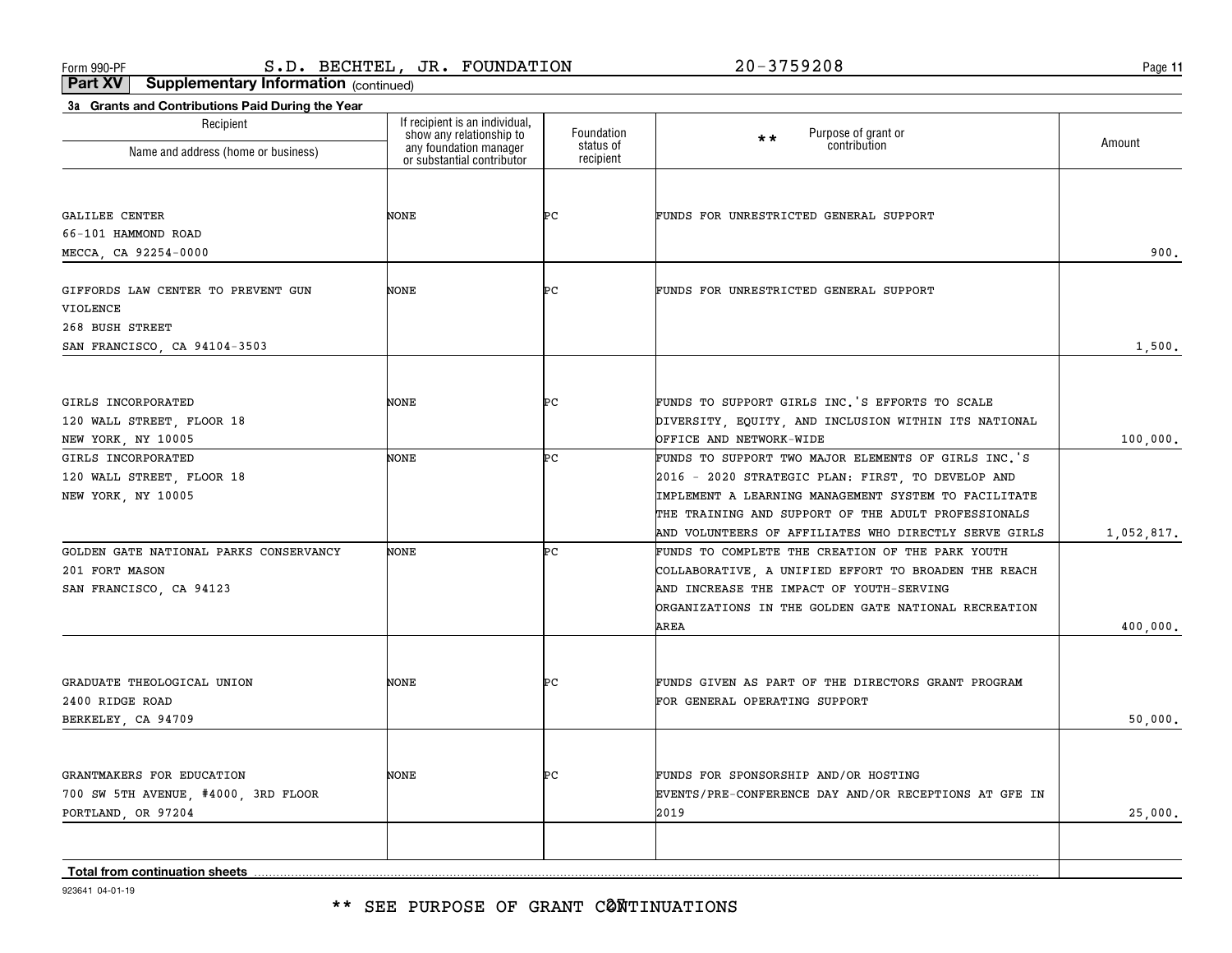Form 990-PF S.D. BECHTEL, JR. FOUNDATION 20-3759208

**Part XV Supplementary Information** (continued)

**3a Grants and Contributions Paid During the Year**

| Recipient Name and address (home or business) | If recipient is an individual, show any relationship to any foundation manager or substantial contributor | Foundation status of recipient | ** Purpose of grant or contribution | Amount |
|---|---|---|---|---|
| GALILEE CENTER<br>66-101 HAMMOND ROAD<br>MECCA, CA 92254-0000 | NONE | PC | FUNDS FOR UNRESTRICTED GENERAL SUPPORT | 900. |
| GIFFORDS LAW CENTER TO PREVENT GUN VIOLENCE<br>268 BUSH STREET<br>SAN FRANCISCO, CA 94104-3503 | NONE | PC | FUNDS FOR UNRESTRICTED GENERAL SUPPORT | 1,500. |
| GIRLS INCORPORATED<br>120 WALL STREET, FLOOR 18<br>NEW YORK, NY 10005 | NONE | PC | FUNDS TO SUPPORT GIRLS INC.'S EFFORTS TO SCALE DIVERSITY, EQUITY, AND INCLUSION WITHIN ITS NATIONAL OFFICE AND NETWORK-WIDE | 100,000. |
| GIRLS INCORPORATED<br>120 WALL STREET, FLOOR 18<br>NEW YORK, NY 10005 | NONE | PC | FUNDS TO SUPPORT TWO MAJOR ELEMENTS OF GIRLS INC.'S 2016 - 2020 STRATEGIC PLAN: FIRST, TO DEVELOP AND IMPLEMENT A LEARNING MANAGEMENT SYSTEM TO FACILITATE THE TRAINING AND SUPPORT OF THE ADULT PROFESSIONALS AND VOLUNTEERS OF AFFILIATES WHO DIRECTLY SERVE GIRLS | 1,052,817. |
| GOLDEN GATE NATIONAL PARKS CONSERVANCY<br>201 FORT MASON<br>SAN FRANCISCO, CA 94123 | NONE | PC | FUNDS TO COMPLETE THE CREATION OF THE PARK YOUTH COLLABORATIVE, A UNIFIED EFFORT TO BROADEN THE REACH AND INCREASE THE IMPACT OF YOUTH-SERVING ORGANIZATIONS IN THE GOLDEN GATE NATIONAL RECREATION AREA | 400,000. |
| GRADUATE THEOLOGICAL UNION<br>2400 RIDGE ROAD<br>BERKELEY, CA 94709 | NONE | PC | FUNDS GIVEN AS PART OF THE DIRECTORS GRANT PROGRAM FOR GENERAL OPERATING SUPPORT | 50,000. |
| GRANTMAKERS FOR EDUCATION<br>700 SW 5TH AVENUE, #4000, 3RD FLOOR<br>PORTLAND, OR 97204 | NONE | PC | FUNDS FOR SPONSORSHIP AND/OR HOSTING EVENTS/PRE-CONFERENCE DAY AND/OR RECEPTIONS AT GFE IN 2019 | 25,000. |
| | | | | |
| **Total from continuation sheets** | | | | |

923641 04-01-19

** SEE PURPOSE OF GRANT CONTINUATIONS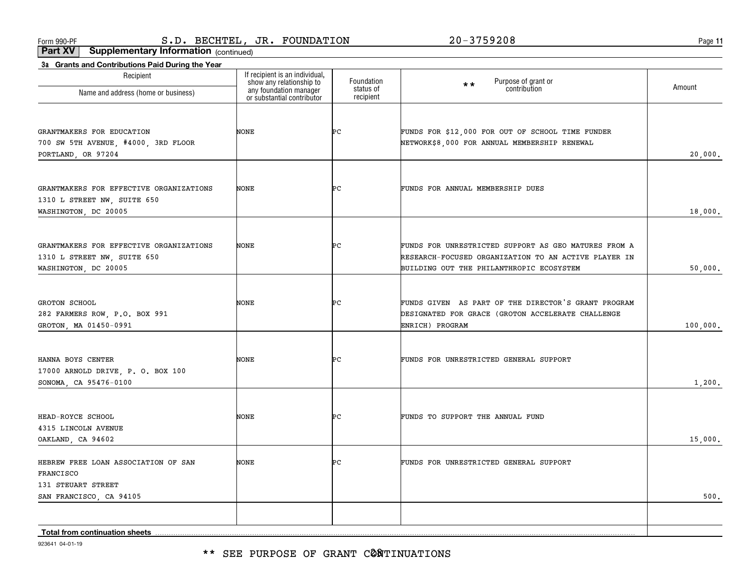Form 990-PF S.D. BECHTEL, JR. FOUNDATION 20-3759208

**Part XV Supplementary Information** (continued)

**3a Grants and Contributions Paid During the Year**

| Recipient<br>Name and address (home or business) | If recipient is an individual, show any relationship to any foundation manager or substantial contributor | Foundation status of recipient | ** Purpose of grant or contribution | Amount |
|---|---|---|---|---|
| GRANTMAKERS FOR EDUCATION<br>700 SW 5TH AVENUE, #4000, 3RD FLOOR<br>PORTLAND, OR 97204 | NONE | PC | FUNDS FOR $12,000 FOR OUT OF SCHOOL TIME FUNDER NETWORK$8,000 FOR ANNUAL MEMBERSHIP RENEWAL | 20,000. |
| GRANTMAKERS FOR EFFECTIVE ORGANIZATIONS<br>1310 L STREET NW, SUITE 650<br>WASHINGTON, DC 20005 | NONE | PC | FUNDS FOR ANNUAL MEMBERSHIP DUES | 18,000. |
| GRANTMAKERS FOR EFFECTIVE ORGANIZATIONS<br>1310 L STREET NW, SUITE 650<br>WASHINGTON, DC 20005 | NONE | PC | FUNDS FOR UNRESTRICTED SUPPORT AS GEO MATURES FROM A RESEARCH-FOCUSED ORGANIZATION TO AN ACTIVE PLAYER IN BUILDING OUT THE PHILANTHROPIC ECOSYSTEM | 50,000. |
| GROTON SCHOOL<br>282 FARMERS ROW, P.O. BOX 991<br>GROTON, MA 01450-0991 | NONE | PC | FUNDS GIVEN AS PART OF THE DIRECTOR'S GRANT PROGRAM DESIGNATED FOR GRACE (GROTON ACCELERATE CHALLENGE ENRICH) PROGRAM | 100,000. |
| HANNA BOYS CENTER<br>17000 ARNOLD DRIVE, P. O. BOX 100<br>SONOMA, CA 95476-0100 | NONE | PC | FUNDS FOR UNRESTRICTED GENERAL SUPPORT | 1,200. |
| HEAD-ROYCE SCHOOL<br>4315 LINCOLN AVENUE<br>OAKLAND, CA 94602 | NONE | PC | FUNDS TO SUPPORT THE ANNUAL FUND | 15,000. |
| HEBREW FREE LOAN ASSOCIATION OF SAN FRANCISCO<br>131 STEUART STREET<br>SAN FRANCISCO, CA 94105 | NONE | PC | FUNDS FOR UNRESTRICTED GENERAL SUPPORT | 500. |
| | | | | |
| **Total from continuation sheets** | | | | |

923641 04-01-19

** SEE PURPOSE OF GRANT CONTINUATIONS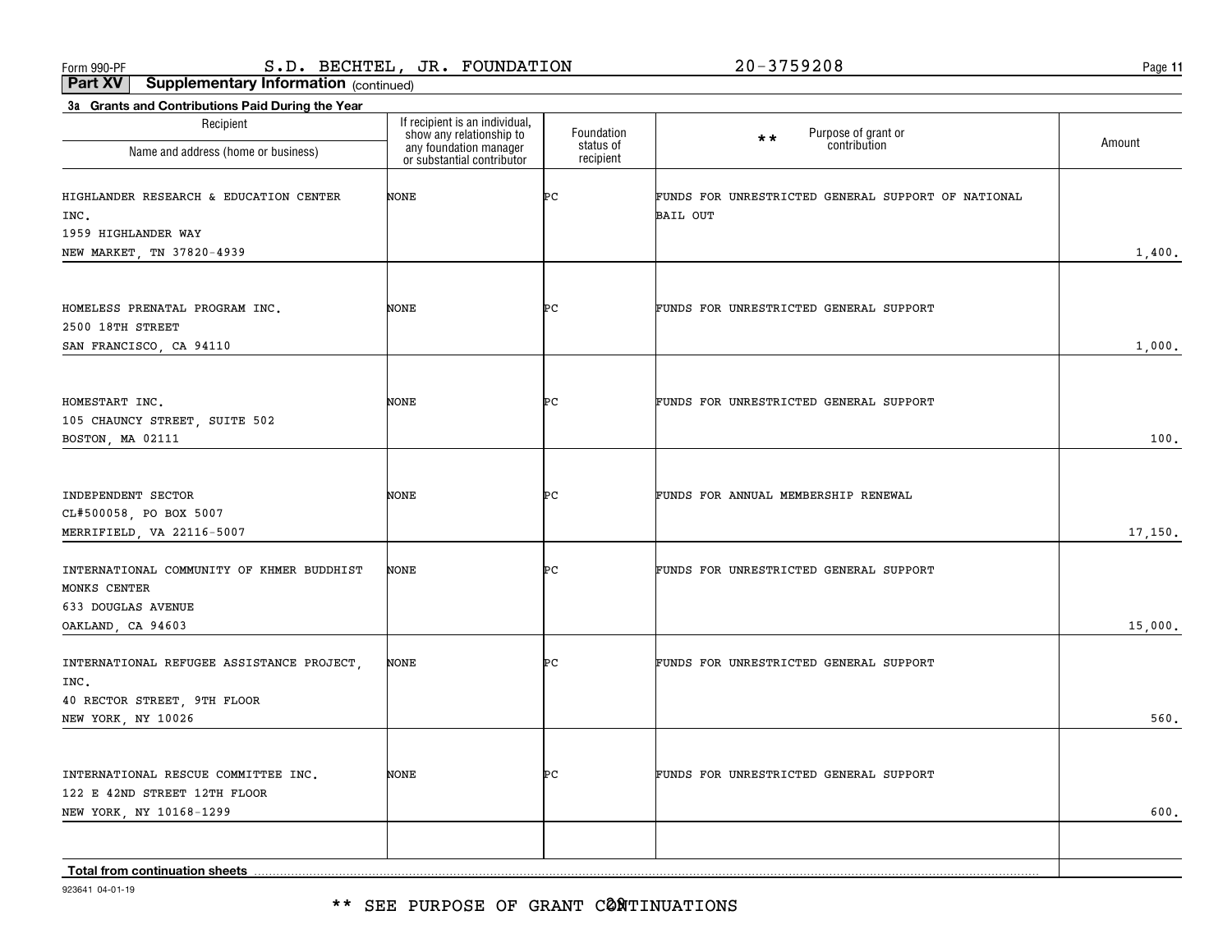Form 990-PF S.D. BECHTEL, JR. FOUNDATION 20-3759208

**Part XV Supplementary Information** (continued)

**3a Grants and Contributions Paid During the Year**

| Recipient<br>Name and address (home or business) | If recipient is an individual, show any relationship to any foundation manager or substantial contributor | Foundation status of recipient | ** Purpose of grant or contribution | Amount |
|---|---|---|---|---|
| HIGHLANDER RESEARCH & EDUCATION CENTER INC.<br>1959 HIGHLANDER WAY<br>NEW MARKET, TN 37820-4939 | NONE | PC | FUNDS FOR UNRESTRICTED GENERAL SUPPORT OF NATIONAL BAIL OUT | 1,400. |
| HOMELESS PRENATAL PROGRAM INC.<br>2500 18TH STREET<br>SAN FRANCISCO, CA 94110 | NONE | PC | FUNDS FOR UNRESTRICTED GENERAL SUPPORT | 1,000. |
| HOMESTART INC.<br>105 CHAUNCY STREET, SUITE 502<br>BOSTON, MA 02111 | NONE | PC | FUNDS FOR UNRESTRICTED GENERAL SUPPORT | 100. |
| INDEPENDENT SECTOR<br>CL#500058, PO BOX 5007<br>MERRIFIELD, VA 22116-5007 | NONE | PC | FUNDS FOR ANNUAL MEMBERSHIP RENEWAL | 17,150. |
| INTERNATIONAL COMMUNITY OF KHMER BUDDHIST MONKS CENTER<br>633 DOUGLAS AVENUE<br>OAKLAND, CA 94603 | NONE | PC | FUNDS FOR UNRESTRICTED GENERAL SUPPORT | 15,000. |
| INTERNATIONAL REFUGEE ASSISTANCE PROJECT, INC.<br>40 RECTOR STREET, 9TH FLOOR<br>NEW YORK, NY 10026 | NONE | PC | FUNDS FOR UNRESTRICTED GENERAL SUPPORT | 560. |
| INTERNATIONAL RESCUE COMMITTEE INC.<br>122 E 42ND STREET 12TH FLOOR<br>NEW YORK, NY 10168-1299 | NONE | PC | FUNDS FOR UNRESTRICTED GENERAL SUPPORT | 600. |
| | | | | |
| **Total from continuation sheets** | | | | |

923641 04-01-19

** SEE PURPOSE OF GRANT CONTINUATIONS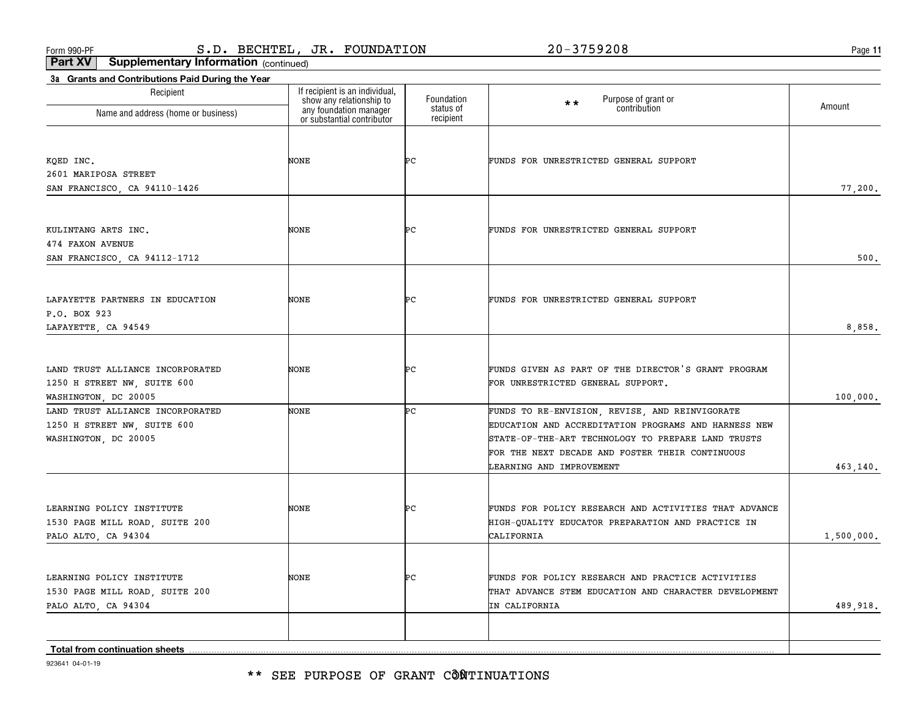Form 990-PF S.D. BECHTEL, JR. FOUNDATION 20-3759208

**Part XV Supplementary Information** (continued)

**3a Grants and Contributions Paid During the Year**

| Recipient Name and address (home or business) | If recipient is an individual, show any relationship to any foundation manager or substantial contributor | Foundation status of recipient | ** Purpose of grant or contribution | Amount |
|---|---|---|---|---|
| KQED INC.<br>2601 MARIPOSA STREET<br>SAN FRANCISCO, CA 94110-1426 | NONE | PC | FUNDS FOR UNRESTRICTED GENERAL SUPPORT | 77,200. |
| KULINTANG ARTS INC.<br>474 FAXON AVENUE<br>SAN FRANCISCO, CA 94112-1712 | NONE | PC | FUNDS FOR UNRESTRICTED GENERAL SUPPORT | 500. |
| LAFAYETTE PARTNERS IN EDUCATION<br>P.O. BOX 923<br>LAFAYETTE, CA 94549 | NONE | PC | FUNDS FOR UNRESTRICTED GENERAL SUPPORT | 8,858. |
| LAND TRUST ALLIANCE INCORPORATED<br>1250 H STREET NW, SUITE 600<br>WASHINGTON, DC 20005 | NONE | PC | FUNDS GIVEN AS PART OF THE DIRECTOR'S GRANT PROGRAM FOR UNRESTRICTED GENERAL SUPPORT. | 100,000. |
| LAND TRUST ALLIANCE INCORPORATED<br>1250 H STREET NW, SUITE 600<br>WASHINGTON, DC 20005 | NONE | PC | FUNDS TO RE-ENVISION, REVISE, AND REINVIGORATE EDUCATION AND ACCREDITATION PROGRAMS AND HARNESS NEW STATE-OF-THE-ART TECHNOLOGY TO PREPARE LAND TRUSTS FOR THE NEXT DECADE AND FOSTER THEIR CONTINUOUS LEARNING AND IMPROVEMENT | 463,140. |
| LEARNING POLICY INSTITUTE<br>1530 PAGE MILL ROAD, SUITE 200<br>PALO ALTO, CA 94304 | NONE | PC | FUNDS FOR POLICY RESEARCH AND ACTIVITIES THAT ADVANCE HIGH-QUALITY EDUCATOR PREPARATION AND PRACTICE IN CALIFORNIA | 1,500,000. |
| LEARNING POLICY INSTITUTE<br>1530 PAGE MILL ROAD, SUITE 200<br>PALO ALTO, CA 94304 | NONE | PC | FUNDS FOR POLICY RESEARCH AND PRACTICE ACTIVITIES THAT ADVANCE STEM EDUCATION AND CHARACTER DEVELOPMENT IN CALIFORNIA | 489,918. |
| **Total from continuation sheets** | | | | |

923641 04-01-19

** SEE PURPOSE OF GRANT CONTINUATIONS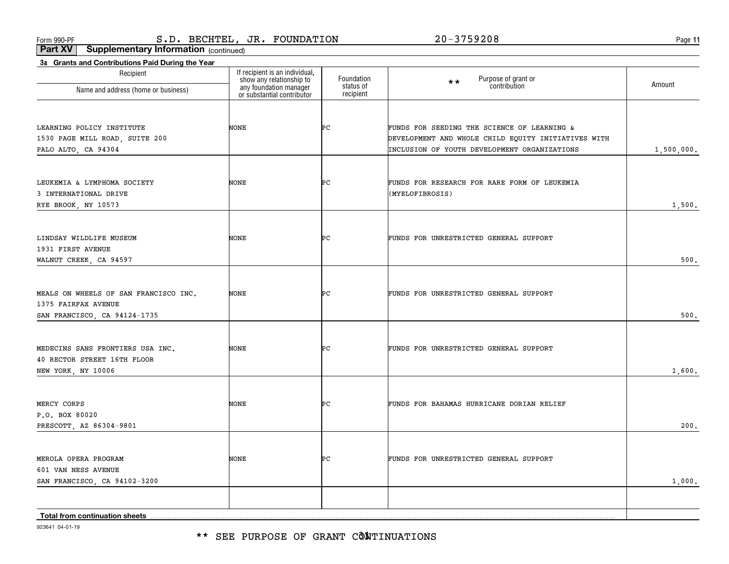Form 990-PF S.D. BECHTEL, JR. FOUNDATION 20-3759208

**Part XV Supplementary Information** (continued)

**3a Grants and Contributions Paid During the Year**

| Recipient<br>Name and address (home or business) | If recipient is an individual, show any relationship to any foundation manager or substantial contributor | Foundation status of recipient | ** Purpose of grant or contribution | Amount |
|---|---|---|---|---|
| LEARNING POLICY INSTITUTE<br>1530 PAGE MILL ROAD, SUITE 200<br>PALO ALTO, CA 94304 | NONE | PC | FUNDS FOR SEEDING THE SCIENCE OF LEARNING & DEVELOPMENT AND WHOLE CHILD EQUITY INITIATIVES WITH INCLUSION OF YOUTH DEVELOPMENT ORGANIZATIONS | 1,500,000. |
| LEUKEMIA & LYMPHOMA SOCIETY<br>3 INTERNATIONAL DRIVE<br>RYE BROOK, NY 10573 | NONE | PC | FUNDS FOR RESEARCH FOR RARE FORM OF LEUKEMIA (MYELOFIBROSIS) | 1,500. |
| LINDSAY WILDLIFE MUSEUM<br>1931 FIRST AVENUE<br>WALNUT CREEK, CA 94597 | NONE | PC | FUNDS FOR UNRESTRICTED GENERAL SUPPORT | 500. |
| MEALS ON WHEELS OF SAN FRANCISCO INC.<br>1375 FAIRFAX AVENUE<br>SAN FRANCISCO, CA 94124-1735 | NONE | PC | FUNDS FOR UNRESTRICTED GENERAL SUPPORT | 500. |
| MEDECINS SANS FRONTIERS USA INC.<br>40 RECTOR STREET 16TH FLOOR<br>NEW YORK, NY 10006 | NONE | PC | FUNDS FOR UNRESTRICTED GENERAL SUPPORT | 1,600. |
| MERCY CORPS<br>P.O. BOX 80020<br>PRESCOTT, AZ 86304-9801 | NONE | PC | FUNDS FOR BAHAMAS HURRICANE DORIAN RELIEF | 200. |
| MEROLA OPERA PROGRAM<br>601 VAN NESS AVENUE<br>SAN FRANCISCO, CA 94102-3200 | NONE | PC | FUNDS FOR UNRESTRICTED GENERAL SUPPORT | 1,000. |
| **Total from continuation sheets** | | | | |

923641 04-01-19

** SEE PURPOSE OF GRANT CONTINUATIONS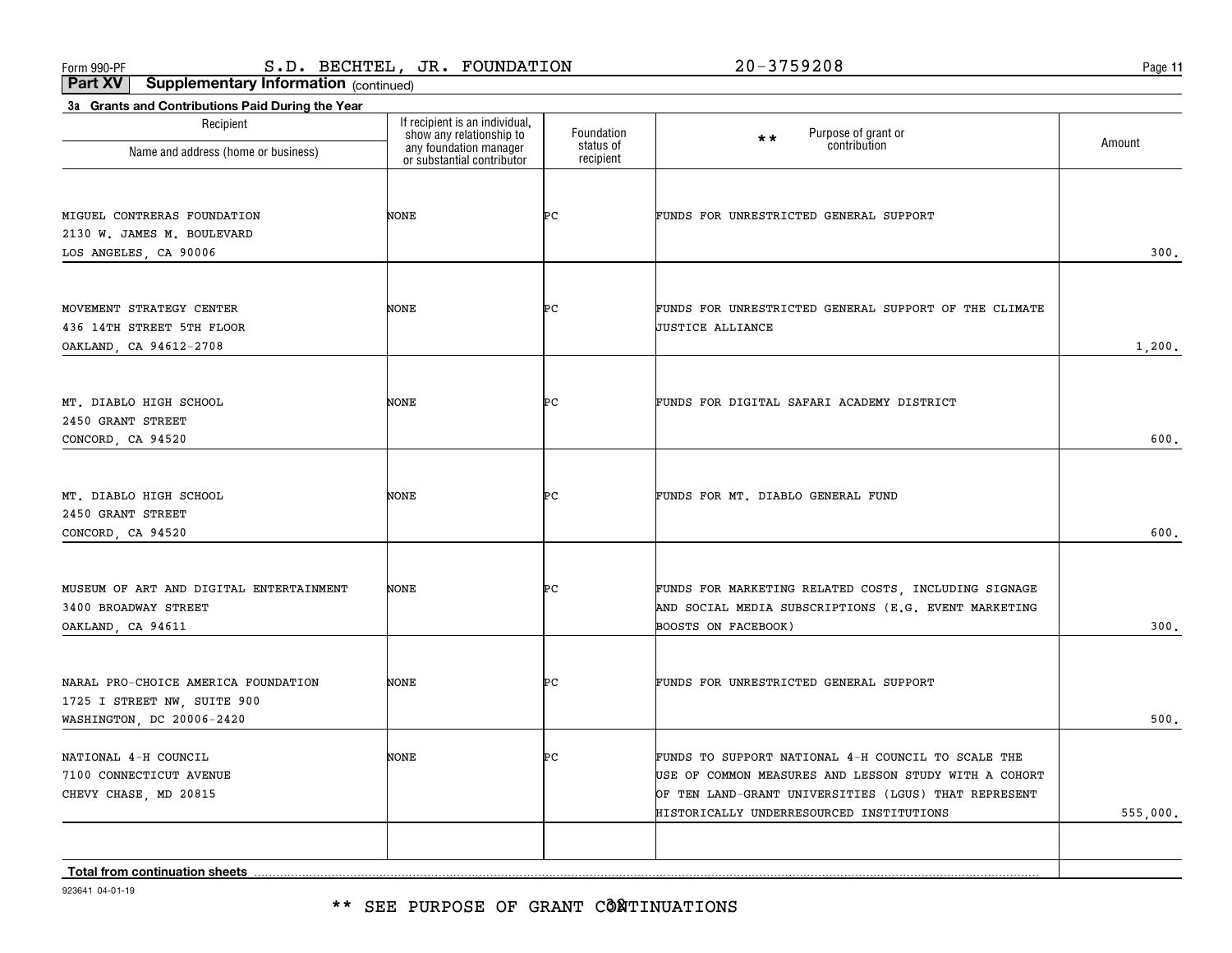Form 990-PF S.D. BECHTEL, JR. FOUNDATION 20-3759208

**Part XV Supplementary Information** (continued)

**3a Grants and Contributions Paid During the Year**

| Recipient<br>Name and address (home or business) | If recipient is an individual, show any relationship to any foundation manager or substantial contributor | Foundation status of recipient | ** Purpose of grant or contribution | Amount |
|---|---|---|---|---|
| MIGUEL CONTRERAS FOUNDATION<br>2130 W. JAMES M. BOULEVARD<br>LOS ANGELES, CA 90006 | NONE | PC | FUNDS FOR UNRESTRICTED GENERAL SUPPORT | 300. |
| MOVEMENT STRATEGY CENTER<br>436 14TH STREET 5TH FLOOR<br>OAKLAND, CA 94612-2708 | NONE | PC | FUNDS FOR UNRESTRICTED GENERAL SUPPORT OF THE CLIMATE JUSTICE ALLIANCE | 1,200. |
| MT. DIABLO HIGH SCHOOL<br>2450 GRANT STREET<br>CONCORD, CA 94520 | NONE | PC | FUNDS FOR DIGITAL SAFARI ACADEMY DISTRICT | 600. |
| MT. DIABLO HIGH SCHOOL<br>2450 GRANT STREET<br>CONCORD, CA 94520 | NONE | PC | FUNDS FOR MT. DIABLO GENERAL FUND | 600. |
| MUSEUM OF ART AND DIGITAL ENTERTAINMENT<br>3400 BROADWAY STREET<br>OAKLAND, CA 94611 | NONE | PC | FUNDS FOR MARKETING RELATED COSTS, INCLUDING SIGNAGE AND SOCIAL MEDIA SUBSCRIPTIONS (E.G. EVENT MARKETING BOOSTS ON FACEBOOK) | 300. |
| NARAL PRO-CHOICE AMERICA FOUNDATION<br>1725 I STREET NW, SUITE 900<br>WASHINGTON, DC 20006-2420 | NONE | PC | FUNDS FOR UNRESTRICTED GENERAL SUPPORT | 500. |
| NATIONAL 4-H COUNCIL<br>7100 CONNECTICUT AVENUE<br>CHEVY CHASE, MD 20815 | NONE | PC | FUNDS TO SUPPORT NATIONAL 4-H COUNCIL TO SCALE THE USE OF COMMON MEASURES AND LESSON STUDY WITH A COHORT OF TEN LAND-GRANT UNIVERSITIES (LGUS) THAT REPRESENT HISTORICALLY UNDERRESOURCED INSTITUTIONS | 555,000. |
| | | | | |
| **Total from continuation sheets** | | | | |

923641 04-01-19

** SEE PURPOSE OF GRANT CONTINUATIONS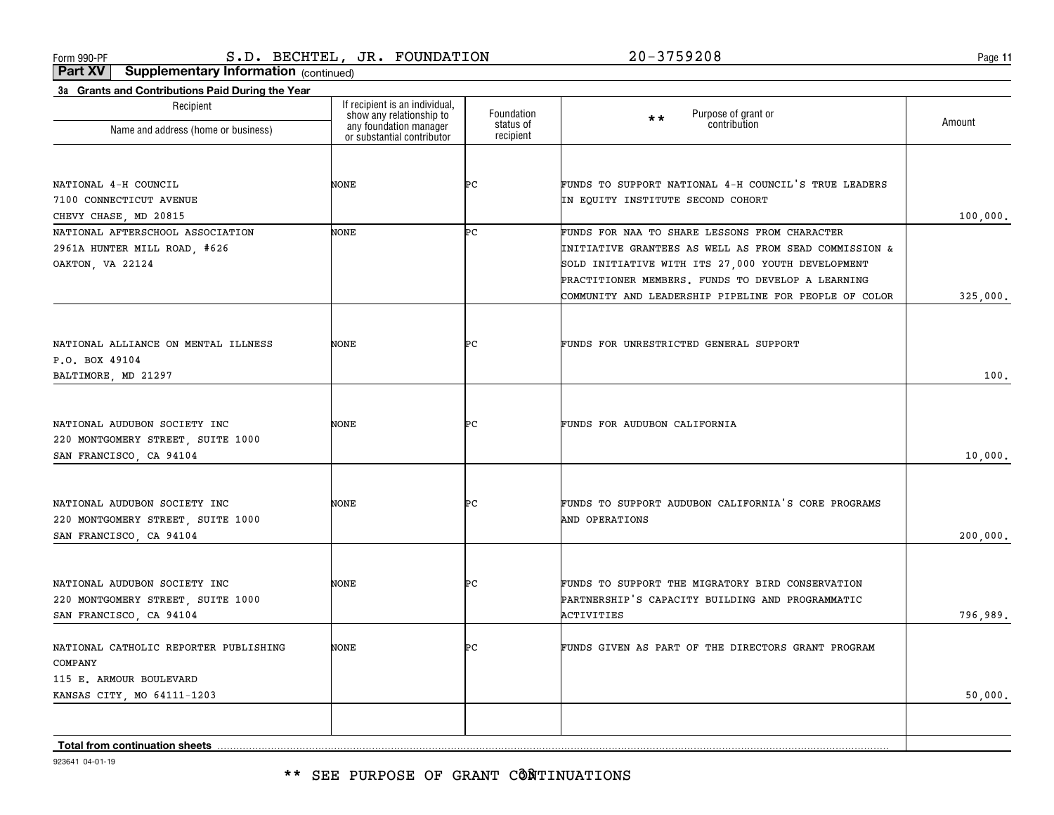Form 990-PF S.D. BECHTEL, JR. FOUNDATION 20-3759208

**Part XV Supplementary Information** (continued)

**3a Grants and Contributions Paid During the Year**

| Recipient<br>Name and address (home or business) | If recipient is an individual, show any relationship to any foundation manager or substantial contributor | Foundation status of recipient | ** Purpose of grant or contribution | Amount |
|---|---|---|---|---|
| NATIONAL 4-H COUNCIL<br>7100 CONNECTICUT AVENUE<br>CHEVY CHASE, MD 20815 | NONE | PC | FUNDS TO SUPPORT NATIONAL 4-H COUNCIL'S TRUE LEADERS IN EQUITY INSTITUTE SECOND COHORT | 100,000. |
| NATIONAL AFTERSCHOOL ASSOCIATION<br>2961A HUNTER MILL ROAD, #626<br>OAKTON, VA 22124 | NONE | PC | FUNDS FOR NAA TO SHARE LESSONS FROM CHARACTER INITIATIVE GRANTEES AS WELL AS FROM SEAD COMMISSION & SOLD INITIATIVE WITH ITS 27,000 YOUTH DEVELOPMENT PRACTITIONER MEMBERS. FUNDS TO DEVELOP A LEARNING COMMUNITY AND LEADERSHIP PIPELINE FOR PEOPLE OF COLOR | 325,000. |
| NATIONAL ALLIANCE ON MENTAL ILLNESS<br>P.O. BOX 49104<br>BALTIMORE, MD 21297 | NONE | PC | FUNDS FOR UNRESTRICTED GENERAL SUPPORT | 100. |
| NATIONAL AUDUBON SOCIETY INC<br>220 MONTGOMERY STREET, SUITE 1000<br>SAN FRANCISCO, CA 94104 | NONE | PC | FUNDS FOR AUDUBON CALIFORNIA | 10,000. |
| NATIONAL AUDUBON SOCIETY INC<br>220 MONTGOMERY STREET, SUITE 1000<br>SAN FRANCISCO, CA 94104 | NONE | PC | FUNDS TO SUPPORT AUDUBON CALIFORNIA'S CORE PROGRAMS AND OPERATIONS | 200,000. |
| NATIONAL AUDUBON SOCIETY INC<br>220 MONTGOMERY STREET, SUITE 1000<br>SAN FRANCISCO, CA 94104 | NONE | PC | FUNDS TO SUPPORT THE MIGRATORY BIRD CONSERVATION PARTNERSHIP'S CAPACITY BUILDING AND PROGRAMMATIC ACTIVITIES | 796,989. |
| NATIONAL CATHOLIC REPORTER PUBLISHING COMPANY<br>115 E. ARMOUR BOULEVARD<br>KANSAS CITY, MO 64111-1203 | NONE | PC | FUNDS GIVEN AS PART OF THE DIRECTORS GRANT PROGRAM | 50,000. |
| **Total from continuation sheets** | | | | |

923641 04-01-19

** SEE PURPOSE OF GRANT CONTINUATIONS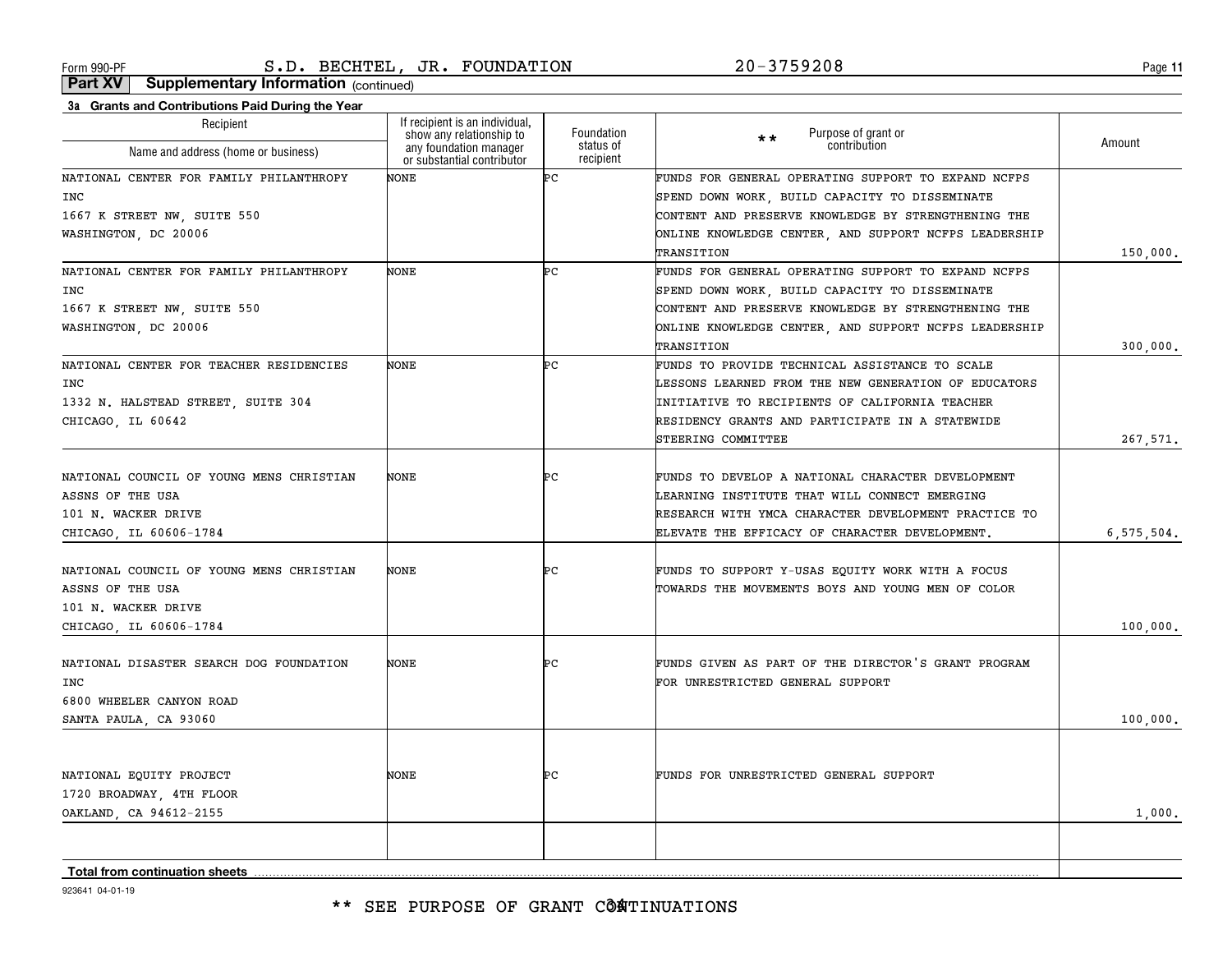Form 990-PF S.D. BECHTEL, JR. FOUNDATION 20-3759208

**Part XV Supplementary Information** (continued)

**3a Grants and Contributions Paid During the Year**

| Recipient Name and address (home or business) | If recipient is an individual, show any relationship to any foundation manager or substantial contributor | Foundation status of recipient | ** Purpose of grant or contribution | Amount |
|---|---|---|---|---|
| NATIONAL CENTER FOR FAMILY PHILANTHROPY INC<br>1667 K STREET NW, SUITE 550<br>WASHINGTON, DC 20006 | NONE | PC | FUNDS FOR GENERAL OPERATING SUPPORT TO EXPAND NCFPS SPEND DOWN WORK, BUILD CAPACITY TO DISSEMINATE CONTENT AND PRESERVE KNOWLEDGE BY STRENGTHENING THE ONLINE KNOWLEDGE CENTER, AND SUPPORT NCFPS LEADERSHIP TRANSITION | 150,000. |
| NATIONAL CENTER FOR FAMILY PHILANTHROPY INC<br>1667 K STREET NW, SUITE 550<br>WASHINGTON, DC 20006 | NONE | PC | FUNDS FOR GENERAL OPERATING SUPPORT TO EXPAND NCFPS SPEND DOWN WORK, BUILD CAPACITY TO DISSEMINATE CONTENT AND PRESERVE KNOWLEDGE BY STRENGTHENING THE ONLINE KNOWLEDGE CENTER, AND SUPPORT NCFPS LEADERSHIP TRANSITION | 300,000. |
| NATIONAL CENTER FOR TEACHER RESIDENCIES INC<br>1332 N. HALSTEAD STREET, SUITE 304<br>CHICAGO, IL 60642 | NONE | PC | FUNDS TO PROVIDE TECHNICAL ASSISTANCE TO SCALE LESSONS LEARNED FROM THE NEW GENERATION OF EDUCATORS INITIATIVE TO RECIPIENTS OF CALIFORNIA TEACHER RESIDENCY GRANTS AND PARTICIPATE IN A STATEWIDE STEERING COMMITTEE | 267,571. |
| NATIONAL COUNCIL OF YOUNG MENS CHRISTIAN ASSNS OF THE USA<br>101 N. WACKER DRIVE<br>CHICAGO, IL 60606-1784 | NONE | PC | FUNDS TO DEVELOP A NATIONAL CHARACTER DEVELOPMENT LEARNING INSTITUTE THAT WILL CONNECT EMERGING RESEARCH WITH YMCA CHARACTER DEVELOPMENT PRACTICE TO ELEVATE THE EFFICACY OF CHARACTER DEVELOPMENT. | 6,575,504. |
| NATIONAL COUNCIL OF YOUNG MENS CHRISTIAN ASSNS OF THE USA<br>101 N. WACKER DRIVE<br>CHICAGO, IL 60606-1784 | NONE | PC | FUNDS TO SUPPORT Y-USAS EQUITY WORK WITH A FOCUS TOWARDS THE MOVEMENTS BOYS AND YOUNG MEN OF COLOR | 100,000. |
| NATIONAL DISASTER SEARCH DOG FOUNDATION INC<br>6800 WHEELER CANYON ROAD<br>SANTA PAULA, CA 93060 | NONE | PC | FUNDS GIVEN AS PART OF THE DIRECTOR'S GRANT PROGRAM FOR UNRESTRICTED GENERAL SUPPORT | 100,000. |
| NATIONAL EQUITY PROJECT<br>1720 BROADWAY, 4TH FLOOR<br>OAKLAND, CA 94612-2155 | NONE | PC | FUNDS FOR UNRESTRICTED GENERAL SUPPORT | 1,000. |
| **Total from continuation sheets** | | | | |

923641 04-01-19

** SEE PURPOSE OF GRANT CONTINUATIONS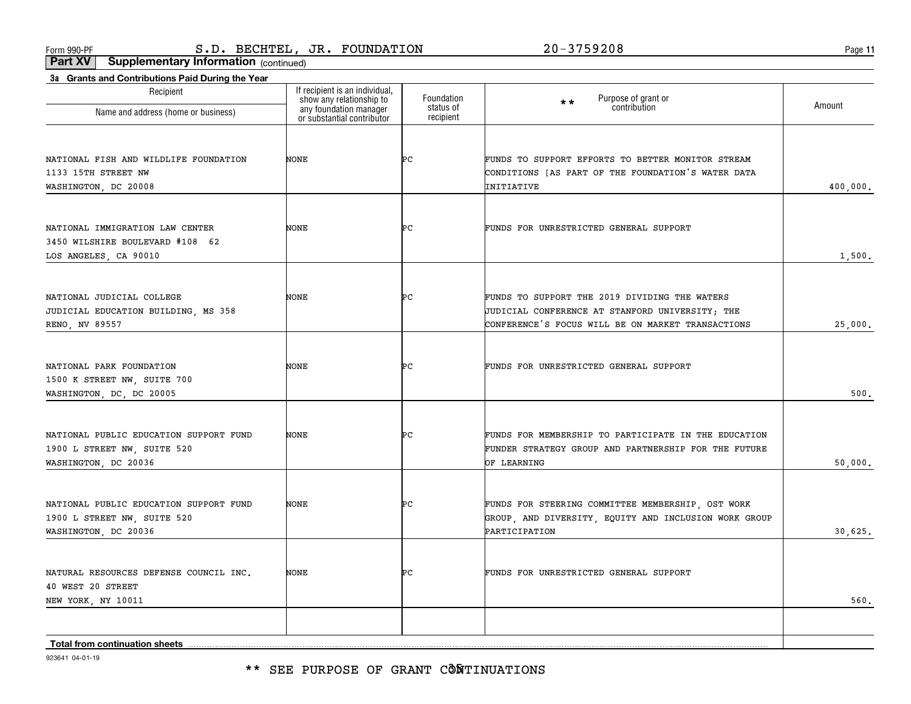Form 990-PF S.D. BECHTEL, JR. FOUNDATION 20-3759208

**Part XV Supplementary Information** (continued)

**3a Grants and Contributions Paid During the Year**

| Recipient Name and address (home or business) | If recipient is an individual, show any relationship to any foundation manager or substantial contributor | Foundation status of recipient | ** Purpose of grant or contribution | Amount |
|---|---|---|---|---|
| NATIONAL FISH AND WILDLIFE FOUNDATION 1133 15TH STREET NW WASHINGTON, DC 20008 | NONE | PC | FUNDS TO SUPPORT EFFORTS TO BETTER MONITOR STREAM CONDITIONS [AS PART OF THE FOUNDATION'S WATER DATA INITIATIVE | 400,000. |
| NATIONAL IMMIGRATION LAW CENTER 3450 WILSHIRE BOULEVARD #108 62 LOS ANGELES, CA 90010 | NONE | PC | FUNDS FOR UNRESTRICTED GENERAL SUPPORT | 1,500. |
| NATIONAL JUDICIAL COLLEGE JUDICIAL EDUCATION BUILDING, MS 358 RENO, NV 89557 | NONE | PC | FUNDS TO SUPPORT THE 2019 DIVIDING THE WATERS JUDICIAL CONFERENCE AT STANFORD UNIVERSITY; THE CONFERENCE'S FOCUS WILL BE ON MARKET TRANSACTIONS | 25,000. |
| NATIONAL PARK FOUNDATION 1500 K STREET NW, SUITE 700 WASHINGTON, DC, DC 20005 | NONE | PC | FUNDS FOR UNRESTRICTED GENERAL SUPPORT | 500. |
| NATIONAL PUBLIC EDUCATION SUPPORT FUND 1900 L STREET NW, SUITE 520 WASHINGTON, DC 20036 | NONE | PC | FUNDS FOR MEMBERSHIP TO PARTICIPATE IN THE EDUCATION FUNDER STRATEGY GROUP AND PARTNERSHIP FOR THE FUTURE OF LEARNING | 50,000. |
| NATIONAL PUBLIC EDUCATION SUPPORT FUND 1900 L STREET NW, SUITE 520 WASHINGTON, DC 20036 | NONE | PC | FUNDS FOR STEERING COMMITTEE MEMBERSHIP, OST WORK GROUP, AND DIVERSITY, EQUITY AND INCLUSION WORK GROUP PARTICIPATION | 30,625. |
| NATURAL RESOURCES DEFENSE COUNCIL INC. 40 WEST 20 STREET NEW YORK, NY 10011 | NONE | PC | FUNDS FOR UNRESTRICTED GENERAL SUPPORT | 560. |
| **Total from continuation sheets** | | | | |

923641 04-01-19

** SEE PURPOSE OF GRANT CONTINUATIONS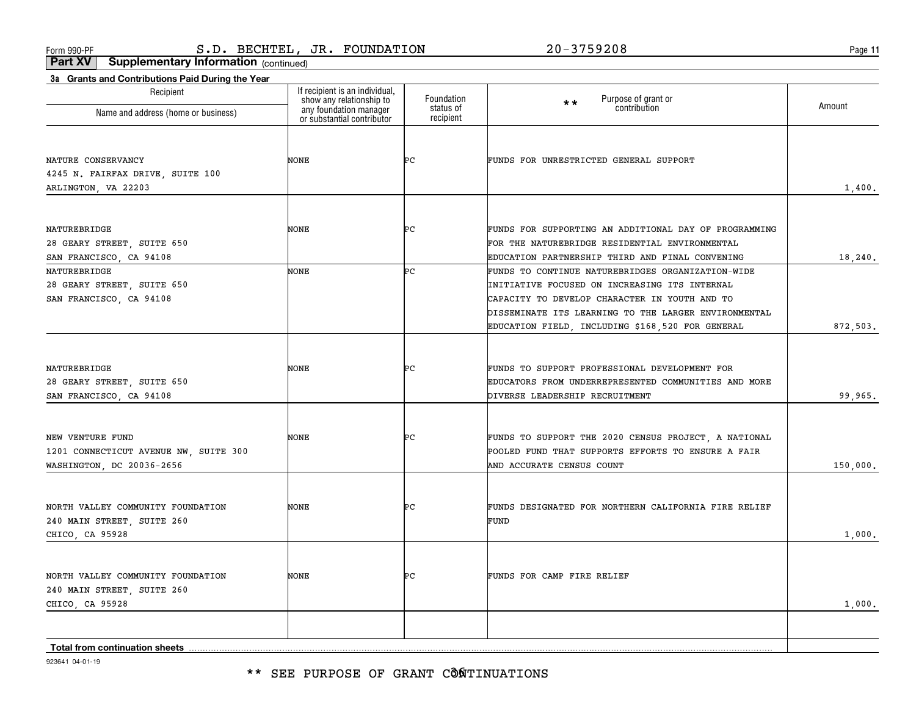Form 990-PF S.D. BECHTEL, JR. FOUNDATION 20-3759208

**Part XV Supplementary Information** (continued)

**3a Grants and Contributions Paid During the Year**

| Recipient Name and address (home or business) | If recipient is an individual, show any relationship to any foundation manager or substantial contributor | Foundation status of recipient | ** Purpose of grant or contribution | Amount |
|---|---|---|---|---|
| NATURE CONSERVANCY<br>4245 N. FAIRFAX DRIVE, SUITE 100<br>ARLINGTON, VA 22203 | NONE | PC | FUNDS FOR UNRESTRICTED GENERAL SUPPORT | 1,400. |
| NATUREBRIDGE<br>28 GEARY STREET, SUITE 650<br>SAN FRANCISCO, CA 94108 | NONE | PC | FUNDS FOR SUPPORTING AN ADDITIONAL DAY OF PROGRAMMING FOR THE NATUREBRIDGE RESIDENTIAL ENVIRONMENTAL EDUCATION PARTNERSHIP THIRD AND FINAL CONVENING | 18,240. |
| NATUREBRIDGE<br>28 GEARY STREET, SUITE 650<br>SAN FRANCISCO, CA 94108 | NONE | PC | FUNDS TO CONTINUE NATUREBRIDGES ORGANIZATION-WIDE INITIATIVE FOCUSED ON INCREASING ITS INTERNAL CAPACITY TO DEVELOP CHARACTER IN YOUTH AND TO DISSEMINATE ITS LEARNING TO THE LARGER ENVIRONMENTAL EDUCATION FIELD, INCLUDING $168,520 FOR GENERAL | 872,503. |
| NATUREBRIDGE<br>28 GEARY STREET, SUITE 650<br>SAN FRANCISCO, CA 94108 | NONE | PC | FUNDS TO SUPPORT PROFESSIONAL DEVELOPMENT FOR EDUCATORS FROM UNDERREPRESENTED COMMUNITIES AND MORE DIVERSE LEADERSHIP RECRUITMENT | 99,965. |
| NEW VENTURE FUND<br>1201 CONNECTICUT AVENUE NW, SUITE 300<br>WASHINGTON, DC 20036-2656 | NONE | PC | FUNDS TO SUPPORT THE 2020 CENSUS PROJECT, A NATIONAL POOLED FUND THAT SUPPORTS EFFORTS TO ENSURE A FAIR AND ACCURATE CENSUS COUNT | 150,000. |
| NORTH VALLEY COMMUNITY FOUNDATION<br>240 MAIN STREET, SUITE 260<br>CHICO, CA 95928 | NONE | PC | FUNDS DESIGNATED FOR NORTHERN CALIFORNIA FIRE RELIEF FUND | 1,000. |
| NORTH VALLEY COMMUNITY FOUNDATION<br>240 MAIN STREET, SUITE 260<br>CHICO, CA 95928 | NONE | PC | FUNDS FOR CAMP FIRE RELIEF | 1,000. |
| | | | | |
| **Total from continuation sheets** | | | | |

923641 04-01-19

** SEE PURPOSE OF GRANT CONTINUATIONS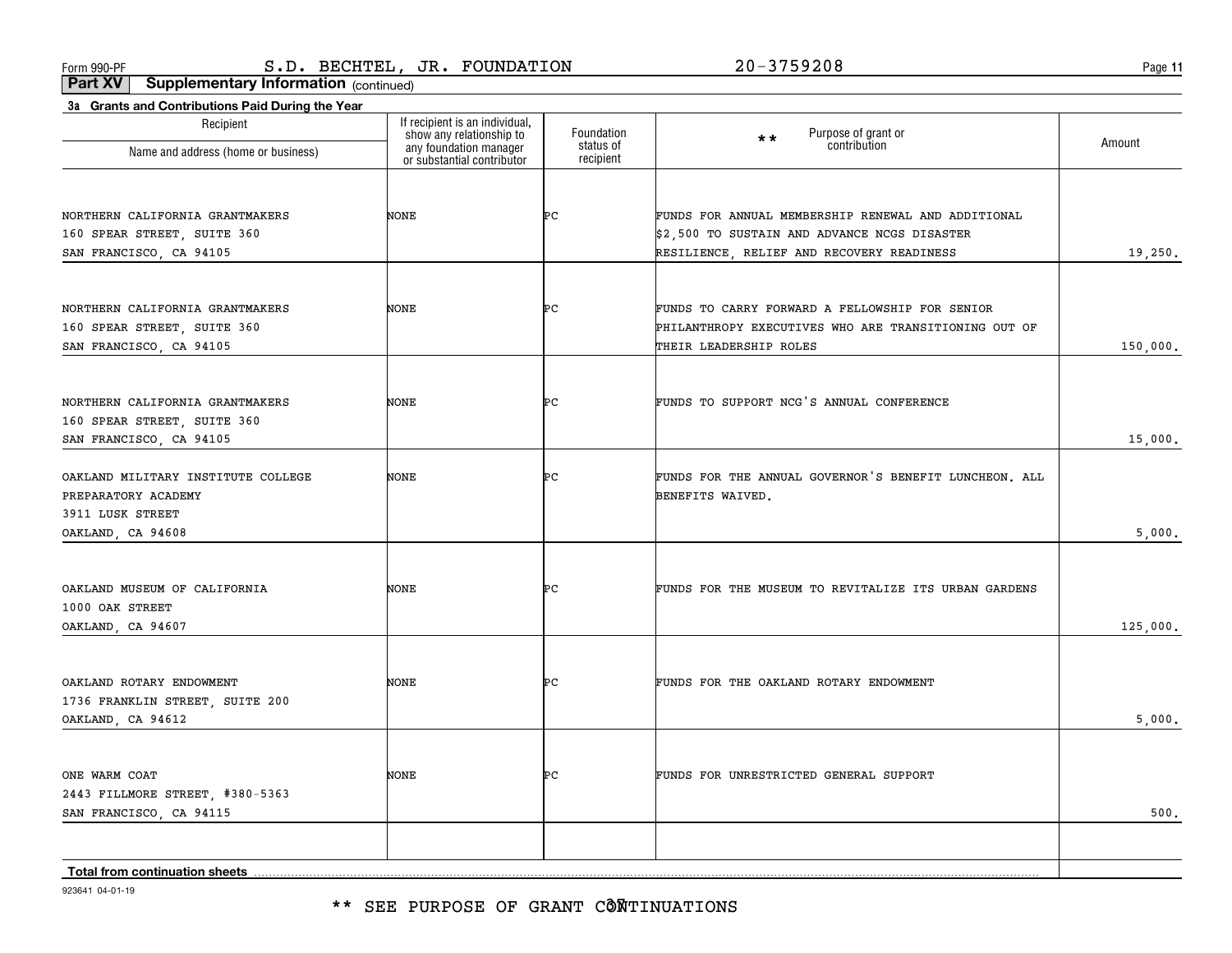Form 990-PF S.D. BECHTEL, JR. FOUNDATION 20-3759208

**Part XV Supplementary Information** (continued)

**3a Grants and Contributions Paid During the Year**

| Recipient Name and address (home or business) | If recipient is an individual, show any relationship to any foundation manager or substantial contributor | Foundation status of recipient | ** Purpose of grant or contribution | Amount |
|---|---|---|---|---|
| NORTHERN CALIFORNIA GRANTMAKERS 160 SPEAR STREET, SUITE 360 SAN FRANCISCO, CA 94105 | NONE | PC | FUNDS FOR ANNUAL MEMBERSHIP RENEWAL AND ADDITIONAL $2,500 TO SUSTAIN AND ADVANCE NCGS DISASTER RESILIENCE, RELIEF AND RECOVERY READINESS | 19,250. |
| NORTHERN CALIFORNIA GRANTMAKERS 160 SPEAR STREET, SUITE 360 SAN FRANCISCO, CA 94105 | NONE | PC | FUNDS TO CARRY FORWARD A FELLOWSHIP FOR SENIOR PHILANTHROPY EXECUTIVES WHO ARE TRANSITIONING OUT OF THEIR LEADERSHIP ROLES | 150,000. |
| NORTHERN CALIFORNIA GRANTMAKERS 160 SPEAR STREET, SUITE 360 SAN FRANCISCO, CA 94105 | NONE | PC | FUNDS TO SUPPORT NCG'S ANNUAL CONFERENCE | 15,000. |
| OAKLAND MILITARY INSTITUTE COLLEGE PREPARATORY ACADEMY 3911 LUSK STREET OAKLAND, CA 94608 | NONE | PC | FUNDS FOR THE ANNUAL GOVERNOR'S BENEFIT LUNCHEON. ALL BENEFITS WAIVED. | 5,000. |
| OAKLAND MUSEUM OF CALIFORNIA 1000 OAK STREET OAKLAND, CA 94607 | NONE | PC | FUNDS FOR THE MUSEUM TO REVITALIZE ITS URBAN GARDENS | 125,000. |
| OAKLAND ROTARY ENDOWMENT 1736 FRANKLIN STREET, SUITE 200 OAKLAND, CA 94612 | NONE | PC | FUNDS FOR THE OAKLAND ROTARY ENDOWMENT | 5,000. |
| ONE WARM COAT 2443 FILLMORE STREET, #380-5363 SAN FRANCISCO, CA 94115 | NONE | PC | FUNDS FOR UNRESTRICTED GENERAL SUPPORT | 500. |
| | | | | |
| **Total from continuation sheets** | | | | |

923641 04-01-19

** SEE PURPOSE OF GRANT CONTINUATIONS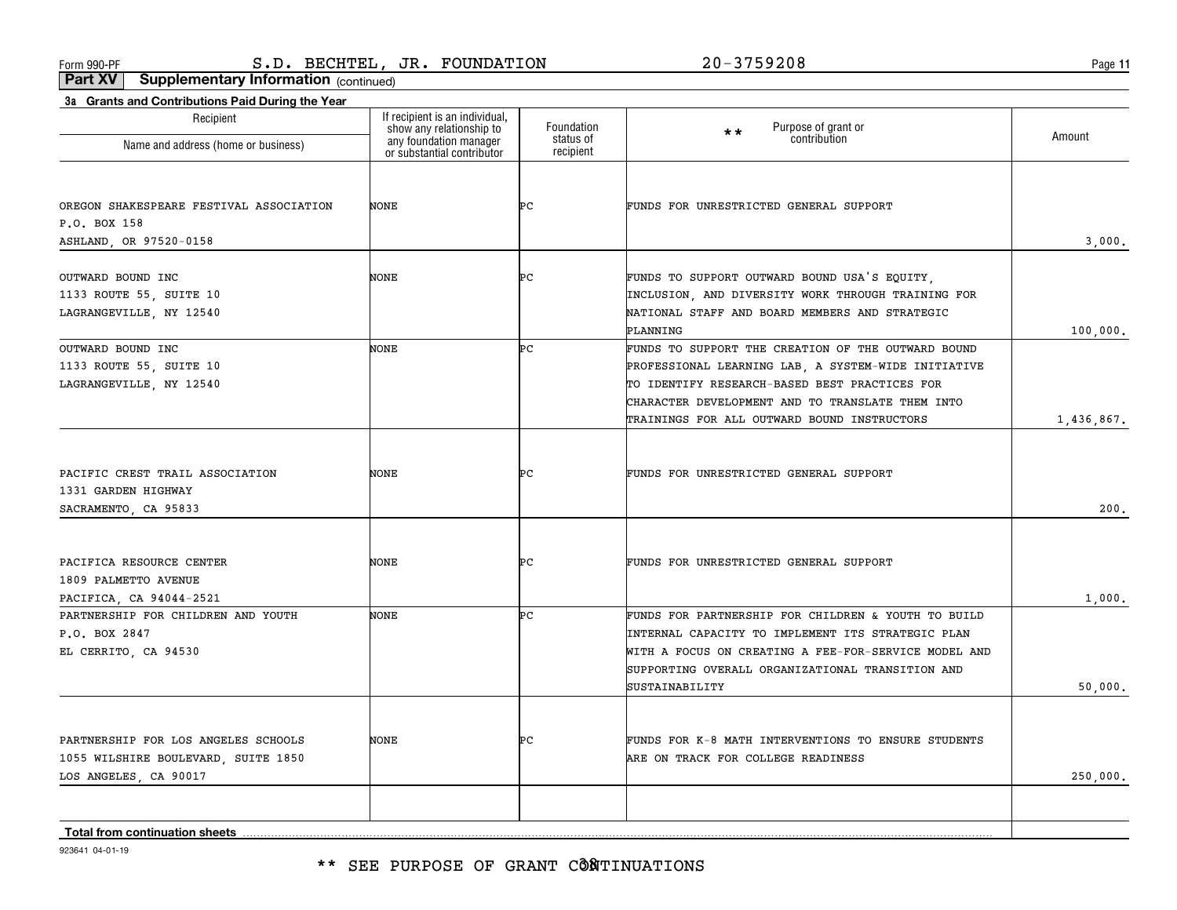Form 990-PF S.D. BECHTEL, JR. FOUNDATION 20-3759208

**Part XV Supplementary Information** (continued)

**3a Grants and Contributions Paid During the Year**

| Recipient<br>Name and address (home or business) | If recipient is an individual, show any relationship to any foundation manager or substantial contributor | Foundation status of recipient | ** Purpose of grant or contribution | Amount |
|---|---|---|---|---|
| OREGON SHAKESPEARE FESTIVAL ASSOCIATION<br>P.O. BOX 158<br>ASHLAND, OR 97520-0158 | NONE | PC | FUNDS FOR UNRESTRICTED GENERAL SUPPORT | 3,000. |
| OUTWARD BOUND INC<br>1133 ROUTE 55, SUITE 10<br>LAGRANGEVILLE, NY 12540 | NONE | PC | FUNDS TO SUPPORT OUTWARD BOUND USA'S EQUITY, INCLUSION, AND DIVERSITY WORK THROUGH TRAINING FOR NATIONAL STAFF AND BOARD MEMBERS AND STRATEGIC PLANNING | 100,000. |
| OUTWARD BOUND INC<br>1133 ROUTE 55, SUITE 10<br>LAGRANGEVILLE, NY 12540 | NONE | PC | FUNDS TO SUPPORT THE CREATION OF THE OUTWARD BOUND PROFESSIONAL LEARNING LAB, A SYSTEM-WIDE INITIATIVE TO IDENTIFY RESEARCH-BASED BEST PRACTICES FOR CHARACTER DEVELOPMENT AND TO TRANSLATE THEM INTO TRAININGS FOR ALL OUTWARD BOUND INSTRUCTORS | 1,436,867. |
| PACIFIC CREST TRAIL ASSOCIATION<br>1331 GARDEN HIGHWAY<br>SACRAMENTO, CA 95833 | NONE | PC | FUNDS FOR UNRESTRICTED GENERAL SUPPORT | 200. |
| PACIFICA RESOURCE CENTER<br>1809 PALMETTO AVENUE<br>PACIFICA, CA 94044-2521 | NONE | PC | FUNDS FOR UNRESTRICTED GENERAL SUPPORT | 1,000. |
| PARTNERSHIP FOR CHILDREN AND YOUTH<br>P.O. BOX 2847<br>EL CERRITO, CA 94530 | NONE | PC | FUNDS FOR PARTNERSHIP FOR CHILDREN & YOUTH TO BUILD INTERNAL CAPACITY TO IMPLEMENT ITS STRATEGIC PLAN WITH A FOCUS ON CREATING A FEE-FOR-SERVICE MODEL AND SUPPORTING OVERALL ORGANIZATIONAL TRANSITION AND SUSTAINABILITY | 50,000. |
| PARTNERSHIP FOR LOS ANGELES SCHOOLS<br>1055 WILSHIRE BOULEVARD, SUITE 1850<br>LOS ANGELES, CA 90017 | NONE | PC | FUNDS FOR K-8 MATH INTERVENTIONS TO ENSURE STUDENTS ARE ON TRACK FOR COLLEGE READINESS | 250,000. |
| | | | | |
| **Total from continuation sheets** | | | | |

923641 04-01-19

** SEE PURPOSE OF GRANT CONTINUATIONS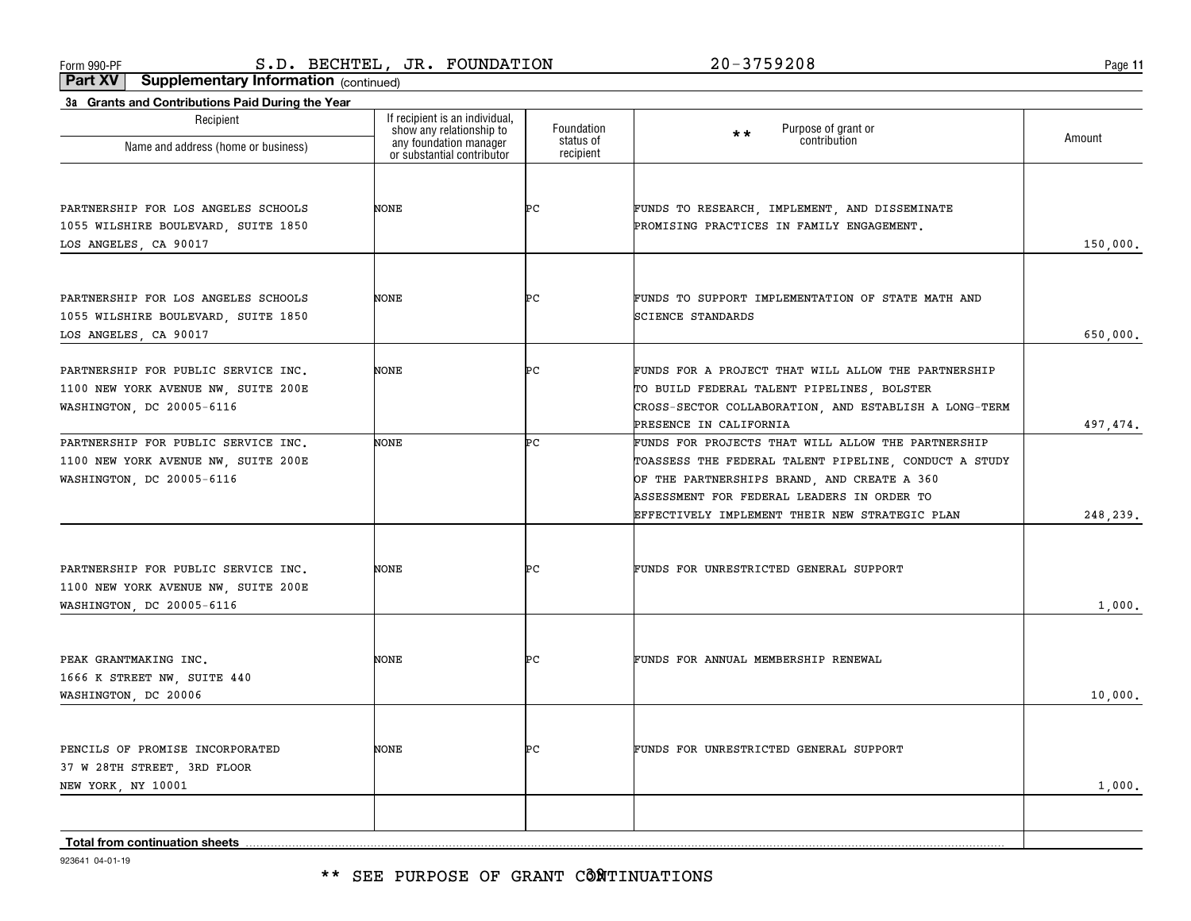Form 990-PF S.D. BECHTEL, JR. FOUNDATION 20-3759208

**Part XV Supplementary Information** (continued)

**3a Grants and Contributions Paid During the Year**

| Recipient<br>Name and address (home or business) | If recipient is an individual, show any relationship to any foundation manager or substantial contributor | Foundation status of recipient | ** Purpose of grant or contribution | Amount |
|---|---|---|---|---|
| PARTNERSHIP FOR LOS ANGELES SCHOOLS<br>1055 WILSHIRE BOULEVARD, SUITE 1850<br>LOS ANGELES, CA 90017 | NONE | PC | FUNDS TO RESEARCH, IMPLEMENT, AND DISSEMINATE PROMISING PRACTICES IN FAMILY ENGAGEMENT. | 150,000. |
| PARTNERSHIP FOR LOS ANGELES SCHOOLS<br>1055 WILSHIRE BOULEVARD, SUITE 1850<br>LOS ANGELES, CA 90017 | NONE | PC | FUNDS TO SUPPORT IMPLEMENTATION OF STATE MATH AND SCIENCE STANDARDS | 650,000. |
| PARTNERSHIP FOR PUBLIC SERVICE INC.<br>1100 NEW YORK AVENUE NW, SUITE 200E<br>WASHINGTON, DC 20005-6116 | NONE | PC | FUNDS FOR A PROJECT THAT WILL ALLOW THE PARTNERSHIP TO BUILD FEDERAL TALENT PIPELINES, BOLSTER CROSS-SECTOR COLLABORATION, AND ESTABLISH A LONG-TERM PRESENCE IN CALIFORNIA | 497,474. |
| PARTNERSHIP FOR PUBLIC SERVICE INC.<br>1100 NEW YORK AVENUE NW, SUITE 200E<br>WASHINGTON, DC 20005-6116 | NONE | PC | FUNDS FOR PROJECTS THAT WILL ALLOW THE PARTNERSHIP TOASSESS THE FEDERAL TALENT PIPELINE, CONDUCT A STUDY OF THE PARTNERSHIPS BRAND, AND CREATE A 360 ASSESSMENT FOR FEDERAL LEADERS IN ORDER TO EFFECTIVELY IMPLEMENT THEIR NEW STRATEGIC PLAN | 248,239. |
| PARTNERSHIP FOR PUBLIC SERVICE INC.<br>1100 NEW YORK AVENUE NW, SUITE 200E<br>WASHINGTON, DC 20005-6116 | NONE | PC | FUNDS FOR UNRESTRICTED GENERAL SUPPORT | 1,000. |
| PEAK GRANTMAKING INC.<br>1666 K STREET NW, SUITE 440<br>WASHINGTON, DC 20006 | NONE | PC | FUNDS FOR ANNUAL MEMBERSHIP RENEWAL | 10,000. |
| PENCILS OF PROMISE INCORPORATED<br>37 W 28TH STREET, 3RD FLOOR<br>NEW YORK, NY 10001 | NONE | PC | FUNDS FOR UNRESTRICTED GENERAL SUPPORT | 1,000. |
| **Total from continuation sheets** | | | | |

923641 04-01-19

** SEE PURPOSE OF GRANT CONTINUATIONS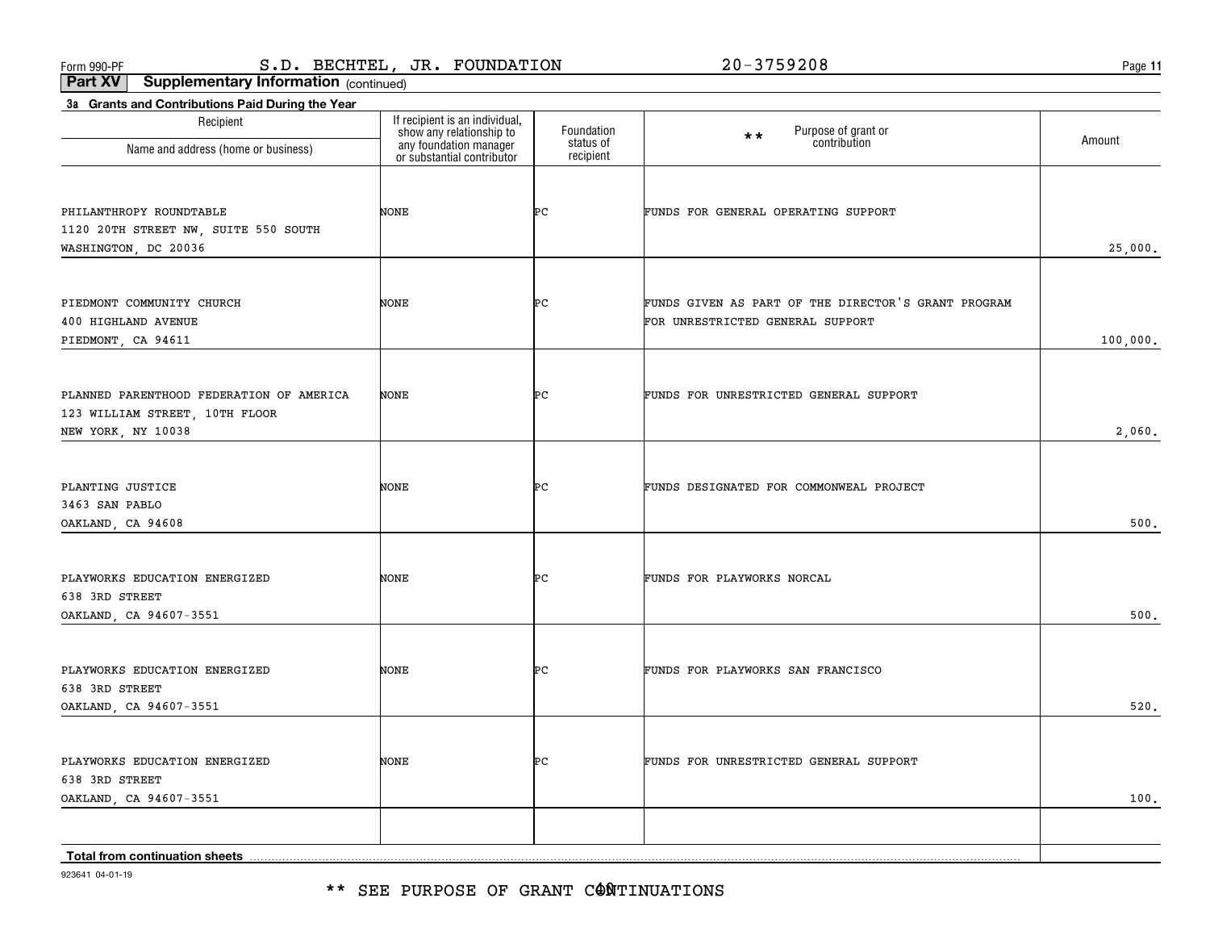Form 990-PF S.D. BECHTEL, JR. FOUNDATION 20-3759208

**Part XV Supplementary Information** (continued)

**3a Grants and Contributions Paid During the Year**

| Recipient Name and address (home or business) | If recipient is an individual, show any relationship to any foundation manager or substantial contributor | Foundation status of recipient | ** Purpose of grant or contribution | Amount |
|---|---|---|---|---|
| PHILANTHROPY ROUNDTABLE<br>1120 20TH STREET NW, SUITE 550 SOUTH<br>WASHINGTON, DC 20036 | NONE | PC | FUNDS FOR GENERAL OPERATING SUPPORT | 25,000. |
| PIEDMONT COMMUNITY CHURCH<br>400 HIGHLAND AVENUE<br>PIEDMONT, CA 94611 | NONE | PC | FUNDS GIVEN AS PART OF THE DIRECTOR'S GRANT PROGRAM FOR UNRESTRICTED GENERAL SUPPORT | 100,000. |
| PLANNED PARENTHOOD FEDERATION OF AMERICA<br>123 WILLIAM STREET, 10TH FLOOR<br>NEW YORK, NY 10038 | NONE | PC | FUNDS FOR UNRESTRICTED GENERAL SUPPORT | 2,060. |
| PLANTING JUSTICE<br>3463 SAN PABLO<br>OAKLAND, CA 94608 | NONE | PC | FUNDS DESIGNATED FOR COMMONWEAL PROJECT | 500. |
| PLAYWORKS EDUCATION ENERGIZED<br>638 3RD STREET<br>OAKLAND, CA 94607-3551 | NONE | PC | FUNDS FOR PLAYWORKS NORCAL | 500. |
| PLAYWORKS EDUCATION ENERGIZED<br>638 3RD STREET<br>OAKLAND, CA 94607-3551 | NONE | PC | FUNDS FOR PLAYWORKS SAN FRANCISCO | 520. |
| PLAYWORKS EDUCATION ENERGIZED<br>638 3RD STREET<br>OAKLAND, CA 94607-3551 | NONE | PC | FUNDS FOR UNRESTRICTED GENERAL SUPPORT | 100. |
| | | | | |
| **Total from continuation sheets** | | | | |

923641 04-01-19

** SEE PURPOSE OF GRANT CONTINUATIONS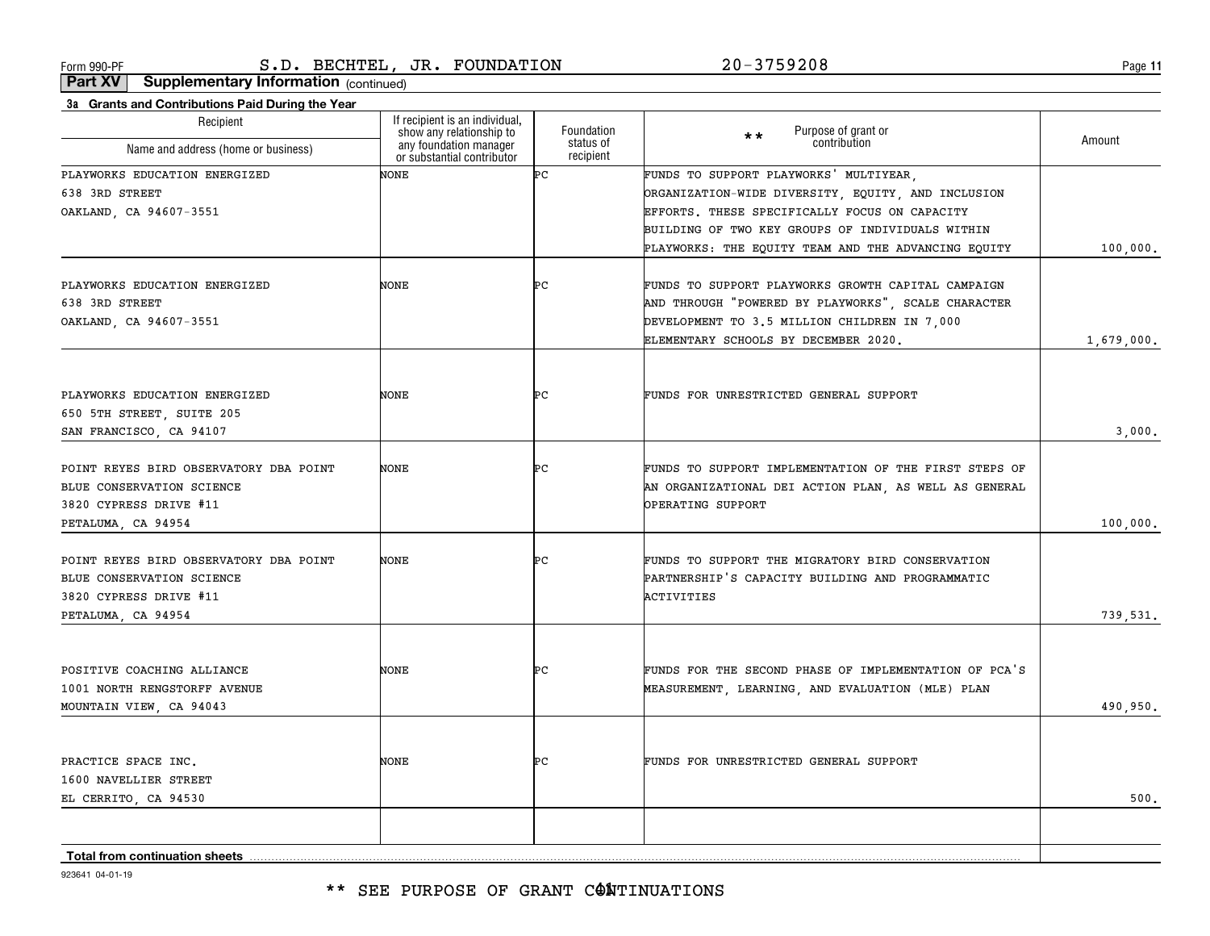Form 990-PF S.D. BECHTEL, JR. FOUNDATION 20-3759208

**Part XV Supplementary Information** (continued)

**3a Grants and Contributions Paid During the Year**

| Recipient<br>Name and address (home or business) | If recipient is an individual, show any relationship to any foundation manager or substantial contributor | Foundation status of recipient | ** Purpose of grant or contribution | Amount |
|---|---|---|---|---|
| PLAYWORKS EDUCATION ENERGIZED<br>638 3RD STREET<br>OAKLAND, CA 94607-3551 | NONE | PC | FUNDS TO SUPPORT PLAYWORKS' MULTIYEAR, ORGANIZATION-WIDE DIVERSITY, EQUITY, AND INCLUSION EFFORTS. THESE SPECIFICALLY FOCUS ON CAPACITY BUILDING OF TWO KEY GROUPS OF INDIVIDUALS WITHIN PLAYWORKS: THE EQUITY TEAM AND THE ADVANCING EQUITY | 100,000. |
| PLAYWORKS EDUCATION ENERGIZED<br>638 3RD STREET<br>OAKLAND, CA 94607-3551 | NONE | PC | FUNDS TO SUPPORT PLAYWORKS GROWTH CAPITAL CAMPAIGN AND THROUGH "POWERED BY PLAYWORKS", SCALE CHARACTER DEVELOPMENT TO 3.5 MILLION CHILDREN IN 7,000 ELEMENTARY SCHOOLS BY DECEMBER 2020. | 1,679,000. |
| PLAYWORKS EDUCATION ENERGIZED<br>650 5TH STREET, SUITE 205<br>SAN FRANCISCO, CA 94107 | NONE | PC | FUNDS FOR UNRESTRICTED GENERAL SUPPORT | 3,000. |
| POINT REYES BIRD OBSERVATORY DBA POINT BLUE CONSERVATION SCIENCE<br>3820 CYPRESS DRIVE #11<br>PETALUMA, CA 94954 | NONE | PC | FUNDS TO SUPPORT IMPLEMENTATION OF THE FIRST STEPS OF AN ORGANIZATIONAL DEI ACTION PLAN, AS WELL AS GENERAL OPERATING SUPPORT | 100,000. |
| POINT REYES BIRD OBSERVATORY DBA POINT BLUE CONSERVATION SCIENCE<br>3820 CYPRESS DRIVE #11<br>PETALUMA, CA 94954 | NONE | PC | FUNDS TO SUPPORT THE MIGRATORY BIRD CONSERVATION PARTNERSHIP'S CAPACITY BUILDING AND PROGRAMMATIC ACTIVITIES | 739,531. |
| POSITIVE COACHING ALLIANCE<br>1001 NORTH RENGSTORFF AVENUE<br>MOUNTAIN VIEW, CA 94043 | NONE | PC | FUNDS FOR THE SECOND PHASE OF IMPLEMENTATION OF PCA'S MEASUREMENT, LEARNING, AND EVALUATION (MLE) PLAN | 490,950. |
| PRACTICE SPACE INC.<br>1600 NAVELLIER STREET<br>EL CERRITO, CA 94530 | NONE | PC | FUNDS FOR UNRESTRICTED GENERAL SUPPORT | 500. |
| **Total from continuation sheets** | | | | |

923641 04-01-19

** SEE PURPOSE OF GRANT CONTINUATIONS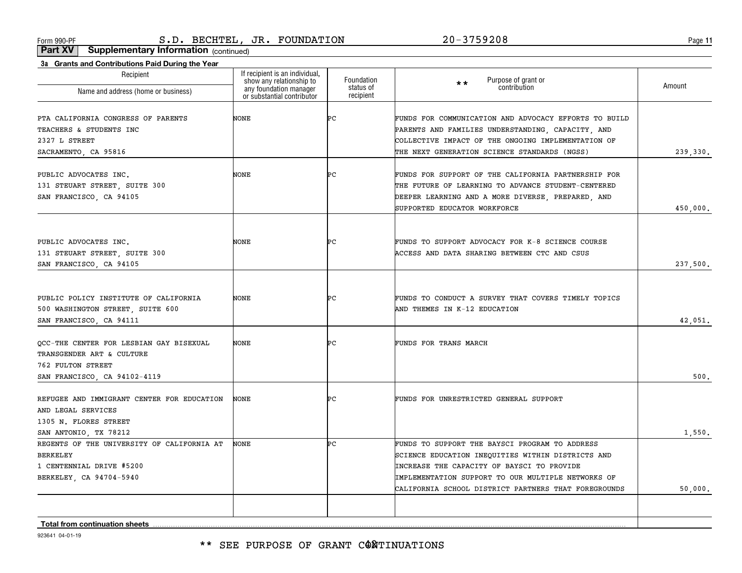Form 990-PF S.D. BECHTEL, JR. FOUNDATION 20-3759208

**Part XV Supplementary Information** (continued)

**3a Grants and Contributions Paid During the Year**

| Recipient<br>Name and address (home or business) | If recipient is an individual, show any relationship to any foundation manager or substantial contributor | Foundation status of recipient | ** Purpose of grant or contribution | Amount |
|---|---|---|---|---|
| PTA CALIFORNIA CONGRESS OF PARENTS TEACHERS & STUDENTS INC<br>2327 L STREET<br>SACRAMENTO, CA 95816 | NONE | PC | FUNDS FOR COMMUNICATION AND ADVOCACY EFFORTS TO BUILD PARENTS AND FAMILIES UNDERSTANDING, CAPACITY, AND COLLECTIVE IMPACT OF THE ONGOING IMPLEMENTATION OF THE NEXT GENERATION SCIENCE STANDARDS (NGSS) | 239,330. |
| PUBLIC ADVOCATES INC.<br>131 STEUART STREET, SUITE 300<br>SAN FRANCISCO, CA 94105 | NONE | PC | FUNDS FOR SUPPORT OF THE CALIFORNIA PARTNERSHIP FOR THE FUTURE OF LEARNING TO ADVANCE STUDENT-CENTERED DEEPER LEARNING AND A MORE DIVERSE, PREPARED, AND SUPPORTED EDUCATOR WORKFORCE | 450,000. |
| PUBLIC ADVOCATES INC.<br>131 STEUART STREET, SUITE 300<br>SAN FRANCISCO, CA 94105 | NONE | PC | FUNDS TO SUPPORT ADVOCACY FOR K-8 SCIENCE COURSE ACCESS AND DATA SHARING BETWEEN CTC AND CSUS | 237,500. |
| PUBLIC POLICY INSTITUTE OF CALIFORNIA<br>500 WASHINGTON STREET, SUITE 600<br>SAN FRANCISCO, CA 94111 | NONE | PC | FUNDS TO CONDUCT A SURVEY THAT COVERS TIMELY TOPICS AND THEMES IN K-12 EDUCATION | 42,051. |
| QCC-THE CENTER FOR LESBIAN GAY BISEXUAL TRANSGENDER ART & CULTURE<br>762 FULTON STREET<br>SAN FRANCISCO, CA 94102-4119 | NONE | PC | FUNDS FOR TRANS MARCH | 500. |
| REFUGEE AND IMMIGRANT CENTER FOR EDUCATION AND LEGAL SERVICES<br>1305 N. FLORES STREET<br>SAN ANTONIO, TX 78212 | NONE | PC | FUNDS FOR UNRESTRICTED GENERAL SUPPORT | 1,550. |
| REGENTS OF THE UNIVERSITY OF CALIFORNIA AT BERKELEY<br>1 CENTENNIAL DRIVE #5200<br>BERKELEY, CA 94704-5940 | NONE | PC | FUNDS TO SUPPORT THE BAYSCI PROGRAM TO ADDRESS SCIENCE EDUCATION INEQUITIES WITHIN DISTRICTS AND INCREASE THE CAPACITY OF BAYSCI TO PROVIDE IMPLEMENTATION SUPPORT TO OUR MULTIPLE NETWORKS OF CALIFORNIA SCHOOL DISTRICT PARTNERS THAT FOREGROUNDS | 50,000. |
| | | | | |
| **Total from continuation sheets** | | | | |

923641 04-01-19

** SEE PURPOSE OF GRANT CONTINUATIONS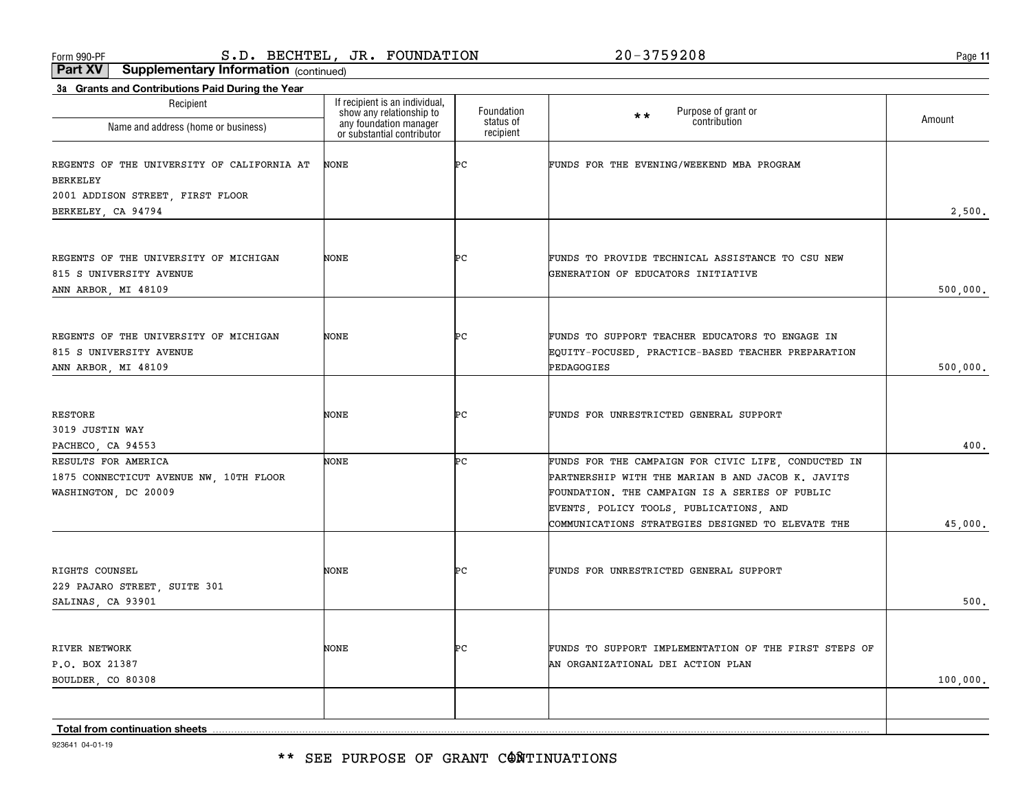Form 990-PF S.D. BECHTEL, JR. FOUNDATION 20-3759208

**Part XV Supplementary Information** *(continued)*

**3a Grants and Contributions Paid During the Year**

| Recipient Name and address (home or business) | If recipient is an individual, show any relationship to any foundation manager or substantial contributor | Foundation status of recipient | ** Purpose of grant or contribution | Amount |
|---|---|---|---|---|
| REGENTS OF THE UNIVERSITY OF CALIFORNIA AT BERKELEY 2001 ADDISON STREET, FIRST FLOOR BERKELEY, CA 94794 | NONE | PC | FUNDS FOR THE EVENING/WEEKEND MBA PROGRAM | 2,500. |
| REGENTS OF THE UNIVERSITY OF MICHIGAN 815 S UNIVERSITY AVENUE ANN ARBOR, MI 48109 | NONE | PC | FUNDS TO PROVIDE TECHNICAL ASSISTANCE TO CSU NEW GENERATION OF EDUCATORS INITIATIVE | 500,000. |
| REGENTS OF THE UNIVERSITY OF MICHIGAN 815 S UNIVERSITY AVENUE ANN ARBOR, MI 48109 | NONE | PC | FUNDS TO SUPPORT TEACHER EDUCATORS TO ENGAGE IN EQUITY-FOCUSED, PRACTICE-BASED TEACHER PREPARATION PEDAGOGIES | 500,000. |
| RESTORE 3019 JUSTIN WAY PACHECO, CA 94553 | NONE | PC | FUNDS FOR UNRESTRICTED GENERAL SUPPORT | 400. |
| RESULTS FOR AMERICA 1875 CONNECTICUT AVENUE NW, 10TH FLOOR WASHINGTON, DC 20009 | NONE | PC | FUNDS FOR THE CAMPAIGN FOR CIVIC LIFE, CONDUCTED IN PARTNERSHIP WITH THE MARIAN B AND JACOB K. JAVITS FOUNDATION. THE CAMPAIGN IS A SERIES OF PUBLIC EVENTS, POLICY TOOLS, PUBLICATIONS, AND COMMUNICATIONS STRATEGIES DESIGNED TO ELEVATE THE | 45,000. |
| RIGHTS COUNSEL 229 PAJARO STREET, SUITE 301 SALINAS, CA 93901 | NONE | PC | FUNDS FOR UNRESTRICTED GENERAL SUPPORT | 500. |
| RIVER NETWORK P.O. BOX 21387 BOULDER, CO 80308 | NONE | PC | FUNDS TO SUPPORT IMPLEMENTATION OF THE FIRST STEPS OF AN ORGANIZATIONAL DEI ACTION PLAN | 100,000. |
| **Total from continuation sheets** | | | | |

923641 04-01-19

** SEE PURPOSE OF GRANT CONTINUATIONS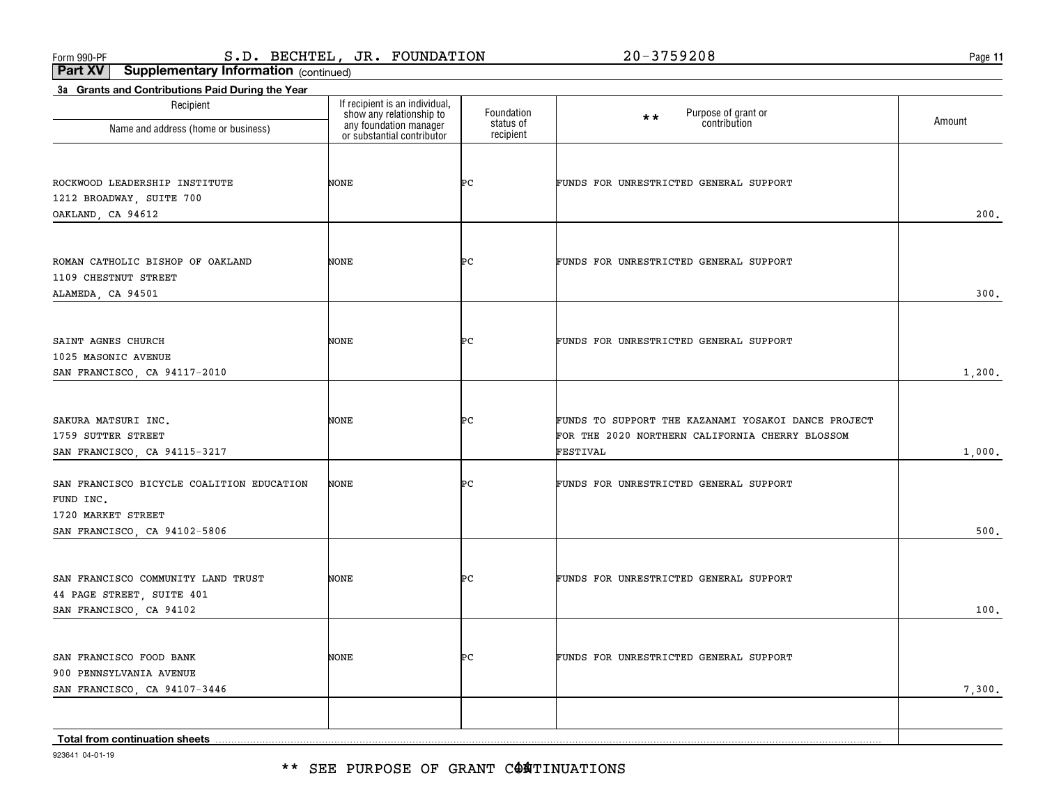Form 990-PF S.D. BECHTEL, JR. FOUNDATION 20-3759208

**Part XV Supplementary Information** (continued)

**3a Grants and Contributions Paid During the Year**

| Recipient<br>Name and address (home or business) | If recipient is an individual, show any relationship to any foundation manager or substantial contributor | Foundation status of recipient | ** Purpose of grant or contribution | Amount |
|---|---|---|---|---|
| ROCKWOOD LEADERSHIP INSTITUTE<br>1212 BROADWAY, SUITE 700<br>OAKLAND, CA 94612 | NONE | PC | FUNDS FOR UNRESTRICTED GENERAL SUPPORT | 200. |
| ROMAN CATHOLIC BISHOP OF OAKLAND<br>1109 CHESTNUT STREET<br>ALAMEDA, CA 94501 | NONE | PC | FUNDS FOR UNRESTRICTED GENERAL SUPPORT | 300. |
| SAINT AGNES CHURCH<br>1025 MASONIC AVENUE<br>SAN FRANCISCO, CA 94117-2010 | NONE | PC | FUNDS FOR UNRESTRICTED GENERAL SUPPORT | 1,200. |
| SAKURA MATSURI INC.<br>1759 SUTTER STREET<br>SAN FRANCISCO, CA 94115-3217 | NONE | PC | FUNDS TO SUPPORT THE KAZANAMI YOSAKOI DANCE PROJECT FOR THE 2020 NORTHERN CALIFORNIA CHERRY BLOSSOM FESTIVAL | 1,000. |
| SAN FRANCISCO BICYCLE COALITION EDUCATION FUND INC.<br>1720 MARKET STREET<br>SAN FRANCISCO, CA 94102-5806 | NONE | PC | FUNDS FOR UNRESTRICTED GENERAL SUPPORT | 500. |
| SAN FRANCISCO COMMUNITY LAND TRUST<br>44 PAGE STREET, SUITE 401<br>SAN FRANCISCO, CA 94102 | NONE | PC | FUNDS FOR UNRESTRICTED GENERAL SUPPORT | 100. |
| SAN FRANCISCO FOOD BANK<br>900 PENNSYLVANIA AVENUE<br>SAN FRANCISCO, CA 94107-3446 | NONE | PC | FUNDS FOR UNRESTRICTED GENERAL SUPPORT | 7,300. |
| | | | | |
| **Total from continuation sheets** | | | | |

923641 04-01-19

** SEE PURPOSE OF GRANT CONTINUATIONS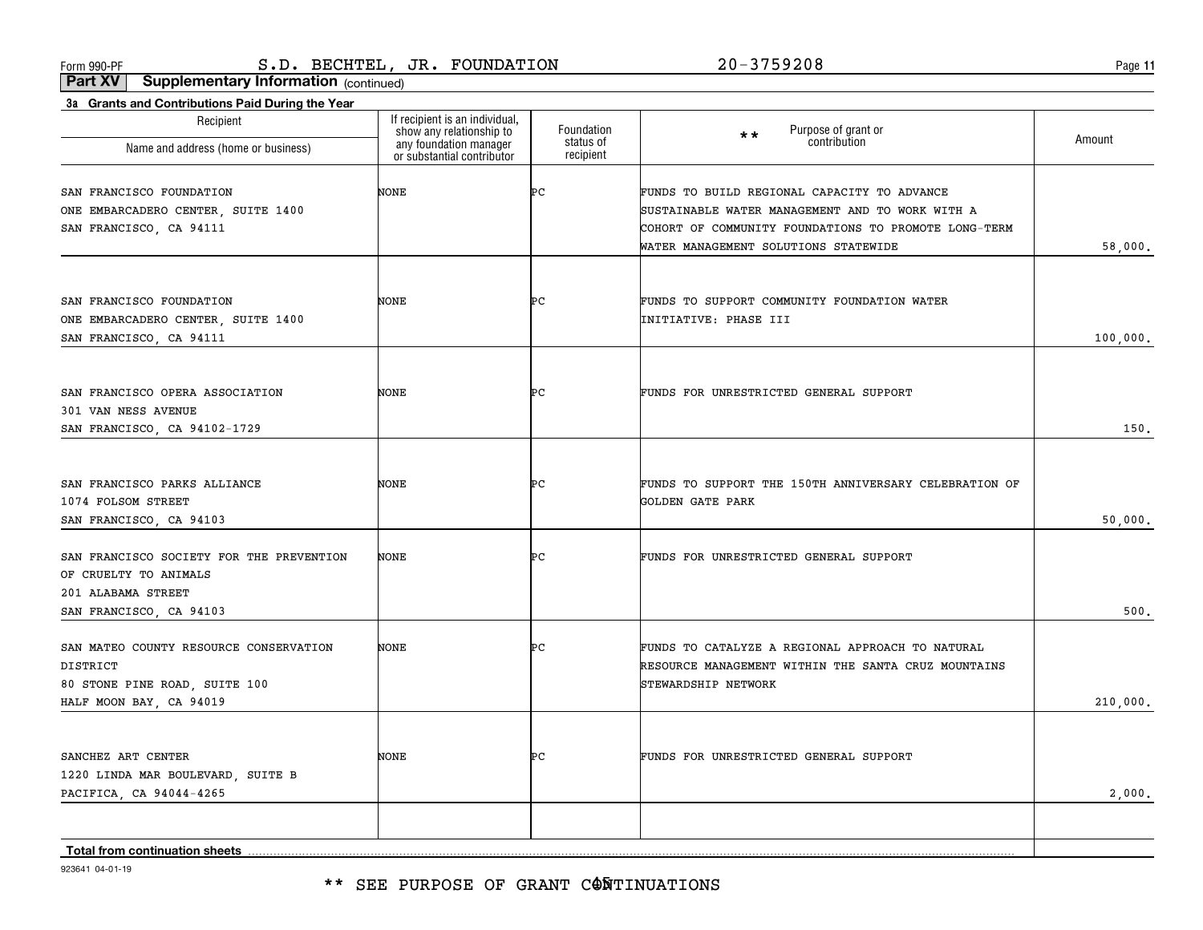Form 990-PF S.D. BECHTEL, JR. FOUNDATION 20-3759208

**Part XV Supplementary Information** (continued)

**3a Grants and Contributions Paid During the Year**

| Recipient<br>Name and address (home or business) | If recipient is an individual, show any relationship to any foundation manager or substantial contributor | Foundation status of recipient | ** Purpose of grant or contribution | Amount |
|---|---|---|---|---|
| SAN FRANCISCO FOUNDATION<br>ONE EMBARCADERO CENTER, SUITE 1400<br>SAN FRANCISCO, CA 94111 | NONE | PC | FUNDS TO BUILD REGIONAL CAPACITY TO ADVANCE SUSTAINABLE WATER MANAGEMENT AND TO WORK WITH A COHORT OF COMMUNITY FOUNDATIONS TO PROMOTE LONG-TERM WATER MANAGEMENT SOLUTIONS STATEWIDE | 58,000. |
| SAN FRANCISCO FOUNDATION<br>ONE EMBARCADERO CENTER, SUITE 1400<br>SAN FRANCISCO, CA 94111 | NONE | PC | FUNDS TO SUPPORT COMMUNITY FOUNDATION WATER INITIATIVE: PHASE III | 100,000. |
| SAN FRANCISCO OPERA ASSOCIATION<br>301 VAN NESS AVENUE<br>SAN FRANCISCO, CA 94102-1729 | NONE | PC | FUNDS FOR UNRESTRICTED GENERAL SUPPORT | 150. |
| SAN FRANCISCO PARKS ALLIANCE<br>1074 FOLSOM STREET<br>SAN FRANCISCO, CA 94103 | NONE | PC | FUNDS TO SUPPORT THE 150TH ANNIVERSARY CELEBRATION OF GOLDEN GATE PARK | 50,000. |
| SAN FRANCISCO SOCIETY FOR THE PREVENTION OF CRUELTY TO ANIMALS<br>201 ALABAMA STREET<br>SAN FRANCISCO, CA 94103 | NONE | PC | FUNDS FOR UNRESTRICTED GENERAL SUPPORT | 500. |
| SAN MATEO COUNTY RESOURCE CONSERVATION DISTRICT<br>80 STONE PINE ROAD, SUITE 100<br>HALF MOON BAY, CA 94019 | NONE | PC | FUNDS TO CATALYZE A REGIONAL APPROACH TO NATURAL RESOURCE MANAGEMENT WITHIN THE SANTA CRUZ MOUNTAINS STEWARDSHIP NETWORK | 210,000. |
| SANCHEZ ART CENTER<br>1220 LINDA MAR BOULEVARD, SUITE B<br>PACIFICA, CA 94044-4265 | NONE | PC | FUNDS FOR UNRESTRICTED GENERAL SUPPORT | 2,000. |
| | | | | |
| **Total from continuation sheets** | | | | |

923641 04-01-19

** SEE PURPOSE OF GRANT CONTINUATIONS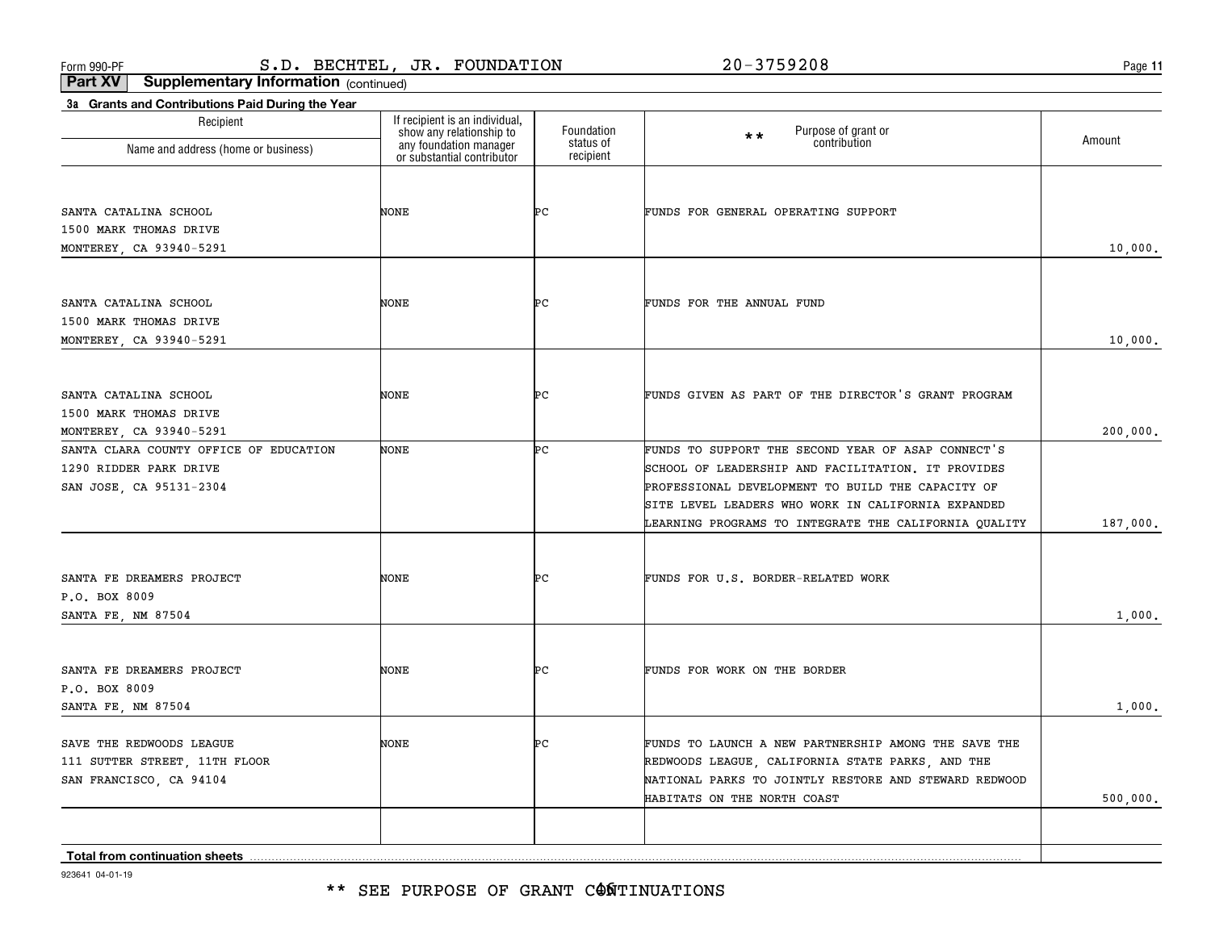Form 990-PF S.D. BECHTEL, JR. FOUNDATION 20-3759208

**Part XV Supplementary Information** (continued)

**3a Grants and Contributions Paid During the Year**

| Recipient Name and address (home or business) | If recipient is an individual, show any relationship to any foundation manager or substantial contributor | Foundation status of recipient | ** Purpose of grant or contribution | Amount |
|---|---|---|---|---|
| SANTA CATALINA SCHOOL<br>1500 MARK THOMAS DRIVE<br>MONTEREY, CA 93940-5291 | NONE | PC | FUNDS FOR GENERAL OPERATING SUPPORT | 10,000. |
| SANTA CATALINA SCHOOL<br>1500 MARK THOMAS DRIVE<br>MONTEREY, CA 93940-5291 | NONE | PC | FUNDS FOR THE ANNUAL FUND | 10,000. |
| SANTA CATALINA SCHOOL<br>1500 MARK THOMAS DRIVE<br>MONTEREY, CA 93940-5291 | NONE | PC | FUNDS GIVEN AS PART OF THE DIRECTOR'S GRANT PROGRAM | 200,000. |
| SANTA CLARA COUNTY OFFICE OF EDUCATION<br>1290 RIDDER PARK DRIVE<br>SAN JOSE, CA 95131-2304 | NONE | PC | FUNDS TO SUPPORT THE SECOND YEAR OF ASAP CONNECT'S SCHOOL OF LEADERSHIP AND FACILITATION. IT PROVIDES PROFESSIONAL DEVELOPMENT TO BUILD THE CAPACITY OF SITE LEVEL LEADERS WHO WORK IN CALIFORNIA EXPANDED LEARNING PROGRAMS TO INTEGRATE THE CALIFORNIA QUALITY | 187,000. |
| SANTA FE DREAMERS PROJECT<br>P.O. BOX 8009<br>SANTA FE, NM 87504 | NONE | PC | FUNDS FOR U.S. BORDER-RELATED WORK | 1,000. |
| SANTA FE DREAMERS PROJECT<br>P.O. BOX 8009<br>SANTA FE, NM 87504 | NONE | PC | FUNDS FOR WORK ON THE BORDER | 1,000. |
| SAVE THE REDWOODS LEAGUE<br>111 SUTTER STREET, 11TH FLOOR<br>SAN FRANCISCO, CA 94104 | NONE | PC | FUNDS TO LAUNCH A NEW PARTNERSHIP AMONG THE SAVE THE REDWOODS LEAGUE, CALIFORNIA STATE PARKS, AND THE NATIONAL PARKS TO JOINTLY RESTORE AND STEWARD REDWOOD HABITATS ON THE NORTH COAST | 500,000. |
| | | | | |
| **Total from continuation sheets** | | | | |

923641 04-01-19

** SEE PURPOSE OF GRANT CONTINUATIONS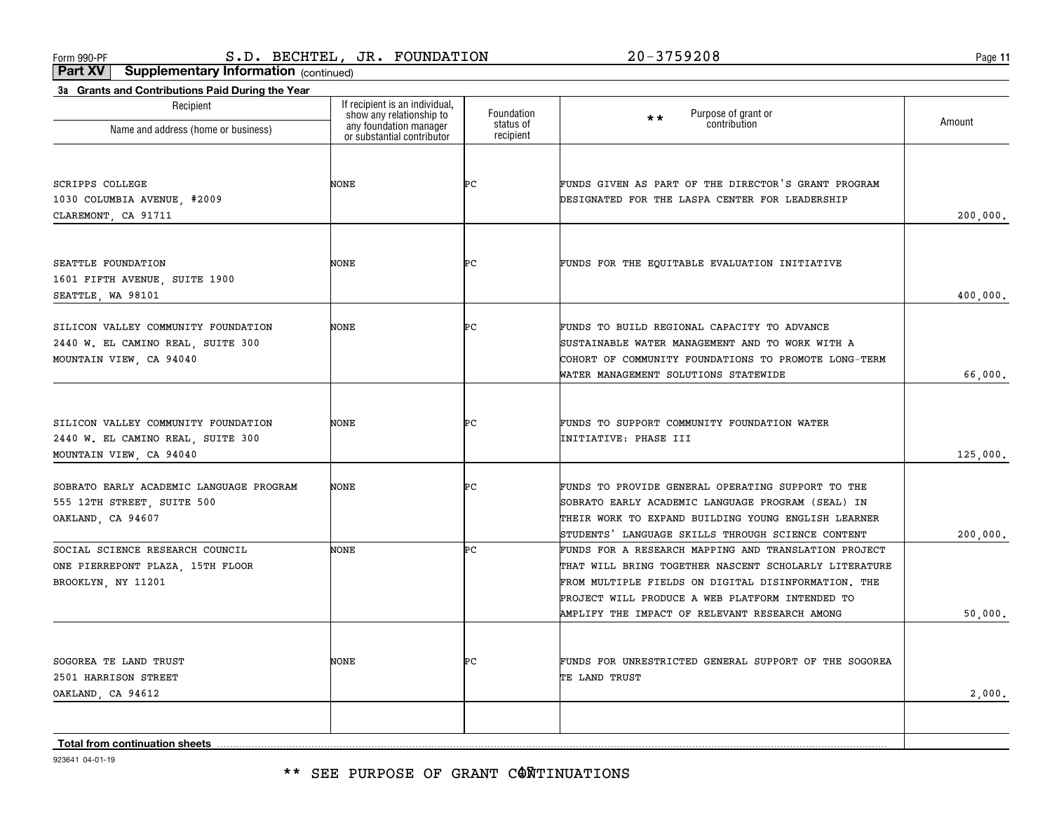Form 990-PF S.D. BECHTEL, JR. FOUNDATION 20-3759208

**Part XV Supplementary Information** (continued)

**3a Grants and Contributions Paid During the Year**

| Recipient Name and address (home or business) | If recipient is an individual, show any relationship to any foundation manager or substantial contributor | Foundation status of recipient | ** Purpose of grant or contribution | Amount |
|---|---|---|---|---|
| SCRIPPS COLLEGE<br>1030 COLUMBIA AVENUE, #2009<br>CLAREMONT, CA 91711 | NONE | PC | FUNDS GIVEN AS PART OF THE DIRECTOR'S GRANT PROGRAM DESIGNATED FOR THE LASPA CENTER FOR LEADERSHIP | 200,000. |
| SEATTLE FOUNDATION<br>1601 FIFTH AVENUE, SUITE 1900<br>SEATTLE, WA 98101 | NONE | PC | FUNDS FOR THE EQUITABLE EVALUATION INITIATIVE | 400,000. |
| SILICON VALLEY COMMUNITY FOUNDATION<br>2440 W. EL CAMINO REAL, SUITE 300<br>MOUNTAIN VIEW, CA 94040 | NONE | PC | FUNDS TO BUILD REGIONAL CAPACITY TO ADVANCE SUSTAINABLE WATER MANAGEMENT AND TO WORK WITH A COHORT OF COMMUNITY FOUNDATIONS TO PROMOTE LONG-TERM WATER MANAGEMENT SOLUTIONS STATEWIDE | 66,000. |
| SILICON VALLEY COMMUNITY FOUNDATION<br>2440 W. EL CAMINO REAL, SUITE 300<br>MOUNTAIN VIEW, CA 94040 | NONE | PC | FUNDS TO SUPPORT COMMUNITY FOUNDATION WATER INITIATIVE: PHASE III | 125,000. |
| SOBRATO EARLY ACADEMIC LANGUAGE PROGRAM<br>555 12TH STREET, SUITE 500<br>OAKLAND, CA 94607 | NONE | PC | FUNDS TO PROVIDE GENERAL OPERATING SUPPORT TO THE SOBRATO EARLY ACADEMIC LANGUAGE PROGRAM (SEAL) IN THEIR WORK TO EXPAND BUILDING YOUNG ENGLISH LEARNER STUDENTS' LANGUAGE SKILLS THROUGH SCIENCE CONTENT | 200,000. |
| SOCIAL SCIENCE RESEARCH COUNCIL<br>ONE PIERREPONT PLAZA, 15TH FLOOR<br>BROOKLYN, NY 11201 | NONE | PC | FUNDS FOR A RESEARCH MAPPING AND TRANSLATION PROJECT THAT WILL BRING TOGETHER NASCENT SCHOLARLY LITERATURE FROM MULTIPLE FIELDS ON DIGITAL DISINFORMATION. THE PROJECT WILL PRODUCE A WEB PLATFORM INTENDED TO AMPLIFY THE IMPACT OF RELEVANT RESEARCH AMONG | 50,000. |
| SOGOREA TE LAND TRUST<br>2501 HARRISON STREET<br>OAKLAND, CA 94612 | NONE | PC | FUNDS FOR UNRESTRICTED GENERAL SUPPORT OF THE SOGOREA TE LAND TRUST | 2,000. |
| | | | | |
| **Total from continuation sheets** | | | | |

923641 04-01-19

** SEE PURPOSE OF GRANT CONTINUATIONS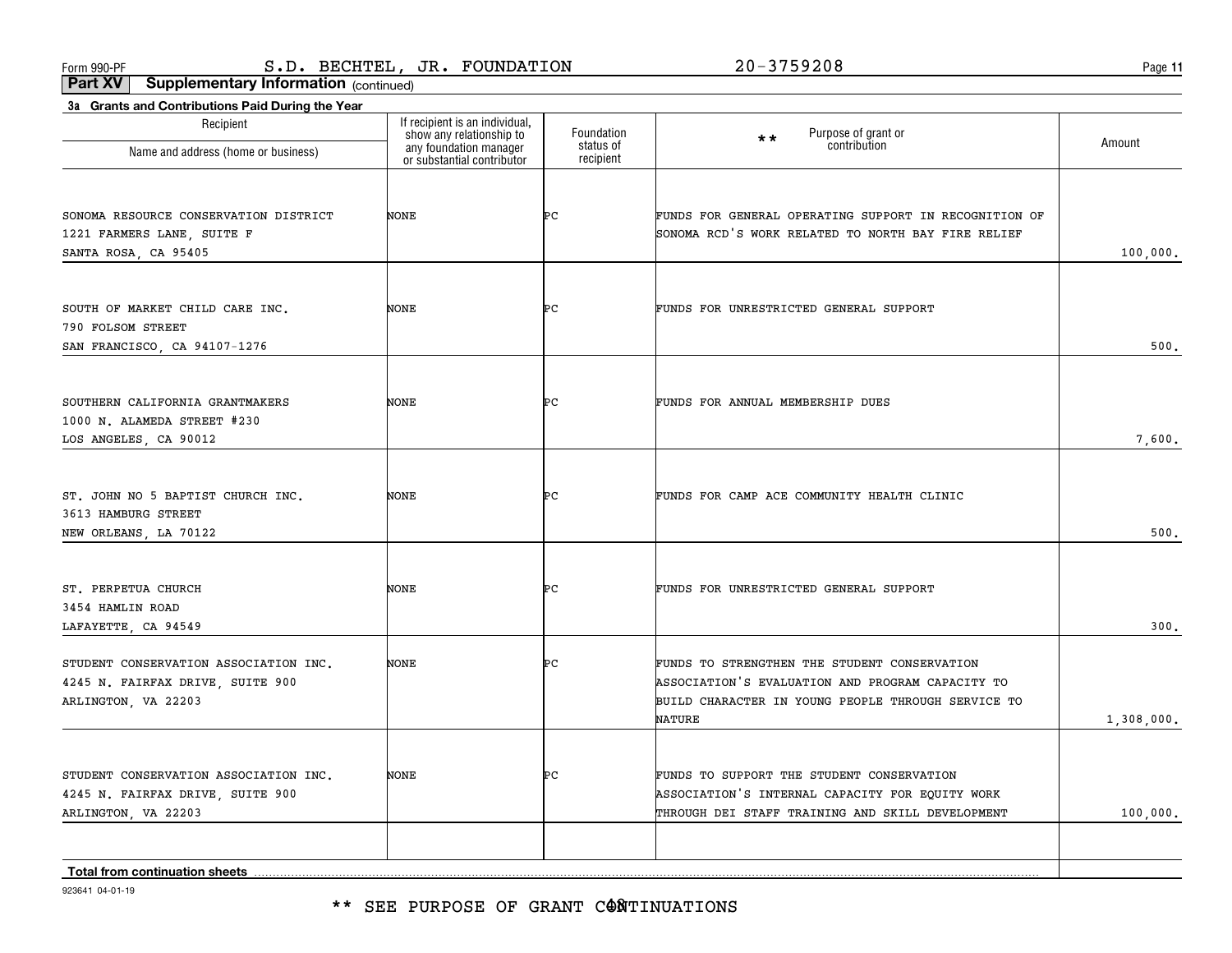Form 990-PF S.D. BECHTEL, JR. FOUNDATION 20-3759208

**Part XV Supplementary Information** (continued)

**3a Grants and Contributions Paid During the Year**

| Recipient Name and address (home or business) | If recipient is an individual, show any relationship to any foundation manager or substantial contributor | Foundation status of recipient | ** Purpose of grant or contribution | Amount |
|---|---|---|---|---|
| SONOMA RESOURCE CONSERVATION DISTRICT 1221 FARMERS LANE, SUITE F SANTA ROSA, CA 95405 | NONE | PC | FUNDS FOR GENERAL OPERATING SUPPORT IN RECOGNITION OF SONOMA RCD'S WORK RELATED TO NORTH BAY FIRE RELIEF | 100,000. |
| SOUTH OF MARKET CHILD CARE INC. 790 FOLSOM STREET SAN FRANCISCO, CA 94107-1276 | NONE | PC | FUNDS FOR UNRESTRICTED GENERAL SUPPORT | 500. |
| SOUTHERN CALIFORNIA GRANTMAKERS 1000 N. ALAMEDA STREET #230 LOS ANGELES, CA 90012 | NONE | PC | FUNDS FOR ANNUAL MEMBERSHIP DUES | 7,600. |
| ST. JOHN NO 5 BAPTIST CHURCH INC. 3613 HAMBURG STREET NEW ORLEANS, LA 70122 | NONE | PC | FUNDS FOR CAMP ACE COMMUNITY HEALTH CLINIC | 500. |
| ST. PERPETUA CHURCH 3454 HAMLIN ROAD LAFAYETTE, CA 94549 | NONE | PC | FUNDS FOR UNRESTRICTED GENERAL SUPPORT | 300. |
| STUDENT CONSERVATION ASSOCIATION INC. 4245 N. FAIRFAX DRIVE, SUITE 900 ARLINGTON, VA 22203 | NONE | PC | FUNDS TO STRENGTHEN THE STUDENT CONSERVATION ASSOCIATION'S EVALUATION AND PROGRAM CAPACITY TO BUILD CHARACTER IN YOUNG PEOPLE THROUGH SERVICE TO NATURE | 1,308,000. |
| STUDENT CONSERVATION ASSOCIATION INC. 4245 N. FAIRFAX DRIVE, SUITE 900 ARLINGTON, VA 22203 | NONE | PC | FUNDS TO SUPPORT THE STUDENT CONSERVATION ASSOCIATION'S INTERNAL CAPACITY FOR EQUITY WORK THROUGH DEI STAFF TRAINING AND SKILL DEVELOPMENT | 100,000. |
| **Total from continuation sheets** | | | | |

923641 04-01-19

** SEE PURPOSE OF GRANT CONTINUATIONS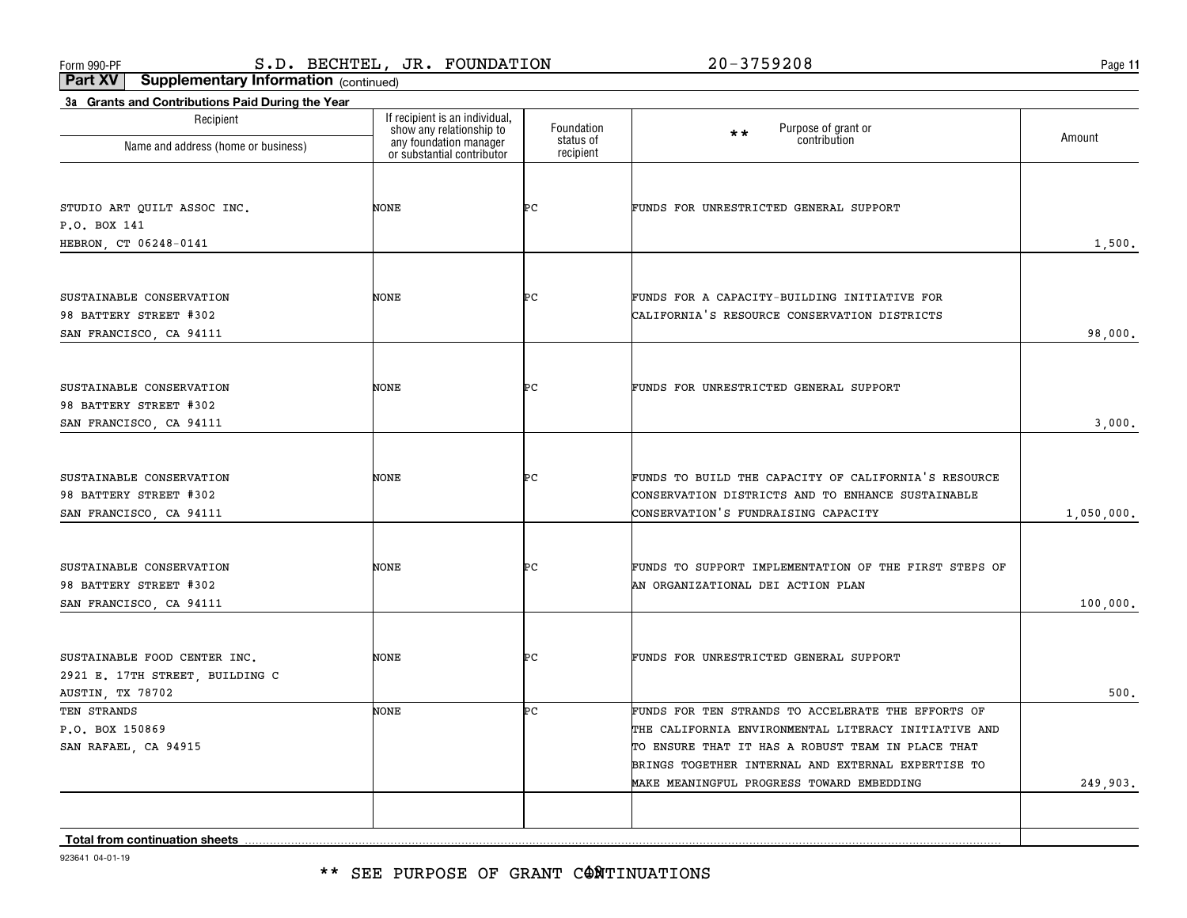Form 990-PF S.D. BECHTEL, JR. FOUNDATION 20-3759208

**Part XV Supplementary Information** (continued)

**3a Grants and Contributions Paid During the Year**

| Recipient<br>Name and address (home or business) | If recipient is an individual, show any relationship to any foundation manager or substantial contributor | Foundation status of recipient | ** Purpose of grant or contribution | Amount |
|---|---|---|---|---|
| STUDIO ART QUILT ASSOC INC.<br>P.O. BOX 141<br>HEBRON, CT 06248-0141 | NONE | PC | FUNDS FOR UNRESTRICTED GENERAL SUPPORT | 1,500. |
| SUSTAINABLE CONSERVATION<br>98 BATTERY STREET #302<br>SAN FRANCISCO, CA 94111 | NONE | PC | FUNDS FOR A CAPACITY-BUILDING INITIATIVE FOR CALIFORNIA'S RESOURCE CONSERVATION DISTRICTS | 98,000. |
| SUSTAINABLE CONSERVATION<br>98 BATTERY STREET #302<br>SAN FRANCISCO, CA 94111 | NONE | PC | FUNDS FOR UNRESTRICTED GENERAL SUPPORT | 3,000. |
| SUSTAINABLE CONSERVATION<br>98 BATTERY STREET #302<br>SAN FRANCISCO, CA 94111 | NONE | PC | FUNDS TO BUILD THE CAPACITY OF CALIFORNIA'S RESOURCE CONSERVATION DISTRICTS AND TO ENHANCE SUSTAINABLE CONSERVATION'S FUNDRAISING CAPACITY | 1,050,000. |
| SUSTAINABLE CONSERVATION<br>98 BATTERY STREET #302<br>SAN FRANCISCO, CA 94111 | NONE | PC | FUNDS TO SUPPORT IMPLEMENTATION OF THE FIRST STEPS OF AN ORGANIZATIONAL DEI ACTION PLAN | 100,000. |
| SUSTAINABLE FOOD CENTER INC.<br>2921 E. 17TH STREET, BUILDING C<br>AUSTIN, TX 78702 | NONE | PC | FUNDS FOR UNRESTRICTED GENERAL SUPPORT | 500. |
| TEN STRANDS<br>P.O. BOX 150869<br>SAN RAFAEL, CA 94915 | NONE | PC | FUNDS FOR TEN STRANDS TO ACCELERATE THE EFFORTS OF THE CALIFORNIA ENVIRONMENTAL LITERACY INITIATIVE AND TO ENSURE THAT IT HAS A ROBUST TEAM IN PLACE THAT BRINGS TOGETHER INTERNAL AND EXTERNAL EXPERTISE TO MAKE MEANINGFUL PROGRESS TOWARD EMBEDDING | 249,903. |
| | | | | |
| **Total from continuation sheets** | | | | |

923641 04-01-19

** SEE PURPOSE OF GRANT CONTINUATIONS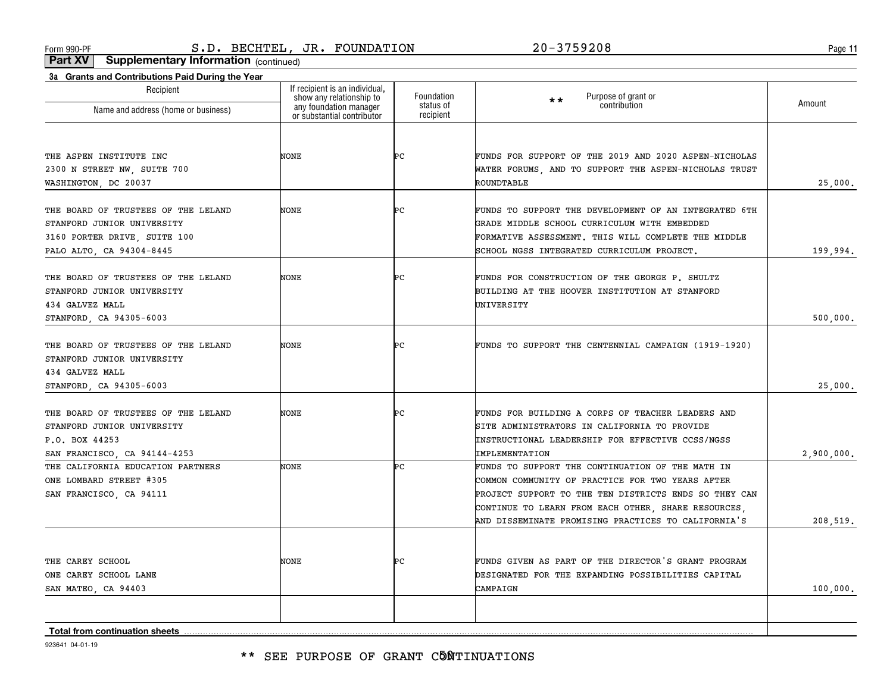Form 990-PF S.D. BECHTEL, JR. FOUNDATION 20-3759208

**Part XV Supplementary Information** (continued)

**3a Grants and Contributions Paid During the Year**

| Recipient<br>Name and address (home or business) | If recipient is an individual, show any relationship to any foundation manager or substantial contributor | Foundation status of recipient | ** Purpose of grant or contribution | Amount |
|---|---|---|---|---|
| THE ASPEN INSTITUTE INC<br>2300 N STREET NW, SUITE 700<br>WASHINGTON, DC 20037 | NONE | PC | FUNDS FOR SUPPORT OF THE 2019 AND 2020 ASPEN-NICHOLAS WATER FORUMS, AND TO SUPPORT THE ASPEN-NICHOLAS TRUST ROUNDTABLE | 25,000. |
| THE BOARD OF TRUSTEES OF THE LELAND STANFORD JUNIOR UNIVERSITY<br>3160 PORTER DRIVE, SUITE 100<br>PALO ALTO, CA 94304-8445 | NONE | PC | FUNDS TO SUPPORT THE DEVELOPMENT OF AN INTEGRATED 6TH GRADE MIDDLE SCHOOL CURRICULUM WITH EMBEDDED FORMATIVE ASSESSMENT. THIS WILL COMPLETE THE MIDDLE SCHOOL NGSS INTEGRATED CURRICULUM PROJECT. | 199,994. |
| THE BOARD OF TRUSTEES OF THE LELAND STANFORD JUNIOR UNIVERSITY<br>434 GALVEZ MALL<br>STANFORD, CA 94305-6003 | NONE | PC | FUNDS FOR CONSTRUCTION OF THE GEORGE P. SHULTZ BUILDING AT THE HOOVER INSTITUTION AT STANFORD UNIVERSITY | 500,000. |
| THE BOARD OF TRUSTEES OF THE LELAND STANFORD JUNIOR UNIVERSITY<br>434 GALVEZ MALL<br>STANFORD, CA 94305-6003 | NONE | PC | FUNDS TO SUPPORT THE CENTENNIAL CAMPAIGN (1919-1920) | 25,000. |
| THE BOARD OF TRUSTEES OF THE LELAND STANFORD JUNIOR UNIVERSITY<br>P.O. BOX 44253<br>SAN FRANCISCO, CA 94144-4253 | NONE | PC | FUNDS FOR BUILDING A CORPS OF TEACHER LEADERS AND SITE ADMINISTRATORS IN CALIFORNIA TO PROVIDE INSTRUCTIONAL LEADERSHIP FOR EFFECTIVE CCSS/NGSS IMPLEMENTATION | 2,900,000. |
| THE CALIFORNIA EDUCATION PARTNERS<br>ONE LOMBARD STREET #305<br>SAN FRANCISCO, CA 94111 | NONE | PC | FUNDS TO SUPPORT THE CONTINUATION OF THE MATH IN COMMON COMMUNITY OF PRACTICE FOR TWO YEARS AFTER PROJECT SUPPORT TO THE TEN DISTRICTS ENDS SO THEY CAN CONTINUE TO LEARN FROM EACH OTHER, SHARE RESOURCES, AND DISSEMINATE PROMISING PRACTICES TO CALIFORNIA'S | 208,519. |
| THE CAREY SCHOOL<br>ONE CAREY SCHOOL LANE<br>SAN MATEO, CA 94403 | NONE | PC | FUNDS GIVEN AS PART OF THE DIRECTOR'S GRANT PROGRAM DESIGNATED FOR THE EXPANDING POSSIBILITIES CAPITAL CAMPAIGN | 100,000. |
| **Total from continuation sheets** | | | | |

923641 04-01-19

** SEE PURPOSE OF GRANT CONTINUATIONS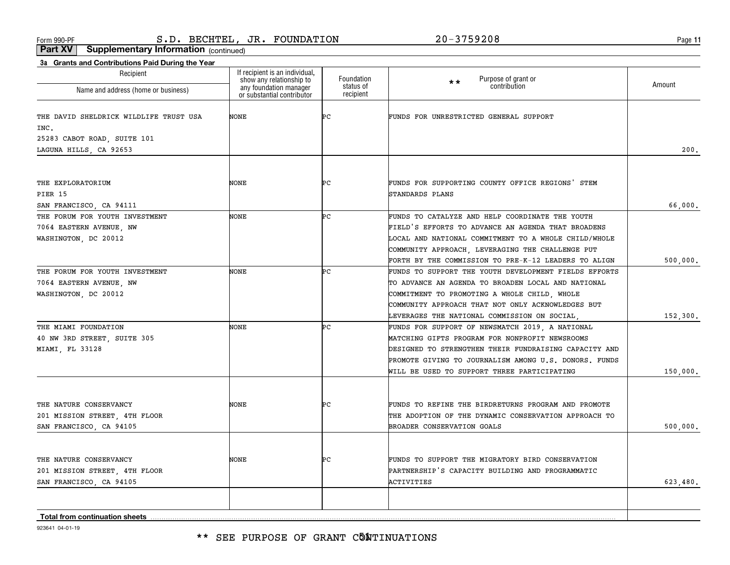Form 990-PF S.D. BECHTEL, JR. FOUNDATION 20-3759208

**Part XV Supplementary Information** (continued)

**3a Grants and Contributions Paid During the Year**

| Recipient Name and address (home or business) | If recipient is an individual, show any relationship to any foundation manager or substantial contributor | Foundation status of recipient | ** Purpose of grant or contribution | Amount |
|---|---|---|---|---|
| THE DAVID SHELDRICK WILDLIFE TRUST USA INC. 25283 CABOT ROAD, SUITE 101 LAGUNA HILLS, CA 92653 | NONE | PC | FUNDS FOR UNRESTRICTED GENERAL SUPPORT | 200. |
| THE EXPLORATORIUM PIER 15 SAN FRANCISCO, CA 94111 | NONE | PC | FUNDS FOR SUPPORTING COUNTY OFFICE REGIONS' STEM STANDARDS PLANS | 66,000. |
| THE FORUM FOR YOUTH INVESTMENT 7064 EASTERN AVENUE, NW WASHINGTON, DC 20012 | NONE | PC | FUNDS TO CATALYZE AND HELP COORDINATE THE YOUTH FIELD'S EFFORTS TO ADVANCE AN AGENDA THAT BROADENS LOCAL AND NATIONAL COMMITMENT TO A WHOLE CHILD/WHOLE COMMUNITY APPROACH, LEVERAGING THE CHALLENGE PUT FORTH BY THE COMMISSION TO PRE-K-12 LEADERS TO ALIGN | 500,000. |
| THE FORUM FOR YOUTH INVESTMENT 7064 EASTERN AVENUE, NW WASHINGTON, DC 20012 | NONE | PC | FUNDS TO SUPPORT THE YOUTH DEVELOPMENT FIELDS EFFORTS TO ADVANCE AN AGENDA TO BROADEN LOCAL AND NATIONAL COMMITMENT TO PROMOTING A WHOLE CHILD, WHOLE COMMUNITY APPROACH THAT NOT ONLY ACKNOWLEDGES BUT LEVERAGES THE NATIONAL COMMISSION ON SOCIAL, | 152,300. |
| THE MIAMI FOUNDATION 40 NW 3RD STREET, SUITE 305 MIAMI, FL 33128 | NONE | PC | FUNDS FOR SUPPORT OF NEWSMATCH 2019, A NATIONAL MATCHING GIFTS PROGRAM FOR NONPROFIT NEWSROOMS DESIGNED TO STRENGTHEN THEIR FUNDRAISING CAPACITY AND PROMOTE GIVING TO JOURNALISM AMONG U.S. DONORS. FUNDS WILL BE USED TO SUPPORT THREE PARTICIPATING | 150,000. |
| THE NATURE CONSERVANCY 201 MISSION STREET, 4TH FLOOR SAN FRANCISCO, CA 94105 | NONE | PC | FUNDS TO REFINE THE BIRDRETURNS PROGRAM AND PROMOTE THE ADOPTION OF THE DYNAMIC CONSERVATION APPROACH TO BROADER CONSERVATION GOALS | 500,000. |
| THE NATURE CONSERVANCY 201 MISSION STREET, 4TH FLOOR SAN FRANCISCO, CA 94105 | NONE | PC | FUNDS TO SUPPORT THE MIGRATORY BIRD CONSERVATION PARTNERSHIP'S CAPACITY BUILDING AND PROGRAMMATIC ACTIVITIES | 623,480. |
| **Total from continuation sheets** | | | | |

923641 04-01-19

** SEE PURPOSE OF GRANT CONTINUATIONS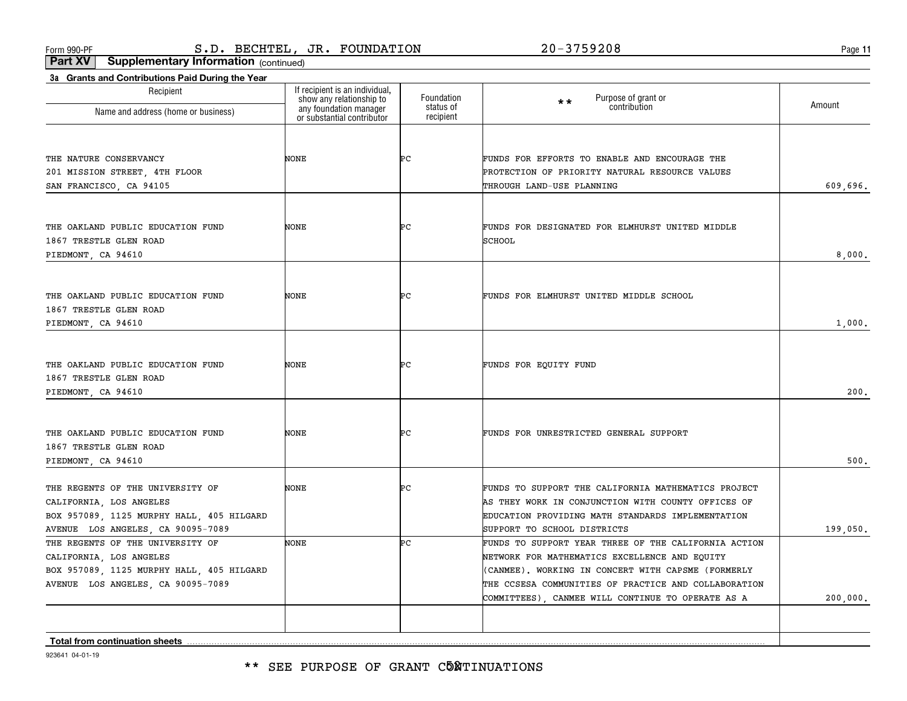Form 990-PF S.D. BECHTEL, JR. FOUNDATION 20-3759208

**Part XV Supplementary Information** (continued)

**3a Grants and Contributions Paid During the Year**

| Recipient Name and address (home or business) | If recipient is an individual, show any relationship to any foundation manager or substantial contributor | Foundation status of recipient | ** Purpose of grant or contribution | Amount |
|---|---|---|---|---|
| THE NATURE CONSERVANCY<br>201 MISSION STREET, 4TH FLOOR<br>SAN FRANCISCO, CA 94105 | NONE | PC | FUNDS FOR EFFORTS TO ENABLE AND ENCOURAGE THE PROTECTION OF PRIORITY NATURAL RESOURCE VALUES THROUGH LAND-USE PLANNING | 609,696. |
| THE OAKLAND PUBLIC EDUCATION FUND<br>1867 TRESTLE GLEN ROAD<br>PIEDMONT, CA 94610 | NONE | PC | FUNDS FOR DESIGNATED FOR ELMHURST UNITED MIDDLE SCHOOL | 8,000. |
| THE OAKLAND PUBLIC EDUCATION FUND<br>1867 TRESTLE GLEN ROAD<br>PIEDMONT, CA 94610 | NONE | PC | FUNDS FOR ELMHURST UNITED MIDDLE SCHOOL | 1,000. |
| THE OAKLAND PUBLIC EDUCATION FUND<br>1867 TRESTLE GLEN ROAD<br>PIEDMONT, CA 94610 | NONE | PC | FUNDS FOR EQUITY FUND | 200. |
| THE OAKLAND PUBLIC EDUCATION FUND<br>1867 TRESTLE GLEN ROAD<br>PIEDMONT, CA 94610 | NONE | PC | FUNDS FOR UNRESTRICTED GENERAL SUPPORT | 500. |
| THE REGENTS OF THE UNIVERSITY OF CALIFORNIA, LOS ANGELES<br>BOX 957089, 1125 MURPHY HALL, 405 HILGARD AVENUE LOS ANGELES, CA 90095-7089 | NONE | PC | FUNDS TO SUPPORT THE CALIFORNIA MATHEMATICS PROJECT AS THEY WORK IN CONJUNCTION WITH COUNTY OFFICES OF EDUCATION PROVIDING MATH STANDARDS IMPLEMENTATION SUPPORT TO SCHOOL DISTRICTS | 199,050. |
| THE REGENTS OF THE UNIVERSITY OF CALIFORNIA, LOS ANGELES<br>BOX 957089, 1125 MURPHY HALL, 405 HILGARD AVENUE LOS ANGELES, CA 90095-7089 | NONE | PC | FUNDS TO SUPPORT YEAR THREE OF THE CALIFORNIA ACTION NETWORK FOR MATHEMATICS EXCELLENCE AND EQUITY (CANMEE). WORKING IN CONCERT WITH CAPSME (FORMERLY THE CCSESA COMMUNITIES OF PRACTICE AND COLLABORATION COMMITTEES), CANMEE WILL CONTINUE TO OPERATE AS A | 200,000. |
| | | | | |
| **Total from continuation sheets** | | | | |

923641 04-01-19

** SEE PURPOSE OF GRANT CONTINUATIONS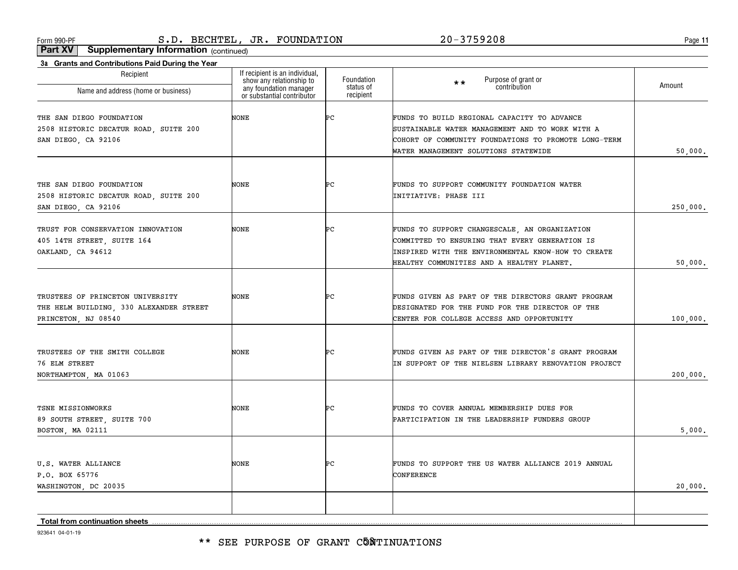Form 990-PF S.D. BECHTEL, JR. FOUNDATION 20-3759208

**Part XV Supplementary Information** (continued)

**3a Grants and Contributions Paid During the Year**

| Recipient Name and address (home or business) | If recipient is an individual, show any relationship to any foundation manager or substantial contributor | Foundation status of recipient | ** Purpose of grant or contribution | Amount |
|---|---|---|---|---|
| THE SAN DIEGO FOUNDATION 2508 HISTORIC DECATUR ROAD, SUITE 200 SAN DIEGO, CA 92106 | NONE | PC | FUNDS TO BUILD REGIONAL CAPACITY TO ADVANCE SUSTAINABLE WATER MANAGEMENT AND TO WORK WITH A COHORT OF COMMUNITY FOUNDATIONS TO PROMOTE LONG-TERM WATER MANAGEMENT SOLUTIONS STATEWIDE | 50,000. |
| THE SAN DIEGO FOUNDATION 2508 HISTORIC DECATUR ROAD, SUITE 200 SAN DIEGO, CA 92106 | NONE | PC | FUNDS TO SUPPORT COMMUNITY FOUNDATION WATER INITIATIVE: PHASE III | 250,000. |
| TRUST FOR CONSERVATION INNOVATION 405 14TH STREET, SUITE 164 OAKLAND, CA 94612 | NONE | PC | FUNDS TO SUPPORT CHANGESCALE, AN ORGANIZATION COMMITTED TO ENSURING THAT EVERY GENERATION IS INSPIRED WITH THE ENVIRONMENTAL KNOW-HOW TO CREATE HEALTHY COMMUNITIES AND A HEALTHY PLANET. | 50,000. |
| TRUSTEES OF PRINCETON UNIVERSITY THE HELM BUILDING, 330 ALEXANDER STREET PRINCETON, NJ 08540 | NONE | PC | FUNDS GIVEN AS PART OF THE DIRECTORS GRANT PROGRAM DESIGNATED FOR THE FUND FOR THE DIRECTOR OF THE CENTER FOR COLLEGE ACCESS AND OPPORTUNITY | 100,000. |
| TRUSTEES OF THE SMITH COLLEGE 76 ELM STREET NORTHAMPTON, MA 01063 | NONE | PC | FUNDS GIVEN AS PART OF THE DIRECTOR'S GRANT PROGRAM IN SUPPORT OF THE NIELSEN LIBRARY RENOVATION PROJECT | 200,000. |
| TSNE MISSIONWORKS 89 SOUTH STREET, SUITE 700 BOSTON, MA 02111 | NONE | PC | FUNDS TO COVER ANNUAL MEMBERSHIP DUES FOR PARTICIPATION IN THE LEADERSHIP FUNDERS GROUP | 5,000. |
| U.S. WATER ALLIANCE P.O. BOX 65776 WASHINGTON, DC 20035 | NONE | PC | FUNDS TO SUPPORT THE US WATER ALLIANCE 2019 ANNUAL CONFERENCE | 20,000. |
| | | | | |
| **Total from continuation sheets** | | | | |

923641 04-01-19

** SEE PURPOSE OF GRANT CONTINUATIONS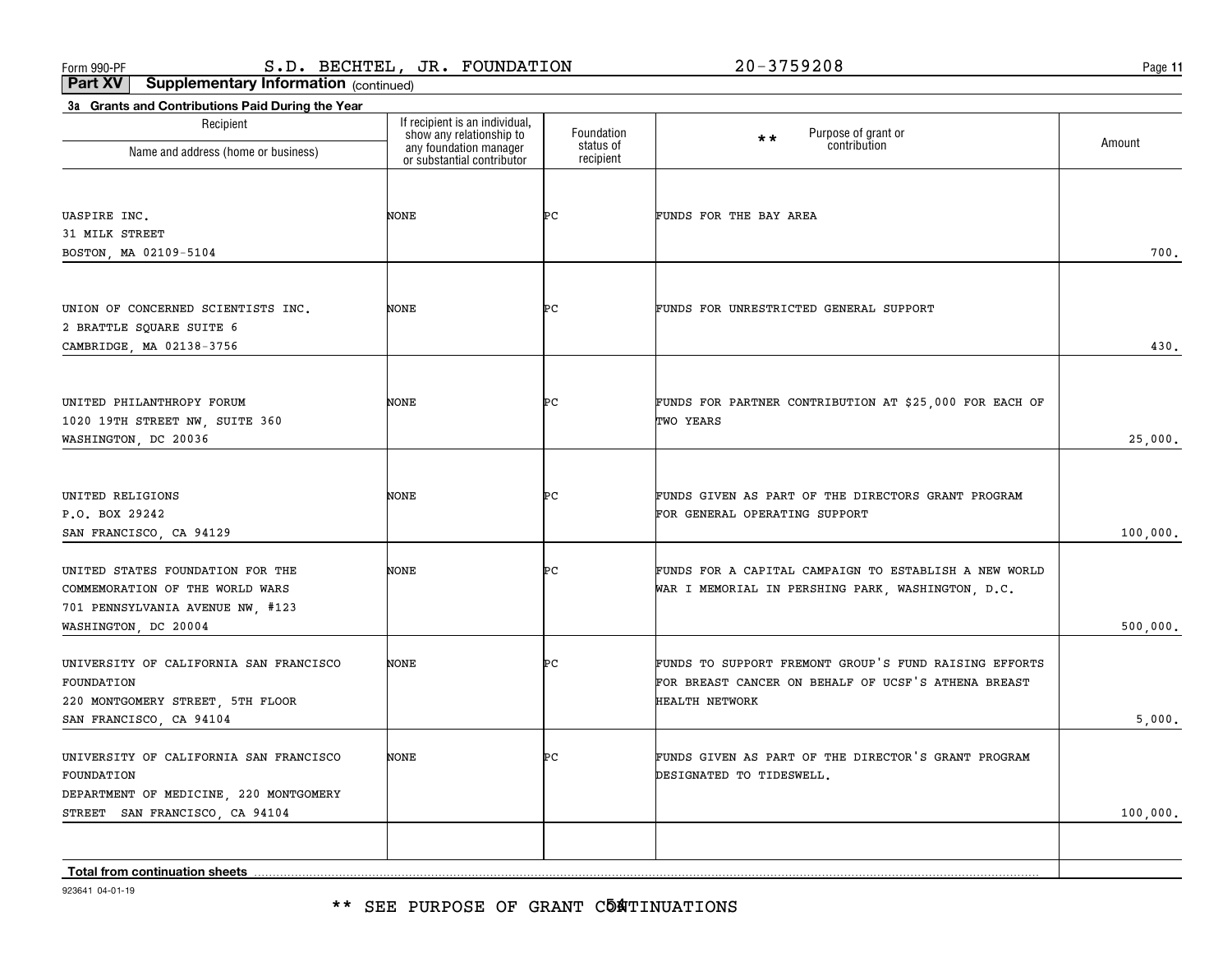Form 990-PF S.D. BECHTEL, JR. FOUNDATION 20-3759208

**Part XV Supplementary Information** (continued)

**3a Grants and Contributions Paid During the Year**

| Recipient<br>Name and address (home or business) | If recipient is an individual, show any relationship to any foundation manager or substantial contributor | Foundation status of recipient | ** Purpose of grant or contribution | Amount |
|---|---|---|---|---|
| UASPIRE INC.<br>31 MILK STREET<br>BOSTON, MA 02109-5104 | NONE | PC | FUNDS FOR THE BAY AREA | 700. |
| UNION OF CONCERNED SCIENTISTS INC.<br>2 BRATTLE SQUARE SUITE 6<br>CAMBRIDGE, MA 02138-3756 | NONE | PC | FUNDS FOR UNRESTRICTED GENERAL SUPPORT | 430. |
| UNITED PHILANTHROPY FORUM<br>1020 19TH STREET NW, SUITE 360<br>WASHINGTON, DC 20036 | NONE | PC | FUNDS FOR PARTNER CONTRIBUTION AT $25,000 FOR EACH OF TWO YEARS | 25,000. |
| UNITED RELIGIONS<br>P.O. BOX 29242<br>SAN FRANCISCO, CA 94129 | NONE | PC | FUNDS GIVEN AS PART OF THE DIRECTORS GRANT PROGRAM FOR GENERAL OPERATING SUPPORT | 100,000. |
| UNITED STATES FOUNDATION FOR THE COMMEMORATION OF THE WORLD WARS<br>701 PENNSYLVANIA AVENUE NW, #123<br>WASHINGTON, DC 20004 | NONE | PC | FUNDS FOR A CAPITAL CAMPAIGN TO ESTABLISH A NEW WORLD WAR I MEMORIAL IN PERSHING PARK, WASHINGTON, D.C. | 500,000. |
| UNIVERSITY OF CALIFORNIA SAN FRANCISCO FOUNDATION<br>220 MONTGOMERY STREET, 5TH FLOOR<br>SAN FRANCISCO, CA 94104 | NONE | PC | FUNDS TO SUPPORT FREMONT GROUP'S FUND RAISING EFFORTS FOR BREAST CANCER ON BEHALF OF UCSF'S ATHENA BREAST HEALTH NETWORK | 5,000. |
| UNIVERSITY OF CALIFORNIA SAN FRANCISCO FOUNDATION<br>DEPARTMENT OF MEDICINE, 220 MONTGOMERY STREET SAN FRANCISCO, CA 94104 | NONE | PC | FUNDS GIVEN AS PART OF THE DIRECTOR'S GRANT PROGRAM DESIGNATED TO TIDESWELL. | 100,000. |
| | | | | |
| **Total from continuation sheets** | | | | |

923641 04-01-19

** SEE PURPOSE OF GRANT CONTINUATIONS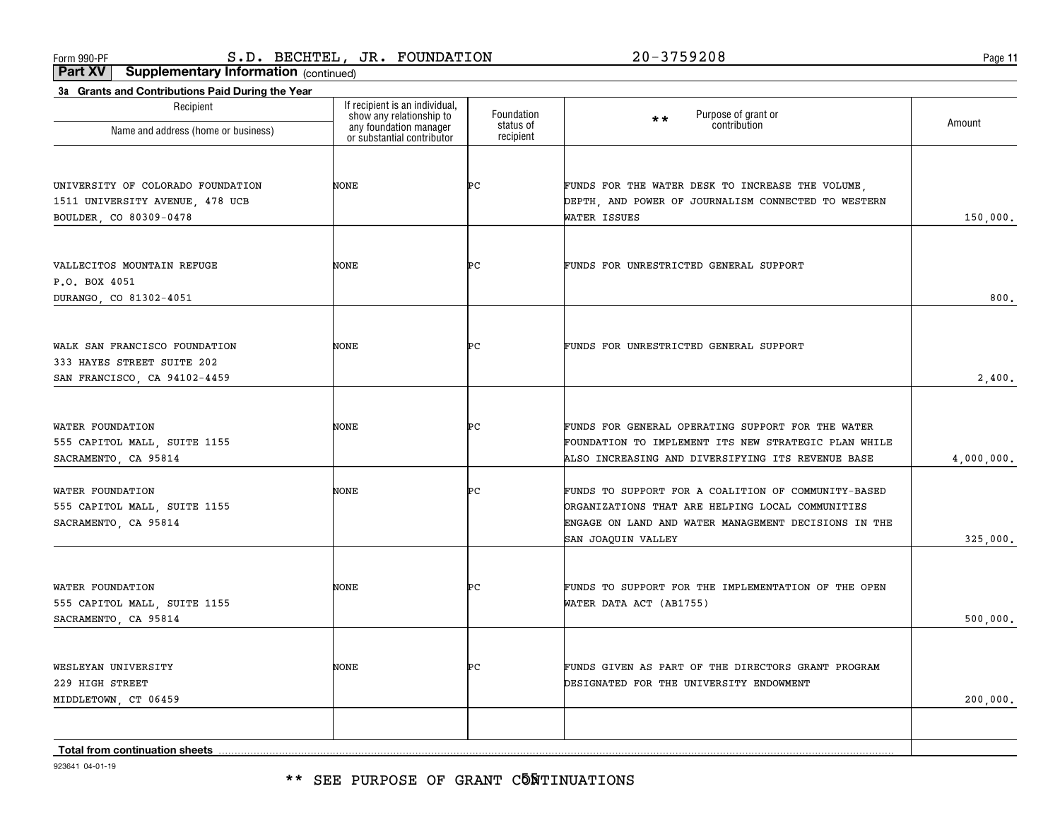Form 990-PF S.D. BECHTEL, JR. FOUNDATION 20-3759208

**Part XV Supplementary Information** *(continued)*

**3a Grants and Contributions Paid During the Year**

| Recipient<br>Name and address (home or business) | If recipient is an individual, show any relationship to any foundation manager or substantial contributor | Foundation status of recipient | ** Purpose of grant or contribution | Amount |
|---|---|---|---|---|
| UNIVERSITY OF COLORADO FOUNDATION<br>1511 UNIVERSITY AVENUE, 478 UCB<br>BOULDER, CO 80309-0478 | NONE | PC | FUNDS FOR THE WATER DESK TO INCREASE THE VOLUME, DEPTH, AND POWER OF JOURNALISM CONNECTED TO WESTERN WATER ISSUES | 150,000. |
| VALLECITOS MOUNTAIN REFUGE<br>P.O. BOX 4051<br>DURANGO, CO 81302-4051 | NONE | PC | FUNDS FOR UNRESTRICTED GENERAL SUPPORT | 800. |
| WALK SAN FRANCISCO FOUNDATION<br>333 HAYES STREET SUITE 202<br>SAN FRANCISCO, CA 94102-4459 | NONE | PC | FUNDS FOR UNRESTRICTED GENERAL SUPPORT | 2,400. |
| WATER FOUNDATION<br>555 CAPITOL MALL, SUITE 1155<br>SACRAMENTO, CA 95814 | NONE | PC | FUNDS FOR GENERAL OPERATING SUPPORT FOR THE WATER FOUNDATION TO IMPLEMENT ITS NEW STRATEGIC PLAN WHILE ALSO INCREASING AND DIVERSIFYING ITS REVENUE BASE | 4,000,000. |
| WATER FOUNDATION<br>555 CAPITOL MALL, SUITE 1155<br>SACRAMENTO, CA 95814 | NONE | PC | FUNDS TO SUPPORT FOR A COALITION OF COMMUNITY-BASED ORGANIZATIONS THAT ARE HELPING LOCAL COMMUNITIES ENGAGE ON LAND AND WATER MANAGEMENT DECISIONS IN THE SAN JOAQUIN VALLEY | 325,000. |
| WATER FOUNDATION<br>555 CAPITOL MALL, SUITE 1155<br>SACRAMENTO, CA 95814 | NONE | PC | FUNDS TO SUPPORT FOR THE IMPLEMENTATION OF THE OPEN WATER DATA ACT (AB1755) | 500,000. |
| WESLEYAN UNIVERSITY<br>229 HIGH STREET<br>MIDDLETOWN, CT 06459 | NONE | PC | FUNDS GIVEN AS PART OF THE DIRECTORS GRANT PROGRAM DESIGNATED FOR THE UNIVERSITY ENDOWMENT | 200,000. |
| **Total from continuation sheets** | | | | |

923641 04-01-19

** SEE PURPOSE OF GRANT CONTINUATIONS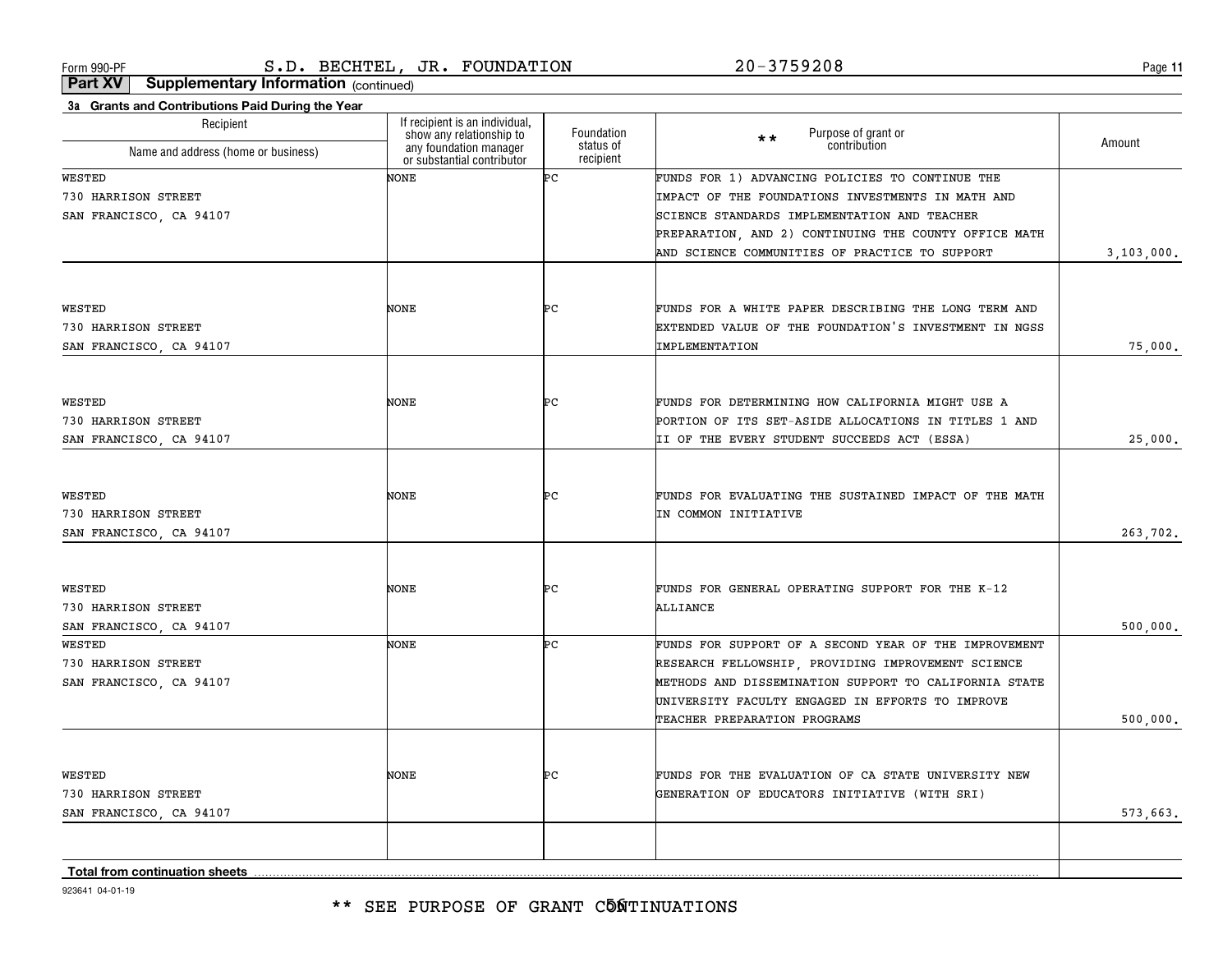Form 990-PF S.D. BECHTEL, JR. FOUNDATION 20-3759208

**Part XV Supplementary Information** (continued)

**3a Grants and Contributions Paid During the Year**

| Recipient<br>Name and address (home or business) | If recipient is an individual, show any relationship to any foundation manager or substantial contributor | Foundation status of recipient | ** Purpose of grant or contribution | Amount |
|---|---|---|---|---|
| WESTED<br>730 HARRISON STREET<br>SAN FRANCISCO, CA 94107 | NONE | PC | FUNDS FOR 1) ADVANCING POLICIES TO CONTINUE THE IMPACT OF THE FOUNDATIONS INVESTMENTS IN MATH AND SCIENCE STANDARDS IMPLEMENTATION AND TEACHER PREPARATION, AND 2) CONTINUING THE COUNTY OFFICE MATH AND SCIENCE COMMUNITIES OF PRACTICE TO SUPPORT | 3,103,000. |
| WESTED<br>730 HARRISON STREET<br>SAN FRANCISCO, CA 94107 | NONE | PC | FUNDS FOR A WHITE PAPER DESCRIBING THE LONG TERM AND EXTENDED VALUE OF THE FOUNDATION'S INVESTMENT IN NGSS IMPLEMENTATION | 75,000. |
| WESTED<br>730 HARRISON STREET<br>SAN FRANCISCO, CA 94107 | NONE | PC | FUNDS FOR DETERMINING HOW CALIFORNIA MIGHT USE A PORTION OF ITS SET-ASIDE ALLOCATIONS IN TITLES 1 AND II OF THE EVERY STUDENT SUCCEEDS ACT (ESSA) | 25,000. |
| WESTED<br>730 HARRISON STREET<br>SAN FRANCISCO, CA 94107 | NONE | PC | FUNDS FOR EVALUATING THE SUSTAINED IMPACT OF THE MATH IN COMMON INITIATIVE | 263,702. |
| WESTED<br>730 HARRISON STREET<br>SAN FRANCISCO, CA 94107 | NONE | PC | FUNDS FOR GENERAL OPERATING SUPPORT FOR THE K-12 ALLIANCE | 500,000. |
| WESTED<br>730 HARRISON STREET<br>SAN FRANCISCO, CA 94107 | NONE | PC | FUNDS FOR SUPPORT OF A SECOND YEAR OF THE IMPROVEMENT RESEARCH FELLOWSHIP, PROVIDING IMPROVEMENT SCIENCE METHODS AND DISSEMINATION SUPPORT TO CALIFORNIA STATE UNIVERSITY FACULTY ENGAGED IN EFFORTS TO IMPROVE TEACHER PREPARATION PROGRAMS | 500,000. |
| WESTED<br>730 HARRISON STREET<br>SAN FRANCISCO, CA 94107 | NONE | PC | FUNDS FOR THE EVALUATION OF CA STATE UNIVERSITY NEW GENERATION OF EDUCATORS INITIATIVE (WITH SRI) | 573,663. |
| | | | | |
| **Total from continuation sheets** | | | | |

923641 04-01-19

** SEE PURPOSE OF GRANT CONTINUATIONS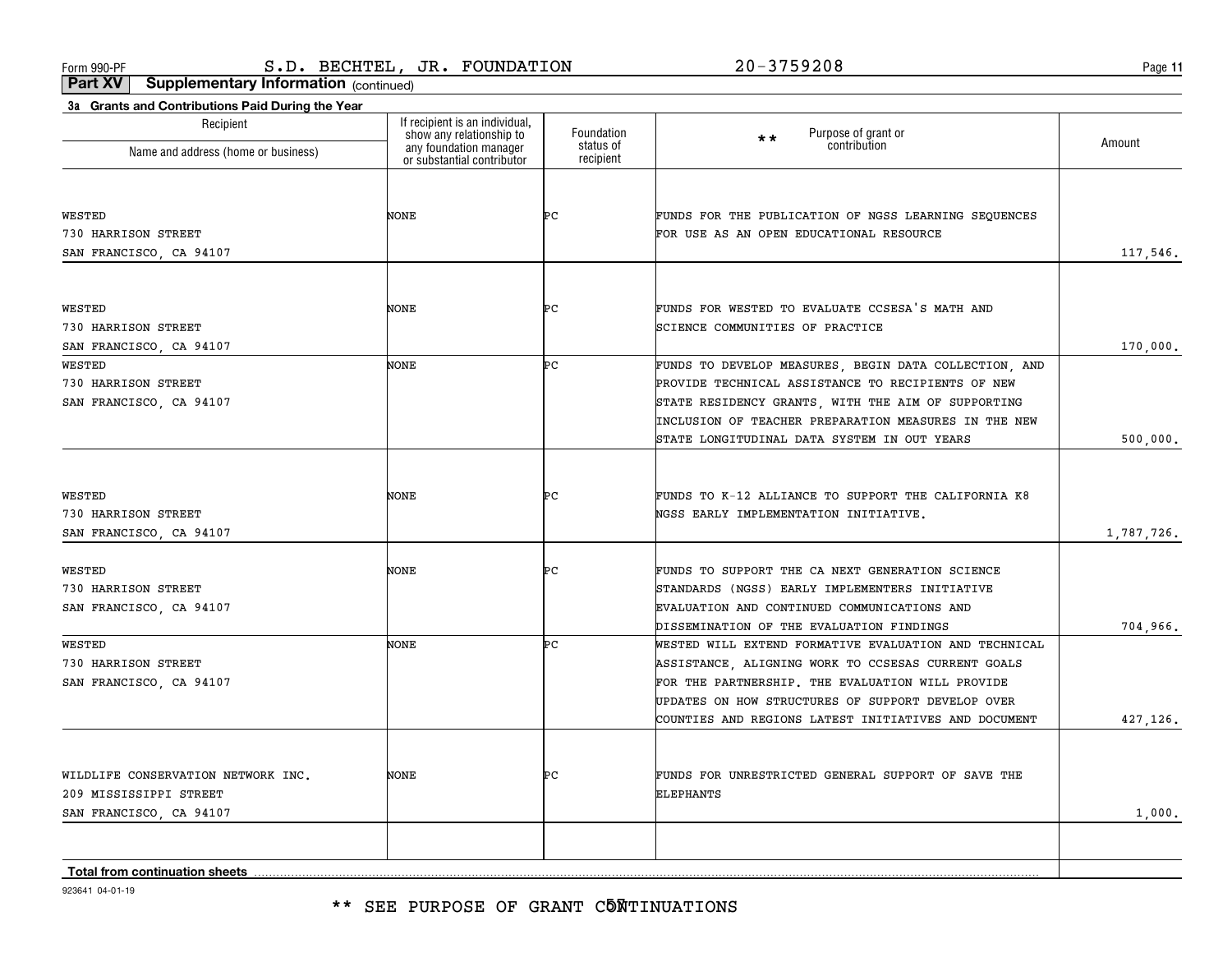Form 990-PF S.D. BECHTEL, JR. FOUNDATION 20-3759208

**Part XV Supplementary Information** (continued)

**3a Grants and Contributions Paid During the Year**

| Recipient Name and address (home or business) | If recipient is an individual, show any relationship to any foundation manager or substantial contributor | Foundation status of recipient | ** Purpose of grant or contribution | Amount |
|---|---|---|---|---|
| WESTED<br>730 HARRISON STREET<br>SAN FRANCISCO, CA 94107 | NONE | PC | FUNDS FOR THE PUBLICATION OF NGSS LEARNING SEQUENCES FOR USE AS AN OPEN EDUCATIONAL RESOURCE | 117,546. |
| WESTED<br>730 HARRISON STREET<br>SAN FRANCISCO, CA 94107 | NONE | PC | FUNDS FOR WESTED TO EVALUATE CCSESA'S MATH AND SCIENCE COMMUNITIES OF PRACTICE | 170,000. |
| WESTED<br>730 HARRISON STREET<br>SAN FRANCISCO, CA 94107 | NONE | PC | FUNDS TO DEVELOP MEASURES, BEGIN DATA COLLECTION, AND PROVIDE TECHNICAL ASSISTANCE TO RECIPIENTS OF NEW STATE RESIDENCY GRANTS, WITH THE AIM OF SUPPORTING INCLUSION OF TEACHER PREPARATION MEASURES IN THE NEW STATE LONGITUDINAL DATA SYSTEM IN OUT YEARS | 500,000. |
| WESTED<br>730 HARRISON STREET<br>SAN FRANCISCO, CA 94107 | NONE | PC | FUNDS TO K-12 ALLIANCE TO SUPPORT THE CALIFORNIA K8 NGSS EARLY IMPLEMENTATION INITIATIVE. | 1,787,726. |
| WESTED<br>730 HARRISON STREET<br>SAN FRANCISCO, CA 94107 | NONE | PC | FUNDS TO SUPPORT THE CA NEXT GENERATION SCIENCE STANDARDS (NGSS) EARLY IMPLEMENTERS INITIATIVE EVALUATION AND CONTINUED COMMUNICATIONS AND DISSEMINATION OF THE EVALUATION FINDINGS | 704,966. |
| WESTED<br>730 HARRISON STREET<br>SAN FRANCISCO, CA 94107 | NONE | PC | WESTED WILL EXTEND FORMATIVE EVALUATION AND TECHNICAL ASSISTANCE, ALIGNING WORK TO CCSESAS CURRENT GOALS FOR THE PARTNERSHIP. THE EVALUATION WILL PROVIDE UPDATES ON HOW STRUCTURES OF SUPPORT DEVELOP OVER COUNTIES AND REGIONS LATEST INITIATIVES AND DOCUMENT | 427,126. |
| WILDLIFE CONSERVATION NETWORK INC.<br>209 MISSISSIPPI STREET<br>SAN FRANCISCO, CA 94107 | NONE | PC | FUNDS FOR UNRESTRICTED GENERAL SUPPORT OF SAVE THE ELEPHANTS | 1,000. |
| | | | | |
| **Total from continuation sheets** | | | | |

923641 04-01-19

** SEE PURPOSE OF GRANT CONTINUATIONS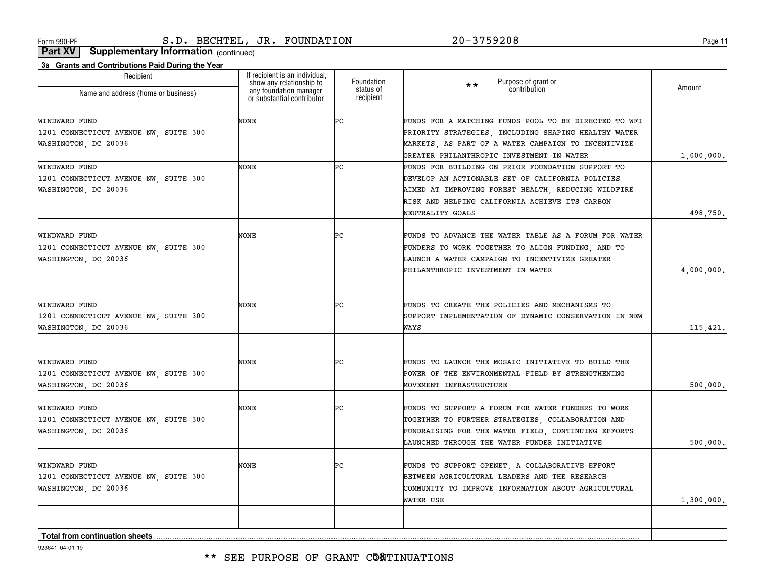Form 990-PF S.D. BECHTEL, JR. FOUNDATION 20-3759208

**Part XV Supplementary Information** (continued)

**3a Grants and Contributions Paid During the Year**

| Recipient Name and address (home or business) | If recipient is an individual, show any relationship to any foundation manager or substantial contributor | Foundation status of recipient | ** Purpose of grant or contribution | Amount |
|---|---|---|---|---|
| WINDWARD FUND 1201 CONNECTICUT AVENUE NW, SUITE 300 WASHINGTON, DC 20036 | NONE | PC | FUNDS FOR A MATCHING FUNDS POOL TO BE DIRECTED TO WFI PRIORITY STRATEGIES, INCLUDING SHAPING HEALTHY WATER MARKETS, AS PART OF A WATER CAMPAIGN TO INCENTIVIZE GREATER PHILANTHROPIC INVESTMENT IN WATER | 1,000,000. |
| WINDWARD FUND 1201 CONNECTICUT AVENUE NW, SUITE 300 WASHINGTON, DC 20036 | NONE | PC | FUNDS FOR BUILDING ON PRIOR FOUNDATION SUPPORT TO DEVELOP AN ACTIONABLE SET OF CALIFORNIA POLICIES AIMED AT IMPROVING FOREST HEALTH, REDUCING WILDFIRE RISK AND HELPING CALIFORNIA ACHIEVE ITS CARBON NEUTRALITY GOALS | 498,750. |
| WINDWARD FUND 1201 CONNECTICUT AVENUE NW, SUITE 300 WASHINGTON, DC 20036 | NONE | PC | FUNDS TO ADVANCE THE WATER TABLE AS A FORUM FOR WATER FUNDERS TO WORK TOGETHER TO ALIGN FUNDING, AND TO LAUNCH A WATER CAMPAIGN TO INCENTIVIZE GREATER PHILANTHROPIC INVESTMENT IN WATER | 4,000,000. |
| WINDWARD FUND 1201 CONNECTICUT AVENUE NW, SUITE 300 WASHINGTON, DC 20036 | NONE | PC | FUNDS TO CREATE THE POLICIES AND MECHANISMS TO SUPPORT IMPLEMENTATION OF DYNAMIC CONSERVATION IN NEW WAYS | 115,421. |
| WINDWARD FUND 1201 CONNECTICUT AVENUE NW, SUITE 300 WASHINGTON, DC 20036 | NONE | PC | FUNDS TO LAUNCH THE MOSAIC INITIATIVE TO BUILD THE POWER OF THE ENVIRONMENTAL FIELD BY STRENGTHENING MOVEMENT INFRASTRUCTURE | 500,000. |
| WINDWARD FUND 1201 CONNECTICUT AVENUE NW, SUITE 300 WASHINGTON, DC 20036 | NONE | PC | FUNDS TO SUPPORT A FORUM FOR WATER FUNDERS TO WORK TOGETHER TO FURTHER STRATEGIES, COLLABORATION AND FUNDRAISING FOR THE WATER FIELD, CONTINUING EFFORTS LAUNCHED THROUGH THE WATER FUNDER INITIATIVE | 500,000. |
| WINDWARD FUND 1201 CONNECTICUT AVENUE NW, SUITE 300 WASHINGTON, DC 20036 | NONE | PC | FUNDS TO SUPPORT OPENET, A COLLABORATIVE EFFORT BETWEEN AGRICULTURAL LEADERS AND THE RESEARCH COMMUNITY TO IMPROVE INFORMATION ABOUT AGRICULTURAL WATER USE | 1,300,000. |
| **Total from continuation sheets** | | | | |

923641 04-01-19

** SEE PURPOSE OF GRANT CONTINUATIONS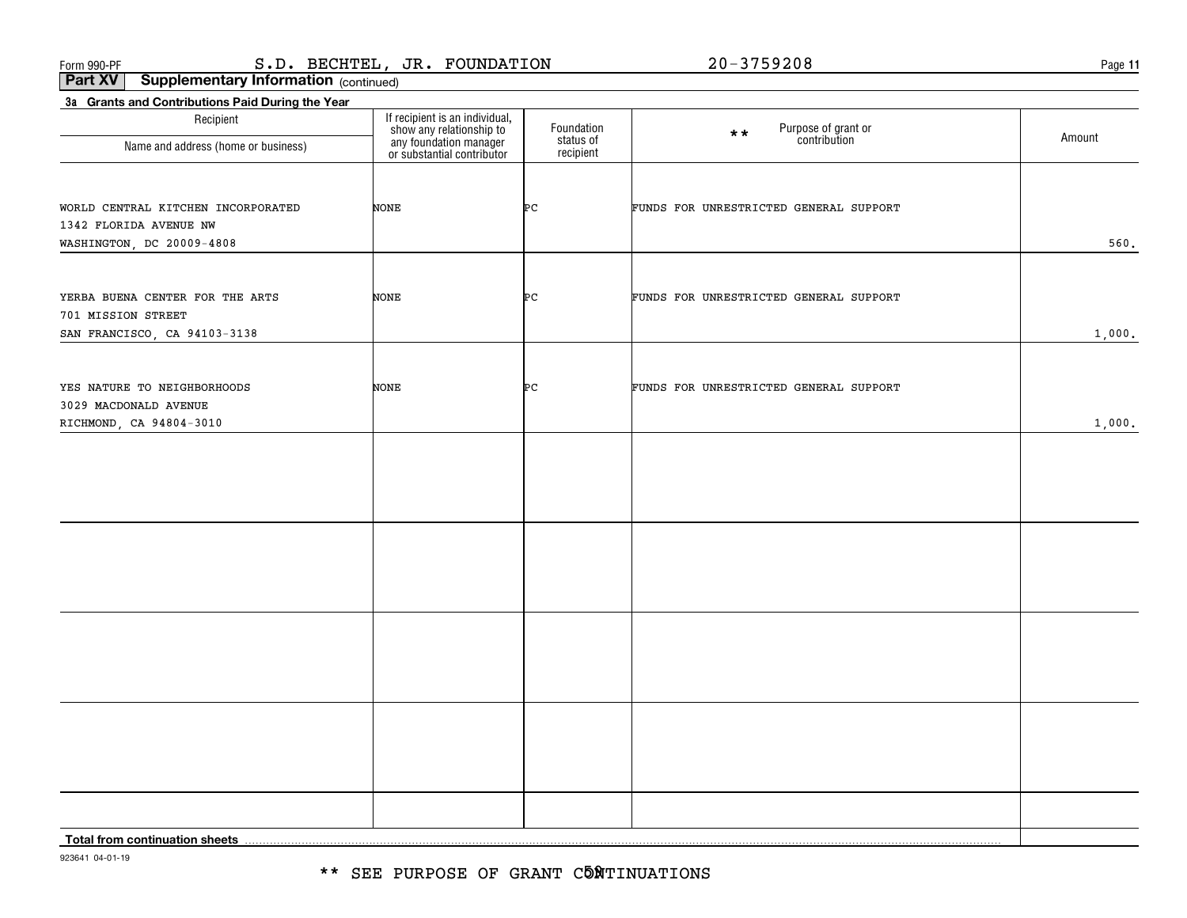Form 990-PF S.D. BECHTEL, JR. FOUNDATION 20-3759208

**Part XV Supplementary Information** (continued)

**3a Grants and Contributions Paid During the Year**

| Recipient<br>Name and address (home or business) | If recipient is an individual, show any relationship to any foundation manager or substantial contributor | Foundation status of recipient | ** Purpose of grant or contribution | Amount |
|---|---|---|---|---|
| WORLD CENTRAL KITCHEN INCORPORATED<br>1342 FLORIDA AVENUE NW<br>WASHINGTON, DC 20009-4808 | NONE | PC | FUNDS FOR UNRESTRICTED GENERAL SUPPORT | 560. |
| YERBA BUENA CENTER FOR THE ARTS<br>701 MISSION STREET<br>SAN FRANCISCO, CA 94103-3138 | NONE | PC | FUNDS FOR UNRESTRICTED GENERAL SUPPORT | 1,000. |
| YES NATURE TO NEIGHBORHOODS<br>3029 MACDONALD AVENUE<br>RICHMOND, CA 94804-3010 | NONE | PC | FUNDS FOR UNRESTRICTED GENERAL SUPPORT | 1,000. |
| | | | | |
| | | | | |
| | | | | |
| | | | | |
| | | | | |
| **Total from continuation sheets** | | | | |

923641 04-01-19

** SEE PURPOSE OF GRANT CONTINUATIONS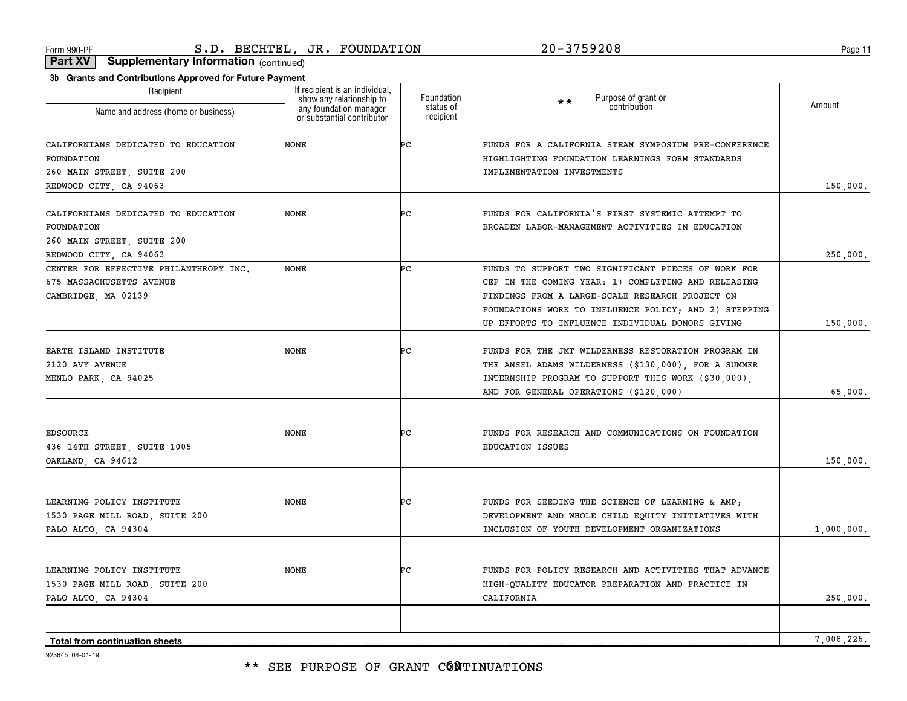Form 990-PF S.D. BECHTEL, JR. FOUNDATION 20-3759208

**Part XV Supplementary Information** (continued)

**3b Grants and Contributions Approved for Future Payment**

| Recipient<br>Name and address (home or business) | If recipient is an individual, show any relationship to any foundation manager or substantial contributor | Foundation status of recipient | ** Purpose of grant or contribution | Amount |
|---|---|---|---|---|
| CALIFORNIANS DEDICATED TO EDUCATION FOUNDATION<br>260 MAIN STREET, SUITE 200<br>REDWOOD CITY, CA 94063 | NONE | PC | FUNDS FOR A CALIFORNIA STEAM SYMPOSIUM PRE-CONFERENCE HIGHLIGHTING FOUNDATION LEARNINGS FORM STANDARDS IMPLEMENTATION INVESTMENTS | 150,000. |
| CALIFORNIANS DEDICATED TO EDUCATION FOUNDATION<br>260 MAIN STREET, SUITE 200<br>REDWOOD CITY, CA 94063 | NONE | PC | FUNDS FOR CALIFORNIA'S FIRST SYSTEMIC ATTEMPT TO BROADEN LABOR-MANAGEMENT ACTIVITIES IN EDUCATION | 250,000. |
| CENTER FOR EFFECTIVE PHILANTHROPY INC.<br>675 MASSACHUSETTS AVENUE<br>CAMBRIDGE, MA 02139 | NONE | PC | FUNDS TO SUPPORT TWO SIGNIFICANT PIECES OF WORK FOR CEP IN THE COMING YEAR: 1) COMPLETING AND RELEASING FINDINGS FROM A LARGE-SCALE RESEARCH PROJECT ON FOUNDATIONS WORK TO INFLUENCE POLICY; AND 2) STEPPING UP EFFORTS TO INFLUENCE INDIVIDUAL DONORS GIVING | 150,000. |
| EARTH ISLAND INSTITUTE<br>2120 AVY AVENUE<br>MENLO PARK, CA 94025 | NONE | PC | FUNDS FOR THE JMT WILDERNESS RESTORATION PROGRAM IN THE ANSEL ADAMS WILDERNESS ($130,000), FOR A SUMMER INTERNSHIP PROGRAM TO SUPPORT THIS WORK ($30,000), AND FOR GENERAL OPERATIONS ($120,000) | 65,000. |
| EDSOURCE<br>436 14TH STREET, SUITE 1005<br>OAKLAND, CA 94612 | NONE | PC | FUNDS FOR RESEARCH AND COMMUNICATIONS ON FOUNDATION EDUCATION ISSUES | 150,000. |
| LEARNING POLICY INSTITUTE<br>1530 PAGE MILL ROAD, SUITE 200<br>PALO ALTO, CA 94304 | NONE | PC | FUNDS FOR SEEDING THE SCIENCE OF LEARNING & AMP; DEVELOPMENT AND WHOLE CHILD EQUITY INITIATIVES WITH INCLUSION OF YOUTH DEVELOPMENT ORGANIZATIONS | 1,000,000. |
| LEARNING POLICY INSTITUTE<br>1530 PAGE MILL ROAD, SUITE 200<br>PALO ALTO, CA 94304 | NONE | PC | FUNDS FOR POLICY RESEARCH AND ACTIVITIES THAT ADVANCE HIGH-QUALITY EDUCATOR PREPARATION AND PRACTICE IN CALIFORNIA | 250,000. |
| **Total from continuation sheets** | | | | 7,008,226. |

923645 04-01-19

** SEE PURPOSE OF GRANT CONTINUATIONS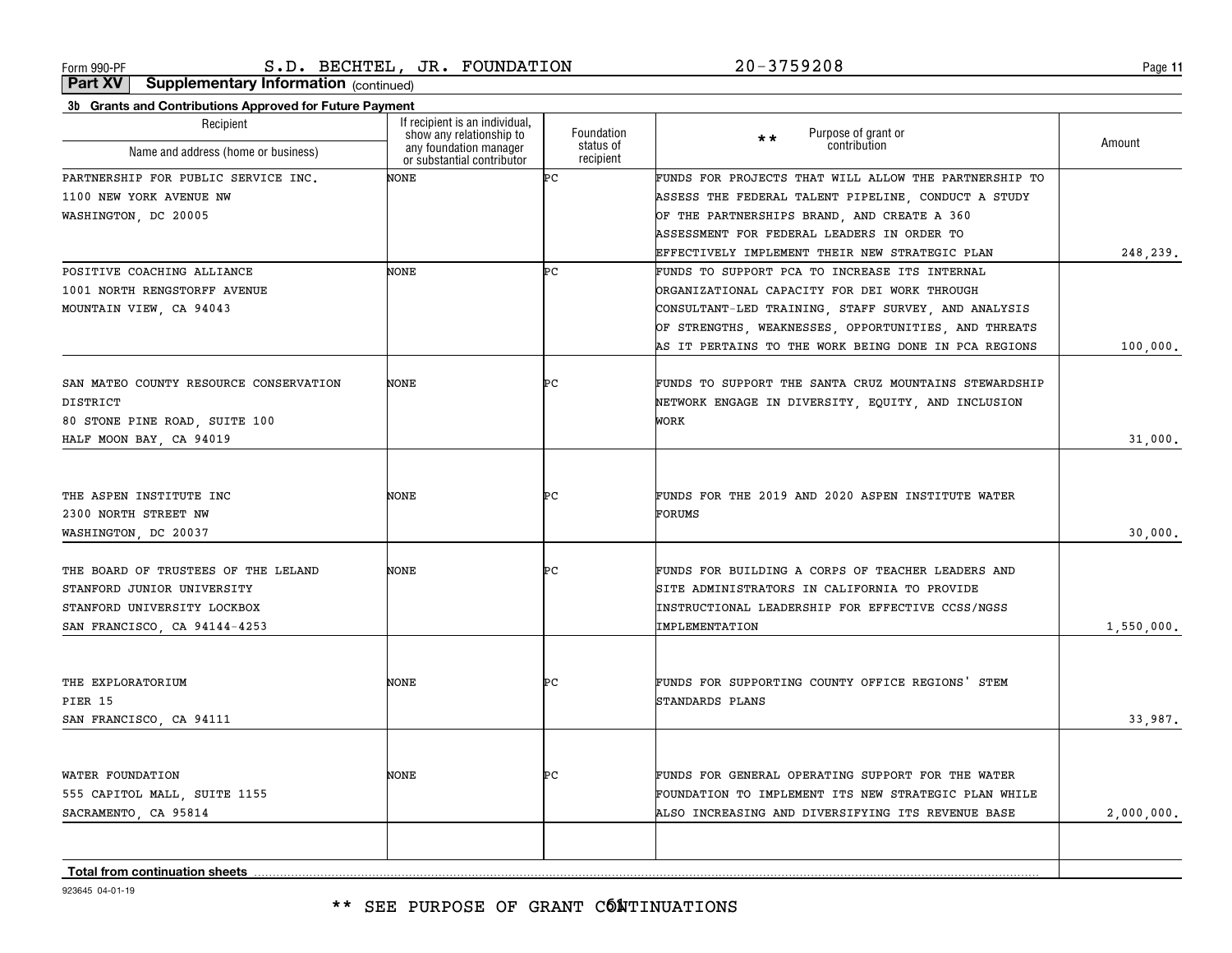Form 990-PF S.D. BECHTEL, JR. FOUNDATION 20-3759208

**Part XV Supplementary Information** (continued)

**3b Grants and Contributions Approved for Future Payment**

| Recipient Name and address (home or business) | If recipient is an individual, show any relationship to any foundation manager or substantial contributor | Foundation status of recipient | ** Purpose of grant or contribution | Amount |
|---|---|---|---|---|
| PARTNERSHIP FOR PUBLIC SERVICE INC. 1100 NEW YORK AVENUE NW WASHINGTON, DC 20005 | NONE | PC | FUNDS FOR PROJECTS THAT WILL ALLOW THE PARTNERSHIP TO ASSESS THE FEDERAL TALENT PIPELINE, CONDUCT A STUDY OF THE PARTNERSHIPS BRAND, AND CREATE A 360 ASSESSMENT FOR FEDERAL LEADERS IN ORDER TO EFFECTIVELY IMPLEMENT THEIR NEW STRATEGIC PLAN | 248,239. |
| POSITIVE COACHING ALLIANCE 1001 NORTH RENGSTORFF AVENUE MOUNTAIN VIEW, CA 94043 | NONE | PC | FUNDS TO SUPPORT PCA TO INCREASE ITS INTERNAL ORGANIZATIONAL CAPACITY FOR DEI WORK THROUGH CONSULTANT-LED TRAINING, STAFF SURVEY, AND ANALYSIS OF STRENGTHS, WEAKNESSES, OPPORTUNITIES, AND THREATS AS IT PERTAINS TO THE WORK BEING DONE IN PCA REGIONS | 100,000. |
| SAN MATEO COUNTY RESOURCE CONSERVATION DISTRICT 80 STONE PINE ROAD, SUITE 100 HALF MOON BAY, CA 94019 | NONE | PC | FUNDS TO SUPPORT THE SANTA CRUZ MOUNTAINS STEWARDSHIP NETWORK ENGAGE IN DIVERSITY, EQUITY, AND INCLUSION WORK | 31,000. |
| THE ASPEN INSTITUTE INC 2300 NORTH STREET NW WASHINGTON, DC 20037 | NONE | PC | FUNDS FOR THE 2019 AND 2020 ASPEN INSTITUTE WATER FORUMS | 30,000. |
| THE BOARD OF TRUSTEES OF THE LELAND STANFORD JUNIOR UNIVERSITY STANFORD UNIVERSITY LOCKBOX SAN FRANCISCO, CA 94144-4253 | NONE | PC | FUNDS FOR BUILDING A CORPS OF TEACHER LEADERS AND SITE ADMINISTRATORS IN CALIFORNIA TO PROVIDE INSTRUCTIONAL LEADERSHIP FOR EFFECTIVE CCSS/NGSS IMPLEMENTATION | 1,550,000. |
| THE EXPLORATORIUM PIER 15 SAN FRANCISCO, CA 94111 | NONE | PC | FUNDS FOR SUPPORTING COUNTY OFFICE REGIONS' STEM STANDARDS PLANS | 33,987. |
| WATER FOUNDATION 555 CAPITOL MALL, SUITE 1155 SACRAMENTO, CA 95814 | NONE | PC | FUNDS FOR GENERAL OPERATING SUPPORT FOR THE WATER FOUNDATION TO IMPLEMENT ITS NEW STRATEGIC PLAN WHILE ALSO INCREASING AND DIVERSIFYING ITS REVENUE BASE | 2,000,000. |
| | | | | |
| **Total from continuation sheets** | | | | |

923645 04-01-19

** SEE PURPOSE OF GRANT CONTINUATIONS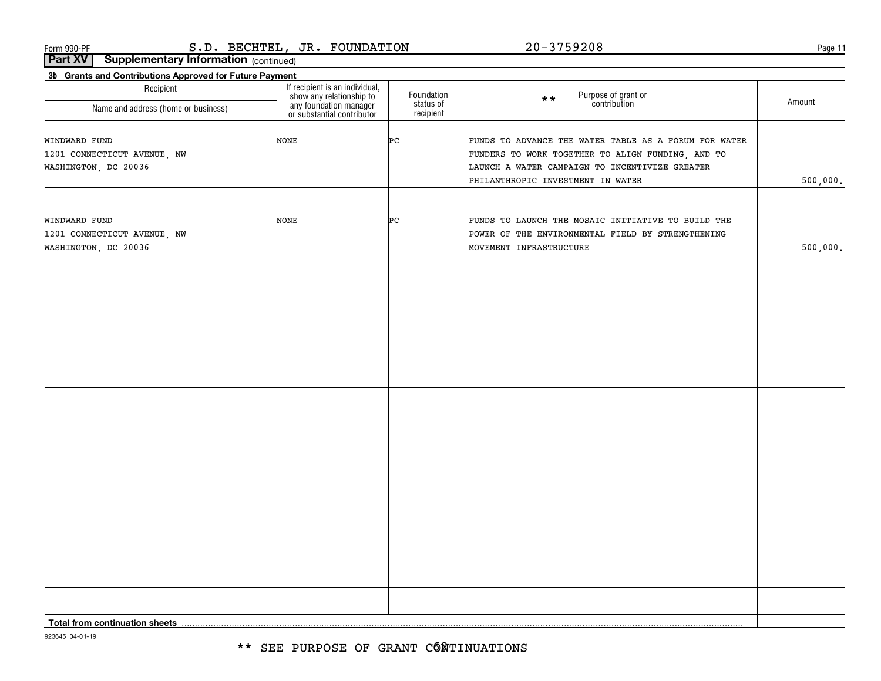Form 990-PF S.D. BECHTEL, JR. FOUNDATION 20-3759208

**Part XV Supplementary Information** (continued)

**3b Grants and Contributions Approved for Future Payment**

| Recipient Name and address (home or business) | If recipient is an individual, show any relationship to any foundation manager or substantial contributor | Foundation status of recipient | ** Purpose of grant or contribution | Amount |
|---|---|---|---|---|
| WINDWARD FUND 1201 CONNECTICUT AVENUE, NW WASHINGTON, DC 20036 | NONE | PC | FUNDS TO ADVANCE THE WATER TABLE AS A FORUM FOR WATER FUNDERS TO WORK TOGETHER TO ALIGN FUNDING, AND TO LAUNCH A WATER CAMPAIGN TO INCENTIVIZE GREATER PHILANTHROPIC INVESTMENT IN WATER | 500,000. |
| WINDWARD FUND 1201 CONNECTICUT AVENUE, NW WASHINGTON, DC 20036 | NONE | PC | FUNDS TO LAUNCH THE MOSAIC INITIATIVE TO BUILD THE POWER OF THE ENVIRONMENTAL FIELD BY STRENGTHENING MOVEMENT INFRASTRUCTURE | 500,000. |
| | | | | |
| | | | | |
| | | | | |
| | | | | |
| | | | | |
| | | | | |
| **Total from continuation sheets** | | | | |

923645 04-01-19

** SEE PURPOSE OF GRANT CONTINUATIONS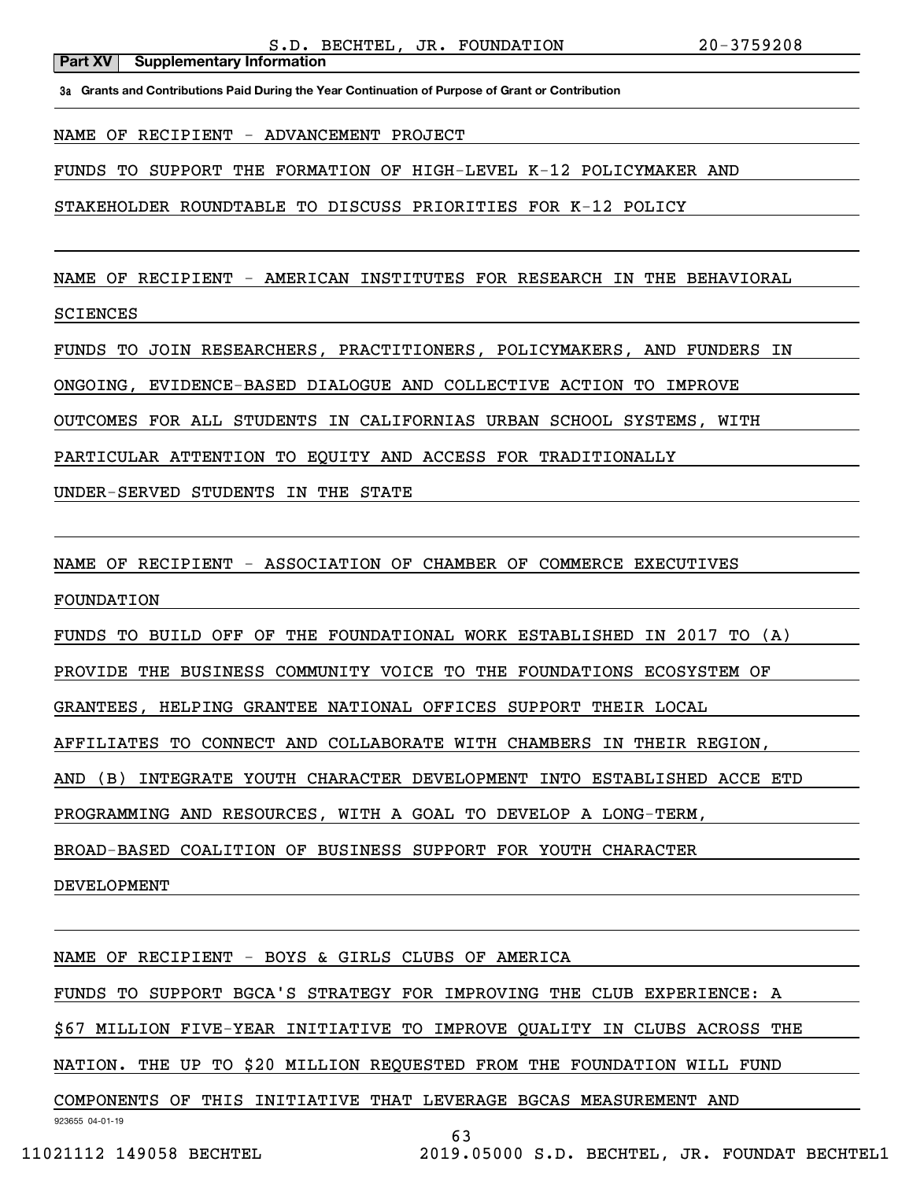**Part XV Supplementary Information**

**3a Grants and Contributions Paid During the Year Continuation of Purpose of Grant or Contribution**

NAME OF RECIPIENT - ADVANCEMENT PROJECT

FUNDS TO SUPPORT THE FORMATION OF HIGH-LEVEL K-12 POLICYMAKER AND STAKEHOLDER ROUNDTABLE TO DISCUSS PRIORITIES FOR K-12 POLICY

NAME OF RECIPIENT - AMERICAN INSTITUTES FOR RESEARCH IN THE BEHAVIORAL SCIENCES

FUNDS TO JOIN RESEARCHERS, PRACTITIONERS, POLICYMAKERS, AND FUNDERS IN ONGOING, EVIDENCE-BASED DIALOGUE AND COLLECTIVE ACTION TO IMPROVE OUTCOMES FOR ALL STUDENTS IN CALIFORNIAS URBAN SCHOOL SYSTEMS, WITH PARTICULAR ATTENTION TO EQUITY AND ACCESS FOR TRADITIONALLY UNDER-SERVED STUDENTS IN THE STATE

NAME OF RECIPIENT - ASSOCIATION OF CHAMBER OF COMMERCE EXECUTIVES FOUNDATION

FUNDS TO BUILD OFF OF THE FOUNDATIONAL WORK ESTABLISHED IN 2017 TO (A) PROVIDE THE BUSINESS COMMUNITY VOICE TO THE FOUNDATIONS ECOSYSTEM OF GRANTEES, HELPING GRANTEE NATIONAL OFFICES SUPPORT THEIR LOCAL AFFILIATES TO CONNECT AND COLLABORATE WITH CHAMBERS IN THEIR REGION, AND (B) INTEGRATE YOUTH CHARACTER DEVELOPMENT INTO ESTABLISHED ACCE ETD PROGRAMMING AND RESOURCES, WITH A GOAL TO DEVELOP A LONG-TERM, BROAD-BASED COALITION OF BUSINESS SUPPORT FOR YOUTH CHARACTER DEVELOPMENT

NAME OF RECIPIENT - BOYS & GIRLS CLUBS OF AMERICA

FUNDS TO SUPPORT BGCA'S STRATEGY FOR IMPROVING THE CLUB EXPERIENCE: A $67 MILLION FIVE-YEAR INITIATIVE TO IMPROVE QUALITY IN CLUBS ACROSS THE NATION. THE UP TO $20 MILLION REQUESTED FROM THE FOUNDATION WILL FUND COMPONENTS OF THIS INITIATIVE THAT LEVERAGE BGCAS MEASUREMENT AND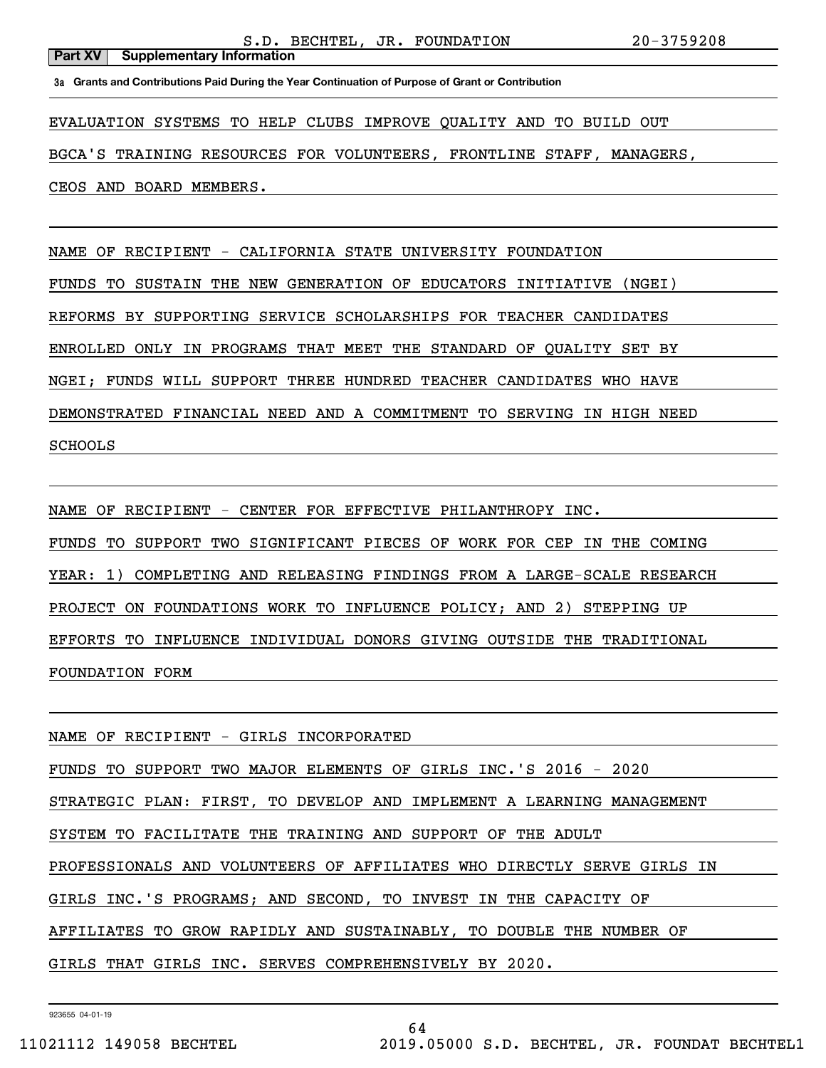**Part XV** **Supplementary Information**

**3a Grants and Contributions Paid During the Year Continuation of Purpose of Grant or Contribution**

EVALUATION SYSTEMS TO HELP CLUBS IMPROVE QUALITY AND TO BUILD OUT BGCA'S TRAINING RESOURCES FOR VOLUNTEERS, FRONTLINE STAFF, MANAGERS, CEOS AND BOARD MEMBERS.

NAME OF RECIPIENT - CALIFORNIA STATE UNIVERSITY FOUNDATION

FUNDS TO SUSTAIN THE NEW GENERATION OF EDUCATORS INITIATIVE (NGEI) REFORMS BY SUPPORTING SERVICE SCHOLARSHIPS FOR TEACHER CANDIDATES ENROLLED ONLY IN PROGRAMS THAT MEET THE STANDARD OF QUALITY SET BY NGEI; FUNDS WILL SUPPORT THREE HUNDRED TEACHER CANDIDATES WHO HAVE DEMONSTRATED FINANCIAL NEED AND A COMMITMENT TO SERVING IN HIGH NEED SCHOOLS

NAME OF RECIPIENT - CENTER FOR EFFECTIVE PHILANTHROPY INC.

FUNDS TO SUPPORT TWO SIGNIFICANT PIECES OF WORK FOR CEP IN THE COMING YEAR: 1) COMPLETING AND RELEASING FINDINGS FROM A LARGE-SCALE RESEARCH PROJECT ON FOUNDATIONS WORK TO INFLUENCE POLICY; AND 2) STEPPING UP EFFORTS TO INFLUENCE INDIVIDUAL DONORS GIVING OUTSIDE THE TRADITIONAL FOUNDATION FORM

NAME OF RECIPIENT - GIRLS INCORPORATED

FUNDS TO SUPPORT TWO MAJOR ELEMENTS OF GIRLS INC.'S 2016 - 2020 STRATEGIC PLAN: FIRST, TO DEVELOP AND IMPLEMENT A LEARNING MANAGEMENT SYSTEM TO FACILITATE THE TRAINING AND SUPPORT OF THE ADULT PROFESSIONALS AND VOLUNTEERS OF AFFILIATES WHO DIRECTLY SERVE GIRLS IN GIRLS INC.'S PROGRAMS; AND SECOND, TO INVEST IN THE CAPACITY OF AFFILIATES TO GROW RAPIDLY AND SUSTAINABLY, TO DOUBLE THE NUMBER OF GIRLS THAT GIRLS INC. SERVES COMPREHENSIVELY BY 2020.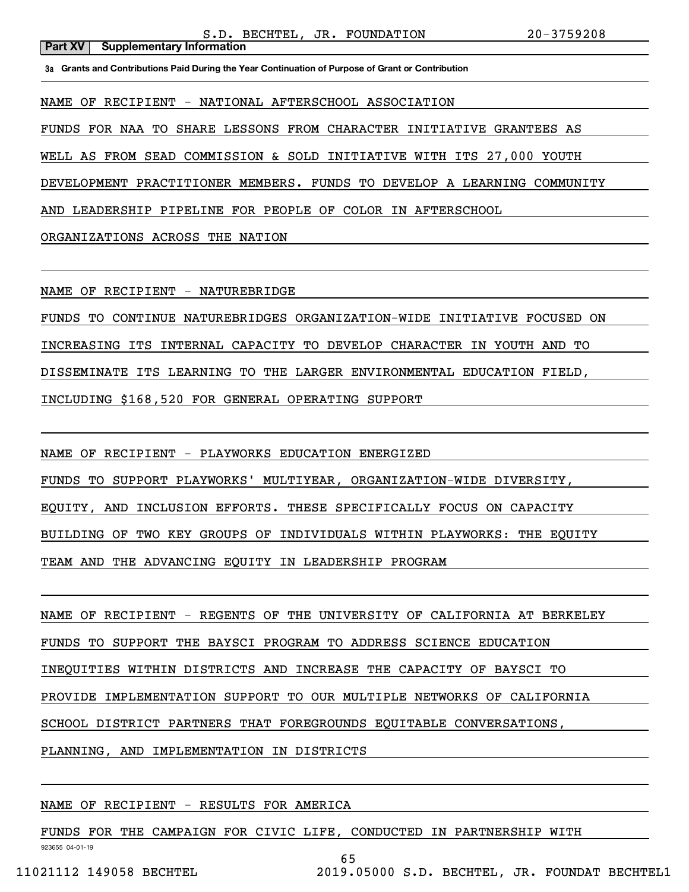**Part XV Supplementary Information**

**3a Grants and Contributions Paid During the Year Continuation of Purpose of Grant or Contribution**

NAME OF RECIPIENT - NATIONAL AFTERSCHOOL ASSOCIATION

FUNDS FOR NAA TO SHARE LESSONS FROM CHARACTER INITIATIVE GRANTEES AS WELL AS FROM SEAD COMMISSION & SOLD INITIATIVE WITH ITS 27,000 YOUTH DEVELOPMENT PRACTITIONER MEMBERS. FUNDS TO DEVELOP A LEARNING COMMUNITY AND LEADERSHIP PIPELINE FOR PEOPLE OF COLOR IN AFTERSCHOOL ORGANIZATIONS ACROSS THE NATION

NAME OF RECIPIENT - NATUREBRIDGE

FUNDS TO CONTINUE NATUREBRIDGES ORGANIZATION-WIDE INITIATIVE FOCUSED ON INCREASING ITS INTERNAL CAPACITY TO DEVELOP CHARACTER IN YOUTH AND TO DISSEMINATE ITS LEARNING TO THE LARGER ENVIRONMENTAL EDUCATION FIELD, INCLUDING $168,520 FOR GENERAL OPERATING SUPPORT

NAME OF RECIPIENT - PLAYWORKS EDUCATION ENERGIZED

FUNDS TO SUPPORT PLAYWORKS' MULTIYEAR, ORGANIZATION-WIDE DIVERSITY, EQUITY, AND INCLUSION EFFORTS. THESE SPECIFICALLY FOCUS ON CAPACITY BUILDING OF TWO KEY GROUPS OF INDIVIDUALS WITHIN PLAYWORKS: THE EQUITY TEAM AND THE ADVANCING EQUITY IN LEADERSHIP PROGRAM

NAME OF RECIPIENT - REGENTS OF THE UNIVERSITY OF CALIFORNIA AT BERKELEY

FUNDS TO SUPPORT THE BAYSCI PROGRAM TO ADDRESS SCIENCE EDUCATION INEQUITIES WITHIN DISTRICTS AND INCREASE THE CAPACITY OF BAYSCI TO PROVIDE IMPLEMENTATION SUPPORT TO OUR MULTIPLE NETWORKS OF CALIFORNIA SCHOOL DISTRICT PARTNERS THAT FOREGROUNDS EQUITABLE CONVERSATIONS, PLANNING, AND IMPLEMENTATION IN DISTRICTS

NAME OF RECIPIENT - RESULTS FOR AMERICA

FUNDS FOR THE CAMPAIGN FOR CIVIC LIFE, CONDUCTED IN PARTNERSHIP WITH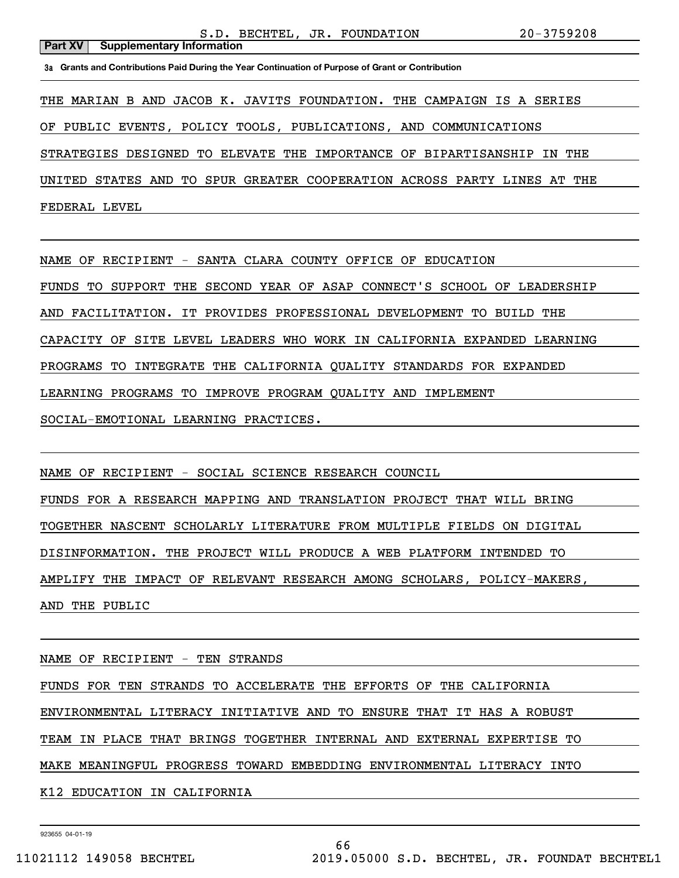**Part XV** **Supplementary Information**

**3a Grants and Contributions Paid During the Year Continuation of Purpose of Grant or Contribution**

THE MARIAN B AND JACOB K. JAVITS FOUNDATION. THE CAMPAIGN IS A SERIES OF PUBLIC EVENTS, POLICY TOOLS, PUBLICATIONS, AND COMMUNICATIONS STRATEGIES DESIGNED TO ELEVATE THE IMPORTANCE OF BIPARTISANSHIP IN THE UNITED STATES AND TO SPUR GREATER COOPERATION ACROSS PARTY LINES AT THE FEDERAL LEVEL

NAME OF RECIPIENT - SANTA CLARA COUNTY OFFICE OF EDUCATION
FUNDS TO SUPPORT THE SECOND YEAR OF ASAP CONNECT'S SCHOOL OF LEADERSHIP AND FACILITATION. IT PROVIDES PROFESSIONAL DEVELOPMENT TO BUILD THE CAPACITY OF SITE LEVEL LEADERS WHO WORK IN CALIFORNIA EXPANDED LEARNING PROGRAMS TO INTEGRATE THE CALIFORNIA QUALITY STANDARDS FOR EXPANDED LEARNING PROGRAMS TO IMPROVE PROGRAM QUALITY AND IMPLEMENT SOCIAL-EMOTIONAL LEARNING PRACTICES.

NAME OF RECIPIENT - SOCIAL SCIENCE RESEARCH COUNCIL
FUNDS FOR A RESEARCH MAPPING AND TRANSLATION PROJECT THAT WILL BRING TOGETHER NASCENT SCHOLARLY LITERATURE FROM MULTIPLE FIELDS ON DIGITAL DISINFORMATION. THE PROJECT WILL PRODUCE A WEB PLATFORM INTENDED TO AMPLIFY THE IMPACT OF RELEVANT RESEARCH AMONG SCHOLARS, POLICY-MAKERS, AND THE PUBLIC

NAME OF RECIPIENT - TEN STRANDS
FUNDS FOR TEN STRANDS TO ACCELERATE THE EFFORTS OF THE CALIFORNIA ENVIRONMENTAL LITERACY INITIATIVE AND TO ENSURE THAT IT HAS A ROBUST TEAM IN PLACE THAT BRINGS TOGETHER INTERNAL AND EXTERNAL EXPERTISE TO MAKE MEANINGFUL PROGRESS TOWARD EMBEDDING ENVIRONMENTAL LITERACY INTO K12 EDUCATION IN CALIFORNIA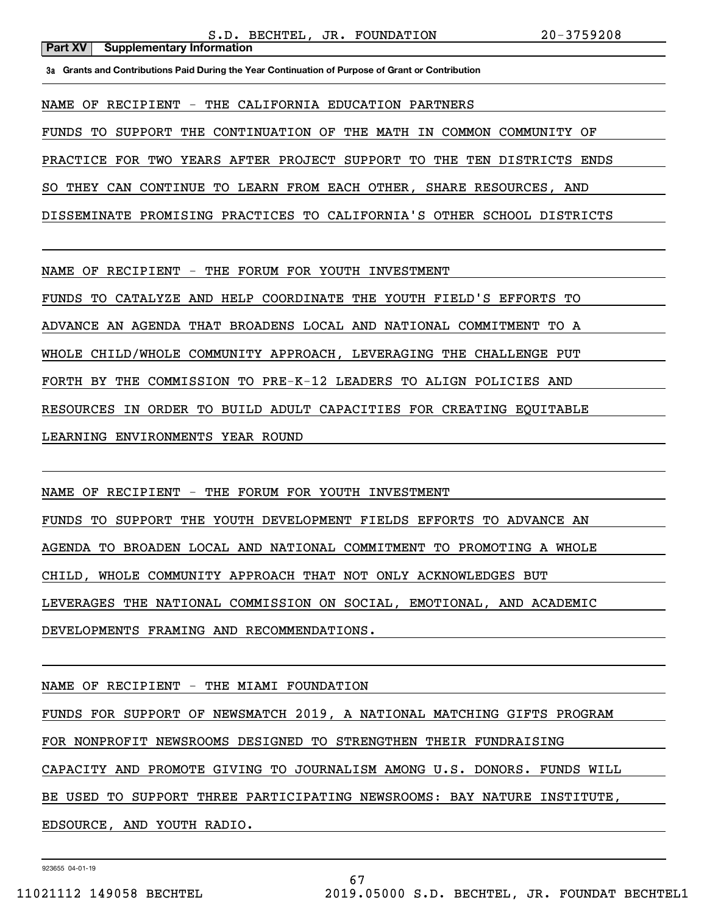**Part XV Supplementary Information**

**3a Grants and Contributions Paid During the Year Continuation of Purpose of Grant or Contribution**

NAME OF RECIPIENT - THE CALIFORNIA EDUCATION PARTNERS

FUNDS TO SUPPORT THE CONTINUATION OF THE MATH IN COMMON COMMUNITY OF PRACTICE FOR TWO YEARS AFTER PROJECT SUPPORT TO THE TEN DISTRICTS ENDS SO THEY CAN CONTINUE TO LEARN FROM EACH OTHER, SHARE RESOURCES, AND DISSEMINATE PROMISING PRACTICES TO CALIFORNIA'S OTHER SCHOOL DISTRICTS

NAME OF RECIPIENT - THE FORUM FOR YOUTH INVESTMENT

FUNDS TO CATALYZE AND HELP COORDINATE THE YOUTH FIELD'S EFFORTS TO ADVANCE AN AGENDA THAT BROADENS LOCAL AND NATIONAL COMMITMENT TO A WHOLE CHILD/WHOLE COMMUNITY APPROACH, LEVERAGING THE CHALLENGE PUT FORTH BY THE COMMISSION TO PRE-K-12 LEADERS TO ALIGN POLICIES AND RESOURCES IN ORDER TO BUILD ADULT CAPACITIES FOR CREATING EQUITABLE LEARNING ENVIRONMENTS YEAR ROUND

NAME OF RECIPIENT - THE FORUM FOR YOUTH INVESTMENT

FUNDS TO SUPPORT THE YOUTH DEVELOPMENT FIELDS EFFORTS TO ADVANCE AN AGENDA TO BROADEN LOCAL AND NATIONAL COMMITMENT TO PROMOTING A WHOLE CHILD, WHOLE COMMUNITY APPROACH THAT NOT ONLY ACKNOWLEDGES BUT LEVERAGES THE NATIONAL COMMISSION ON SOCIAL, EMOTIONAL, AND ACADEMIC DEVELOPMENTS FRAMING AND RECOMMENDATIONS.

NAME OF RECIPIENT - THE MIAMI FOUNDATION

FUNDS FOR SUPPORT OF NEWSMATCH 2019, A NATIONAL MATCHING GIFTS PROGRAM FOR NONPROFIT NEWSROOMS DESIGNED TO STRENGTHEN THEIR FUNDRAISING CAPACITY AND PROMOTE GIVING TO JOURNALISM AMONG U.S. DONORS. FUNDS WILL BE USED TO SUPPORT THREE PARTICIPATING NEWSROOMS: BAY NATURE INSTITUTE, EDSOURCE, AND YOUTH RADIO.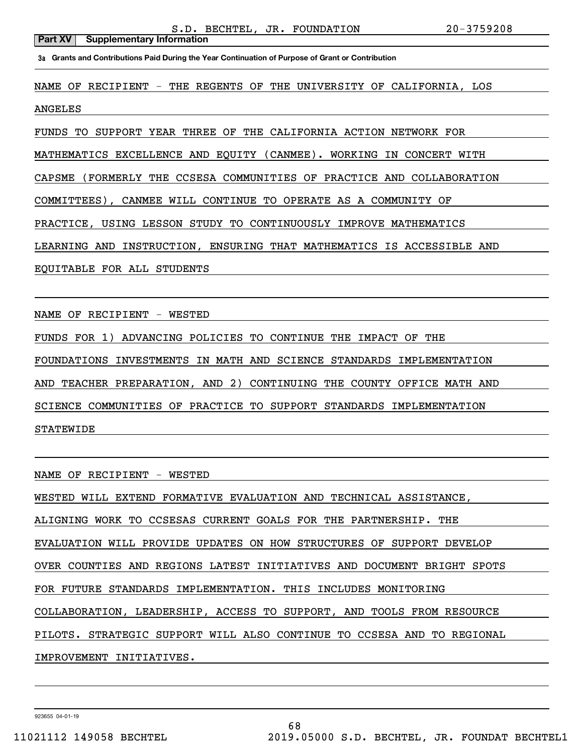**Part XV Supplementary Information**

**3a Grants and Contributions Paid During the Year Continuation of Purpose of Grant or Contribution**

NAME OF RECIPIENT - THE REGENTS OF THE UNIVERSITY OF CALIFORNIA, LOS ANGELES

FUNDS TO SUPPORT YEAR THREE OF THE CALIFORNIA ACTION NETWORK FOR MATHEMATICS EXCELLENCE AND EQUITY (CANMEE). WORKING IN CONCERT WITH CAPSME (FORMERLY THE CCSESA COMMUNITIES OF PRACTICE AND COLLABORATION COMMITTEES), CANMEE WILL CONTINUE TO OPERATE AS A COMMUNITY OF PRACTICE, USING LESSON STUDY TO CONTINUOUSLY IMPROVE MATHEMATICS LEARNING AND INSTRUCTION, ENSURING THAT MATHEMATICS IS ACCESSIBLE AND EQUITABLE FOR ALL STUDENTS

NAME OF RECIPIENT - WESTED

FUNDS FOR 1) ADVANCING POLICIES TO CONTINUE THE IMPACT OF THE FOUNDATIONS INVESTMENTS IN MATH AND SCIENCE STANDARDS IMPLEMENTATION AND TEACHER PREPARATION, AND 2) CONTINUING THE COUNTY OFFICE MATH AND SCIENCE COMMUNITIES OF PRACTICE TO SUPPORT STANDARDS IMPLEMENTATION STATEWIDE

NAME OF RECIPIENT - WESTED

WESTED WILL EXTEND FORMATIVE EVALUATION AND TECHNICAL ASSISTANCE, ALIGNING WORK TO CCSESAS CURRENT GOALS FOR THE PARTNERSHIP. THE EVALUATION WILL PROVIDE UPDATES ON HOW STRUCTURES OF SUPPORT DEVELOP OVER COUNTIES AND REGIONS LATEST INITIATIVES AND DOCUMENT BRIGHT SPOTS FOR FUTURE STANDARDS IMPLEMENTATION. THIS INCLUDES MONITORING COLLABORATION, LEADERSHIP, ACCESS TO SUPPORT, AND TOOLS FROM RESOURCE PILOTS. STRATEGIC SUPPORT WILL ALSO CONTINUE TO CCSESA AND TO REGIONAL IMPROVEMENT INITIATIVES.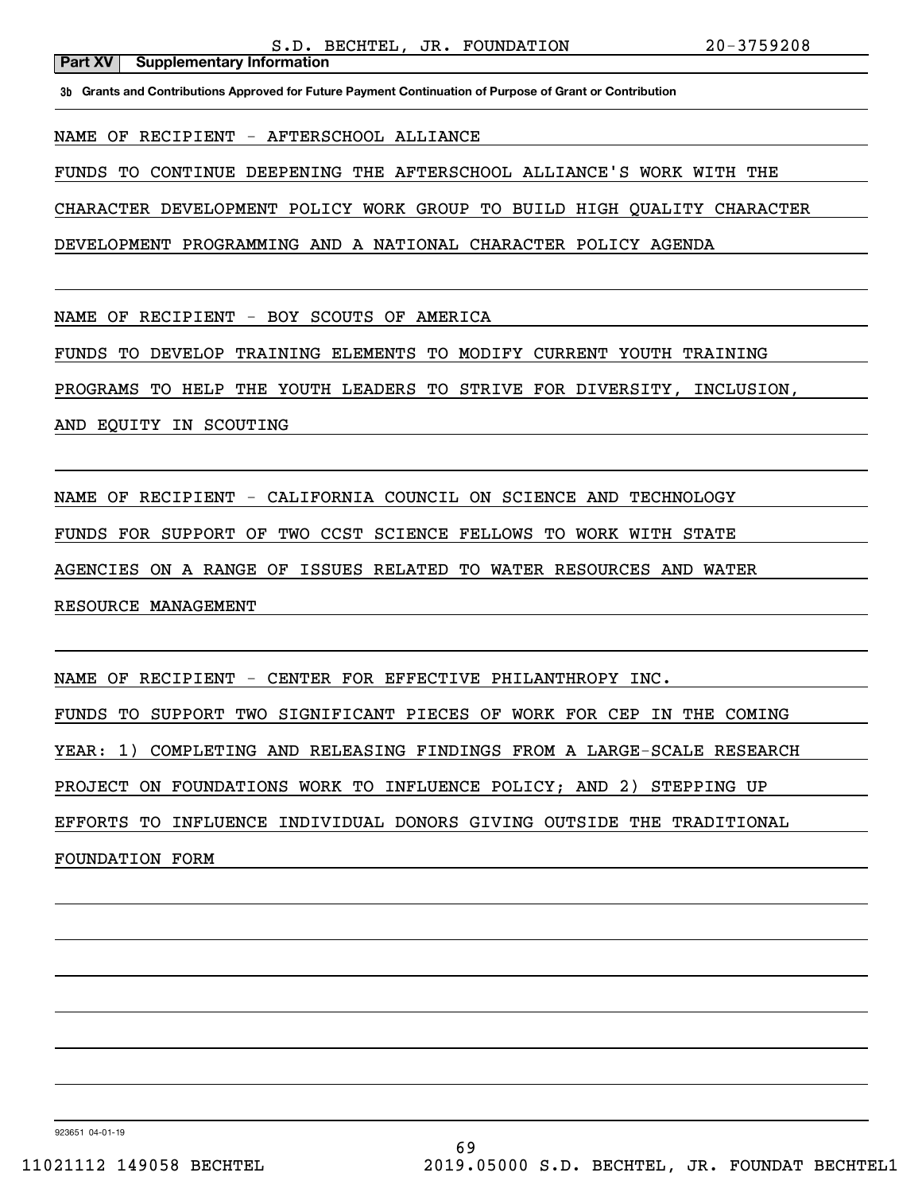S.D. BECHTEL, JR. FOUNDATION 20-3759208

**Part XV Supplementary Information**

**3b Grants and Contributions Approved for Future Payment Continuation of Purpose of Grant or Contribution**

NAME OF RECIPIENT - AFTERSCHOOL ALLIANCE

FUNDS TO CONTINUE DEEPENING THE AFTERSCHOOL ALLIANCE'S WORK WITH THE CHARACTER DEVELOPMENT POLICY WORK GROUP TO BUILD HIGH QUALITY CHARACTER DEVELOPMENT PROGRAMMING AND A NATIONAL CHARACTER POLICY AGENDA

NAME OF RECIPIENT - BOY SCOUTS OF AMERICA

FUNDS TO DEVELOP TRAINING ELEMENTS TO MODIFY CURRENT YOUTH TRAINING PROGRAMS TO HELP THE YOUTH LEADERS TO STRIVE FOR DIVERSITY, INCLUSION, AND EQUITY IN SCOUTING

NAME OF RECIPIENT - CALIFORNIA COUNCIL ON SCIENCE AND TECHNOLOGY

FUNDS FOR SUPPORT OF TWO CCST SCIENCE FELLOWS TO WORK WITH STATE AGENCIES ON A RANGE OF ISSUES RELATED TO WATER RESOURCES AND WATER RESOURCE MANAGEMENT

NAME OF RECIPIENT - CENTER FOR EFFECTIVE PHILANTHROPY INC.

FUNDS TO SUPPORT TWO SIGNIFICANT PIECES OF WORK FOR CEP IN THE COMING YEAR: 1) COMPLETING AND RELEASING FINDINGS FROM A LARGE-SCALE RESEARCH PROJECT ON FOUNDATIONS WORK TO INFLUENCE POLICY; AND 2) STEPPING UP EFFORTS TO INFLUENCE INDIVIDUAL DONORS GIVING OUTSIDE THE TRADITIONAL FOUNDATION FORM

923651 04-01-19

11021112 149058 BECHTEL 2019.05000 S.D. BECHTEL, JR. FOUNDAT BECHTEL1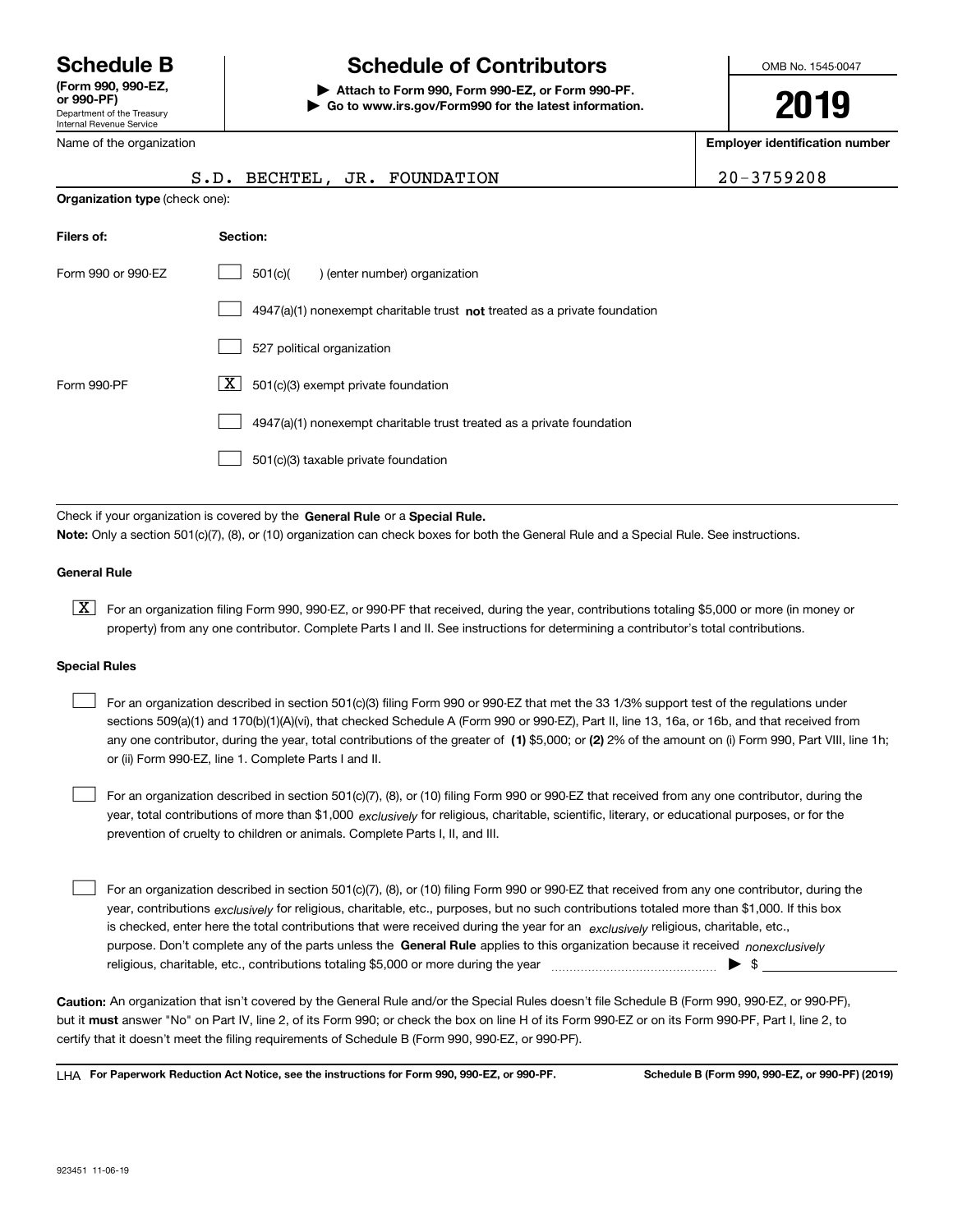# Schedule B

**(Form 990, 990-EZ, or 990-PF)**

Department of the Treasury
Internal Revenue Service

# Schedule of Contributors

▶ **Attach to Form 990, Form 990-EZ, or Form 990-PF.**

▶ **Go to www.irs.gov/Form990 for the latest information.**

OMB No. 1545-0047

**2019**

Name of the organization: S.D. BECHTEL, JR. FOUNDATION

**Employer identification number**: 20-3759208

**Organization type** (check one):

| **Filers of:** | **Section:** |
| --- | --- |
| Form 990 or 990-EZ | ☐ 501(c)( ) (enter number) organization |
| | ☐ 4947(a)(1) nonexempt charitable trust **not** treated as a private foundation |
| | ☐ 527 political organization |
| Form 990-PF | ☒ 501(c)(3) exempt private foundation |
| | ☐ 4947(a)(1) nonexempt charitable trust treated as a private foundation |
| | ☐ 501(c)(3) taxable private foundation |

Check if your organization is covered by the **General Rule** or a **Special Rule.**

**Note:** Only a section 501(c)(7), (8), or (10) organization can check boxes for both the General Rule and a Special Rule. See instructions.

### General Rule

☒ For an organization filing Form 990, 990-EZ, or 990-PF that received, during the year, contributions totaling $5,000 or more (in money or property) from any one contributor. Complete Parts I and II. See instructions for determining a contributor's total contributions.

### Special Rules

☐ For an organization described in section 501(c)(3) filing Form 990 or 990-EZ that met the 33 1/3% support test of the regulations under sections 509(a)(1) and 170(b)(1)(A)(vi), that checked Schedule A (Form 990 or 990-EZ), Part II, line 13, 16a, or 16b, and that received from any one contributor, during the year, total contributions of the greater of **(1)** $5,000; or **(2)** 2% of the amount on (i) Form 990, Part VIII, line 1h; or (ii) Form 990-EZ, line 1. Complete Parts I and II.

☐ For an organization described in section 501(c)(7), (8), or (10) filing Form 990 or 990-EZ that received from any one contributor, during the year, total contributions of more than $1,000 *exclusively* for religious, charitable, scientific, literary, or educational purposes, or for the prevention of cruelty to children or animals. Complete Parts I, II, and III.

☐ For an organization described in section 501(c)(7), (8), or (10) filing Form 990 or 990-EZ that received from any one contributor, during the year, contributions *exclusively* for religious, charitable, etc., purposes, but no such contributions totaled more than $1,000. If this box is checked, enter here the total contributions that were received during the year for an *exclusively* religious, charitable, etc., purpose. Don't complete any of the parts unless the **General Rule** applies to this organization because it received *nonexclusively* religious, charitable, etc., contributions totaling $5,000 or more during the year ▶ $

**Caution:** An organization that isn't covered by the General Rule and/or the Special Rules doesn't file Schedule B (Form 990, 990-EZ, or 990-PF), but it **must** answer "No" on Part IV, line 2, of its Form 990; or check the box on line H of its Form 990-EZ or on its Form 990-PF, Part I, line 2, to certify that it doesn't meet the filing requirements of Schedule B (Form 990, 990-EZ, or 990-PF).

LHA **For Paperwork Reduction Act Notice, see the instructions for Form 990, 990-EZ, or 990-PF.** **Schedule B (Form 990, 990-EZ, or 990-PF) (2019)**

923451 11-06-19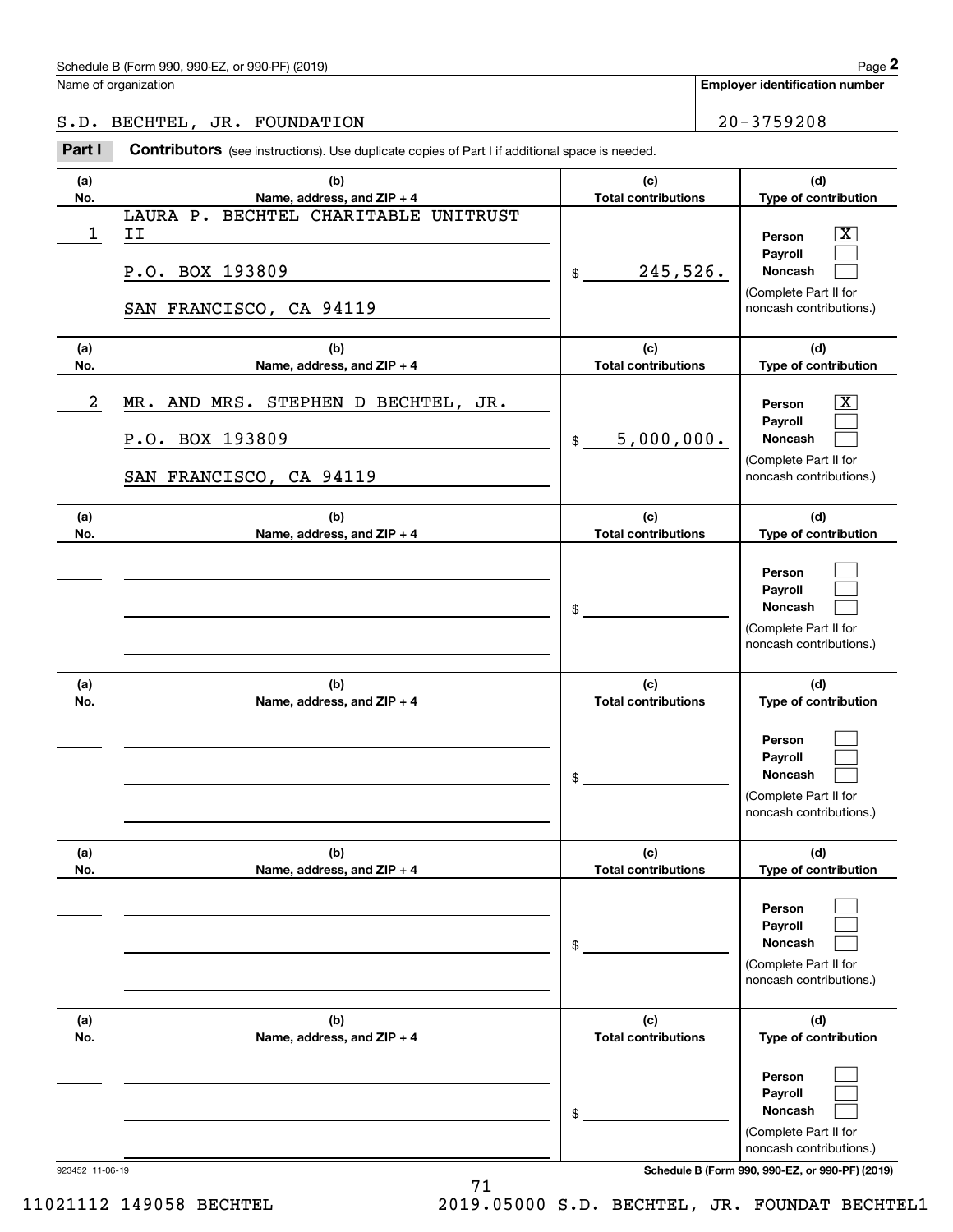Schedule B (Form 990, 990-EZ, or 990-PF) (2019) Page **2**

Name of organization: S.D. BECHTEL, JR. FOUNDATION

Employer identification number: 20-3759208

**Part I** **Contributors** (see instructions). Use duplicate copies of Part I if additional space is needed.

| (a) No. | (b) Name, address, and ZIP + 4 | (c) Total contributions | (d) Type of contribution |
|---|---|---|---|
| 1 | LAURA P. BECHTEL CHARITABLE UNITRUST II<br>P.O. BOX 193809<br>SAN FRANCISCO, CA 94119 | $ 245,526. | Person [X]<br>Payroll [ ]<br>Noncash [ ]<br>(Complete Part II for noncash contributions.) |
| 2 | MR. AND MRS. STEPHEN D BECHTEL, JR.<br>P.O. BOX 193809<br>SAN FRANCISCO, CA 94119 | $ 5,000,000. | Person [X]<br>Payroll [ ]<br>Noncash [ ]<br>(Complete Part II for noncash contributions.) |
| | | $ | Person [ ]<br>Payroll [ ]<br>Noncash [ ]<br>(Complete Part II for noncash contributions.) |
| | | $ | Person [ ]<br>Payroll [ ]<br>Noncash [ ]<br>(Complete Part II for noncash contributions.) |
| | | $ | Person [ ]<br>Payroll [ ]<br>Noncash [ ]<br>(Complete Part II for noncash contributions.) |
| | | $ | Person [ ]<br>Payroll [ ]<br>Noncash [ ]<br>(Complete Part II for noncash contributions.) |

923452 11-06-19 **Schedule B (Form 990, 990-EZ, or 990-PF) (2019)**

11021112 149058 BECHTEL 2019.05000 S.D. BECHTEL, JR. FOUNDAT BECHTEL1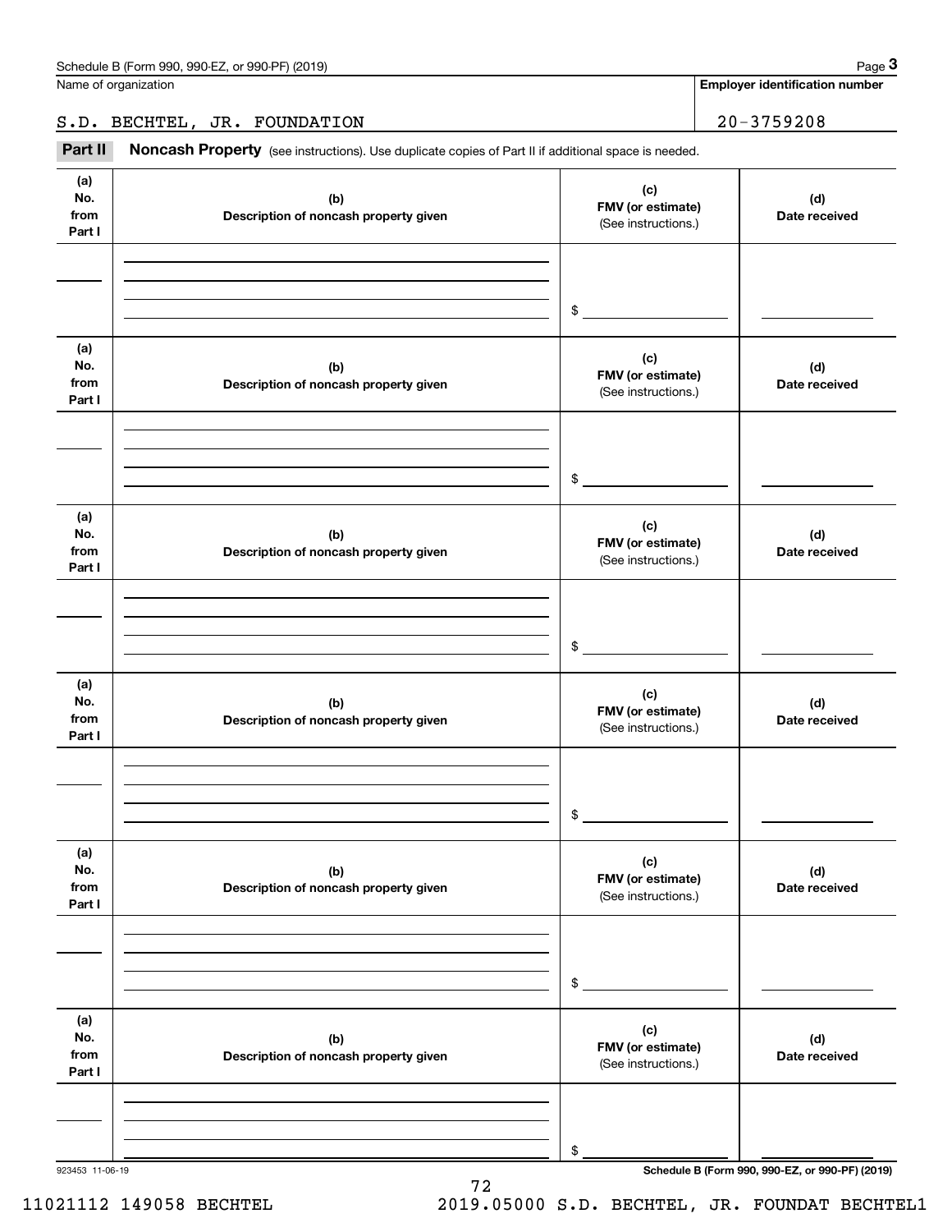Schedule B (Form 990, 990-EZ, or 990-PF) (2019) Page **3**

Name of organization

S.D. BECHTEL, JR. FOUNDATION

**Employer identification number**

20-3759208

**Part II** **Noncash Property** (see instructions). Use duplicate copies of Part II if additional space is needed.

| (a) No. from Part I | (b) Description of noncash property given | (c) FMV (or estimate) (See instructions.) | (d) Date received |
|---|---|---|---|
| | | $ | |

| (a) No. from Part I | (b) Description of noncash property given | (c) FMV (or estimate) (See instructions.) | (d) Date received |
|---|---|---|---|
| | | $ | |

| (a) No. from Part I | (b) Description of noncash property given | (c) FMV (or estimate) (See instructions.) | (d) Date received |
|---|---|---|---|
| | | $ | |

| (a) No. from Part I | (b) Description of noncash property given | (c) FMV (or estimate) (See instructions.) | (d) Date received |
|---|---|---|---|
| | | $ | |

| (a) No. from Part I | (b) Description of noncash property given | (c) FMV (or estimate) (See instructions.) | (d) Date received |
|---|---|---|---|
| | | $ | |

| (a) No. from Part I | (b) Description of noncash property given | (c) FMV (or estimate) (See instructions.) | (d) Date received |
|---|---|---|---|
| | | $ | |

923453 11-06-19 **Schedule B (Form 990, 990-EZ, or 990-PF) (2019)**

11021112 149058 BECHTEL 2019.05000 S.D. BECHTEL, JR. FOUNDAT BECHTEL1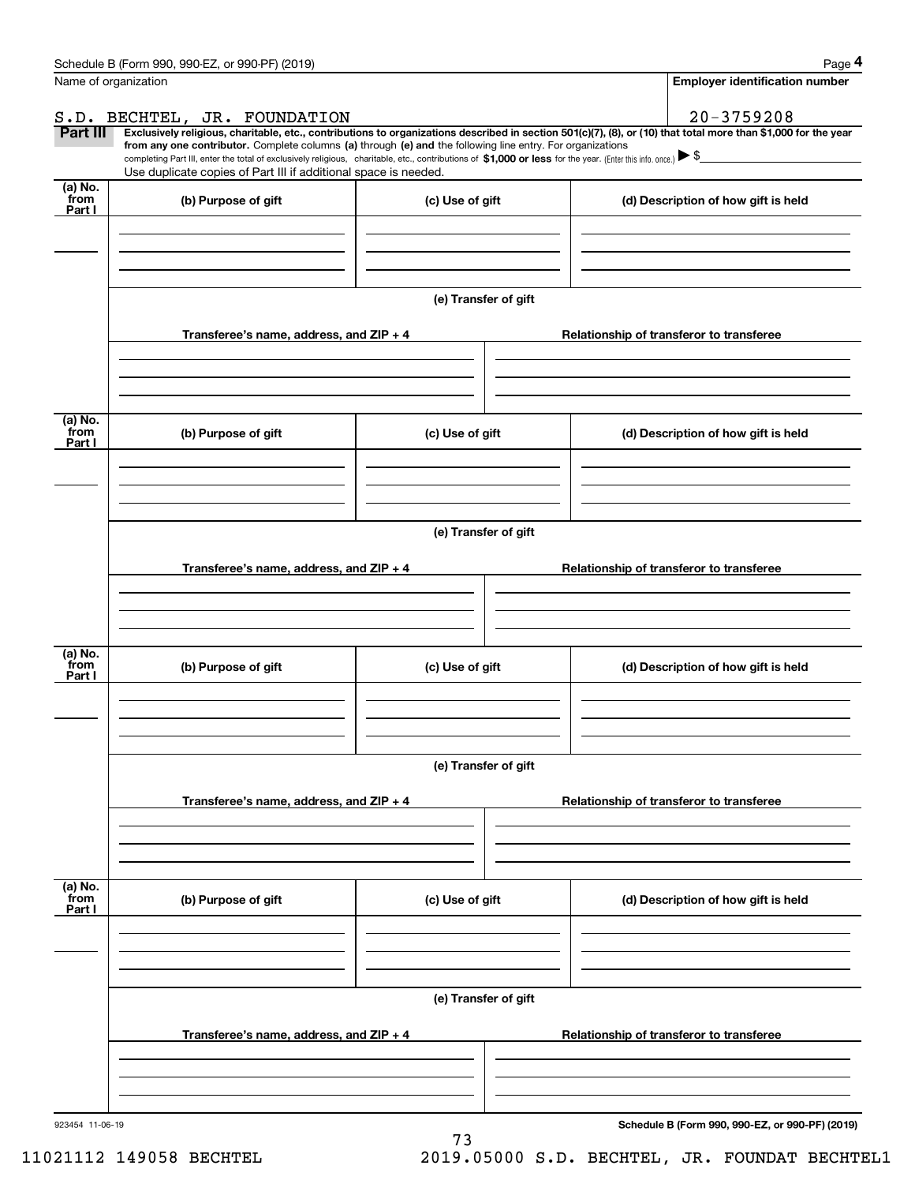Schedule B (Form 990, 990-EZ, or 990-PF) (2019) Page **4**

Name of organization: S.D. BECHTEL, JR. FOUNDATION

**Employer identification number**: 20-3759208

**Part III** **Exclusively religious, charitable, etc., contributions to organizations described in section 501(c)(7), (8), or (10) that total more than $1,000 for the year from any one contributor.** Complete columns **(a)** through **(e) and** the following line entry. For organizations completing Part III, enter the total of exclusively religious, charitable, etc., contributions of **$1,000 or less** for the year. (Enter this info. once.) ▶ $

Use duplicate copies of Part III if additional space is needed.

| (a) No. from Part I | (b) Purpose of gift | (c) Use of gift | (d) Description of how gift is held |
|---|---|---|---|
| | | | |

(e) Transfer of gift

| Transferee's name, address, and ZIP + 4 | Relationship of transferor to transferee |
|---|---|
| | |

| (a) No. from Part I | (b) Purpose of gift | (c) Use of gift | (d) Description of how gift is held |
|---|---|---|---|
| | | | |

(e) Transfer of gift

| Transferee's name, address, and ZIP + 4 | Relationship of transferor to transferee |
|---|---|
| | |

| (a) No. from Part I | (b) Purpose of gift | (c) Use of gift | (d) Description of how gift is held |
|---|---|---|---|
| | | | |

(e) Transfer of gift

| Transferee's name, address, and ZIP + 4 | Relationship of transferor to transferee |
|---|---|
| | |

| (a) No. from Part I | (b) Purpose of gift | (c) Use of gift | (d) Description of how gift is held |
|---|---|---|---|
| | | | |

(e) Transfer of gift

| Transferee's name, address, and ZIP + 4 | Relationship of transferor to transferee |
|---|---|
| | |

923454 11-06-19 **Schedule B (Form 990, 990-EZ, or 990-PF) (2019)**

11021112 149058 BECHTEL 2019.05000 S.D. BECHTEL, JR. FOUNDAT BECHTEL1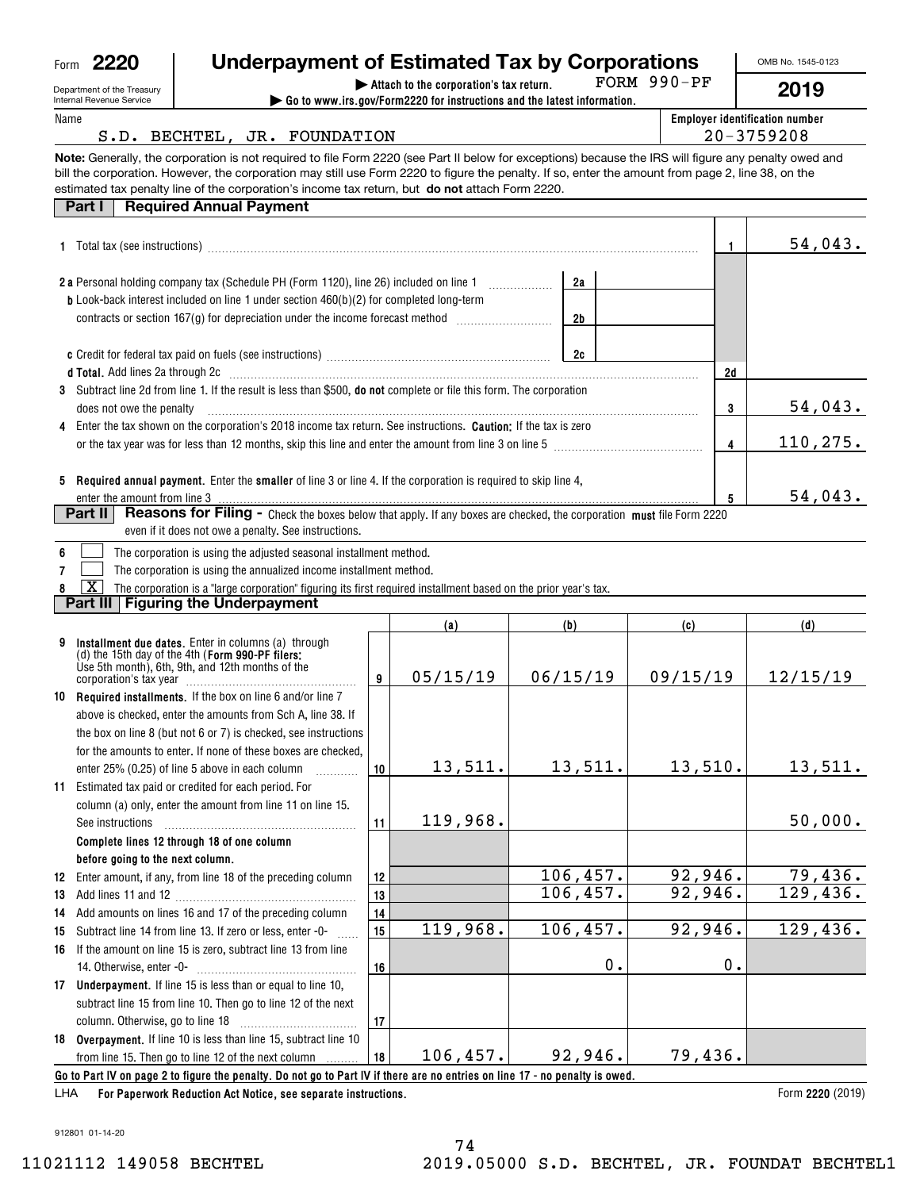Form **2220**

Department of the Treasury
Internal Revenue Service

# Underpayment of Estimated Tax by Corporations

▶ Attach to the corporation's tax return. FORM 990-PF

▶ Go to www.irs.gov/Form2220 for instructions and the latest information.

OMB No. 1545-0123

**2019**

Name: S.D. BECHTEL, JR. FOUNDATION

Employer identification number: 20-3759208

**Note:** Generally, the corporation is not required to file Form 2220 (see Part II below for exceptions) because the IRS will figure any penalty owed and bill the corporation. However, the corporation may still use Form 2220 to figure the penalty. If so, enter the amount from page 2, line 38, on the estimated tax penalty line of the corporation's income tax return, but **do not** attach Form 2220.

## Part I Required Annual Payment

| | | | |
|---|---|---|---|
| **1** Total tax (see instructions) | | 1 | 54,043. |
| **2a** Personal holding company tax (Schedule PH (Form 1120), line 26) included on line 1 | 2a | | |
| **b** Look-back interest included on line 1 under section 460(b)(2) for completed long-term contracts or section 167(g) for depreciation under the income forecast method | 2b | | |
| **c** Credit for federal tax paid on fuels (see instructions) | 2c | | |
| **d Total.** Add lines 2a through 2c | | 2d | |
| **3** Subtract line 2d from line 1. If the result is less than $500, **do not** complete or file this form. The corporation does not owe the penalty | | 3 | 54,043. |
| **4** Enter the tax shown on the corporation's 2018 income tax return. See instructions. **Caution:** If the tax is zero or the tax year was for less than 12 months, skip this line and enter the amount from line 3 on line 5 | | 4 | 110,275. |
| **5 Required annual payment.** Enter the **smaller** of line 3 or line 4. If the corporation is required to skip line 4, enter the amount from line 3 | | 5 | 54,043. |

## Part II Reasons for Filing - Check the boxes below that apply. If any boxes are checked, the corporation **must** file Form 2220 even if it does not owe a penalty. See instructions.

**6** [ ] The corporation is using the adjusted seasonal installment method.

**7** [ ] The corporation is using the annualized income installment method.

**8** [X] The corporation is a "large corporation" figuring its first required installment based on the prior year's tax.

## Part III Figuring the Underpayment

| | | (a) | (b) | (c) | (d) |
|---|---|---|---|---|---|
| **9 Installment due dates.** Enter in columns (a) through (d) the 15th day of the 4th (**Form 990-PF filers:** Use 5th month), 6th, 9th, and 12th months of the corporation's tax year | 9 | 05/15/19 | 06/15/19 | 09/15/19 | 12/15/19 |
| **10 Required installments.** If the box on line 6 and/or line 7 above is checked, enter the amounts from Sch A, line 38. If the box on line 8 (but not 6 or 7) is checked, see instructions for the amounts to enter. If none of these boxes are checked, enter 25% (0.25) of line 5 above in each column | 10 | 13,511. | 13,511. | 13,510. | 13,511. |
| **11** Estimated tax paid or credited for each period. For column (a) only, enter the amount from line 11 on line 15. See instructions | 11 | 119,968. | | | 50,000. |
| **Complete lines 12 through 18 of one column before going to the next column.** | | | | | |
| **12** Enter amount, if any, from line 18 of the preceding column | 12 | | 106,457. | 92,946. | 79,436. |
| **13** Add lines 11 and 12 | 13 | | 106,457. | 92,946. | 129,436. |
| **14** Add amounts on lines 16 and 17 of the preceding column | 14 | | | | |
| **15** Subtract line 14 from line 13. If zero or less, enter -0- | 15 | 119,968. | 106,457. | 92,946. | 129,436. |
| **16** If the amount on line 15 is zero, subtract line 13 from line 14. Otherwise, enter -0- | 16 | | 0. | 0. | |
| **17 Underpayment.** If line 15 is less than or equal to line 10, subtract line 15 from line 10. Then go to line 12 of the next column. Otherwise, go to line 18 | 17 | | | | |
| **18 Overpayment.** If line 10 is less than line 15, subtract line 10 from line 15. Then go to line 12 of the next column | 18 | 106,457. | 92,946. | 79,436. | |

**Go to Part IV on page 2 to figure the penalty. Do not go to Part IV if there are no entries on line 17 - no penalty is owed.**

LHA **For Paperwork Reduction Act Notice, see separate instructions.** Form **2220** (2019)

912801 01-14-20

11021112 149058 BECHTEL 2019.05000 S.D. BECHTEL, JR. FOUNDAT BECHTEL1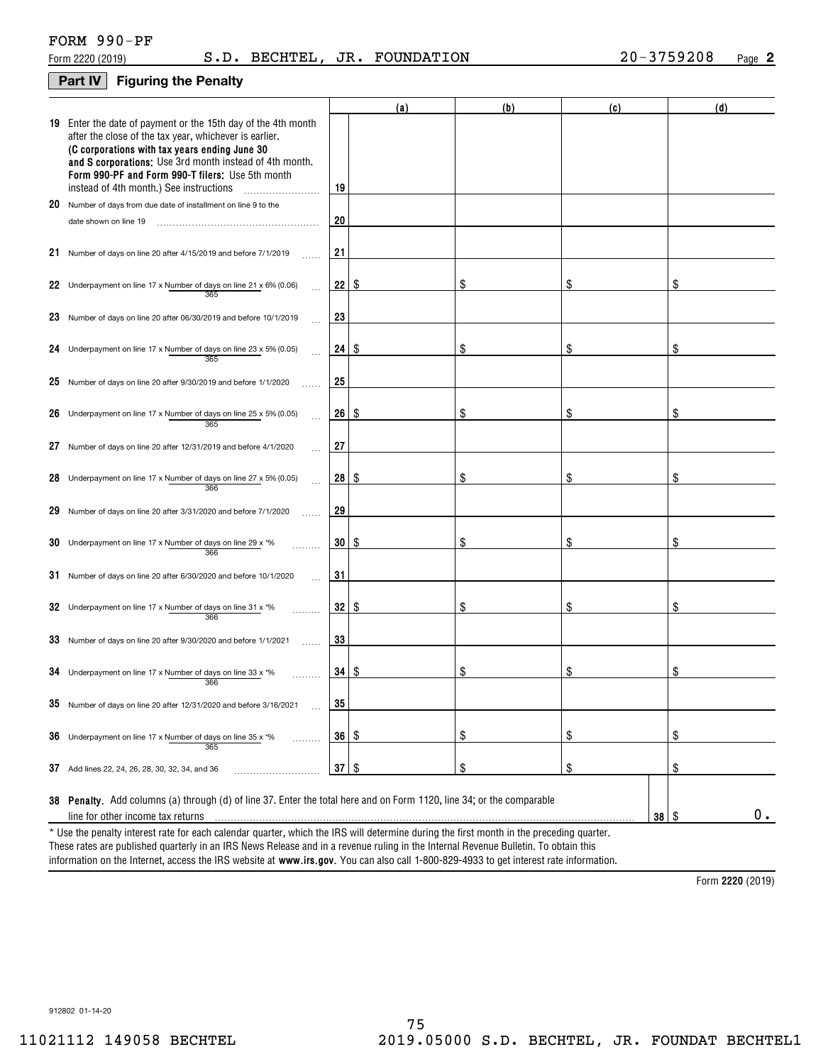FORM 990-PF

Form 2220 (2019) S.D. BECHTEL, JR. FOUNDATION 20-3759208 Page **2**

## Part IV Figuring the Penalty

| | | (a) | (b) | (c) | (d) |
|---|---|---|---|---|---|
| **19** Enter the date of payment or the 15th day of the 4th month after the close of the tax year, whichever is earlier. **(C corporations with tax years ending June 30 and S corporations:** Use 3rd month instead of 4th month. **Form 990-PF and Form 990-T filers:** Use 5th month instead of 4th month.) See instructions | 19 | | | | |
| **20** Number of days from due date of installment on line 9 to the date shown on line 19 | 20 | | | | |
| **21** Number of days on line 20 after 4/15/2019 and before 7/1/2019 | 21 | | | | |
| **22** Underpayment on line 17 x Number of days on line 21 / 365 x 6% (0.06) | 22 | $ | $ | $ | $ |
| **23** Number of days on line 20 after 06/30/2019 and before 10/1/2019 | 23 | | | | |
| **24** Underpayment on line 17 x Number of days on line 23 / 365 x 5% (0.05) | 24 | $ | $ | $ | $ |
| **25** Number of days on line 20 after 9/30/2019 and before 1/1/2020 | 25 | | | | |
| **26** Underpayment on line 17 x Number of days on line 25 / 365 x 5% (0.05) | 26 | $ | $ | $ | $ |
| **27** Number of days on line 20 after 12/31/2019 and before 4/1/2020 | 27 | | | | |
| **28** Underpayment on line 17 x Number of days on line 27 / 366 x 5% (0.05) | 28 | $ | $ | $ | $ |
| **29** Number of days on line 20 after 3/31/2020 and before 7/1/2020 | 29 | | | | |
| **30** Underpayment on line 17 x Number of days on line 29 / 366 x *% | 30 | $ | $ | $ | $ |
| **31** Number of days on line 20 after 6/30/2020 and before 10/1/2020 | 31 | | | | |
| **32** Underpayment on line 17 x Number of days on line 31 / 366 x *% | 32 | $ | $ | $ | $ |
| **33** Number of days on line 20 after 9/30/2020 and before 1/1/2021 | 33 | | | | |
| **34** Underpayment on line 17 x Number of days on line 33 / 366 x *% | 34 | $ | $ | $ | $ |
| **35** Number of days on line 20 after 12/31/2020 and before 3/16/2021 | 35 | | | | |
| **36** Underpayment on line 17 x Number of days on line 35 / 365 x *% | 36 | $ | $ | $ | $ |
| **37** Add lines 22, 24, 26, 28, 30, 32, 34, and 36 | 37 | $ | $ | $ | $ |

**38 Penalty.** Add columns (a) through (d) of line 37. Enter the total here and on Form 1120, line 34; or the comparable line for other income tax returns ..... **38** $ 0.

\* Use the penalty interest rate for each calendar quarter, which the IRS will determine during the first month in the preceding quarter. These rates are published quarterly in an IRS News Release and in a revenue ruling in the Internal Revenue Bulletin. To obtain this information on the Internet, access the IRS website at **www.irs.gov**. You can also call 1-800-829-4933 to get interest rate information.

Form **2220** (2019)

912802 01-14-20

11021112 149058 BECHTEL 2019.05000 S.D. BECHTEL, JR. FOUNDAT BECHTEL1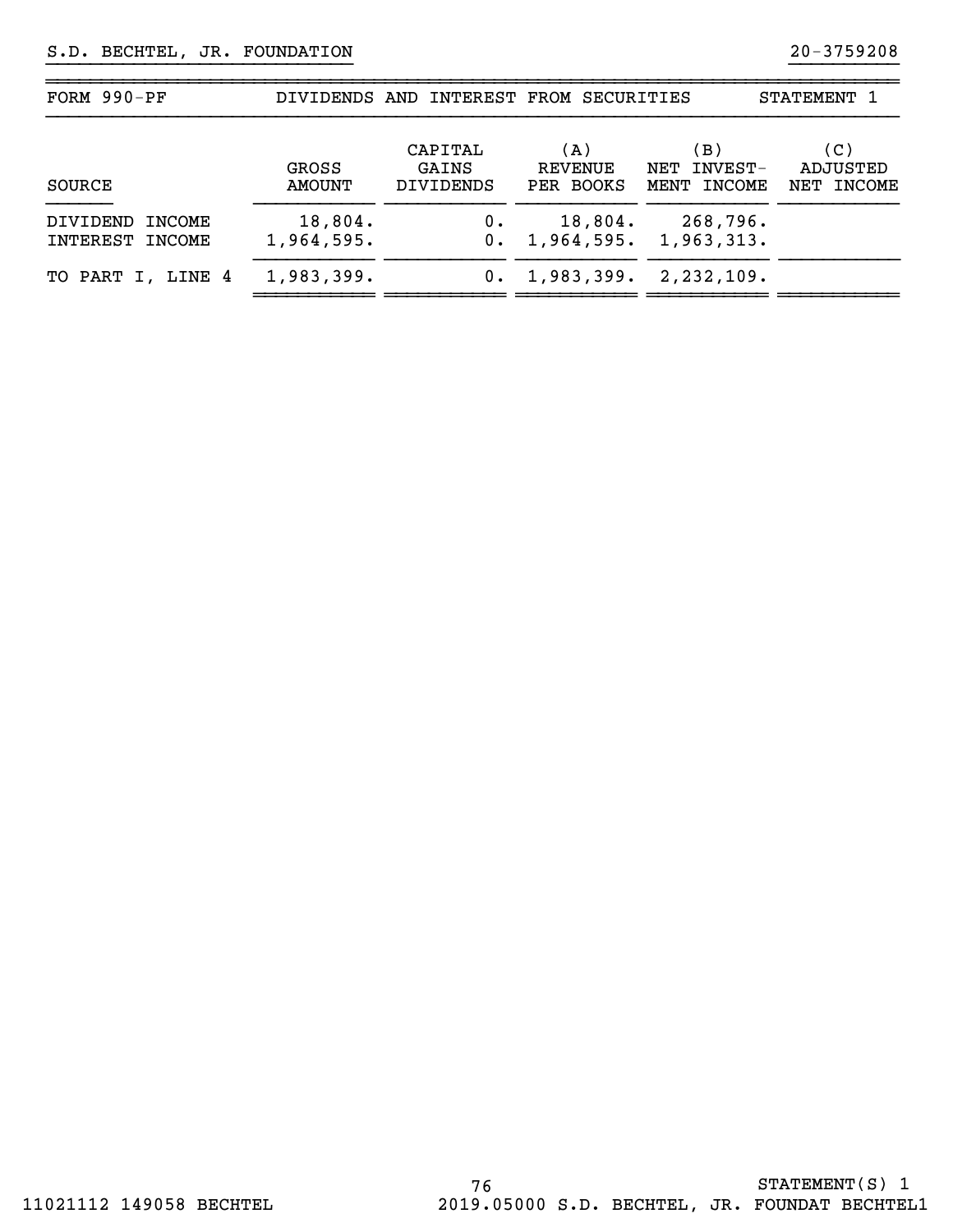S.D. BECHTEL, JR. FOUNDATION 20-3759208

| FORM 990-PF | DIVIDENDS AND INTEREST FROM SECURITIES | | | STATEMENT 1 |
|---|---|---|---|---|

| SOURCE | GROSS AMOUNT | CAPITAL GAINS DIVIDENDS | (A) REVENUE PER BOOKS | (B) NET INVEST-MENT INCOME | (C) ADJUSTED NET INCOME |
|---|---|---|---|---|---|
| DIVIDEND INCOME | 18,804. | 0. | 18,804. | 268,796. | |
| INTEREST INCOME | 1,964,595. | 0. | 1,964,595. | 1,963,313. | |
| TO PART I, LINE 4 | 1,983,399. | 0. | 1,983,399. | 2,232,109. | |

STATEMENT(S) 1

11021112 149058 BECHTEL 2019.05000 S.D. BECHTEL, JR. FOUNDAT BECHTEL1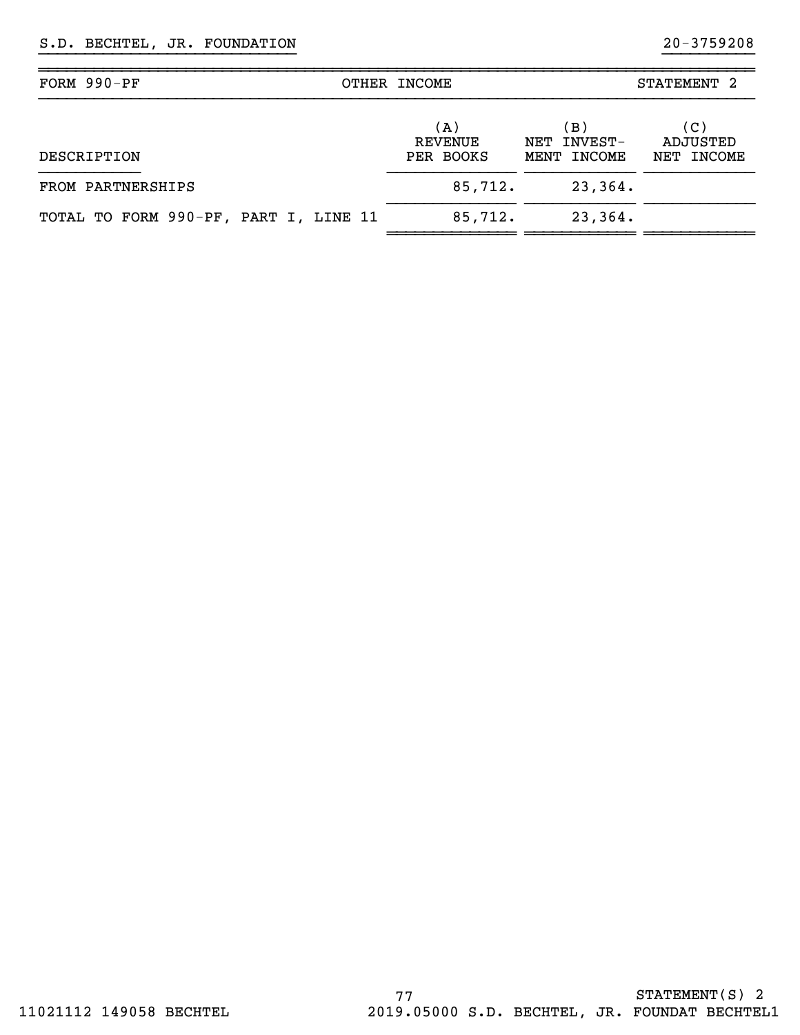S.D. BECHTEL, JR. FOUNDATION 20-3759208

| FORM 990-PF | OTHER INCOME | | STATEMENT 2 |
|---|---|---|---|
| DESCRIPTION | (A) REVENUE PER BOOKS | (B) NET INVEST-MENT INCOME | (C) ADJUSTED NET INCOME |
| FROM PARTNERSHIPS | 85,712. | 23,364. | |
| TOTAL TO FORM 990-PF, PART I, LINE 11 | 85,712. | 23,364. | |

STATEMENT(S) 2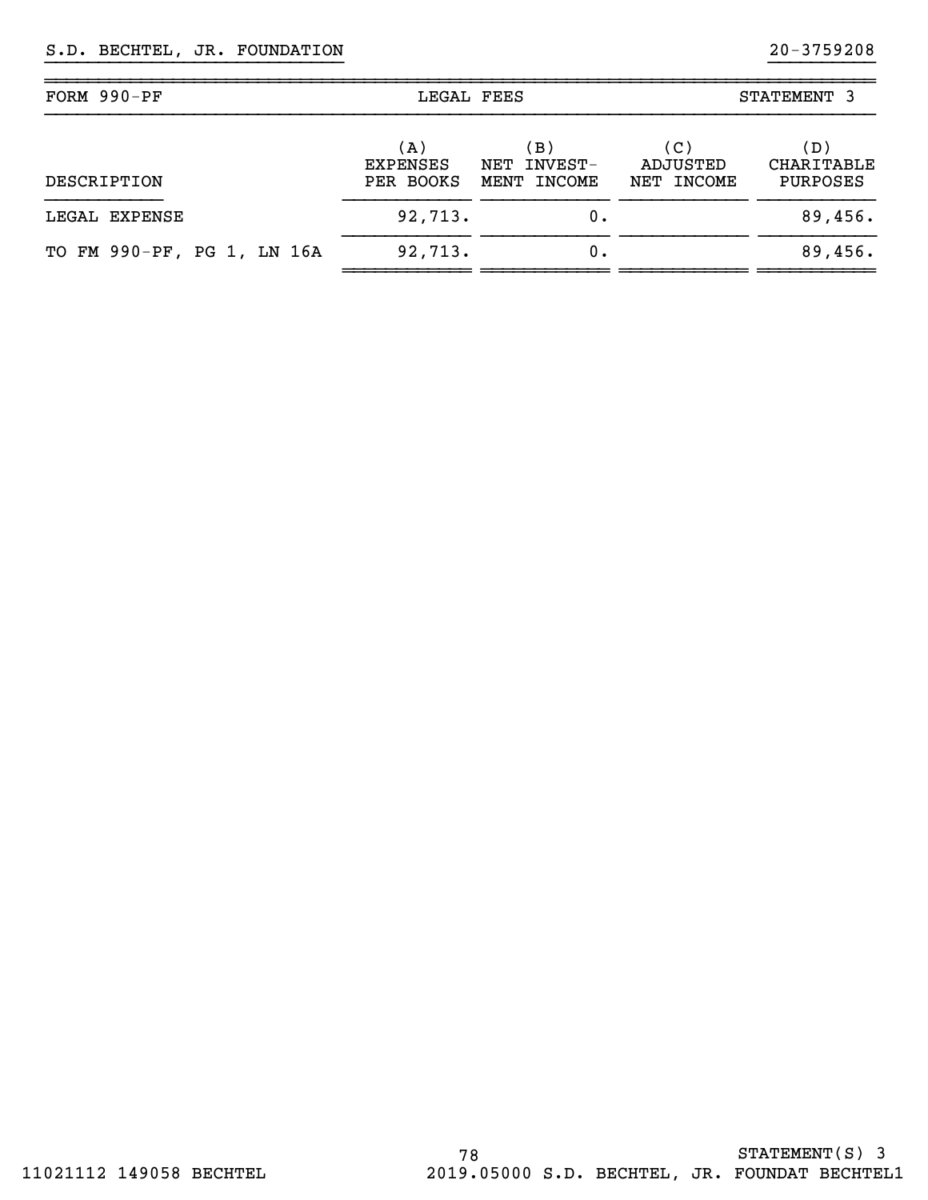S.D. BECHTEL, JR. FOUNDATION 20-3759208

FORM 990-PF LEGAL FEES STATEMENT 3

| DESCRIPTION | (A) EXPENSES PER BOOKS | (B) NET INVEST- MENT INCOME | (C) ADJUSTED NET INCOME | (D) CHARITABLE PURPOSES |
|---|---|---|---|---|
| LEGAL EXPENSE | 92,713. | 0. | | 89,456. |
| TO FM 990-PF, PG 1, LN 16A | 92,713. | 0. | | 89,456. |

STATEMENT(S) 3

11021112 149058 BECHTEL 2019.05000 S.D. BECHTEL, JR. FOUNDAT BECHTEL1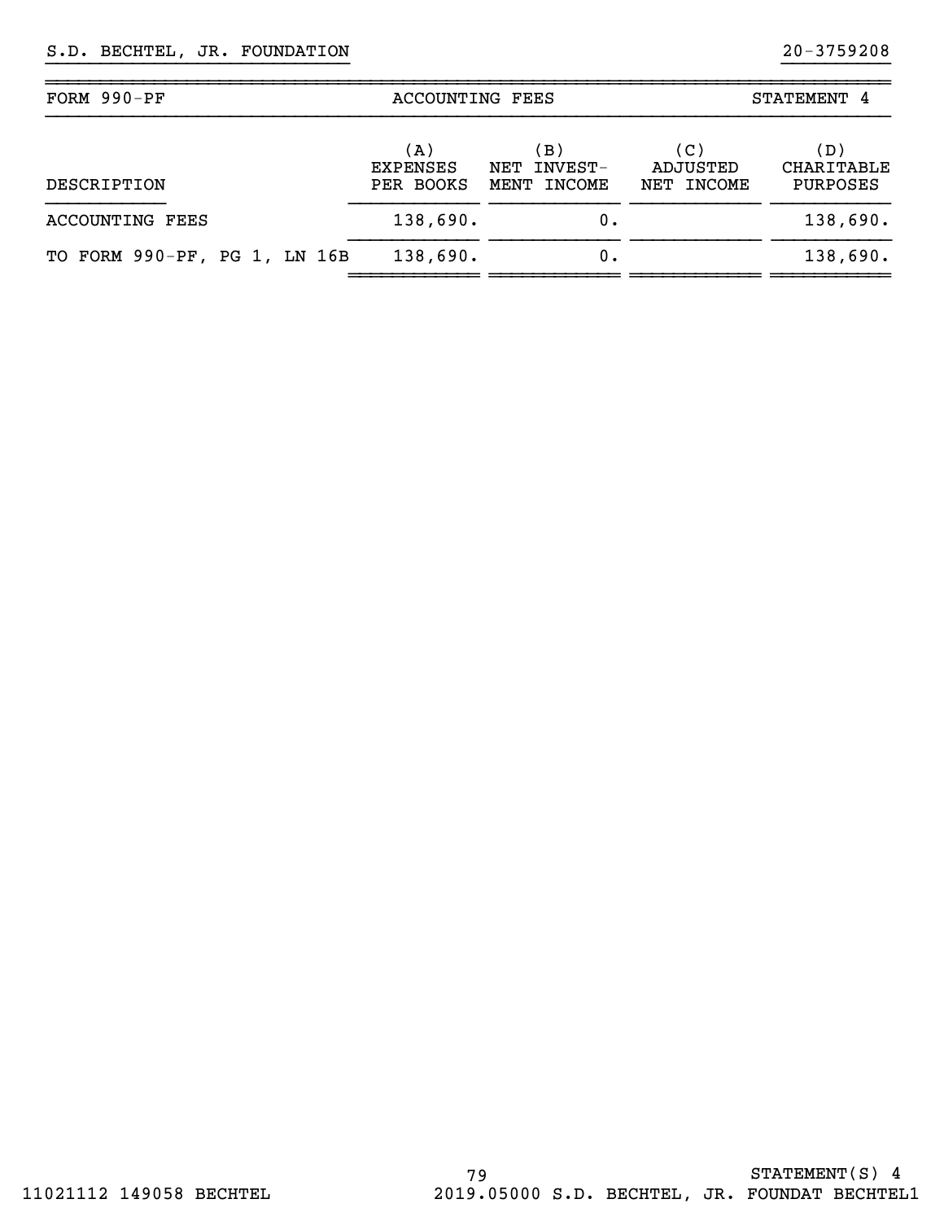S.D. BECHTEL, JR. FOUNDATION 20-3759208

| FORM 990-PF | ACCOUNTING FEES | | | STATEMENT 4 |
|---|---|---|---|---|
| DESCRIPTION | (A) EXPENSES PER BOOKS | (B) NET INVEST- MENT INCOME | (C) ADJUSTED NET INCOME | (D) CHARITABLE PURPOSES |
| ACCOUNTING FEES | 138,690. | 0. | | 138,690. |
| TO FORM 990-PF, PG 1, LN 16B | 138,690. | 0. | | 138,690. |

STATEMENT(S) 4

11021112 149058 BECHTEL 2019.05000 S.D. BECHTEL, JR. FOUNDAT BECHTEL1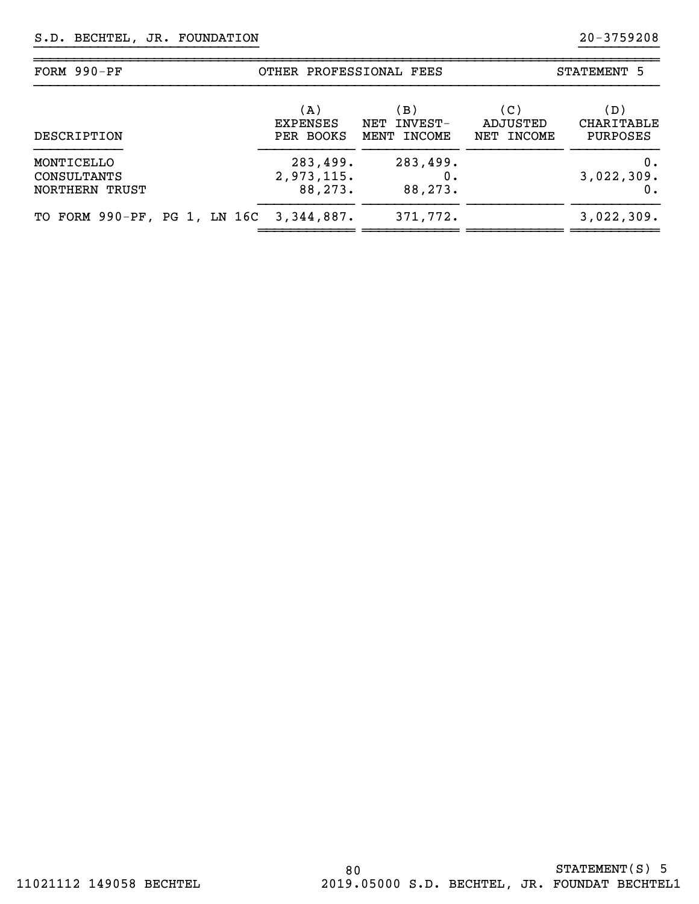S.D. BECHTEL, JR. FOUNDATION 20-3759208

| FORM 990-PF | OTHER PROFESSIONAL FEES | | | STATEMENT 5 |
|---|---|---|---|---|
| DESCRIPTION | (A) EXPENSES PER BOOKS | (B) NET INVEST- MENT INCOME | (C) ADJUSTED NET INCOME | (D) CHARITABLE PURPOSES |
| MONTICELLO | 283,499. | 283,499. | | 0. |
| CONSULTANTS | 2,973,115. | 0. | | 3,022,309. |
| NORTHERN TRUST | 88,273. | 88,273. | | 0. |
| TO FORM 990-PF, PG 1, LN 16C | 3,344,887. | 371,772. | | 3,022,309. |

STATEMENT(S) 5

11021112 149058 BECHTEL 2019.05000 S.D. BECHTEL, JR. FOUNDAT BECHTEL1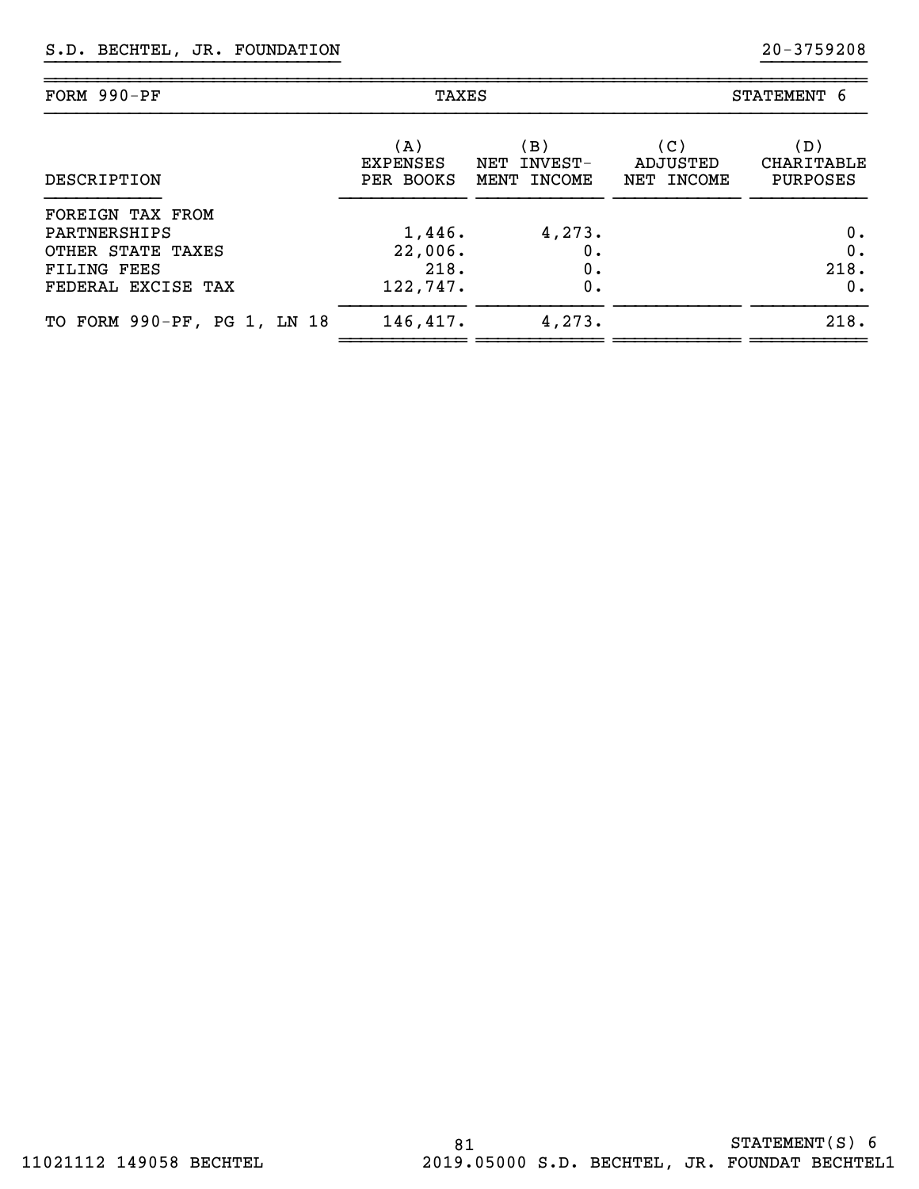S.D. BECHTEL, JR. FOUNDATION 20-3759208

| FORM 990-PF | TAXES | | | STATEMENT 6 |
|---|---|---|---|---|
| DESCRIPTION | (A) EXPENSES PER BOOKS | (B) NET INVEST- MENT INCOME | (C) ADJUSTED NET INCOME | (D) CHARITABLE PURPOSES |
| FOREIGN TAX FROM PARTNERSHIPS | 1,446. | 4,273. | | 0. |
| OTHER STATE TAXES | 22,006. | 0. | | 0. |
| FILING FEES | 218. | 0. | | 218. |
| FEDERAL EXCISE TAX | 122,747. | 0. | | 0. |
| TO FORM 990-PF, PG 1, LN 18 | 146,417. | 4,273. | | 218. |

STATEMENT(S) 6

11021112 149058 BECHTEL 2019.05000 S.D. BECHTEL, JR. FOUNDAT BECHTEL1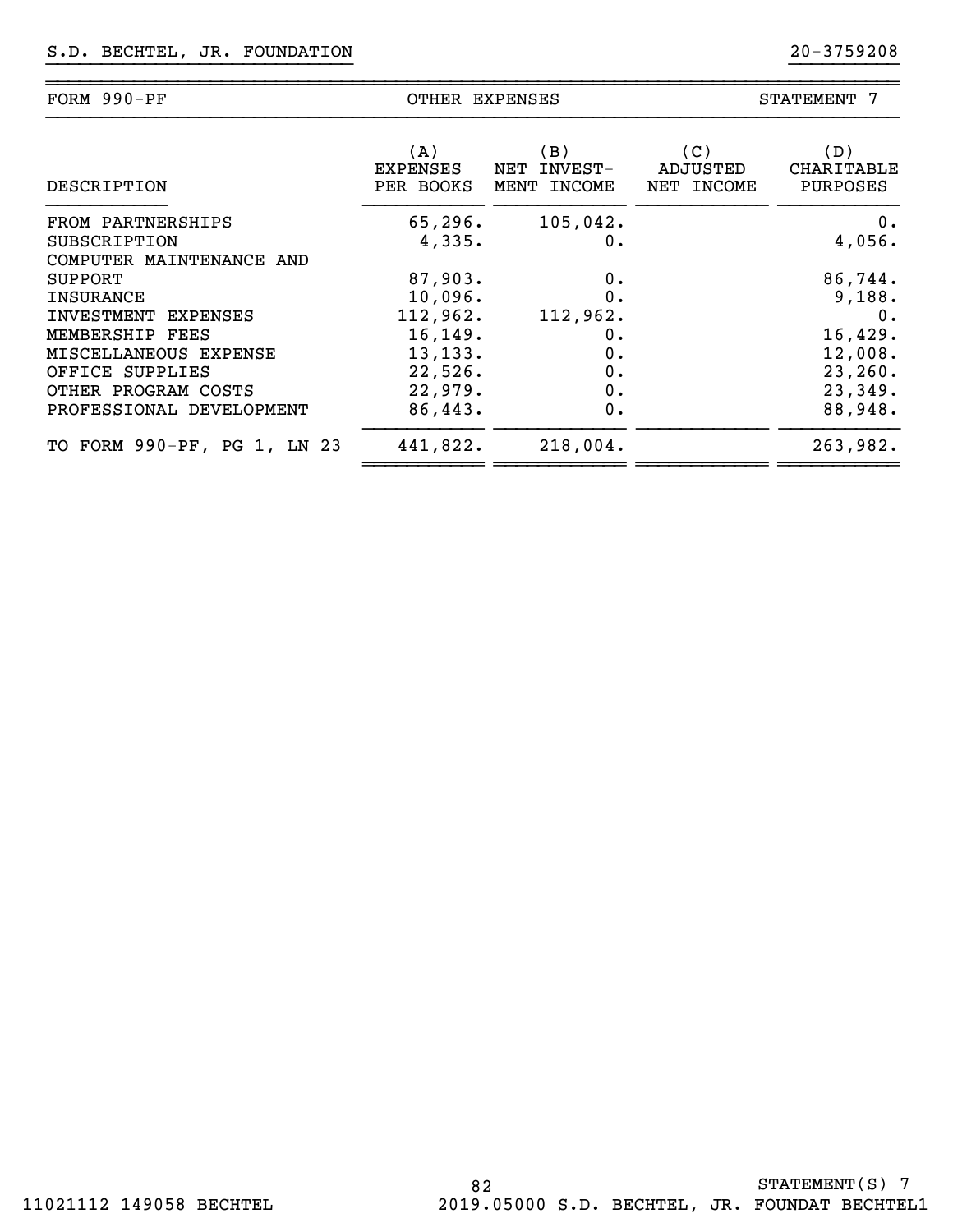S.D. BECHTEL, JR. FOUNDATION 20-3759208

| FORM 990-PF | OTHER EXPENSES | | | STATEMENT 7 |
|---|---|---|---|---|
| DESCRIPTION | (A) EXPENSES PER BOOKS | (B) NET INVEST- MENT INCOME | (C) ADJUSTED NET INCOME | (D) CHARITABLE PURPOSES |
| FROM PARTNERSHIPS | 65,296. | 105,042. | | 0. |
| SUBSCRIPTION | 4,335. | 0. | | 4,056. |
| COMPUTER MAINTENANCE AND SUPPORT | 87,903. | 0. | | 86,744. |
| INSURANCE | 10,096. | 0. | | 9,188. |
| INVESTMENT EXPENSES | 112,962. | 112,962. | | 0. |
| MEMBERSHIP FEES | 16,149. | 0. | | 16,429. |
| MISCELLANEOUS EXPENSE | 13,133. | 0. | | 12,008. |
| OFFICE SUPPLIES | 22,526. | 0. | | 23,260. |
| OTHER PROGRAM COSTS | 22,979. | 0. | | 23,349. |
| PROFESSIONAL DEVELOPMENT | 86,443. | 0. | | 88,948. |
| TO FORM 990-PF, PG 1, LN 23 | 441,822. | 218,004. | | 263,982. |

STATEMENT(S) 7

11021112 149058 BECHTEL 2019.05000 S.D. BECHTEL, JR. FOUNDAT BECHTEL1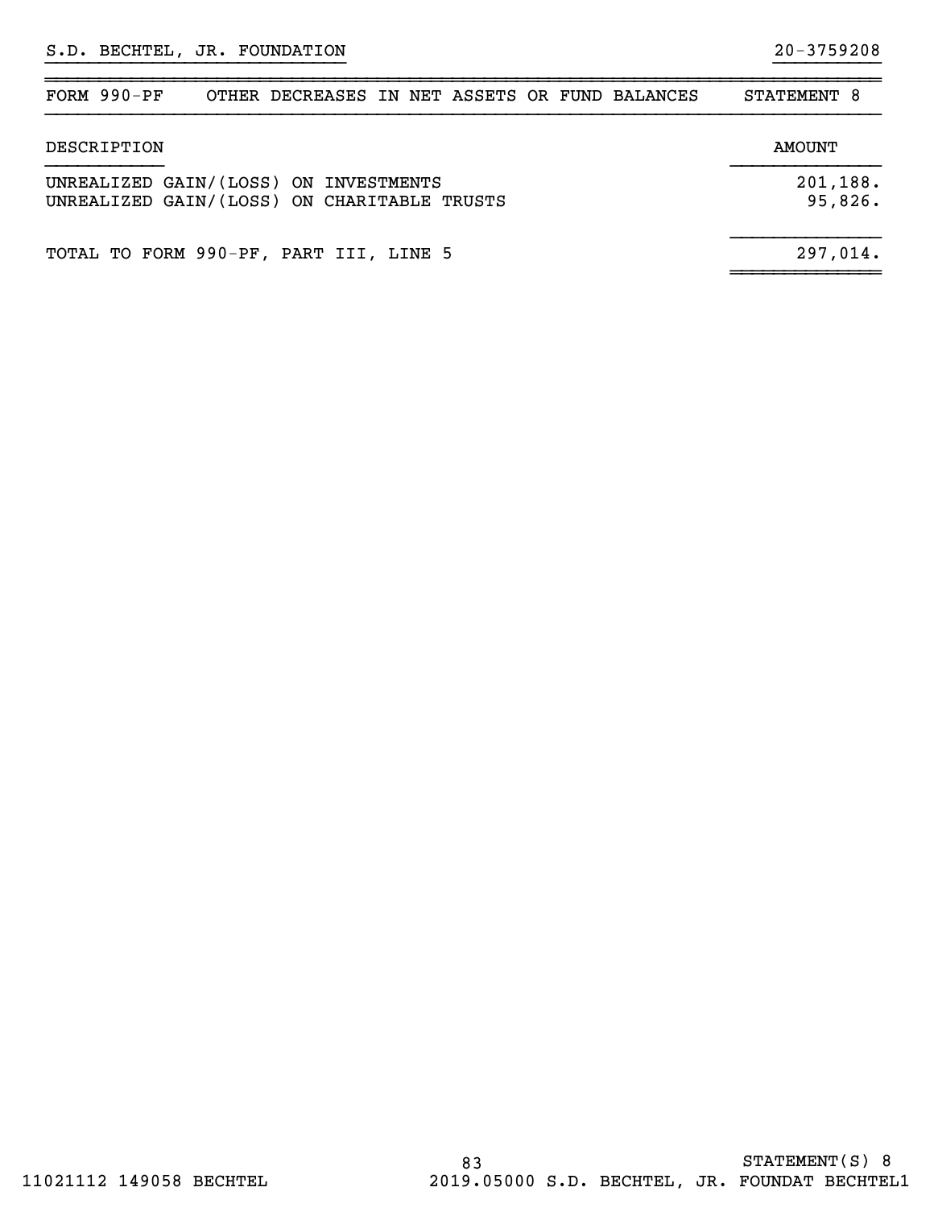S.D. BECHTEL, JR. FOUNDATION 20-3759208

| FORM 990-PF | OTHER DECREASES IN NET ASSETS OR FUND BALANCES | STATEMENT 8 |
|---|---|---|

| DESCRIPTION | AMOUNT |
|---|---|
| UNREALIZED GAIN/(LOSS) ON INVESTMENTS | 201,188. |
| UNREALIZED GAIN/(LOSS) ON CHARITABLE TRUSTS | 95,826. |
| TOTAL TO FORM 990-PF, PART III, LINE 5 | 297,014. |

STATEMENT(S) 8

11021112 149058 BECHTEL 2019.05000 S.D. BECHTEL, JR. FOUNDAT BECHTEL1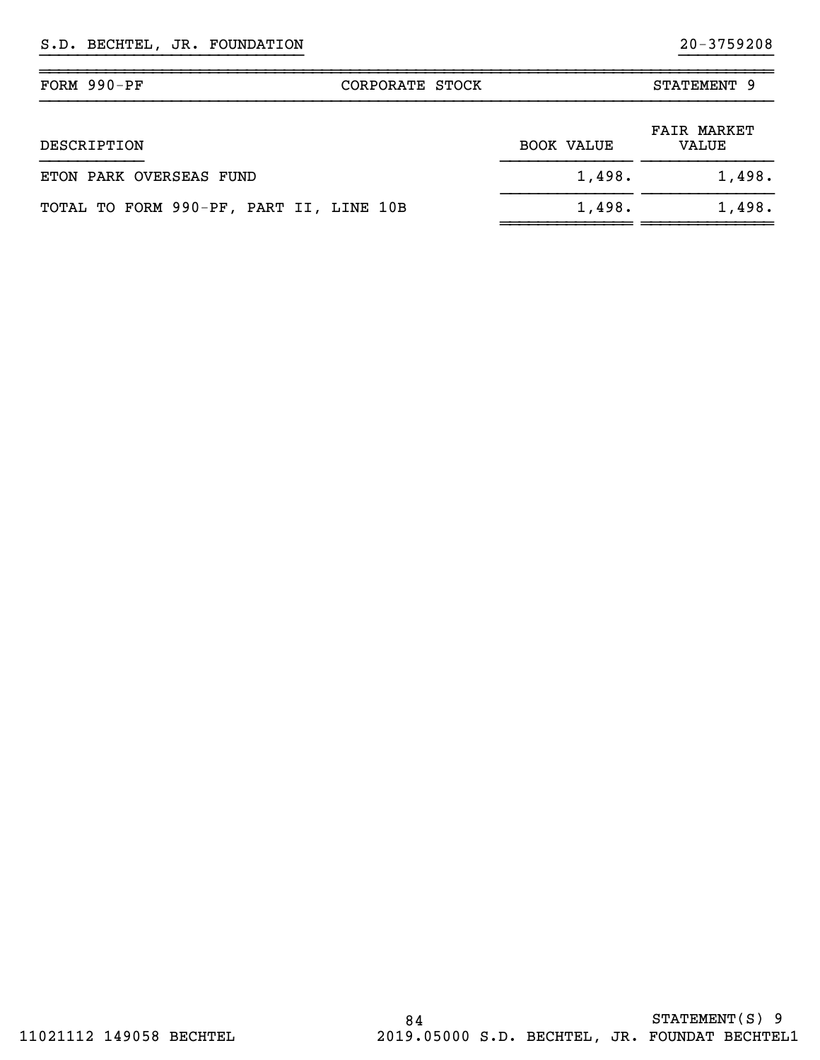S.D. BECHTEL, JR. FOUNDATION 20-3759208

| FORM 990-PF | CORPORATE STOCK | STATEMENT 9 |
|---|---|---|

| DESCRIPTION | BOOK VALUE | FAIR MARKET VALUE |
|---|---|---|
| ETON PARK OVERSEAS FUND | 1,498. | 1,498. |
| TOTAL TO FORM 990-PF, PART II, LINE 10B | 1,498. | 1,498. |

STATEMENT(S) 9

11021112 149058 BECHTEL 2019.05000 S.D. BECHTEL, JR. FOUNDAT BECHTEL1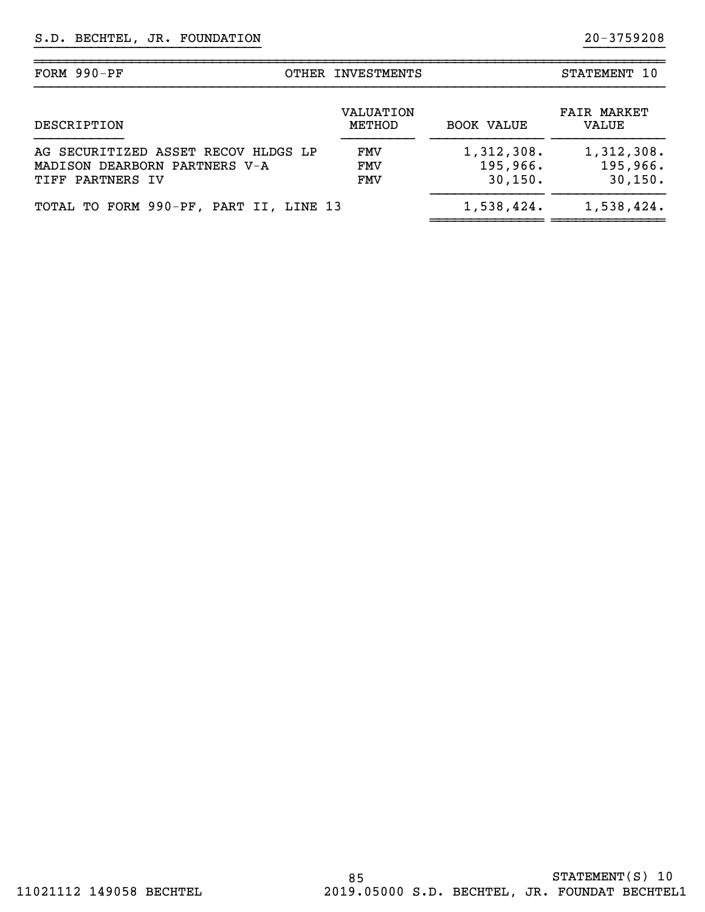S.D. BECHTEL, JR. FOUNDATION 20-3759208

FORM 990-PF OTHER INVESTMENTS STATEMENT 10

| DESCRIPTION | VALUATION METHOD | BOOK VALUE | FAIR MARKET VALUE |
|---|---|---|---|
| AG SECURITIZED ASSET RECOV HLDGS LP | FMV | 1,312,308. | 1,312,308. |
| MADISON DEARBORN PARTNERS V-A | FMV | 195,966. | 195,966. |
| TIFF PARTNERS IV | FMV | 30,150. | 30,150. |
| TOTAL TO FORM 990-PF, PART II, LINE 13 | | 1,538,424. | 1,538,424. |

STATEMENT(S) 10

11021112 149058 BECHTEL 2019.05000 S.D. BECHTEL, JR. FOUNDAT BECHTEL1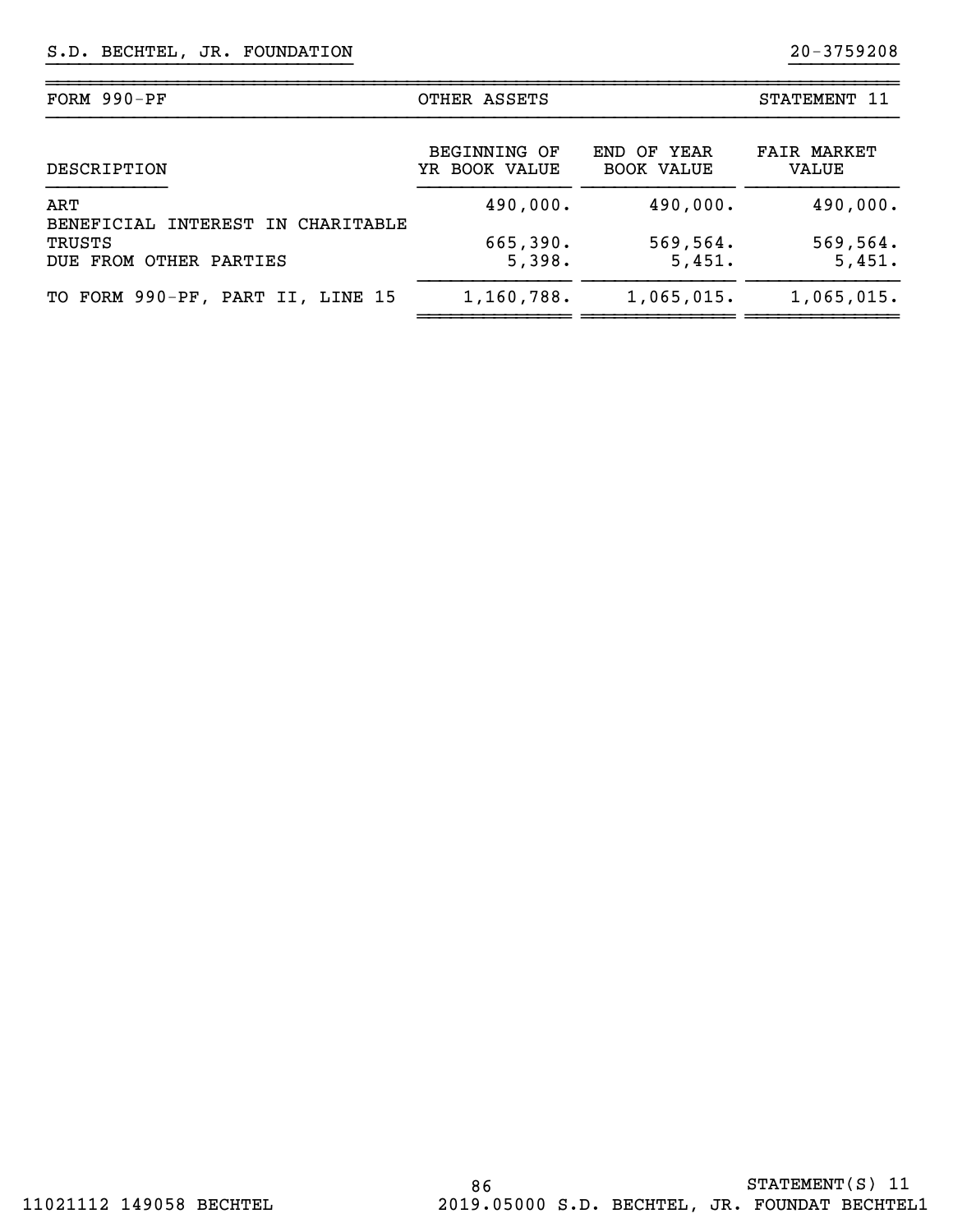S.D. BECHTEL, JR. FOUNDATION 20-3759208

| FORM 990-PF | OTHER ASSETS | | STATEMENT 11 |
|---|---|---|---|
| DESCRIPTION | BEGINNING OF YR BOOK VALUE | END OF YEAR BOOK VALUE | FAIR MARKET VALUE |
| ART | 490,000. | 490,000. | 490,000. |
| BENEFICIAL INTEREST IN CHARITABLE TRUSTS | 665,390. | 569,564. | 569,564. |
| DUE FROM OTHER PARTIES | 5,398. | 5,451. | 5,451. |
| TO FORM 990-PF, PART II, LINE 15 | 1,160,788. | 1,065,015. | 1,065,015. |

STATEMENT(S) 11

11021112 149058 BECHTEL 2019.05000 S.D. BECHTEL, JR. FOUNDAT BECHTEL1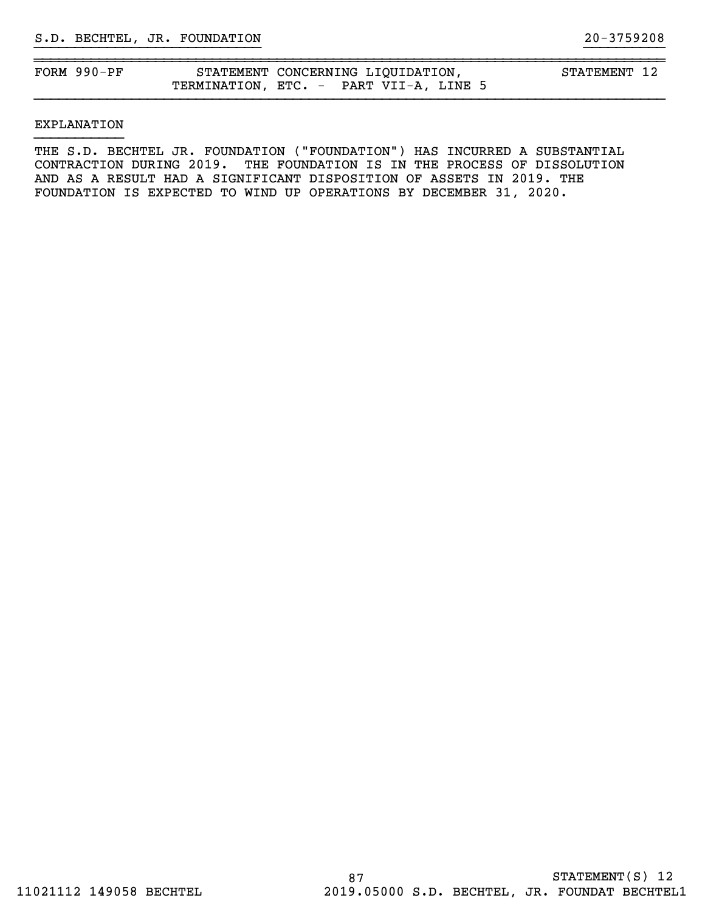S.D. BECHTEL, JR. FOUNDATION 20-3759208

| FORM 990-PF | STATEMENT CONCERNING LIQUIDATION, TERMINATION, ETC. - PART VII-A, LINE 5 | STATEMENT 12 |
|---|---|---|

EXPLANATION

THE S.D. BECHTEL JR. FOUNDATION ("FOUNDATION") HAS INCURRED A SUBSTANTIAL CONTRACTION DURING 2019. THE FOUNDATION IS IN THE PROCESS OF DISSOLUTION AND AS A RESULT HAD A SIGNIFICANT DISPOSITION OF ASSETS IN 2019. THE FOUNDATION IS EXPECTED TO WIND UP OPERATIONS BY DECEMBER 31, 2020.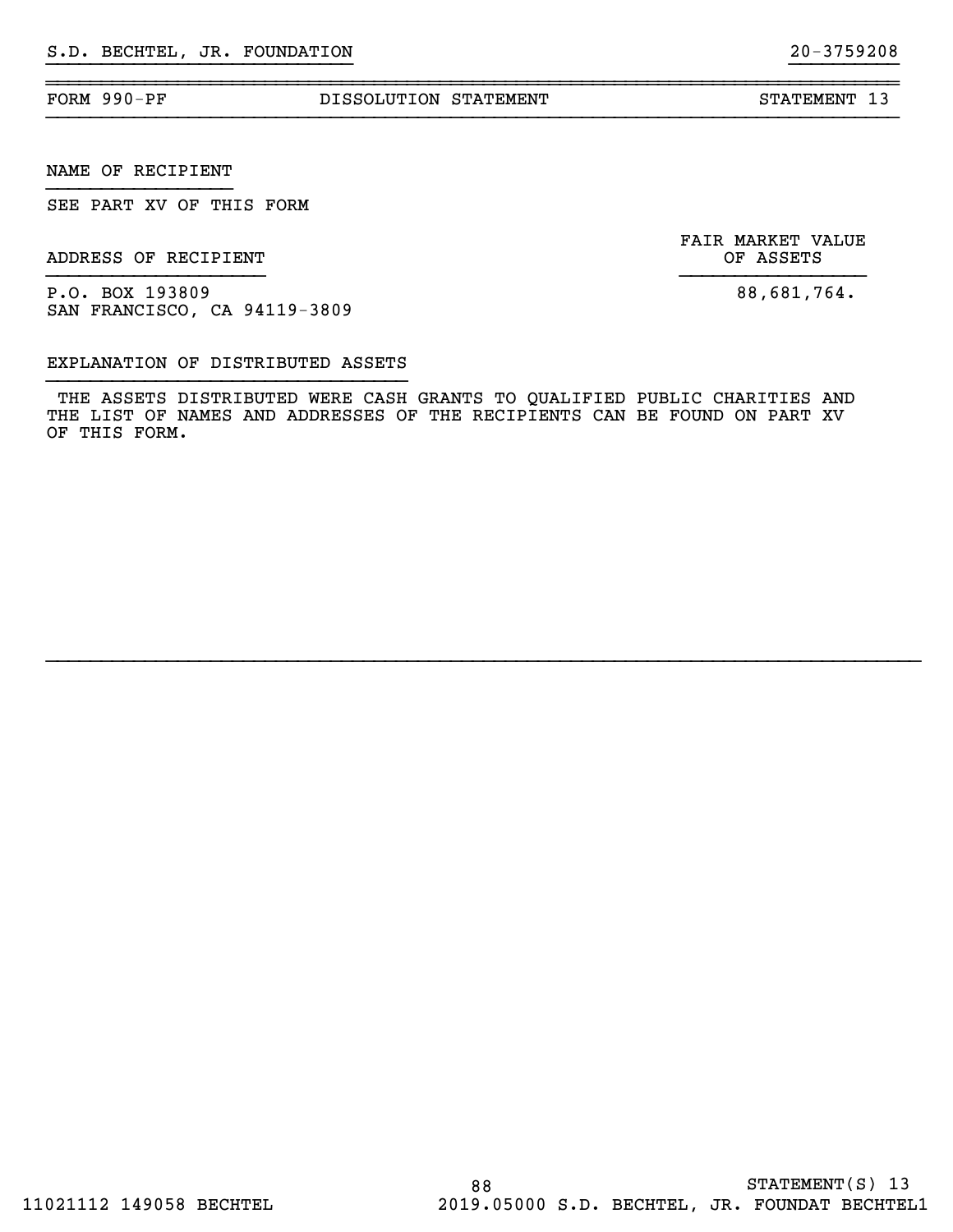S.D. BECHTEL, JR. FOUNDATION 20-3759208

| FORM 990-PF | DISSOLUTION STATEMENT | STATEMENT 13 |
|---|---|---|

NAME OF RECIPIENT

SEE PART XV OF THIS FORM

| ADDRESS OF RECIPIENT | FAIR MARKET VALUE OF ASSETS |
|---|---|
| P.O. BOX 193809<br>SAN FRANCISCO, CA 94119-3809 | 88,681,764. |

EXPLANATION OF DISTRIBUTED ASSETS

THE ASSETS DISTRIBUTED WERE CASH GRANTS TO QUALIFIED PUBLIC CHARITIES AND THE LIST OF NAMES AND ADDRESSES OF THE RECIPIENTS CAN BE FOUND ON PART XV OF THIS FORM.

STATEMENT(S) 13

11021112 149058 BECHTEL 2019.05000 S.D. BECHTEL, JR. FOUNDAT BECHTEL1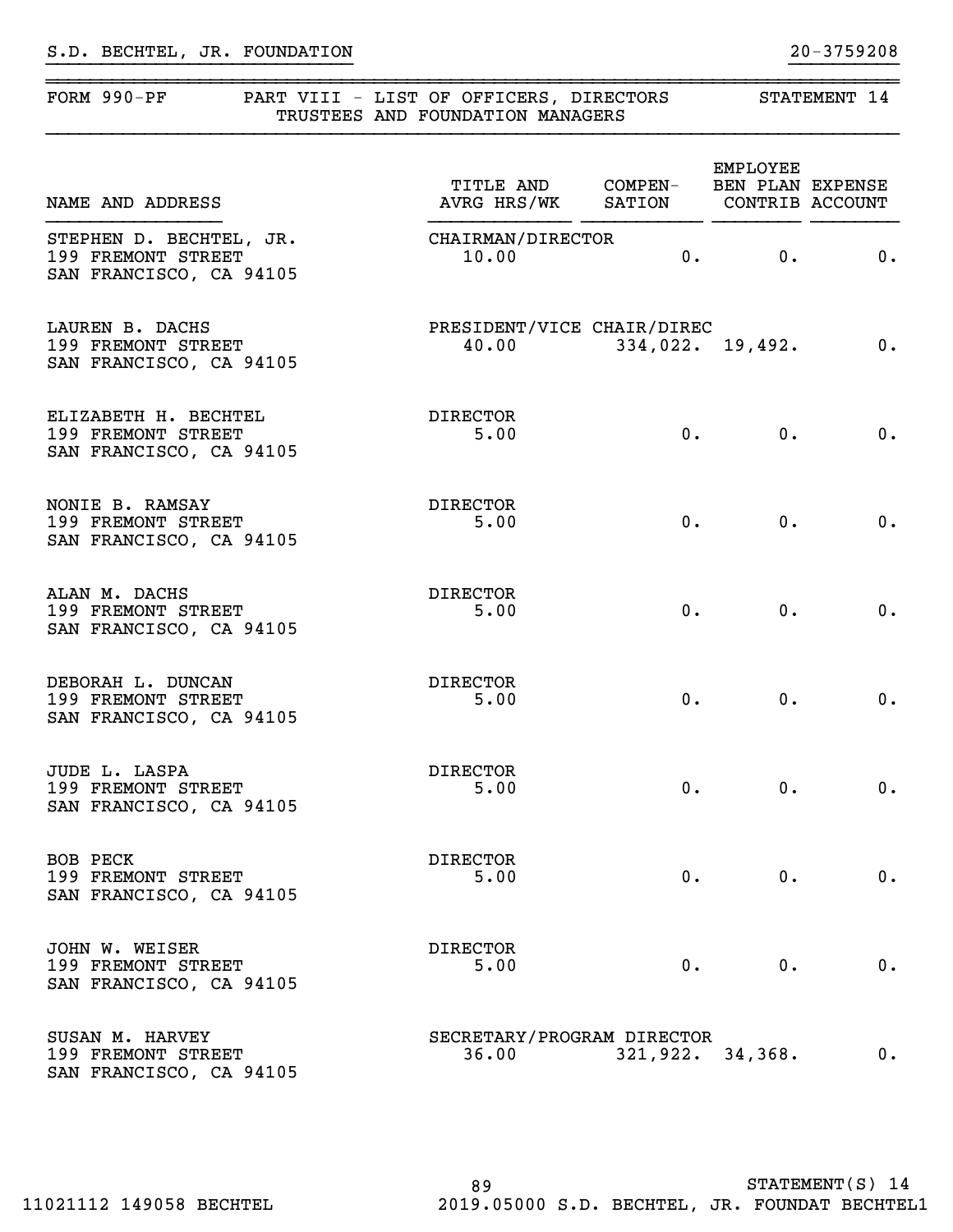S.D. BECHTEL, JR. FOUNDATION 20-3759208

## FORM 990-PF PART VIII - LIST OF OFFICERS, DIRECTORS TRUSTEES AND FOUNDATION MANAGERS STATEMENT 14

| NAME AND ADDRESS | TITLE AND AVRG HRS/WK | COMPEN-SATION | EMPLOYEE BEN PLAN CONTRIB | EXPENSE ACCOUNT |
|---|---|---|---|---|
| STEPHEN D. BECHTEL, JR. 199 FREMONT STREET SAN FRANCISCO, CA 94105 | CHAIRMAN/DIRECTOR 10.00 | 0. | 0. | 0. |
| LAUREN B. DACHS 199 FREMONT STREET SAN FRANCISCO, CA 94105 | PRESIDENT/VICE CHAIR/DIREC 40.00 | 334,022. | 19,492. | 0. |
| ELIZABETH H. BECHTEL 199 FREMONT STREET SAN FRANCISCO, CA 94105 | DIRECTOR 5.00 | 0. | 0. | 0. |
| NONIE B. RAMSAY 199 FREMONT STREET SAN FRANCISCO, CA 94105 | DIRECTOR 5.00 | 0. | 0. | 0. |
| ALAN M. DACHS 199 FREMONT STREET SAN FRANCISCO, CA 94105 | DIRECTOR 5.00 | 0. | 0. | 0. |
| DEBORAH L. DUNCAN 199 FREMONT STREET SAN FRANCISCO, CA 94105 | DIRECTOR 5.00 | 0. | 0. | 0. |
| JUDE L. LASPA 199 FREMONT STREET SAN FRANCISCO, CA 94105 | DIRECTOR 5.00 | 0. | 0. | 0. |
| BOB PECK 199 FREMONT STREET SAN FRANCISCO, CA 94105 | DIRECTOR 5.00 | 0. | 0. | 0. |
| JOHN W. WEISER 199 FREMONT STREET SAN FRANCISCO, CA 94105 | DIRECTOR 5.00 | 0. | 0. | 0. |
| SUSAN M. HARVEY 199 FREMONT STREET SAN FRANCISCO, CA 94105 | SECRETARY/PROGRAM DIRECTOR 36.00 | 321,922. | 34,368. | 0. |

STATEMENT(S) 14

11021112 149058 BECHTEL 2019.05000 S.D. BECHTEL, JR. FOUNDAT BECHTEL1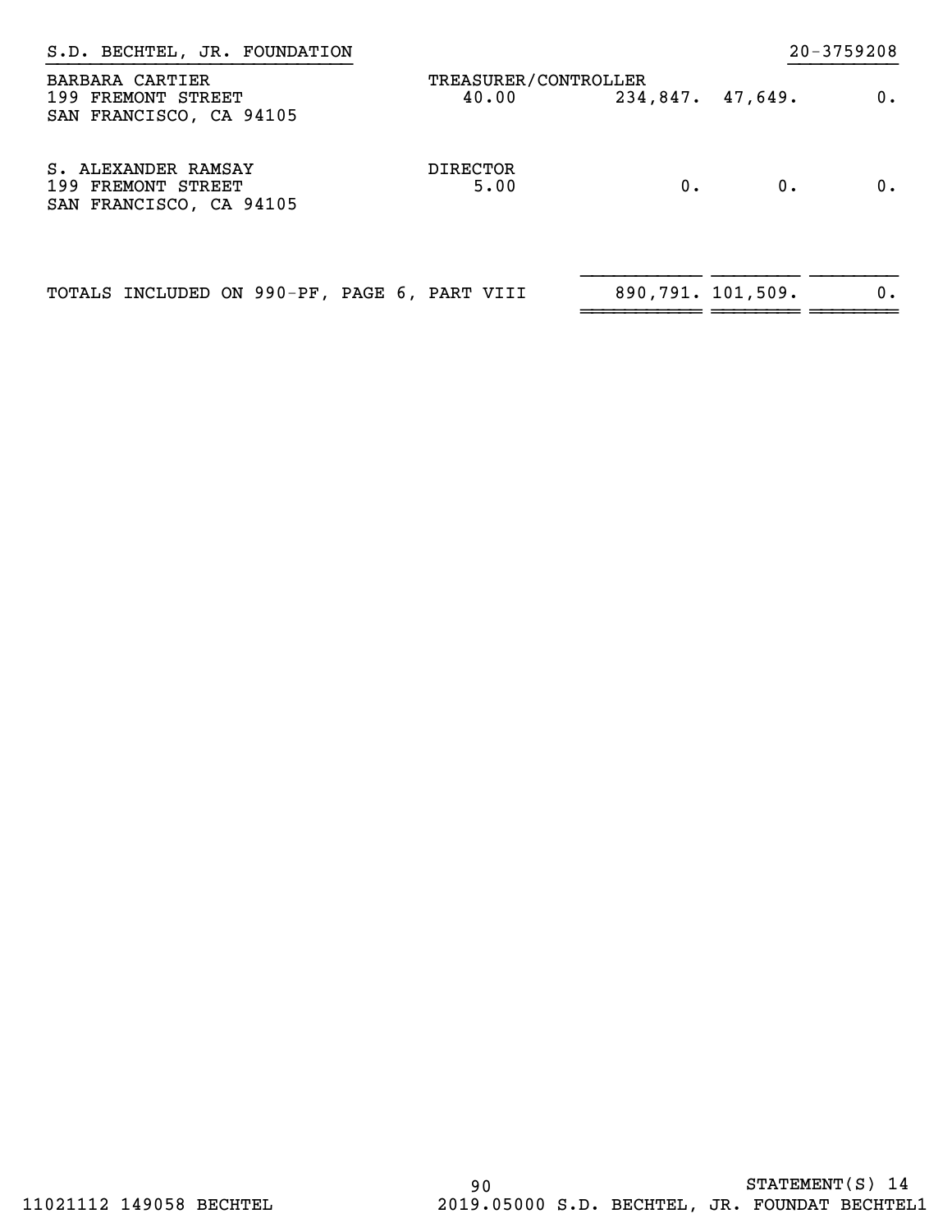S.D. BECHTEL, JR. FOUNDATION 20-3759208

| | | | | |
|---|---|---|---|---|
| BARBARA CARTIER<br>199 FREMONT STREET<br>SAN FRANCISCO, CA 94105 | TREASURER/CONTROLLER<br>40.00 | 234,847. | 47,649. | 0. |
| S. ALEXANDER RAMSAY<br>199 FREMONT STREET<br>SAN FRANCISCO, CA 94105 | DIRECTOR<br>5.00 | 0. | 0. | 0. |
| TOTALS INCLUDED ON 990-PF, PAGE 6, PART VIII | | 890,791. | 101,509. | 0. |

STATEMENT(S) 14

11021112 149058 BECHTEL 2019.05000 S.D. BECHTEL, JR. FOUNDAT BECHTEL1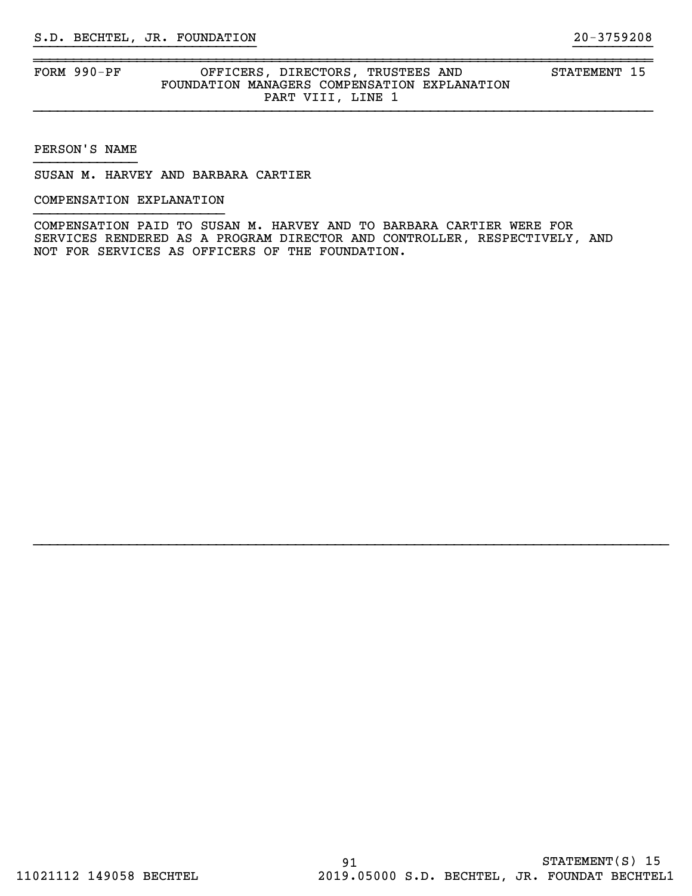S.D. BECHTEL, JR. FOUNDATION 20-3759208

FORM 990-PF OFFICERS, DIRECTORS, TRUSTEES AND FOUNDATION MANAGERS COMPENSATION EXPLANATION PART VIII, LINE 1 STATEMENT 15

PERSON'S NAME

SUSAN M. HARVEY AND BARBARA CARTIER

COMPENSATION EXPLANATION

COMPENSATION PAID TO SUSAN M. HARVEY AND TO BARBARA CARTIER WERE FOR SERVICES RENDERED AS A PROGRAM DIRECTOR AND CONTROLLER, RESPECTIVELY, AND NOT FOR SERVICES AS OFFICERS OF THE FOUNDATION.

STATEMENT(S) 15

11021112 149058 BECHTEL 2019.05000 S.D. BECHTEL, JR. FOUNDAT BECHTEL1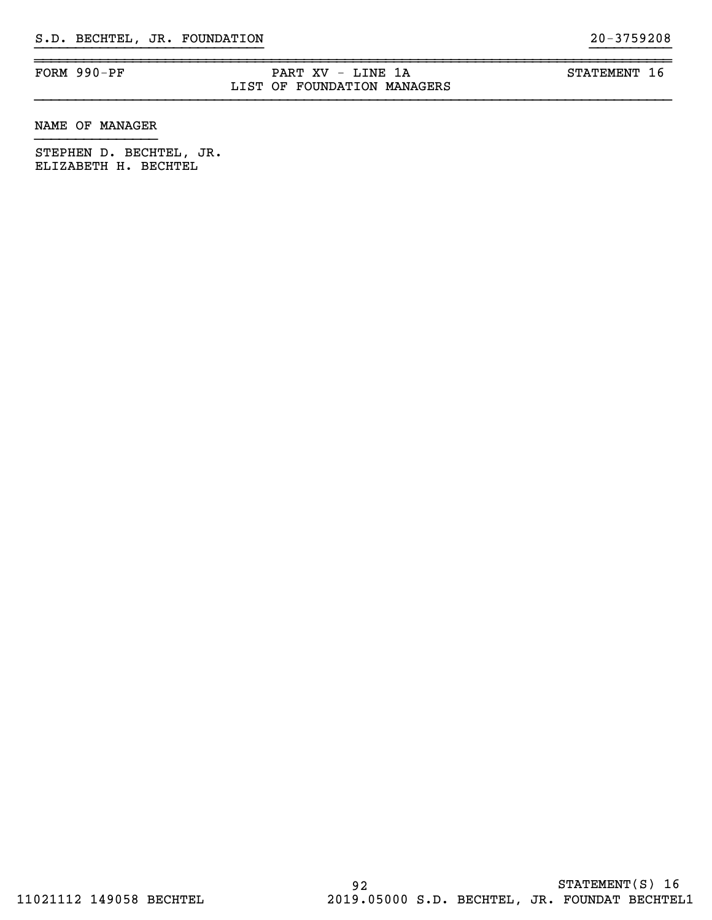FORM 990-PF | PART XV - LINE 1A LIST OF FOUNDATION MANAGERS | STATEMENT 16

NAME OF MANAGER

STEPHEN D. BECHTEL, JR.
ELIZABETH H. BECHTEL